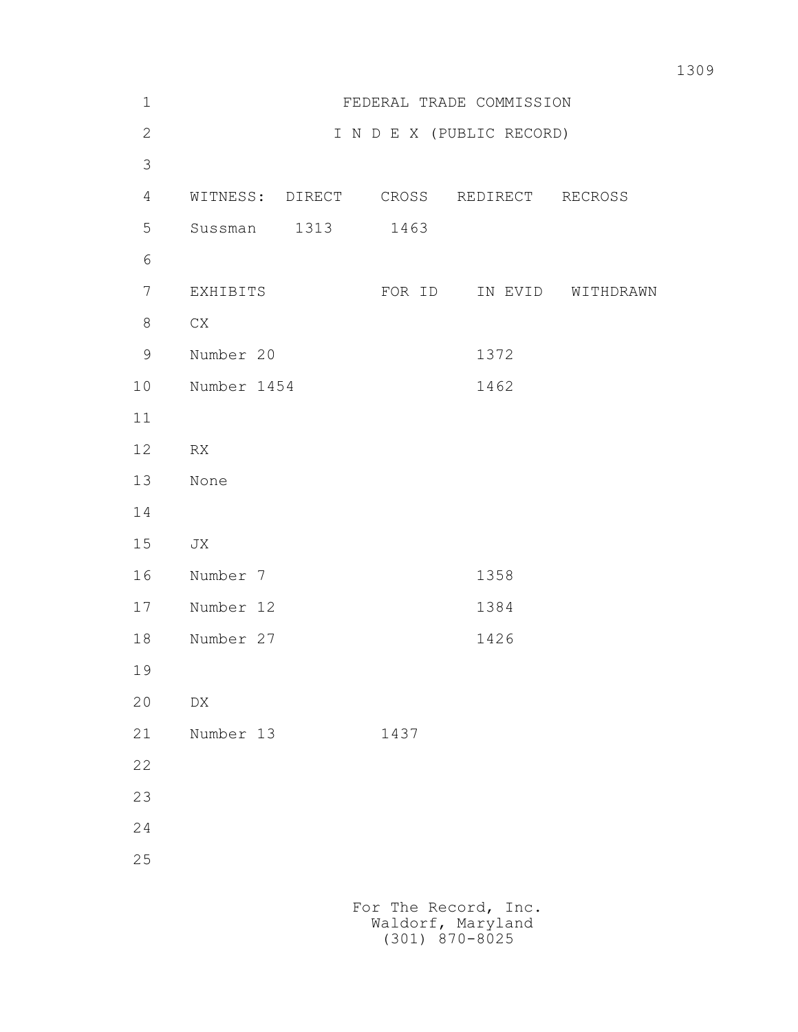# FEDERAL TRADE COMMISSION

## I N D E X (PUBLIC RECORD)

| WITNESS: | DIRECT | CROSS | REDIRECT | RECROSS |
|---|---|---|---|---|
| Sussman | 1313 | 1463 | | |

| EXHIBITS | FOR ID | IN EVID | WITHDRAWN |
|---|---|---|---|
| CX | | | |
| Number 20 | | 1372 | |
| Number 1454 | | 1462 | |
| | | | |
| RX | | | |
| None | | | |
| | | | |
| JX | | | |
| Number 7 | | 1358 | |
| Number 12 | | 1384 | |
| Number 27 | | 1426 | |
| | | | |
| DX | | | |
| Number 13 | 1437 | | |

For The Record, Inc.
Waldorf, Maryland
(301) 870-8025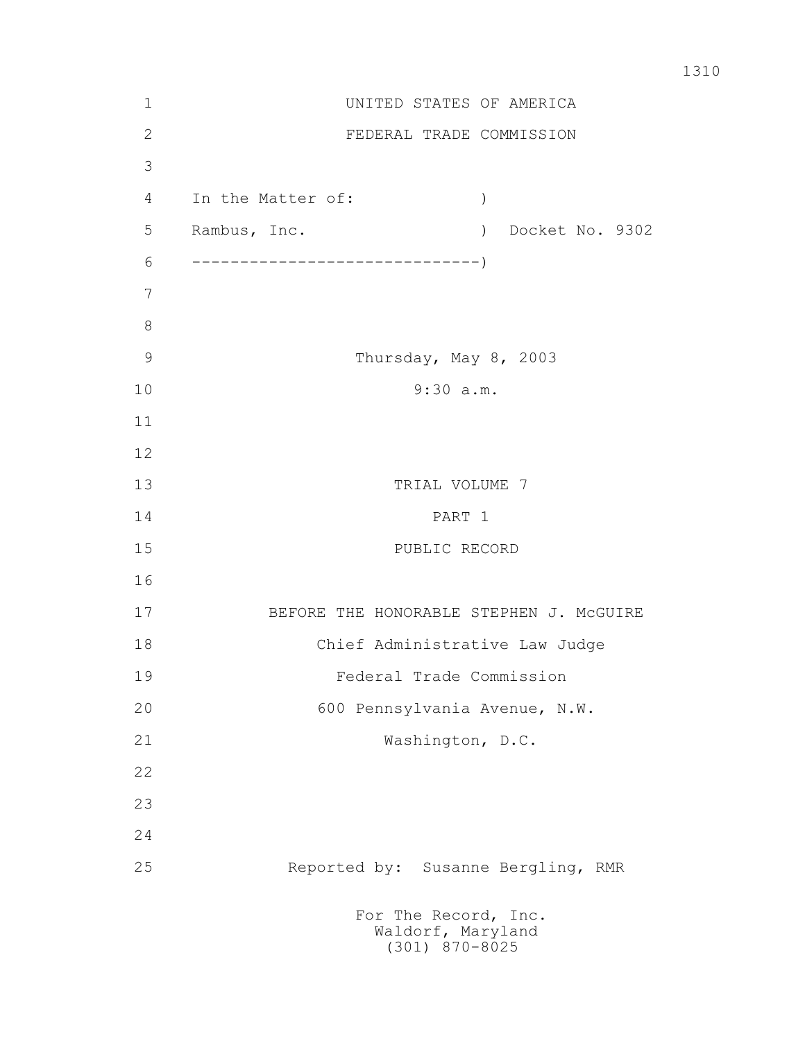UNITED STATES OF AMERICA

FEDERAL TRADE COMMISSION

In the Matter of: )

Rambus, Inc. ) Docket No. 9302

------------------------------)

Thursday, May 8, 2003

9:30 a.m.

TRIAL VOLUME 7

PART 1

PUBLIC RECORD

BEFORE THE HONORABLE STEPHEN J. McGUIRE

Chief Administrative Law Judge

Federal Trade Commission

600 Pennsylvania Avenue, N.W.

Washington, D.C.

Reported by: Susanne Bergling, RMR

For The Record, Inc.
Waldorf, Maryland
(301) 870-8025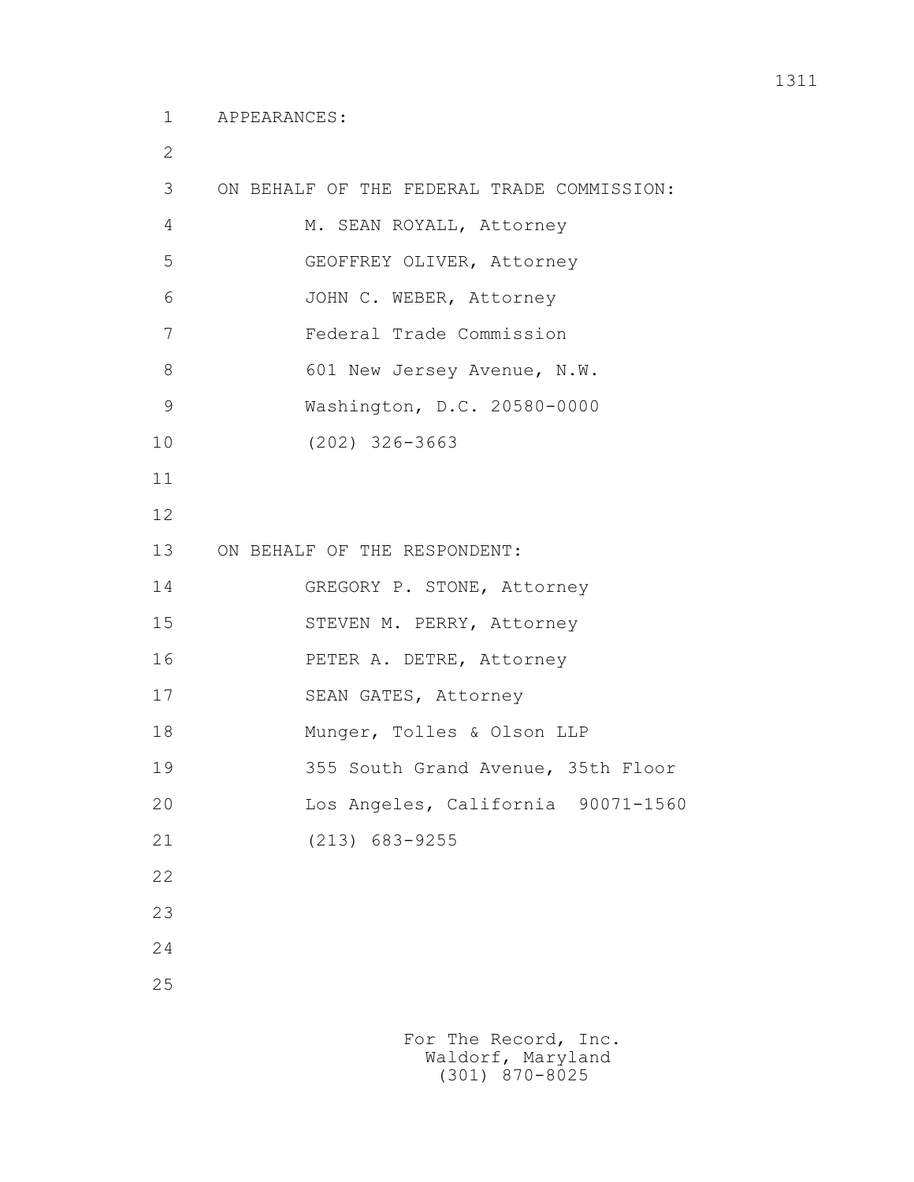APPEARANCES:

ON BEHALF OF THE FEDERAL TRADE COMMISSION:

M. SEAN ROYALL, Attorney
GEOFFREY OLIVER, Attorney
JOHN C. WEBER, Attorney
Federal Trade Commission
601 New Jersey Avenue, N.W.
Washington, D.C. 20580-0000
(202) 326-3663

ON BEHALF OF THE RESPONDENT:

GREGORY P. STONE, Attorney
STEVEN M. PERRY, Attorney
PETER A. DETRE, Attorney
SEAN GATES, Attorney
Munger, Tolles & Olson LLP
355 South Grand Avenue, 35th Floor
Los Angeles, California 90071-1560
(213) 683-9255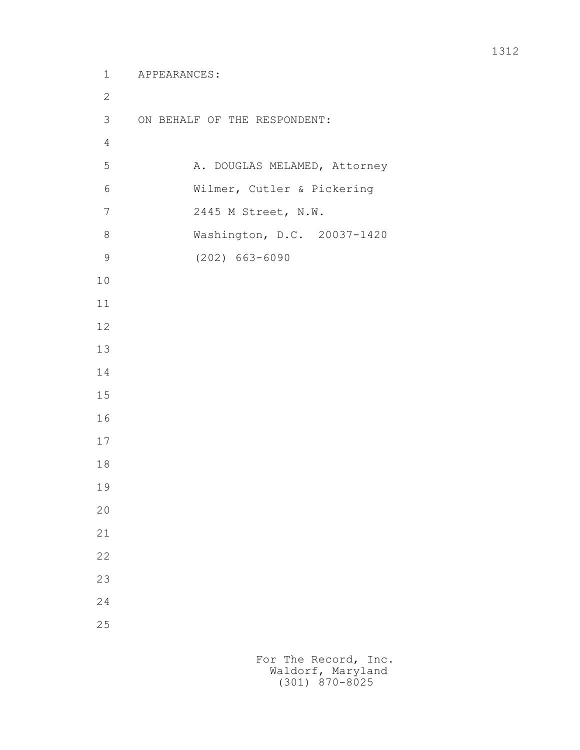APPEARANCES:

ON BEHALF OF THE RESPONDENT:

A. DOUGLAS MELAMED, Attorney
Wilmer, Cutler & Pickering
2445 M Street, N.W.
Washington, D.C. 20037-1420
(202) 663-6090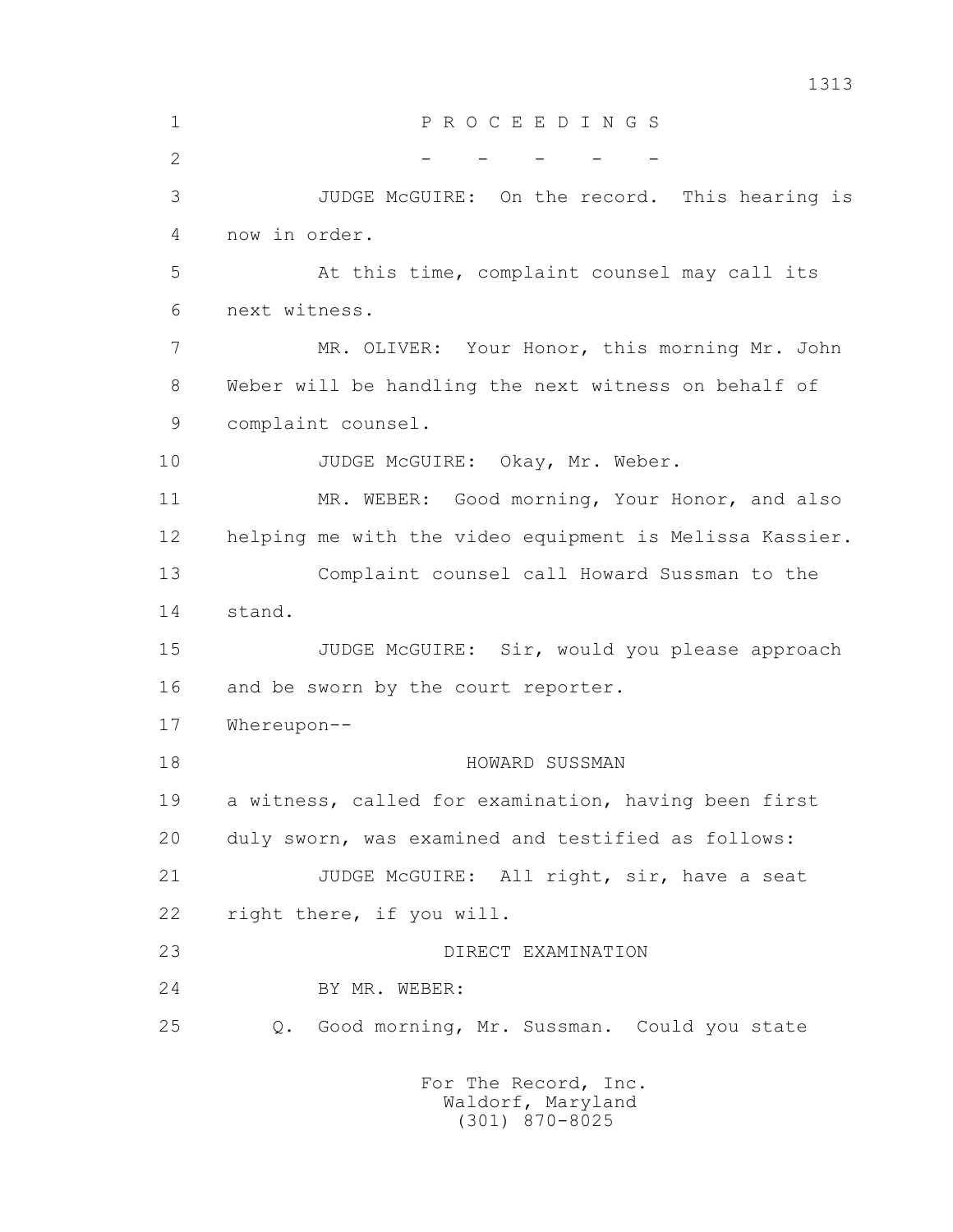P R O C E E D I N G S

\- - - - -

JUDGE McGUIRE: On the record. This hearing is now in order.

At this time, complaint counsel may call its next witness.

MR. OLIVER: Your Honor, this morning Mr. John Weber will be handling the next witness on behalf of complaint counsel.

JUDGE McGUIRE: Okay, Mr. Weber.

MR. WEBER: Good morning, Your Honor, and also helping me with the video equipment is Melissa Kassier.

Complaint counsel call Howard Sussman to the stand.

JUDGE McGUIRE: Sir, would you please approach and be sworn by the court reporter.

Whereupon--

HOWARD SUSSMAN

a witness, called for examination, having been first duly sworn, was examined and testified as follows:

JUDGE McGUIRE: All right, sir, have a seat right there, if you will.

DIRECT EXAMINATION

BY MR. WEBER:

Q. Good morning, Mr. Sussman. Could you state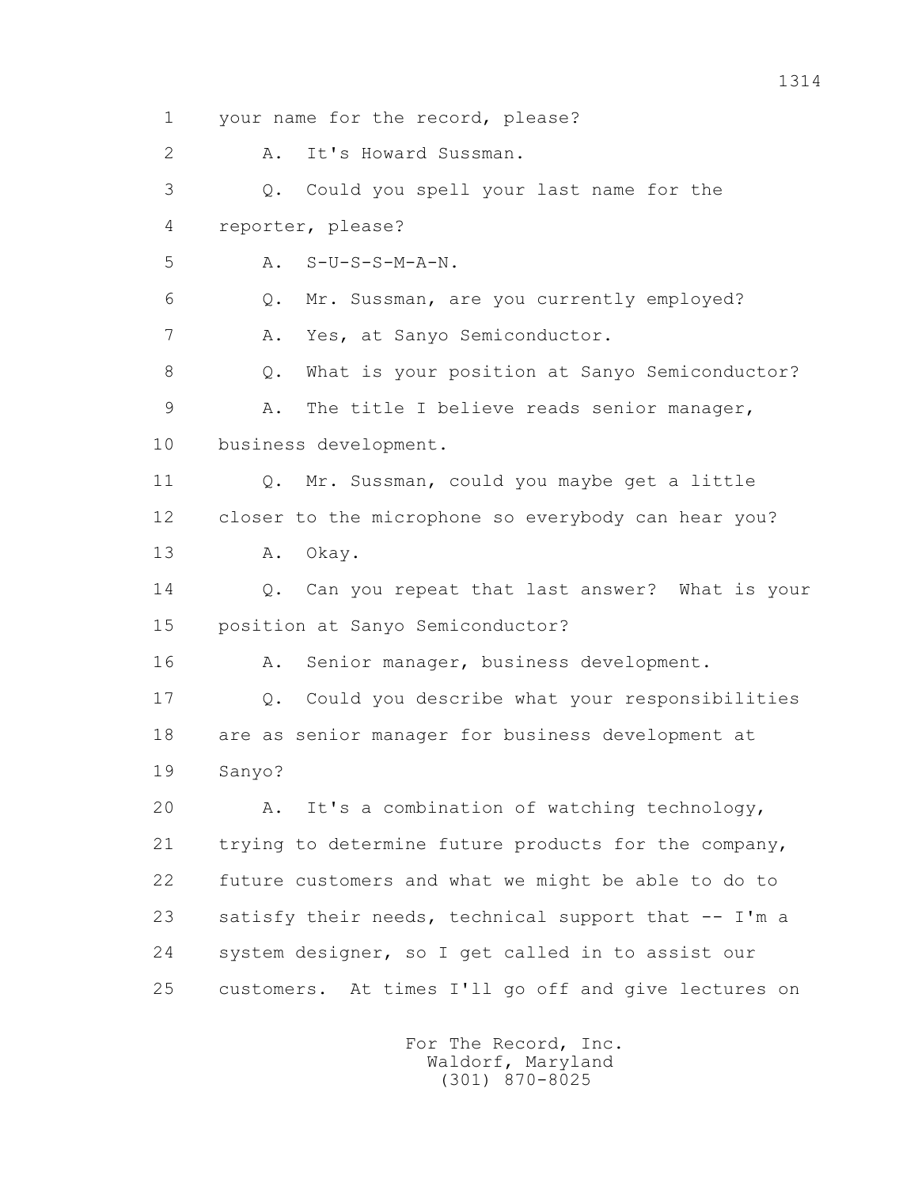1 your name for the record, please?

2 A. It's Howard Sussman.

3 Q. Could you spell your last name for the

4 reporter, please?

5 A. S-U-S-S-M-A-N.

6 Q. Mr. Sussman, are you currently employed?

7 A. Yes, at Sanyo Semiconductor.

8 Q. What is your position at Sanyo Semiconductor?

9 A. The title I believe reads senior manager,

10 business development.

11 Q. Mr. Sussman, could you maybe get a little

12 closer to the microphone so everybody can hear you?

13 A. Okay.

14 Q. Can you repeat that last answer? What is your

15 position at Sanyo Semiconductor?

16 A. Senior manager, business development.

17 Q. Could you describe what your responsibilities

18 are as senior manager for business development at

19 Sanyo?

20 A. It's a combination of watching technology,

21 trying to determine future products for the company,

22 future customers and what we might be able to do to

23 satisfy their needs, technical support that -- I'm a

24 system designer, so I get called in to assist our

25 customers. At times I'll go off and give lectures on

For The Record, Inc.
Waldorf, Maryland
(301) 870-8025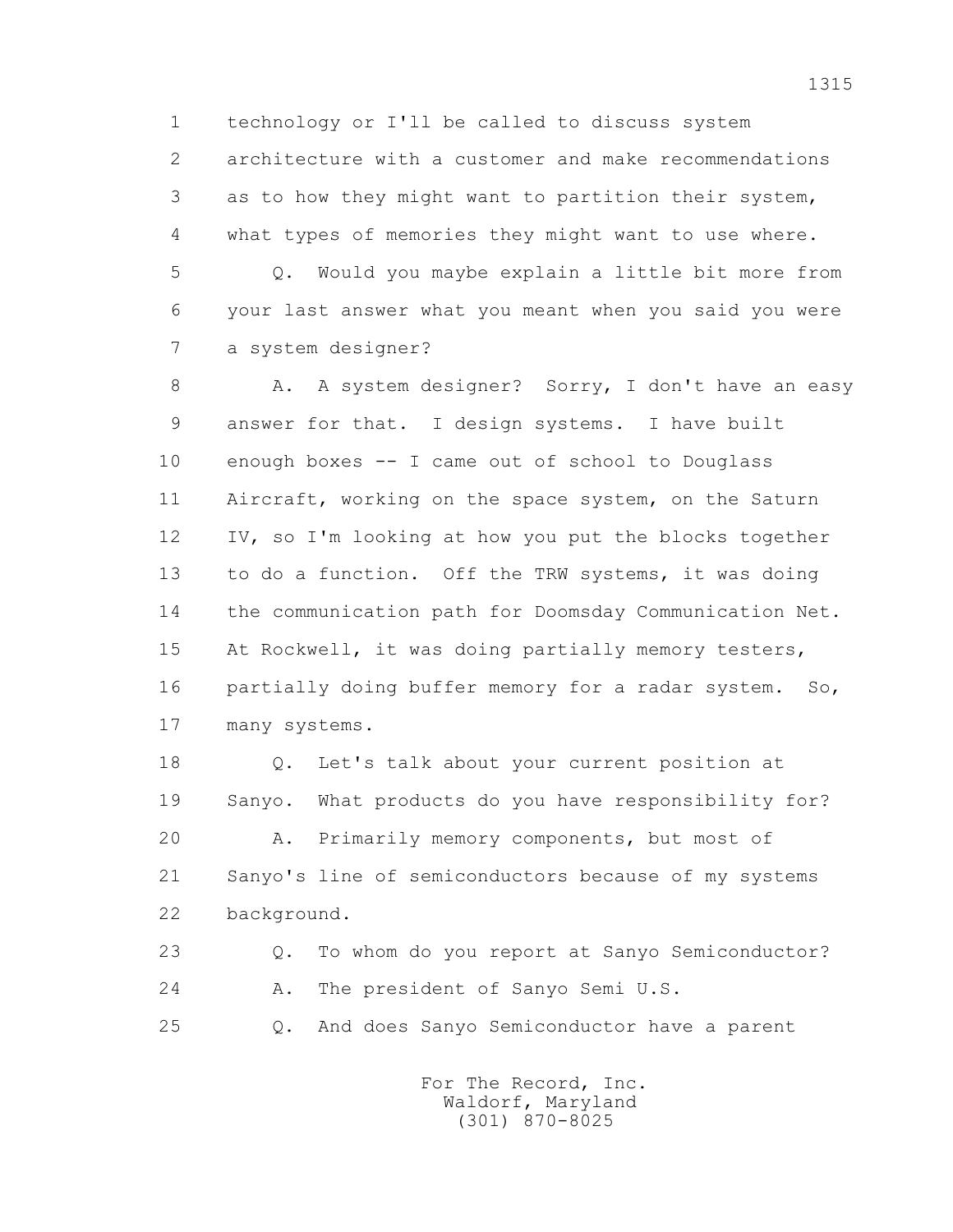1 technology or I'll be called to discuss system
2 architecture with a customer and make recommendations
3 as to how they might want to partition their system,
4 what types of memories they might want to use where.
5 Q. Would you maybe explain a little bit more from
6 your last answer what you meant when you said you were
7 a system designer?
8 A. A system designer? Sorry, I don't have an easy
9 answer for that. I design systems. I have built
10 enough boxes -- I came out of school to Douglass
11 Aircraft, working on the space system, on the Saturn
12 IV, so I'm looking at how you put the blocks together
13 to do a function. Off the TRW systems, it was doing
14 the communication path for Doomsday Communication Net.
15 At Rockwell, it was doing partially memory testers,
16 partially doing buffer memory for a radar system. So,
17 many systems.
18 Q. Let's talk about your current position at
19 Sanyo. What products do you have responsibility for?
20 A. Primarily memory components, but most of
21 Sanyo's line of semiconductors because of my systems
22 background.
23 Q. To whom do you report at Sanyo Semiconductor?
24 A. The president of Sanyo Semi U.S.
25 Q. And does Sanyo Semiconductor have a parent

For The Record, Inc.
Waldorf, Maryland
(301) 870-8025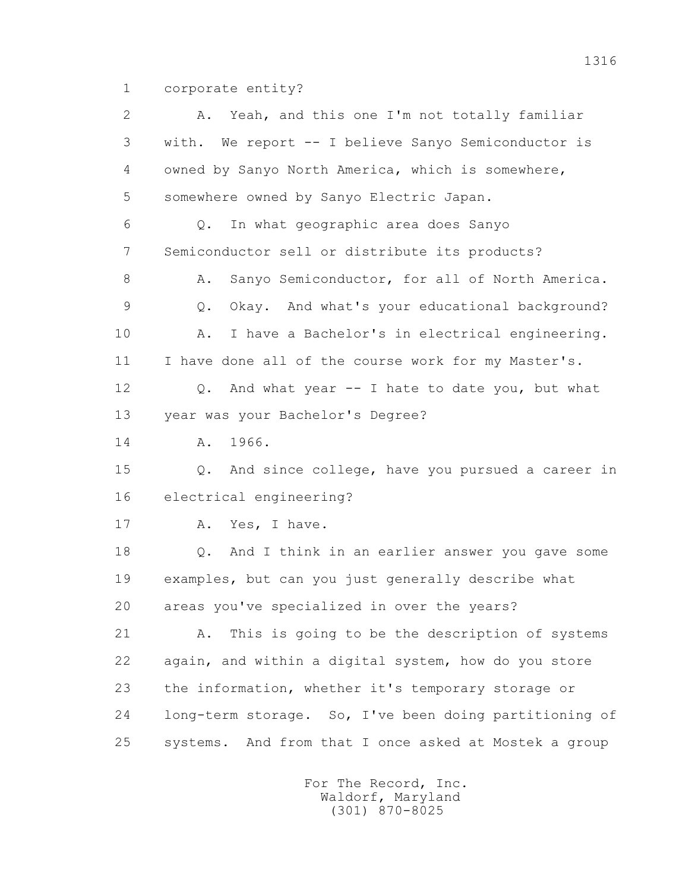1 corporate entity?

2 A. Yeah, and this one I'm not totally familiar

3 with. We report -- I believe Sanyo Semiconductor is

4 owned by Sanyo North America, which is somewhere,

5 somewhere owned by Sanyo Electric Japan.

6 Q. In what geographic area does Sanyo

7 Semiconductor sell or distribute its products?

8 A. Sanyo Semiconductor, for all of North America.

9 Q. Okay. And what's your educational background?

10 A. I have a Bachelor's in electrical engineering.

11 I have done all of the course work for my Master's.

12 Q. And what year -- I hate to date you, but what

13 year was your Bachelor's Degree?

14 A. 1966.

15 Q. And since college, have you pursued a career in

16 electrical engineering?

17 A. Yes, I have.

18 Q. And I think in an earlier answer you gave some

19 examples, but can you just generally describe what

20 areas you've specialized in over the years?

21 A. This is going to be the description of systems

22 again, and within a digital system, how do you store

23 the information, whether it's temporary storage or

24 long-term storage. So, I've been doing partitioning of

25 systems. And from that I once asked at Mostek a group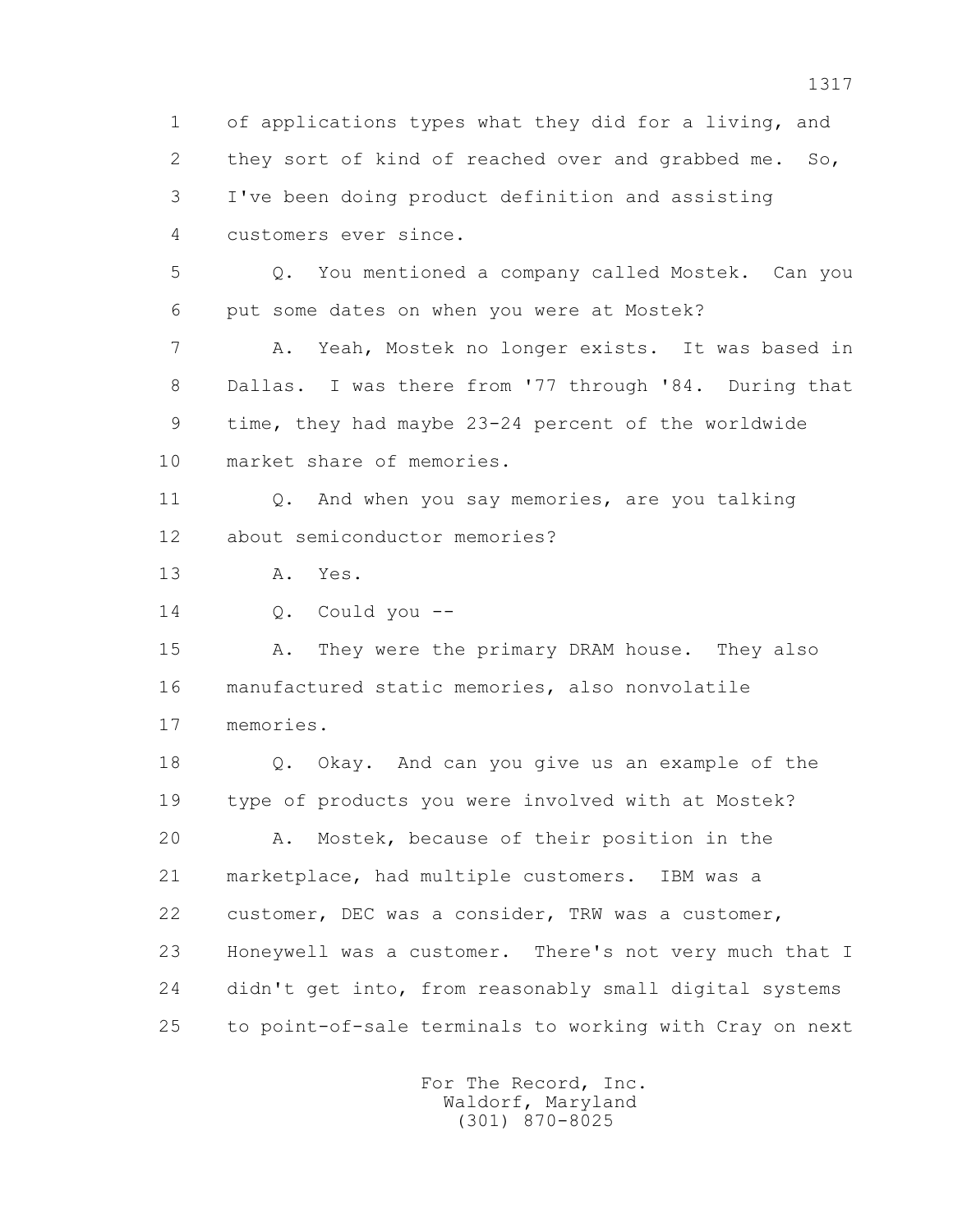1 of applications types what they did for a living, and
2 they sort of kind of reached over and grabbed me. So,
3 I've been doing product definition and assisting
4 customers ever since.

5 Q. You mentioned a company called Mostek. Can you
6 put some dates on when you were at Mostek?

7 A. Yeah, Mostek no longer exists. It was based in
8 Dallas. I was there from '77 through '84. During that
9 time, they had maybe 23-24 percent of the worldwide
10 market share of memories.

11 Q. And when you say memories, are you talking
12 about semiconductor memories?

13 A. Yes.

14 Q. Could you --

15 A. They were the primary DRAM house. They also
16 manufactured static memories, also nonvolatile
17 memories.

18 Q. Okay. And can you give us an example of the
19 type of products you were involved with at Mostek?

20 A. Mostek, because of their position in the
21 marketplace, had multiple customers. IBM was a
22 customer, DEC was a consider, TRW was a customer,
23 Honeywell was a customer. There's not very much that I
24 didn't get into, from reasonably small digital systems
25 to point-of-sale terminals to working with Cray on next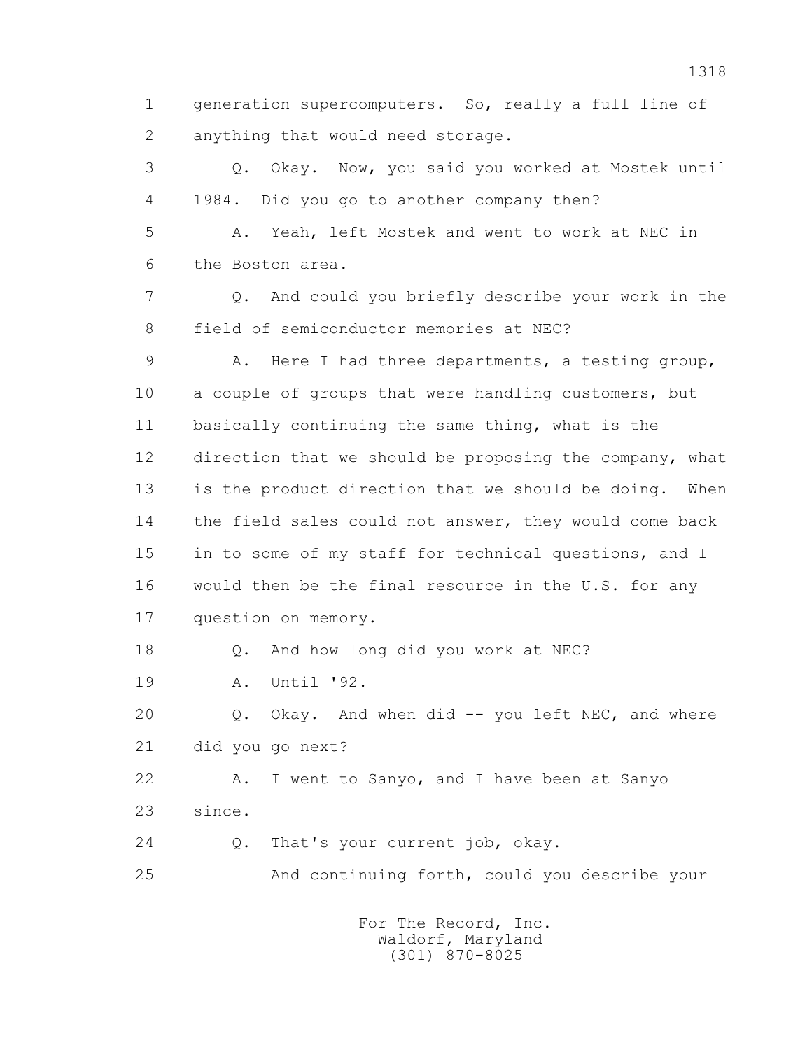1 generation supercomputers. So, really a full line of
2 anything that would need storage.

3 Q. Okay. Now, you said you worked at Mostek until
4 1984. Did you go to another company then?

5 A. Yeah, left Mostek and went to work at NEC in
6 the Boston area.

7 Q. And could you briefly describe your work in the
8 field of semiconductor memories at NEC?

9 A. Here I had three departments, a testing group,
10 a couple of groups that were handling customers, but
11 basically continuing the same thing, what is the
12 direction that we should be proposing the company, what
13 is the product direction that we should be doing. When
14 the field sales could not answer, they would come back
15 in to some of my staff for technical questions, and I
16 would then be the final resource in the U.S. for any
17 question on memory.

18 Q. And how long did you work at NEC?

19 A. Until '92.

20 Q. Okay. And when did -- you left NEC, and where
21 did you go next?

22 A. I went to Sanyo, and I have been at Sanyo
23 since.

24 Q. That's your current job, okay.

25 And continuing forth, could you describe your

For The Record, Inc.
Waldorf, Maryland
(301) 870-8025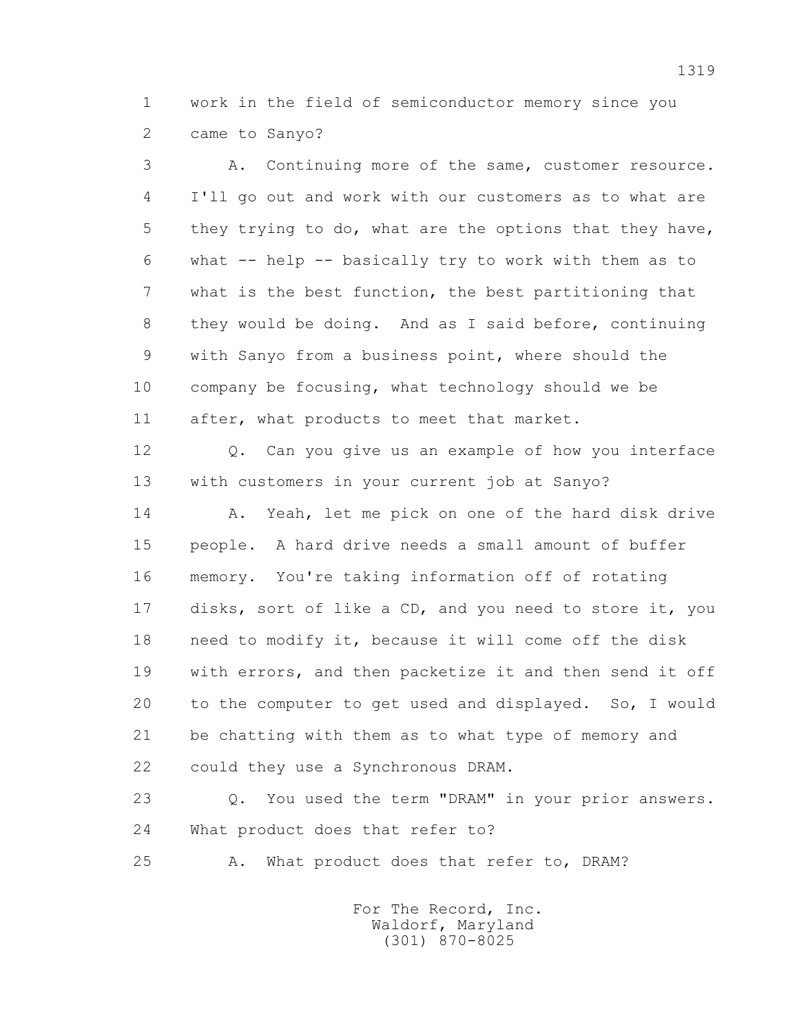1 work in the field of semiconductor memory since you
2 came to Sanyo?

3 A. Continuing more of the same, customer resource.
4 I'll go out and work with our customers as to what are
5 they trying to do, what are the options that they have,
6 what -- help -- basically try to work with them as to
7 what is the best function, the best partitioning that
8 they would be doing. And as I said before, continuing
9 with Sanyo from a business point, where should the
10 company be focusing, what technology should we be
11 after, what products to meet that market.

12 Q. Can you give us an example of how you interface
13 with customers in your current job at Sanyo?

14 A. Yeah, let me pick on one of the hard disk drive
15 people. A hard drive needs a small amount of buffer
16 memory. You're taking information off of rotating
17 disks, sort of like a CD, and you need to store it, you
18 need to modify it, because it will come off the disk
19 with errors, and then packetize it and then send it off
20 to the computer to get used and displayed. So, I would
21 be chatting with them as to what type of memory and
22 could they use a Synchronous DRAM.

23 Q. You used the term "DRAM" in your prior answers.
24 What product does that refer to?

25 A. What product does that refer to, DRAM?

For The Record, Inc.
Waldorf, Maryland
(301) 870-8025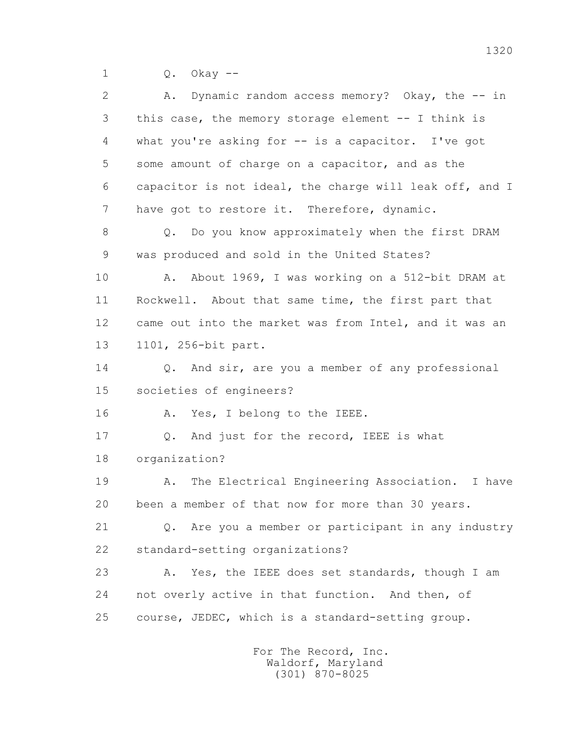1 Q. Okay --

2 A. Dynamic random access memory? Okay, the -- in
3 this case, the memory storage element -- I think is
4 what you're asking for -- is a capacitor. I've got
5 some amount of charge on a capacitor, and as the
6 capacitor is not ideal, the charge will leak off, and I
7 have got to restore it. Therefore, dynamic.

8 Q. Do you know approximately when the first DRAM
9 was produced and sold in the United States?

10 A. About 1969, I was working on a 512-bit DRAM at
11 Rockwell. About that same time, the first part that
12 came out into the market was from Intel, and it was an
13 1101, 256-bit part.

14 Q. And sir, are you a member of any professional
15 societies of engineers?

16 A. Yes, I belong to the IEEE.

17 Q. And just for the record, IEEE is what
18 organization?

19 A. The Electrical Engineering Association. I have
20 been a member of that now for more than 30 years.

21 Q. Are you a member or participant in any industry
22 standard-setting organizations?

23 A. Yes, the IEEE does set standards, though I am
24 not overly active in that function. And then, of
25 course, JEDEC, which is a standard-setting group.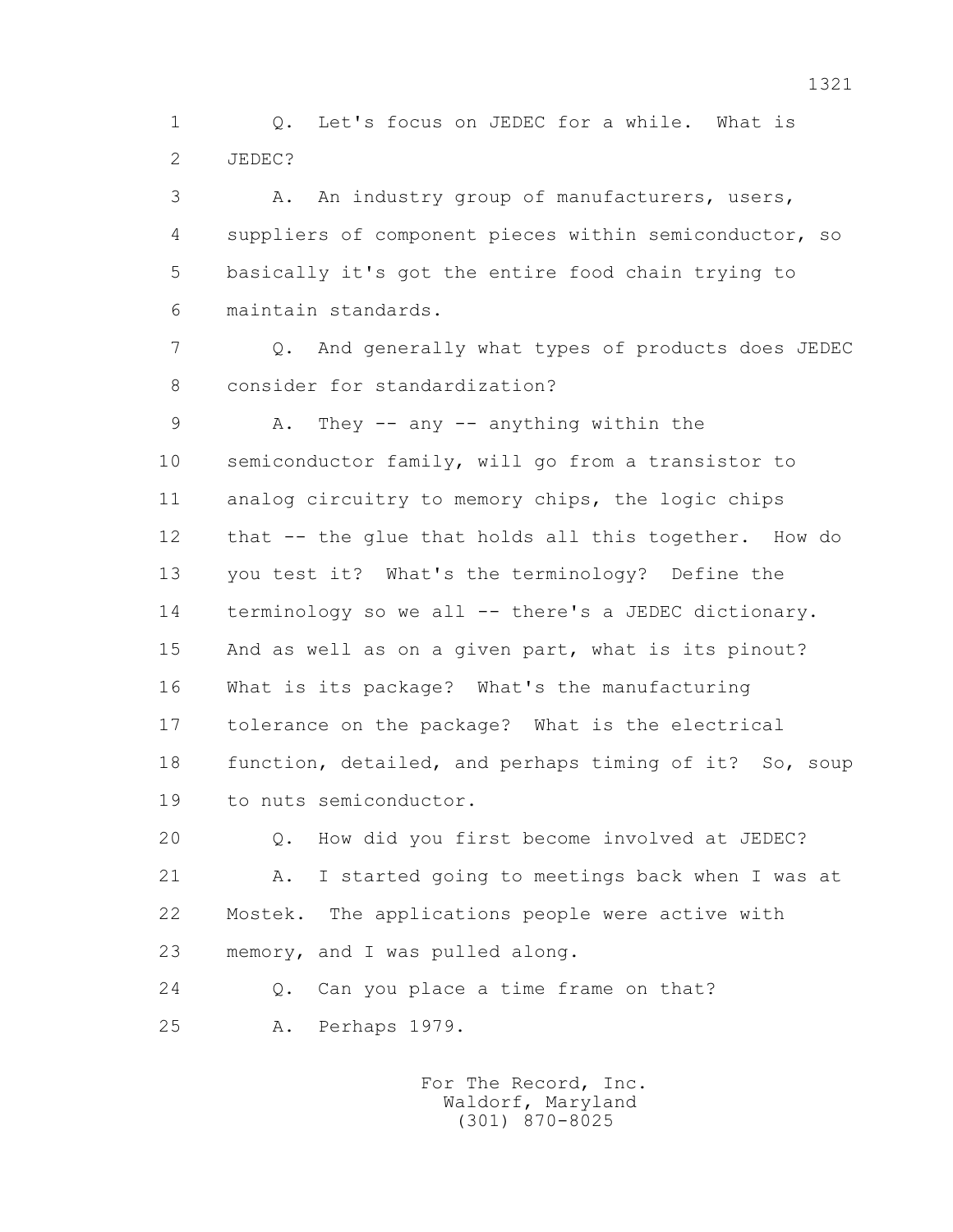1 Q. Let's focus on JEDEC for a while. What is
2 JEDEC?
3 A. An industry group of manufacturers, users,
4 suppliers of component pieces within semiconductor, so
5 basically it's got the entire food chain trying to
6 maintain standards.
7 Q. And generally what types of products does JEDEC
8 consider for standardization?
9 A. They -- any -- anything within the
10 semiconductor family, will go from a transistor to
11 analog circuitry to memory chips, the logic chips
12 that -- the glue that holds all this together. How do
13 you test it? What's the terminology? Define the
14 terminology so we all -- there's a JEDEC dictionary.
15 And as well as on a given part, what is its pinout?
16 What is its package? What's the manufacturing
17 tolerance on the package? What is the electrical
18 function, detailed, and perhaps timing of it? So, soup
19 to nuts semiconductor.
20 Q. How did you first become involved at JEDEC?
21 A. I started going to meetings back when I was at
22 Mostek. The applications people were active with
23 memory, and I was pulled along.
24 Q. Can you place a time frame on that?
25 A. Perhaps 1979.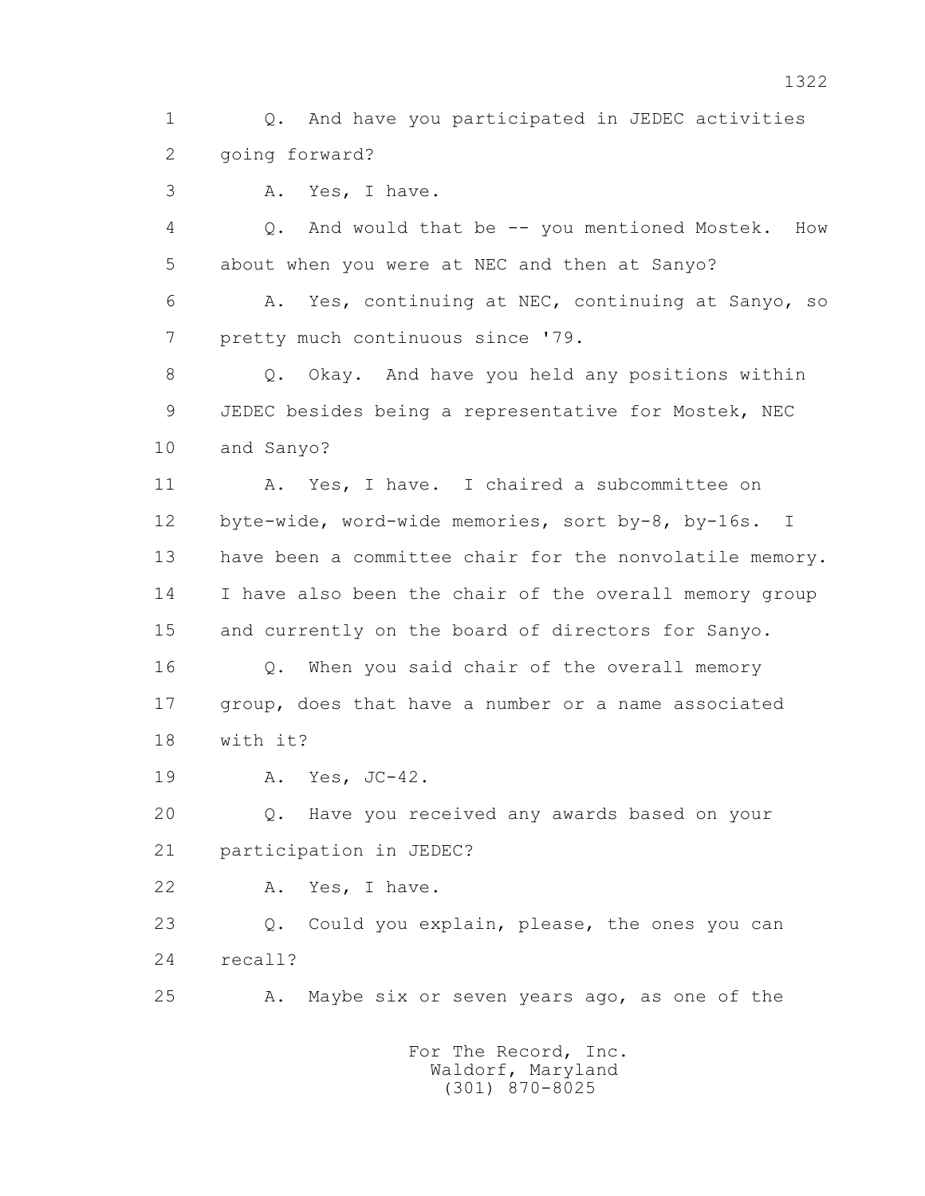1 Q. And have you participated in JEDEC activities
2 going forward?
3 A. Yes, I have.
4 Q. And would that be -- you mentioned Mostek. How
5 about when you were at NEC and then at Sanyo?
6 A. Yes, continuing at NEC, continuing at Sanyo, so
7 pretty much continuous since '79.
8 Q. Okay. And have you held any positions within
9 JEDEC besides being a representative for Mostek, NEC
10 and Sanyo?
11 A. Yes, I have. I chaired a subcommittee on
12 byte-wide, word-wide memories, sort by-8, by-16s. I
13 have been a committee chair for the nonvolatile memory.
14 I have also been the chair of the overall memory group
15 and currently on the board of directors for Sanyo.
16 Q. When you said chair of the overall memory
17 group, does that have a number or a name associated
18 with it?
19 A. Yes, JC-42.
20 Q. Have you received any awards based on your
21 participation in JEDEC?
22 A. Yes, I have.
23 Q. Could you explain, please, the ones you can
24 recall?
25 A. Maybe six or seven years ago, as one of the

For The Record, Inc.
Waldorf, Maryland
(301) 870-8025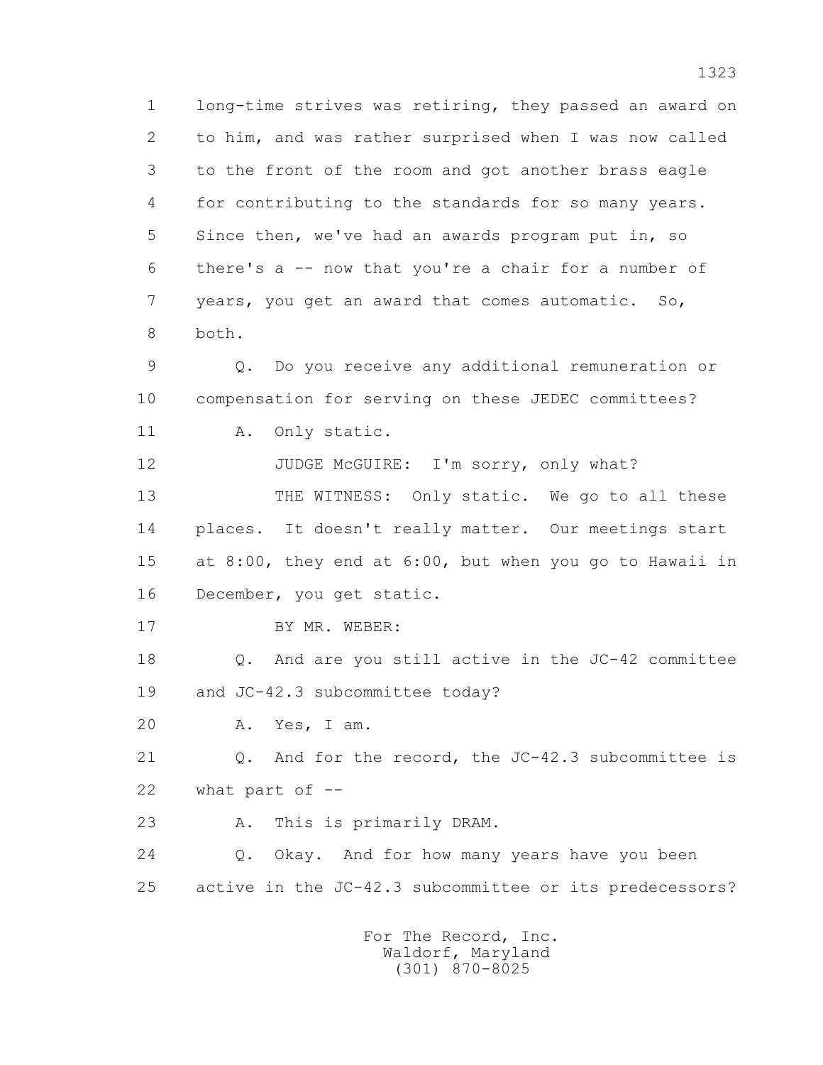1 long-time strives was retiring, they passed an award on
2 to him, and was rather surprised when I was now called
3 to the front of the room and got another brass eagle
4 for contributing to the standards for so many years.
5 Since then, we've had an awards program put in, so
6 there's a -- now that you're a chair for a number of
7 years, you get an award that comes automatic. So,
8 both.

9 Q. Do you receive any additional remuneration or
10 compensation for serving on these JEDEC committees?

11 A. Only static.

12 JUDGE McGUIRE: I'm sorry, only what?

13 THE WITNESS: Only static. We go to all these
14 places. It doesn't really matter. Our meetings start
15 at 8:00, they end at 6:00, but when you go to Hawaii in
16 December, you get static.

17 BY MR. WEBER:

18 Q. And are you still active in the JC-42 committee
19 and JC-42.3 subcommittee today?

20 A. Yes, I am.

21 Q. And for the record, the JC-42.3 subcommittee is
22 what part of --

23 A. This is primarily DRAM.

24 Q. Okay. And for how many years have you been
25 active in the JC-42.3 subcommittee or its predecessors?

For The Record, Inc.
Waldorf, Maryland
(301) 870-8025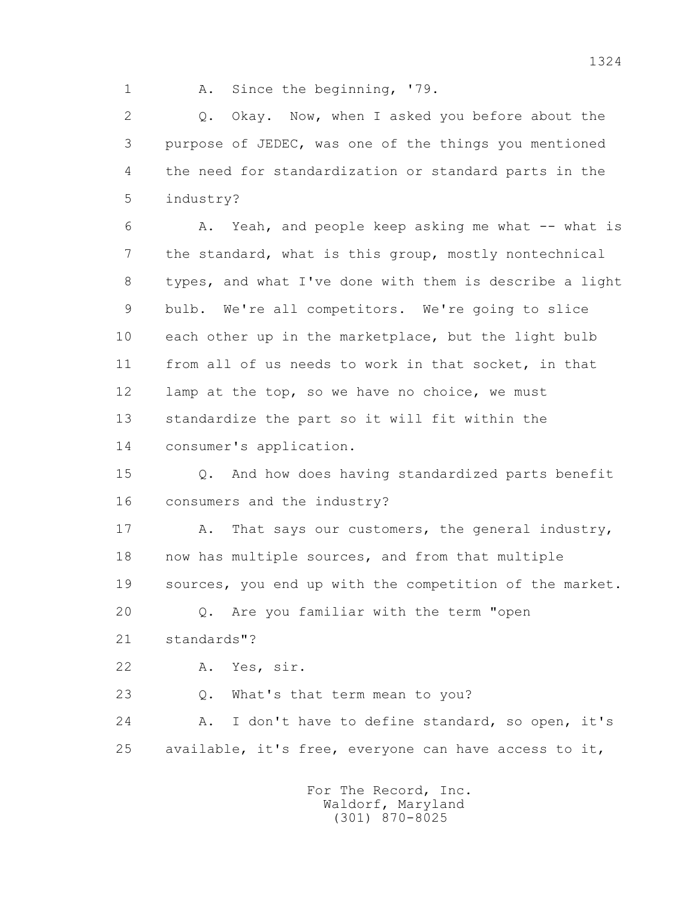1 A. Since the beginning, '79.

2 Q. Okay. Now, when I asked you before about the
3 purpose of JEDEC, was one of the things you mentioned
4 the need for standardization or standard parts in the
5 industry?

6 A. Yeah, and people keep asking me what -- what is
7 the standard, what is this group, mostly nontechnical
8 types, and what I've done with them is describe a light
9 bulb. We're all competitors. We're going to slice
10 each other up in the marketplace, but the light bulb
11 from all of us needs to work in that socket, in that
12 lamp at the top, so we have no choice, we must
13 standardize the part so it will fit within the
14 consumer's application.

15 Q. And how does having standardized parts benefit
16 consumers and the industry?

17 A. That says our customers, the general industry,
18 now has multiple sources, and from that multiple
19 sources, you end up with the competition of the market.

20 Q. Are you familiar with the term "open
21 standards"?

22 A. Yes, sir.

23 Q. What's that term mean to you?

24 A. I don't have to define standard, so open, it's
25 available, it's free, everyone can have access to it,

For The Record, Inc.
Waldorf, Maryland
(301) 870-8025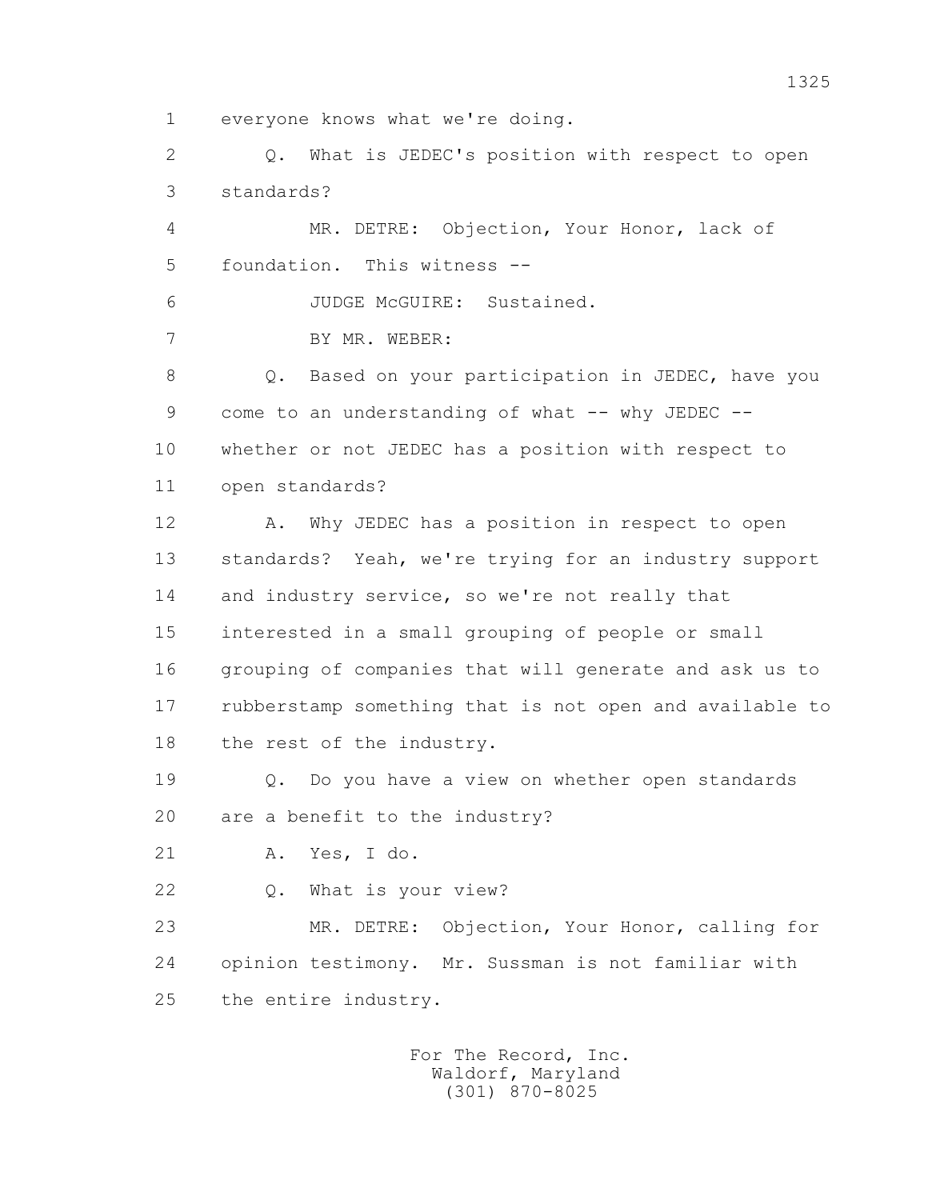1 everyone knows what we're doing.

2 Q. What is JEDEC's position with respect to open

3 standards?

4 MR. DETRE: Objection, Your Honor, lack of

5 foundation. This witness --

6 JUDGE McGUIRE: Sustained.

7 BY MR. WEBER:

8 Q. Based on your participation in JEDEC, have you

9 come to an understanding of what -- why JEDEC --

10 whether or not JEDEC has a position with respect to

11 open standards?

12 A. Why JEDEC has a position in respect to open

13 standards? Yeah, we're trying for an industry support

14 and industry service, so we're not really that

15 interested in a small grouping of people or small

16 grouping of companies that will generate and ask us to

17 rubberstamp something that is not open and available to

18 the rest of the industry.

19 Q. Do you have a view on whether open standards

20 are a benefit to the industry?

21 A. Yes, I do.

22 Q. What is your view?

23 MR. DETRE: Objection, Your Honor, calling for

24 opinion testimony. Mr. Sussman is not familiar with

25 the entire industry.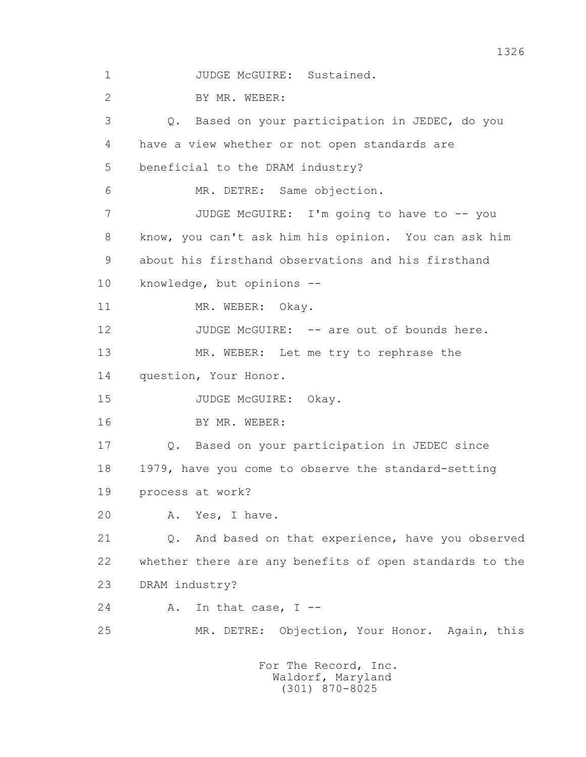1 JUDGE McGUIRE: Sustained.

2 BY MR. WEBER:

3 Q. Based on your participation in JEDEC, do you

4 have a view whether or not open standards are

5 beneficial to the DRAM industry?

6 MR. DETRE: Same objection.

7 JUDGE McGUIRE: I'm going to have to -- you

8 know, you can't ask him his opinion. You can ask him

9 about his firsthand observations and his firsthand

10 knowledge, but opinions --

11 MR. WEBER: Okay.

12 JUDGE McGUIRE: -- are out of bounds here.

13 MR. WEBER: Let me try to rephrase the

14 question, Your Honor.

15 JUDGE McGUIRE: Okay.

16 BY MR. WEBER:

17 Q. Based on your participation in JEDEC since

18 1979, have you come to observe the standard-setting

19 process at work?

20 A. Yes, I have.

21 Q. And based on that experience, have you observed

22 whether there are any benefits of open standards to the

23 DRAM industry?

24 A. In that case, I --

25 MR. DETRE: Objection, Your Honor. Again, this

For The Record, Inc.
Waldorf, Maryland
(301) 870-8025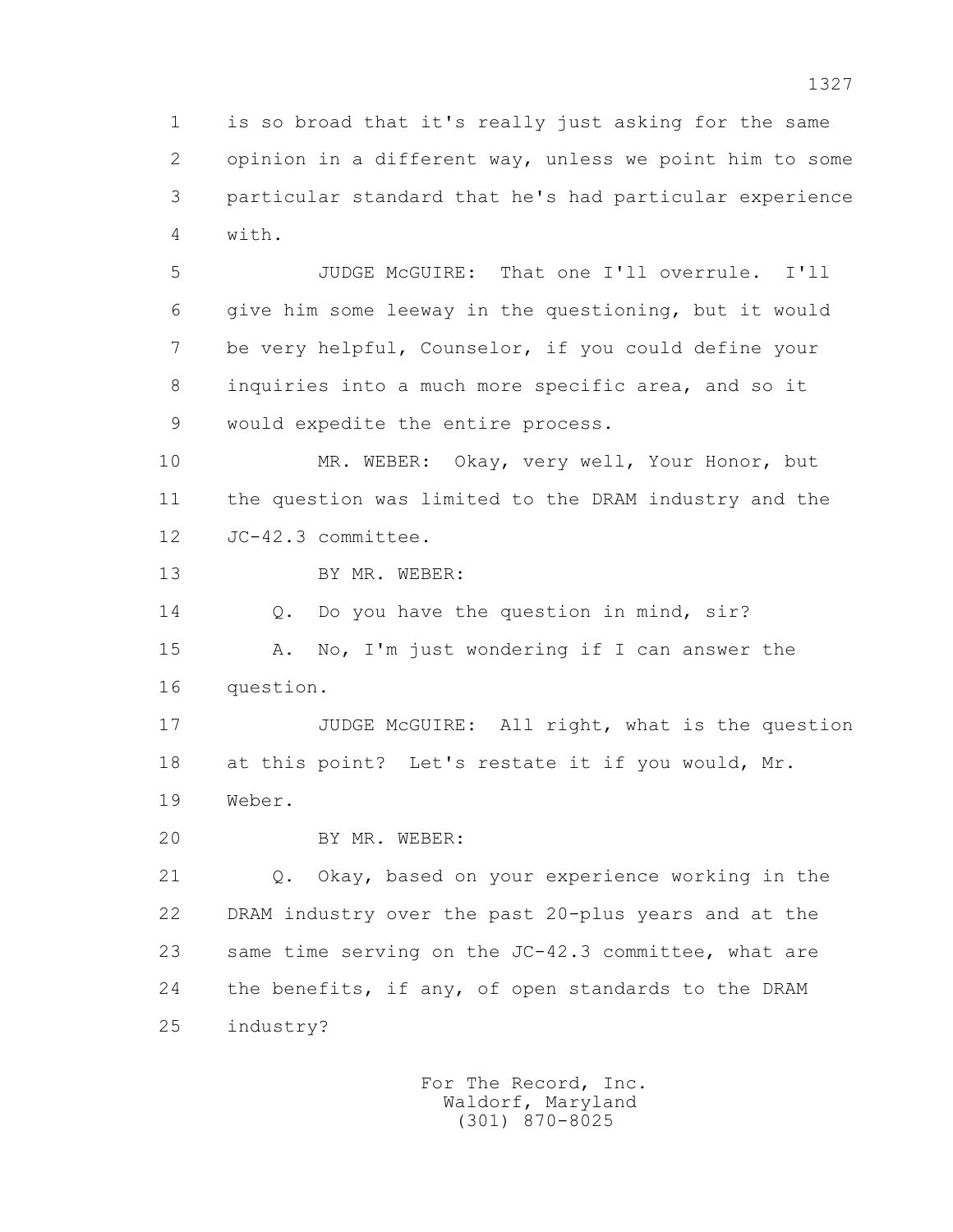1 is so broad that it's really just asking for the same
2 opinion in a different way, unless we point him to some
3 particular standard that he's had particular experience
4 with.

5 JUDGE McGUIRE: That one I'll overrule. I'll
6 give him some leeway in the questioning, but it would
7 be very helpful, Counselor, if you could define your
8 inquiries into a much more specific area, and so it
9 would expedite the entire process.

10 MR. WEBER: Okay, very well, Your Honor, but
11 the question was limited to the DRAM industry and the
12 JC-42.3 committee.

13 BY MR. WEBER:

14 Q. Do you have the question in mind, sir?

15 A. No, I'm just wondering if I can answer the
16 question.

17 JUDGE McGUIRE: All right, what is the question
18 at this point? Let's restate it if you would, Mr.
19 Weber.

20 BY MR. WEBER:

21 Q. Okay, based on your experience working in the
22 DRAM industry over the past 20-plus years and at the
23 same time serving on the JC-42.3 committee, what are
24 the benefits, if any, of open standards to the DRAM
25 industry?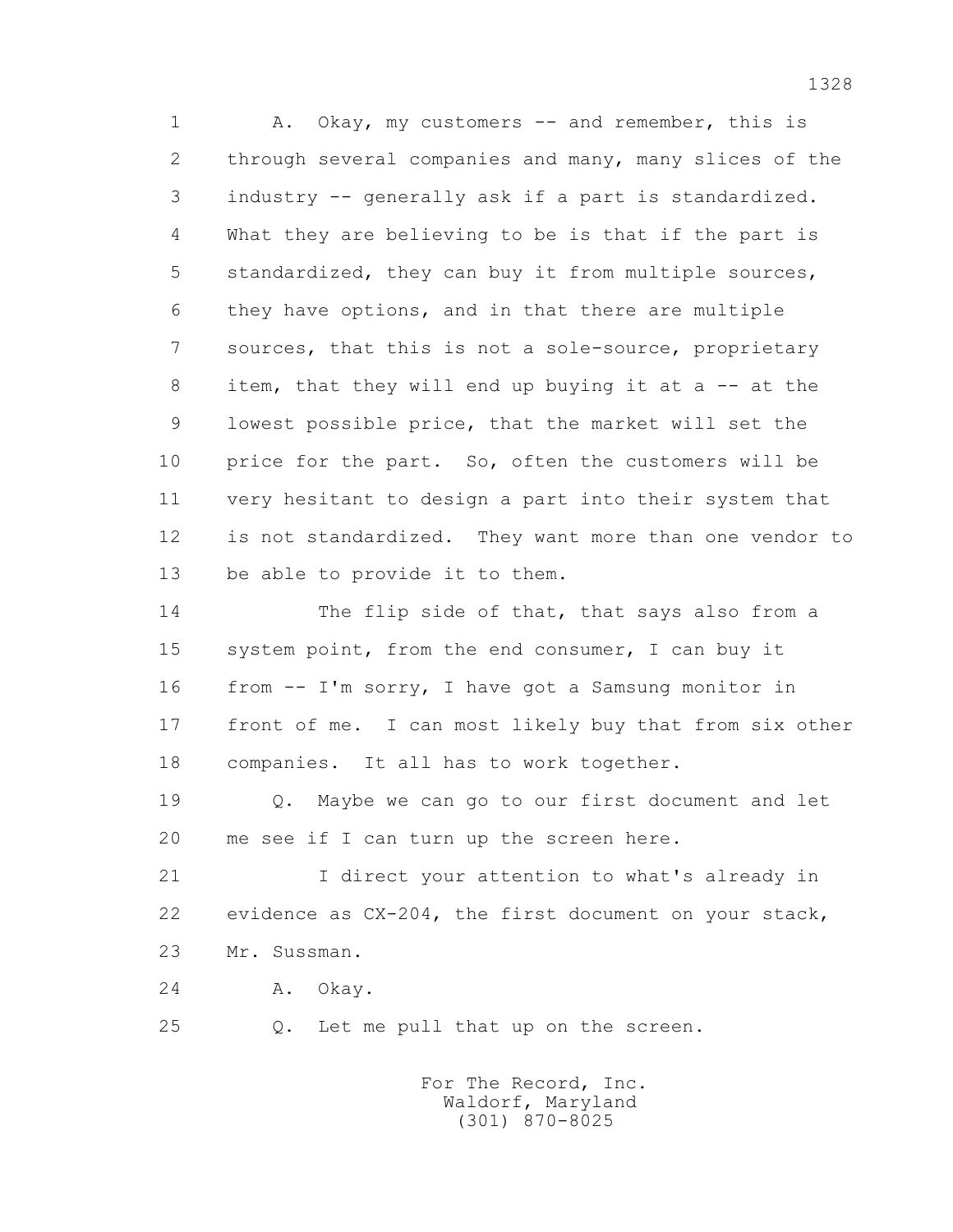1 A. Okay, my customers -- and remember, this is
2 through several companies and many, many slices of the
3 industry -- generally ask if a part is standardized.
4 What they are believing to be is that if the part is
5 standardized, they can buy it from multiple sources,
6 they have options, and in that there are multiple
7 sources, that this is not a sole-source, proprietary
8 item, that they will end up buying it at a -- at the
9 lowest possible price, that the market will set the
10 price for the part. So, often the customers will be
11 very hesitant to design a part into their system that
12 is not standardized. They want more than one vendor to
13 be able to provide it to them.

14 The flip side of that, that says also from a
15 system point, from the end consumer, I can buy it
16 from -- I'm sorry, I have got a Samsung monitor in
17 front of me. I can most likely buy that from six other
18 companies. It all has to work together.

19 Q. Maybe we can go to our first document and let
20 me see if I can turn up the screen here.

21 I direct your attention to what's already in
22 evidence as CX-204, the first document on your stack,
23 Mr. Sussman.

24 A. Okay.

25 Q. Let me pull that up on the screen.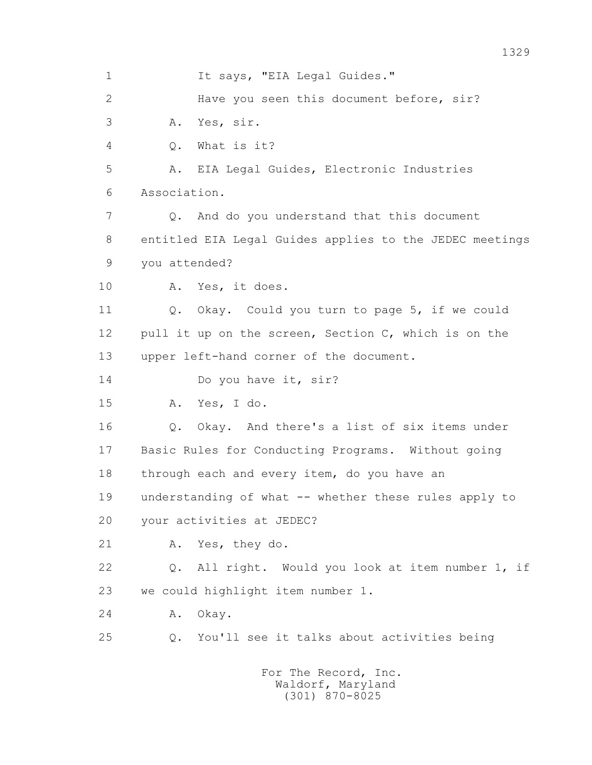1 It says, "EIA Legal Guides."

2 Have you seen this document before, sir?

3 A. Yes, sir.

4 Q. What is it?

5 A. EIA Legal Guides, Electronic Industries

6 Association.

7 Q. And do you understand that this document

8 entitled EIA Legal Guides applies to the JEDEC meetings

9 you attended?

10 A. Yes, it does.

11 Q. Okay. Could you turn to page 5, if we could

12 pull it up on the screen, Section C, which is on the

13 upper left-hand corner of the document.

14 Do you have it, sir?

15 A. Yes, I do.

16 Q. Okay. And there's a list of six items under

17 Basic Rules for Conducting Programs. Without going

18 through each and every item, do you have an

19 understanding of what -- whether these rules apply to

20 your activities at JEDEC?

21 A. Yes, they do.

22 Q. All right. Would you look at item number 1, if

23 we could highlight item number 1.

24 A. Okay.

25 Q. You'll see it talks about activities being

For The Record, Inc.
Waldorf, Maryland
(301) 870-8025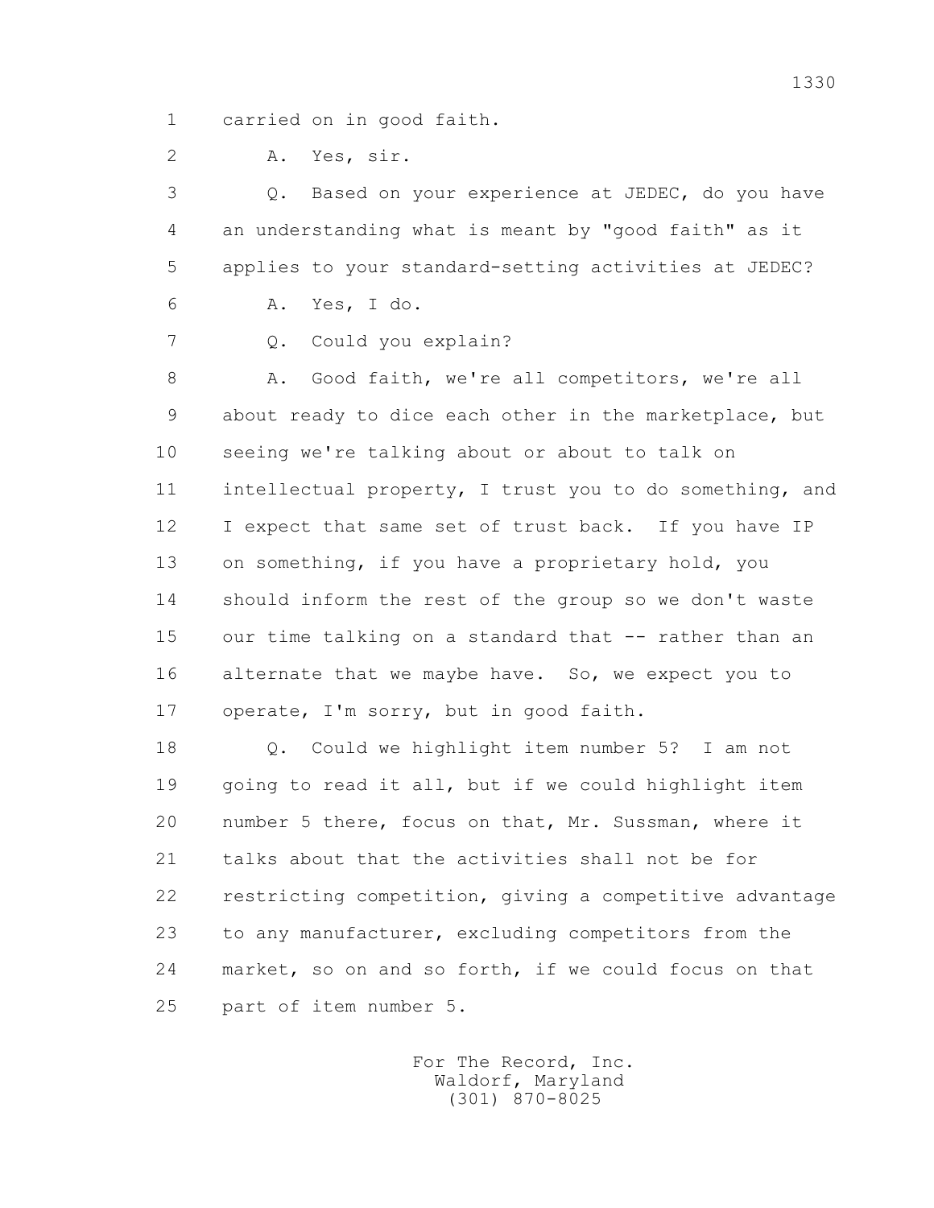1 carried on in good faith.

2 A. Yes, sir.

3 Q. Based on your experience at JEDEC, do you have
4 an understanding what is meant by "good faith" as it
5 applies to your standard-setting activities at JEDEC?

6 A. Yes, I do.

7 Q. Could you explain?

8 A. Good faith, we're all competitors, we're all
9 about ready to dice each other in the marketplace, but
10 seeing we're talking about or about to talk on
11 intellectual property, I trust you to do something, and
12 I expect that same set of trust back. If you have IP
13 on something, if you have a proprietary hold, you
14 should inform the rest of the group so we don't waste
15 our time talking on a standard that -- rather than an
16 alternate that we maybe have. So, we expect you to
17 operate, I'm sorry, but in good faith.

18 Q. Could we highlight item number 5? I am not
19 going to read it all, but if we could highlight item
20 number 5 there, focus on that, Mr. Sussman, where it
21 talks about that the activities shall not be for
22 restricting competition, giving a competitive advantage
23 to any manufacturer, excluding competitors from the
24 market, so on and so forth, if we could focus on that
25 part of item number 5.

For The Record, Inc.
Waldorf, Maryland
(301) 870-8025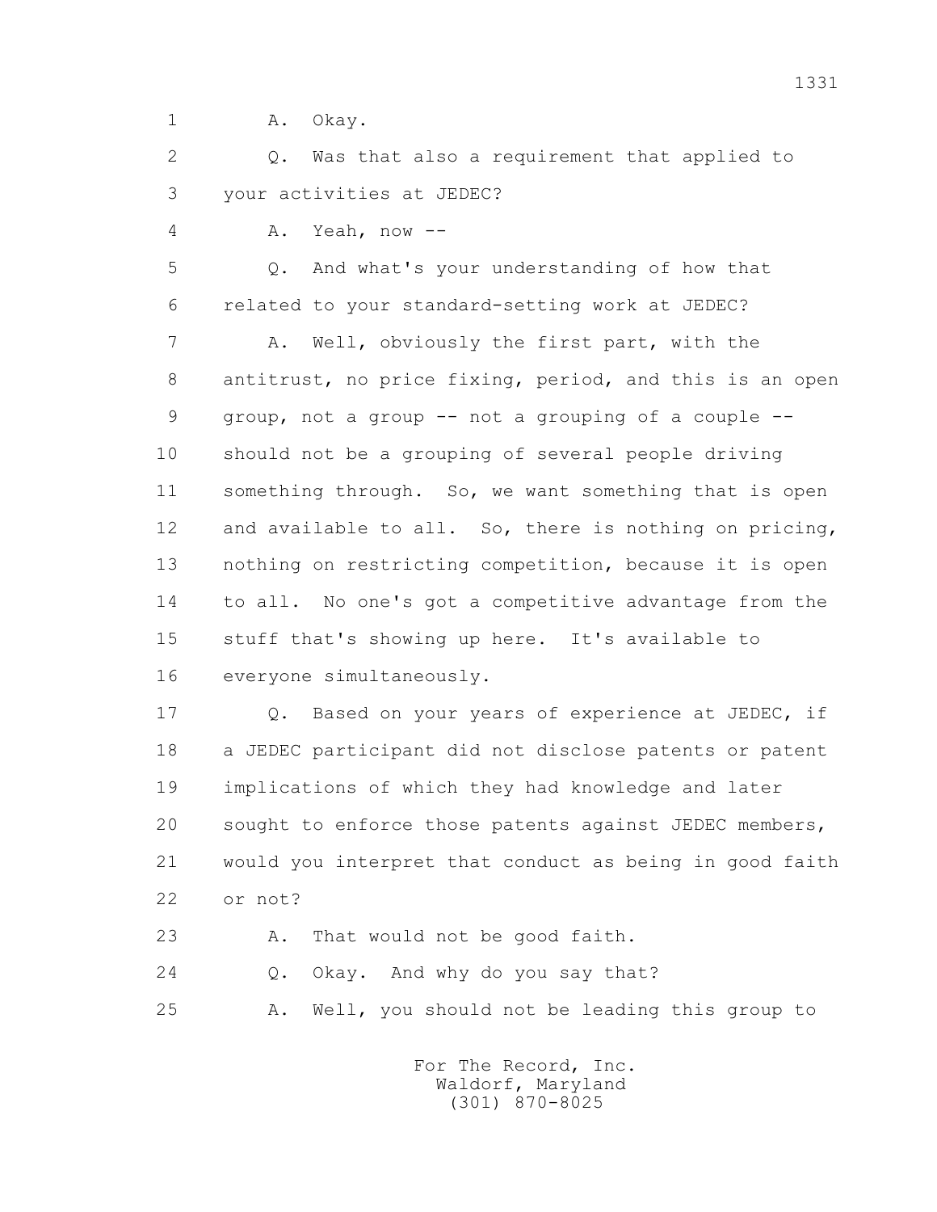1 A. Okay.

2 Q. Was that also a requirement that applied to

3 your activities at JEDEC?

4 A. Yeah, now --

5 Q. And what's your understanding of how that

6 related to your standard-setting work at JEDEC?

7 A. Well, obviously the first part, with the

8 antitrust, no price fixing, period, and this is an open

9 group, not a group -- not a grouping of a couple --

10 should not be a grouping of several people driving

11 something through. So, we want something that is open

12 and available to all. So, there is nothing on pricing,

13 nothing on restricting competition, because it is open

14 to all. No one's got a competitive advantage from the

15 stuff that's showing up here. It's available to

16 everyone simultaneously.

17 Q. Based on your years of experience at JEDEC, if

18 a JEDEC participant did not disclose patents or patent

19 implications of which they had knowledge and later

20 sought to enforce those patents against JEDEC members,

21 would you interpret that conduct as being in good faith

22 or not?

23 A. That would not be good faith.

24 Q. Okay. And why do you say that?

25 A. Well, you should not be leading this group to

For The Record, Inc.
Waldorf, Maryland
(301) 870-8025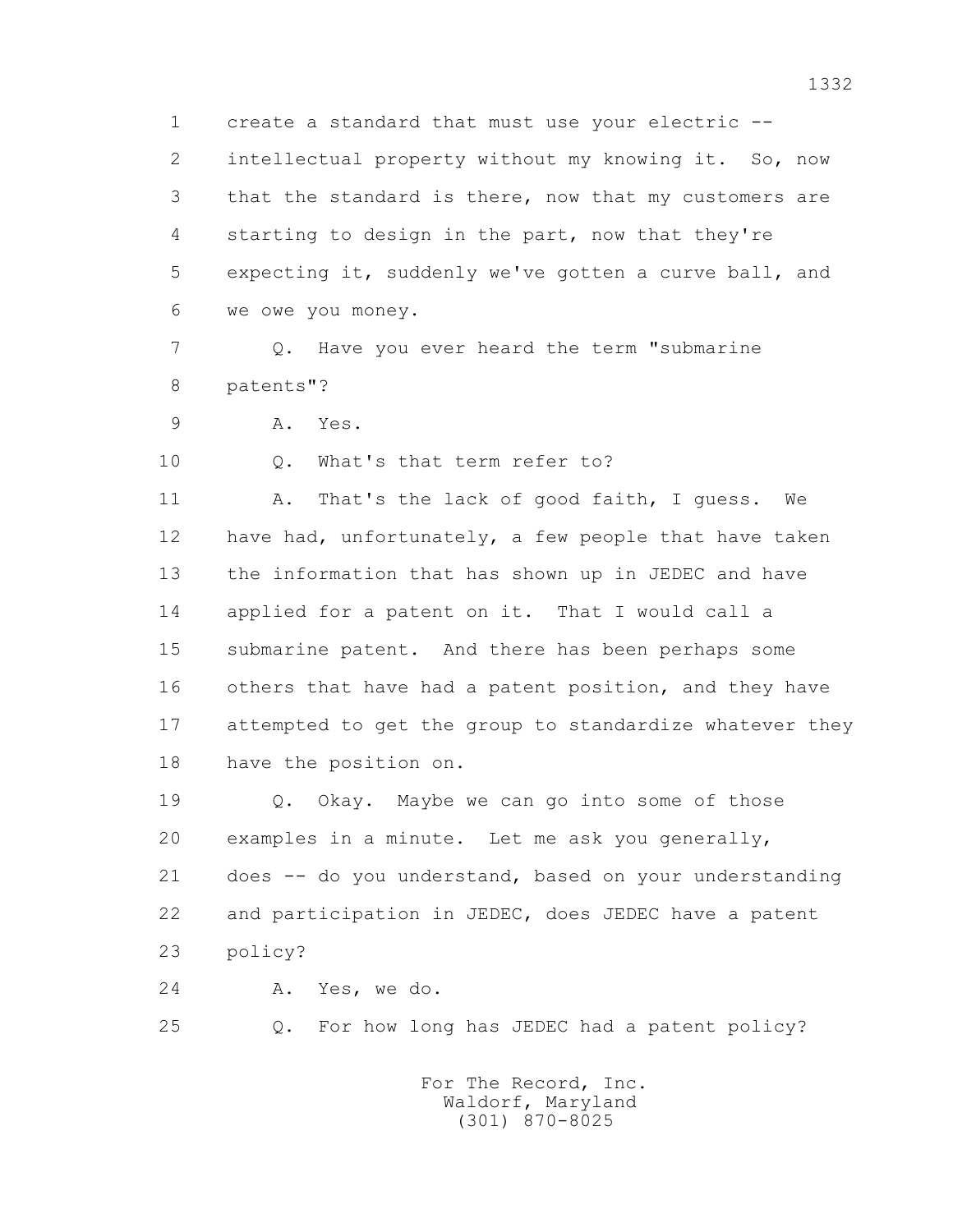1 create a standard that must use your electric --
2 intellectual property without my knowing it. So, now
3 that the standard is there, now that my customers are
4 starting to design in the part, now that they're
5 expecting it, suddenly we've gotten a curve ball, and
6 we owe you money.

7 Q. Have you ever heard the term "submarine
8 patents"?

9 A. Yes.

10 Q. What's that term refer to?

11 A. That's the lack of good faith, I guess. We
12 have had, unfortunately, a few people that have taken
13 the information that has shown up in JEDEC and have
14 applied for a patent on it. That I would call a
15 submarine patent. And there has been perhaps some
16 others that have had a patent position, and they have
17 attempted to get the group to standardize whatever they
18 have the position on.

19 Q. Okay. Maybe we can go into some of those
20 examples in a minute. Let me ask you generally,
21 does -- do you understand, based on your understanding
22 and participation in JEDEC, does JEDEC have a patent
23 policy?

24 A. Yes, we do.

25 Q. For how long has JEDEC had a patent policy?

For The Record, Inc.
Waldorf, Maryland
(301) 870-8025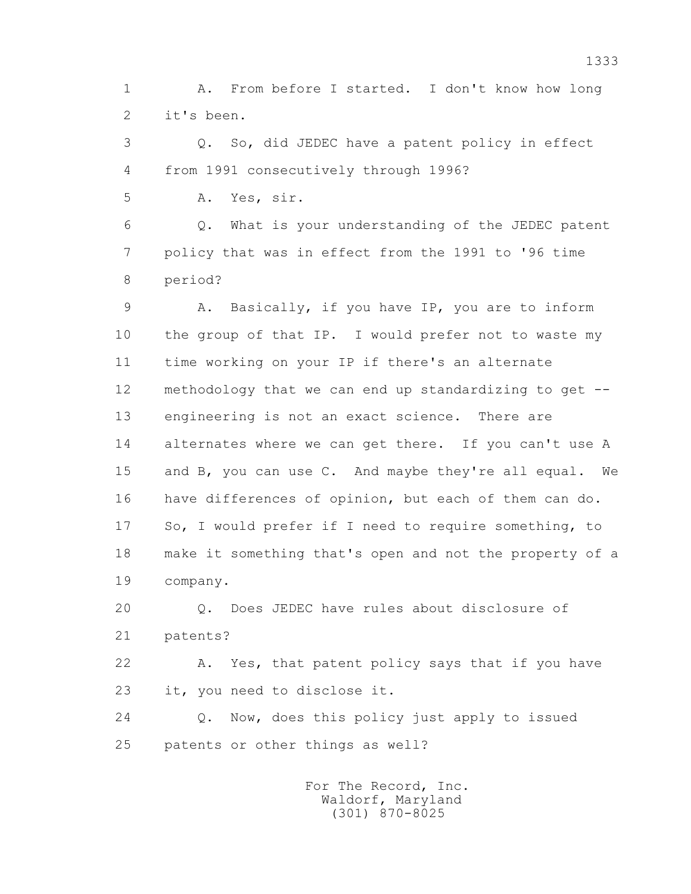1 A. From before I started. I don't know how long
2 it's been.

3 Q. So, did JEDEC have a patent policy in effect
4 from 1991 consecutively through 1996?

5 A. Yes, sir.

6 Q. What is your understanding of the JEDEC patent
7 policy that was in effect from the 1991 to '96 time
8 period?

9 A. Basically, if you have IP, you are to inform
10 the group of that IP. I would prefer not to waste my
11 time working on your IP if there's an alternate
12 methodology that we can end up standardizing to get --
13 engineering is not an exact science. There are
14 alternates where we can get there. If you can't use A
15 and B, you can use C. And maybe they're all equal. We
16 have differences of opinion, but each of them can do.
17 So, I would prefer if I need to require something, to
18 make it something that's open and not the property of a
19 company.

20 Q. Does JEDEC have rules about disclosure of
21 patents?

22 A. Yes, that patent policy says that if you have
23 it, you need to disclose it.

24 Q. Now, does this policy just apply to issued
25 patents or other things as well?

For The Record, Inc.
Waldorf, Maryland
(301) 870-8025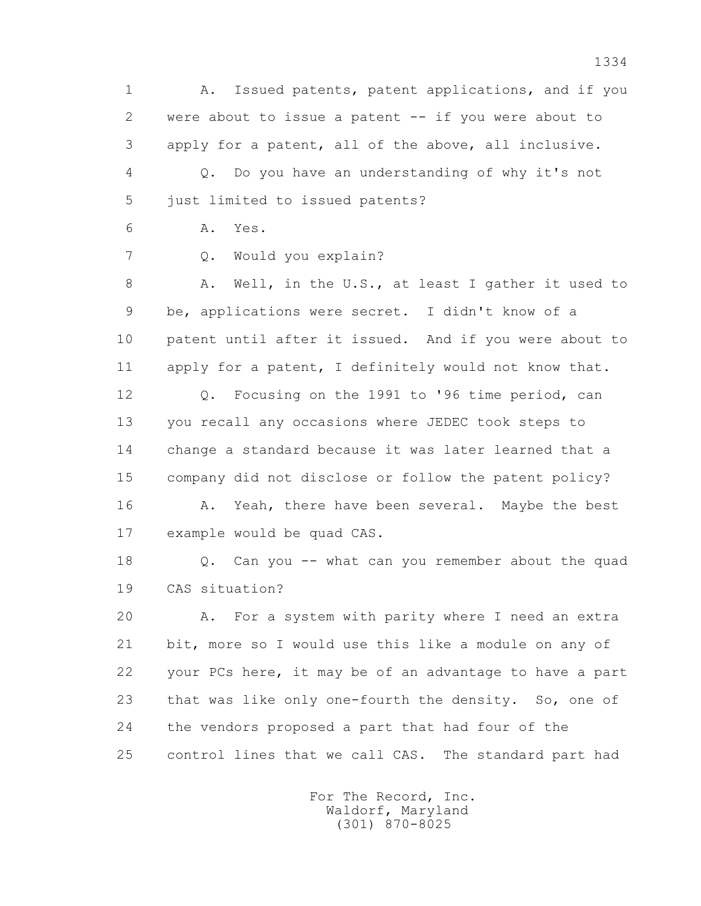1 A. Issued patents, patent applications, and if you
2 were about to issue a patent -- if you were about to
3 apply for a patent, all of the above, all inclusive.
4 Q. Do you have an understanding of why it's not
5 just limited to issued patents?
6 A. Yes.
7 Q. Would you explain?
8 A. Well, in the U.S., at least I gather it used to
9 be, applications were secret. I didn't know of a
10 patent until after it issued. And if you were about to
11 apply for a patent, I definitely would not know that.
12 Q. Focusing on the 1991 to '96 time period, can
13 you recall any occasions where JEDEC took steps to
14 change a standard because it was later learned that a
15 company did not disclose or follow the patent policy?
16 A. Yeah, there have been several. Maybe the best
17 example would be quad CAS.
18 Q. Can you -- what can you remember about the quad
19 CAS situation?
20 A. For a system with parity where I need an extra
21 bit, more so I would use this like a module on any of
22 your PCs here, it may be of an advantage to have a part
23 that was like only one-fourth the density. So, one of
24 the vendors proposed a part that had four of the
25 control lines that we call CAS. The standard part had

For The Record, Inc.
Waldorf, Maryland
(301) 870-8025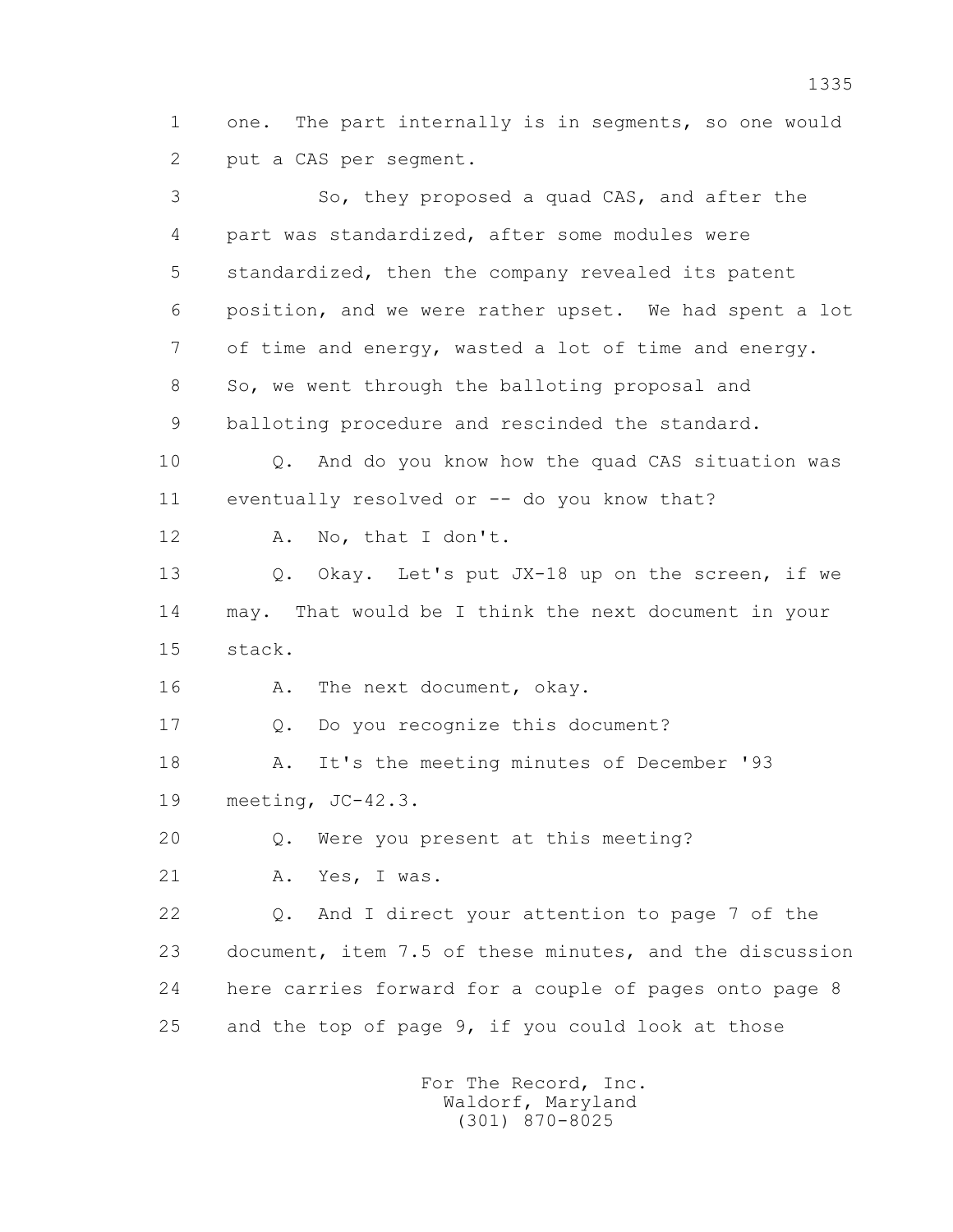1 one. The part internally is in segments, so one would
2 put a CAS per segment.

3 So, they proposed a quad CAS, and after the
4 part was standardized, after some modules were
5 standardized, then the company revealed its patent
6 position, and we were rather upset. We had spent a lot
7 of time and energy, wasted a lot of time and energy.
8 So, we went through the balloting proposal and
9 balloting procedure and rescinded the standard.

10 Q. And do you know how the quad CAS situation was
11 eventually resolved or -- do you know that?

12 A. No, that I don't.

13 Q. Okay. Let's put JX-18 up on the screen, if we
14 may. That would be I think the next document in your
15 stack.

16 A. The next document, okay.

17 Q. Do you recognize this document?

18 A. It's the meeting minutes of December '93
19 meeting, JC-42.3.

20 Q. Were you present at this meeting?

21 A. Yes, I was.

22 Q. And I direct your attention to page 7 of the
23 document, item 7.5 of these minutes, and the discussion
24 here carries forward for a couple of pages onto page 8
25 and the top of page 9, if you could look at those

For The Record, Inc.
Waldorf, Maryland
(301) 870-8025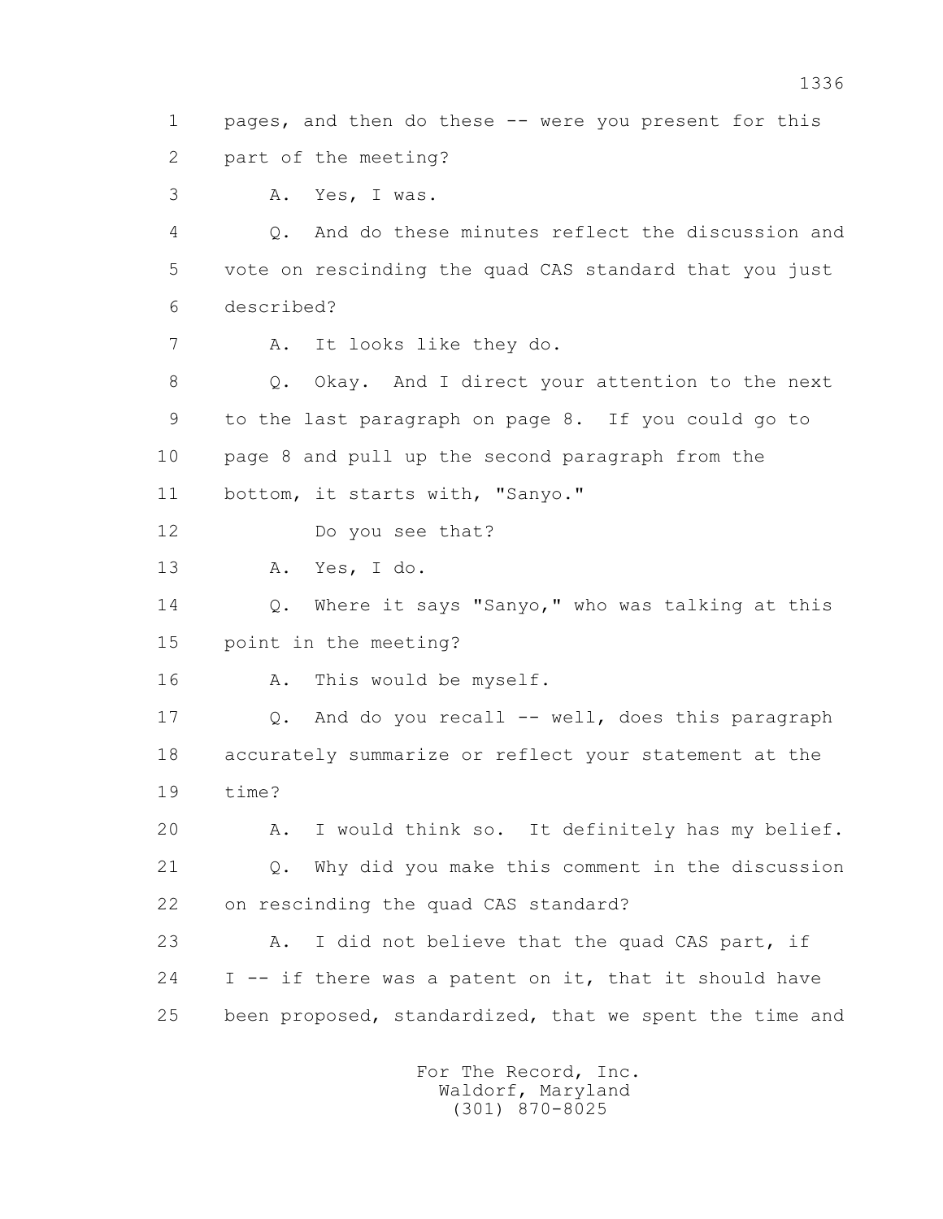1 pages, and then do these -- were you present for this

2 part of the meeting?

3 A. Yes, I was.

4 Q. And do these minutes reflect the discussion and

5 vote on rescinding the quad CAS standard that you just

6 described?

7 A. It looks like they do.

8 Q. Okay. And I direct your attention to the next

9 to the last paragraph on page 8. If you could go to

10 page 8 and pull up the second paragraph from the

11 bottom, it starts with, "Sanyo."

12 Do you see that?

13 A. Yes, I do.

14 Q. Where it says "Sanyo," who was talking at this

15 point in the meeting?

16 A. This would be myself.

17 Q. And do you recall -- well, does this paragraph

18 accurately summarize or reflect your statement at the

19 time?

20 A. I would think so. It definitely has my belief.

21 Q. Why did you make this comment in the discussion

22 on rescinding the quad CAS standard?

23 A. I did not believe that the quad CAS part, if

24 I -- if there was a patent on it, that it should have

25 been proposed, standardized, that we spent the time and

For The Record, Inc.
Waldorf, Maryland
(301) 870-8025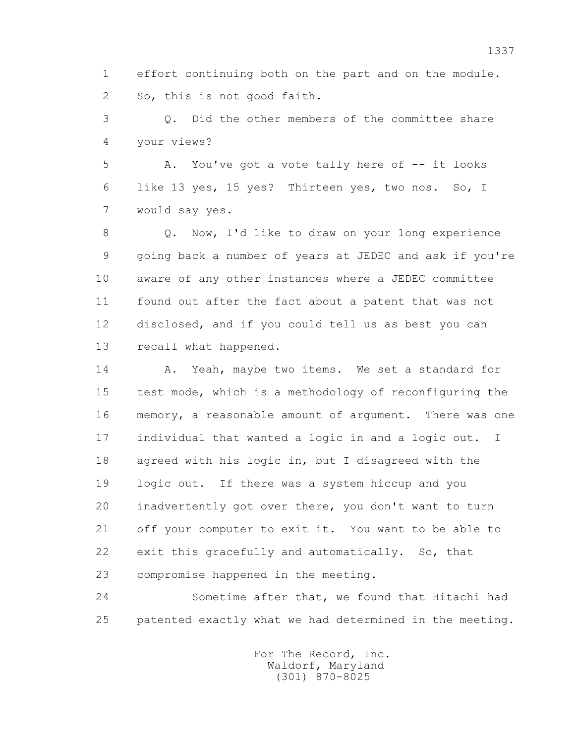1 effort continuing both on the part and on the module.
2 So, this is not good faith.

3 Q. Did the other members of the committee share
4 your views?

5 A. You've got a vote tally here of -- it looks
6 like 13 yes, 15 yes? Thirteen yes, two nos. So, I
7 would say yes.

8 Q. Now, I'd like to draw on your long experience
9 going back a number of years at JEDEC and ask if you're
10 aware of any other instances where a JEDEC committee
11 found out after the fact about a patent that was not
12 disclosed, and if you could tell us as best you can
13 recall what happened.

14 A. Yeah, maybe two items. We set a standard for
15 test mode, which is a methodology of reconfiguring the
16 memory, a reasonable amount of argument. There was one
17 individual that wanted a logic in and a logic out. I
18 agreed with his logic in, but I disagreed with the
19 logic out. If there was a system hiccup and you
20 inadvertently got over there, you don't want to turn
21 off your computer to exit it. You want to be able to
22 exit this gracefully and automatically. So, that
23 compromise happened in the meeting.

24 Sometime after that, we found that Hitachi had
25 patented exactly what we had determined in the meeting.

For The Record, Inc.
Waldorf, Maryland
(301) 870-8025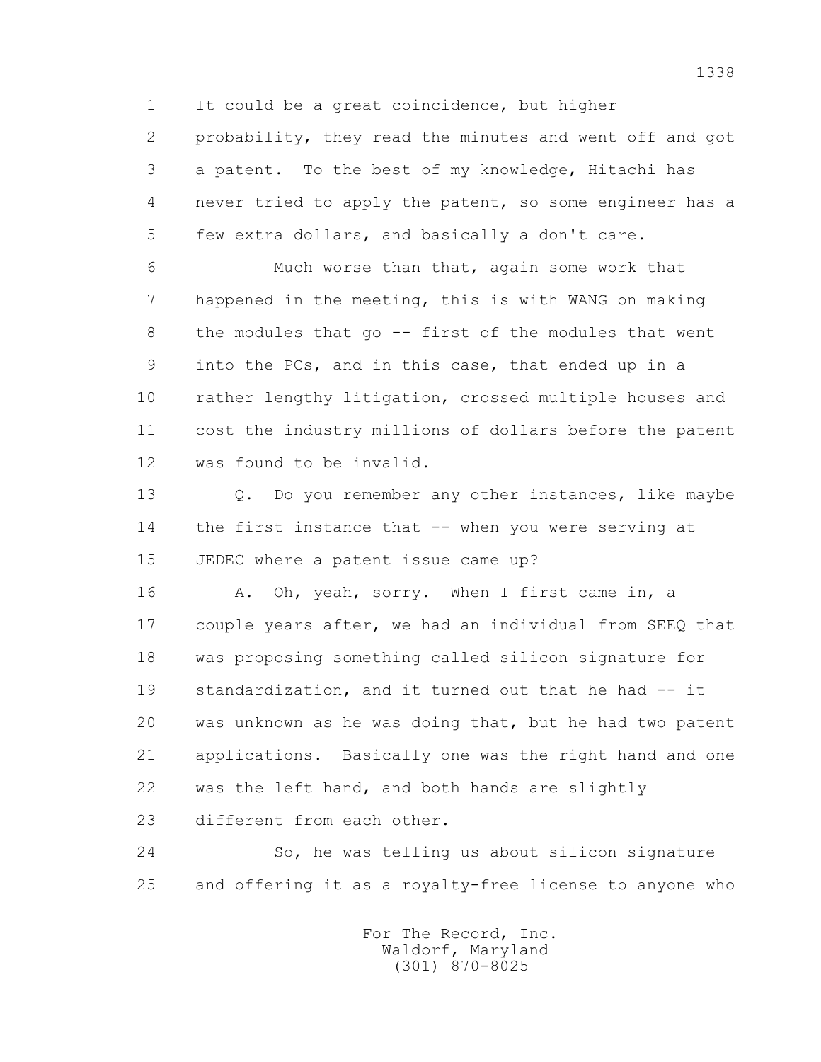1 It could be a great coincidence, but higher
2 probability, they read the minutes and went off and got
3 a patent. To the best of my knowledge, Hitachi has
4 never tried to apply the patent, so some engineer has a
5 few extra dollars, and basically a don't care.
6 Much worse than that, again some work that
7 happened in the meeting, this is with WANG on making
8 the modules that go -- first of the modules that went
9 into the PCs, and in this case, that ended up in a
10 rather lengthy litigation, crossed multiple houses and
11 cost the industry millions of dollars before the patent
12 was found to be invalid.
13 Q. Do you remember any other instances, like maybe
14 the first instance that -- when you were serving at
15 JEDEC where a patent issue came up?
16 A. Oh, yeah, sorry. When I first came in, a
17 couple years after, we had an individual from SEEQ that
18 was proposing something called silicon signature for
19 standardization, and it turned out that he had -- it
20 was unknown as he was doing that, but he had two patent
21 applications. Basically one was the right hand and one
22 was the left hand, and both hands are slightly
23 different from each other.
24 So, he was telling us about silicon signature
25 and offering it as a royalty-free license to anyone who

For The Record, Inc.
Waldorf, Maryland
(301) 870-8025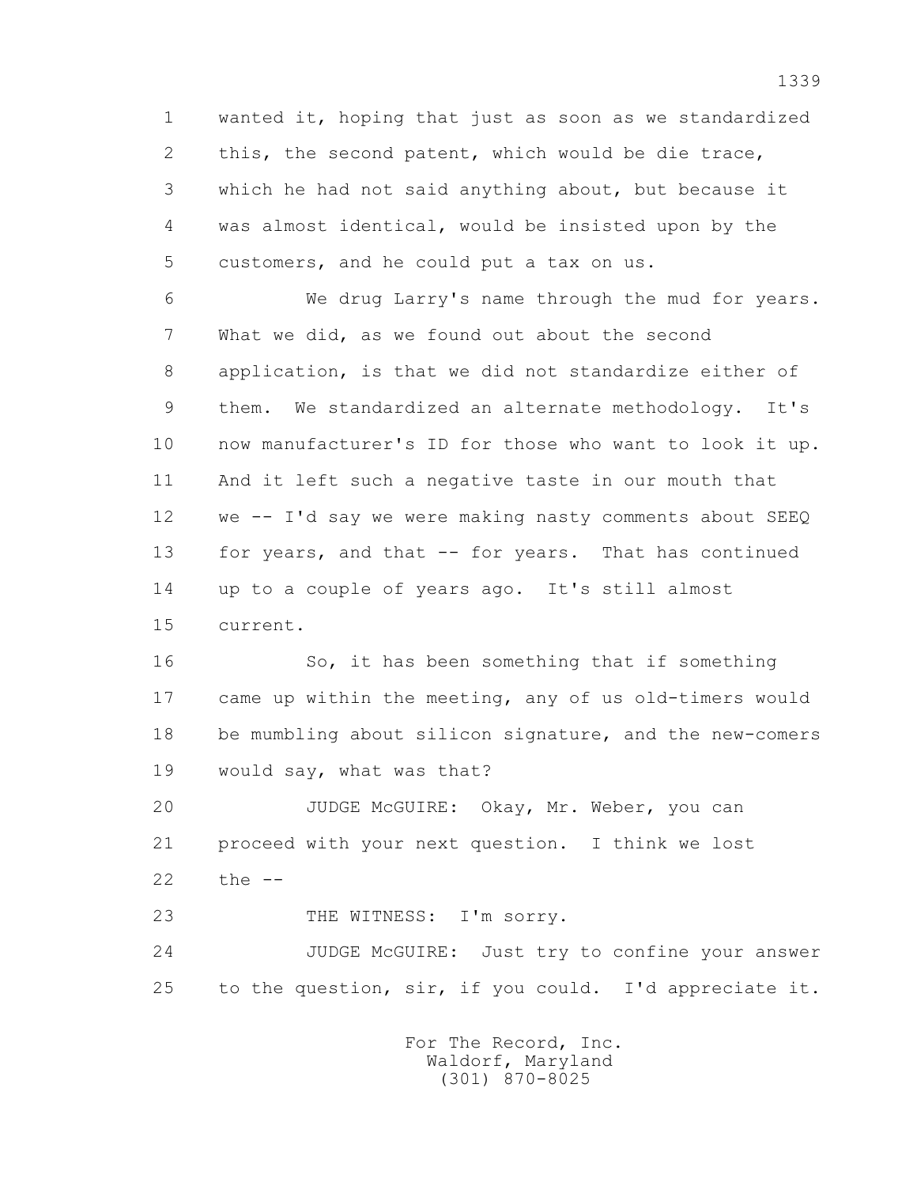1 wanted it, hoping that just as soon as we standardized
2 this, the second patent, which would be die trace,
3 which he had not said anything about, but because it
4 was almost identical, would be insisted upon by the
5 customers, and he could put a tax on us.

6 We drug Larry's name through the mud for years.
7 What we did, as we found out about the second
8 application, is that we did not standardize either of
9 them. We standardized an alternate methodology. It's
10 now manufacturer's ID for those who want to look it up.
11 And it left such a negative taste in our mouth that
12 we -- I'd say we were making nasty comments about SEEQ
13 for years, and that -- for years. That has continued
14 up to a couple of years ago. It's still almost
15 current.

16 So, it has been something that if something
17 came up within the meeting, any of us old-timers would
18 be mumbling about silicon signature, and the new-comers
19 would say, what was that?

20 JUDGE McGUIRE: Okay, Mr. Weber, you can
21 proceed with your next question. I think we lost
22 the --

23 THE WITNESS: I'm sorry.

24 JUDGE McGUIRE: Just try to confine your answer
25 to the question, sir, if you could. I'd appreciate it.

For The Record, Inc.
Waldorf, Maryland
(301) 870-8025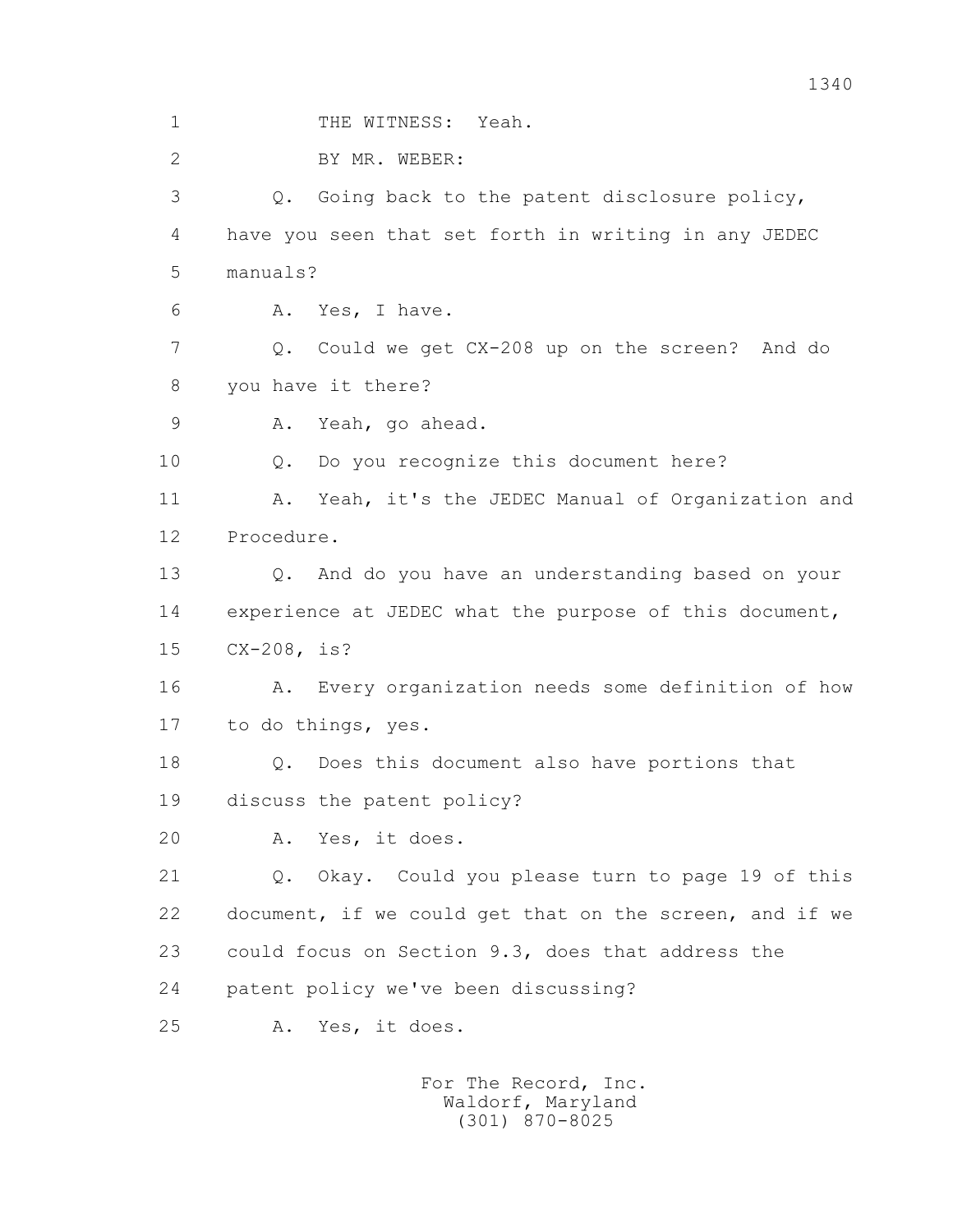1 THE WITNESS: Yeah.

2 BY MR. WEBER:

3 Q. Going back to the patent disclosure policy,

4 have you seen that set forth in writing in any JEDEC

5 manuals?

6 A. Yes, I have.

7 Q. Could we get CX-208 up on the screen? And do

8 you have it there?

9 A. Yeah, go ahead.

10 Q. Do you recognize this document here?

11 A. Yeah, it's the JEDEC Manual of Organization and

12 Procedure.

13 Q. And do you have an understanding based on your

14 experience at JEDEC what the purpose of this document,

15 CX-208, is?

16 A. Every organization needs some definition of how

17 to do things, yes.

18 Q. Does this document also have portions that

19 discuss the patent policy?

20 A. Yes, it does.

21 Q. Okay. Could you please turn to page 19 of this

22 document, if we could get that on the screen, and if we

23 could focus on Section 9.3, does that address the

24 patent policy we've been discussing?

25 A. Yes, it does.

For The Record, Inc.
Waldorf, Maryland
(301) 870-8025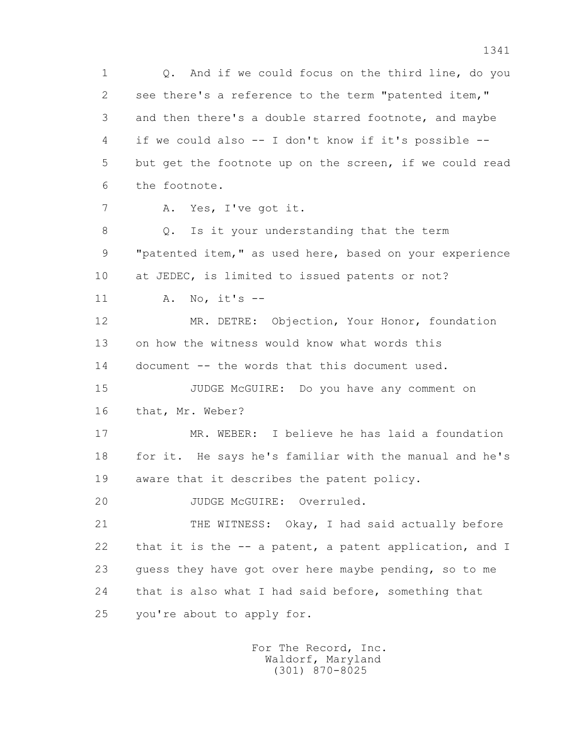Q. And if we could focus on the third line, do you see there's a reference to the term "patented item," and then there's a double starred footnote, and maybe if we could also -- I don't know if it's possible -- but get the footnote up on the screen, if we could read the footnote.

A. Yes, I've got it.

Q. Is it your understanding that the term "patented item," as used here, based on your experience at JEDEC, is limited to issued patents or not?

A. No, it's --

MR. DETRE: Objection, Your Honor, foundation on how the witness would know what words this document -- the words that this document used.

JUDGE McGUIRE: Do you have any comment on that, Mr. Weber?

MR. WEBER: I believe he has laid a foundation for it. He says he's familiar with the manual and he's aware that it describes the patent policy.

JUDGE McGUIRE: Overruled.

THE WITNESS: Okay, I had said actually before that it is the -- a patent, a patent application, and I guess they have got over here maybe pending, so to me that is also what I had said before, something that you're about to apply for.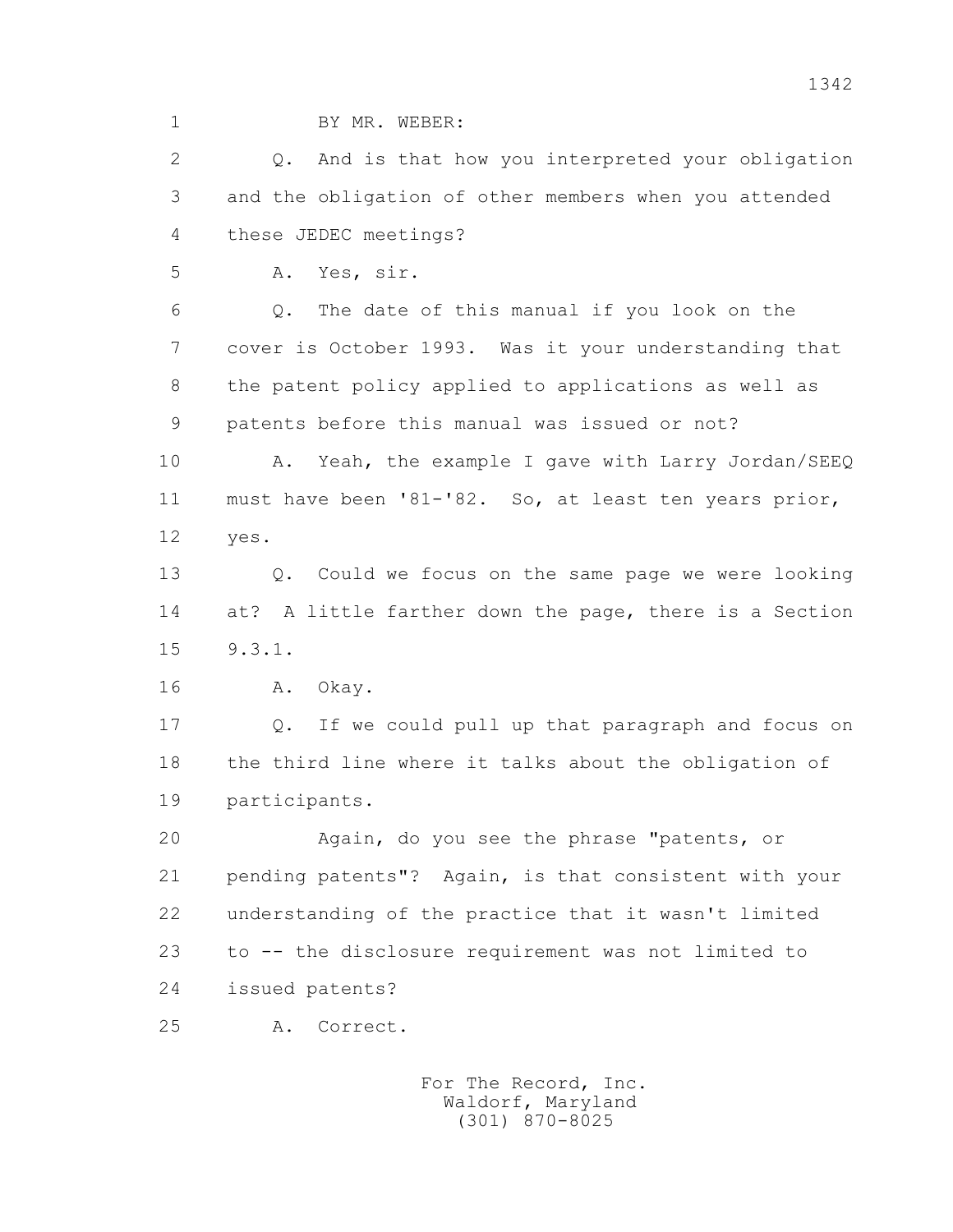BY MR. WEBER:

Q. And is that how you interpreted your obligation and the obligation of other members when you attended these JEDEC meetings?

A. Yes, sir.

Q. The date of this manual if you look on the cover is October 1993. Was it your understanding that the patent policy applied to applications as well as patents before this manual was issued or not?

A. Yeah, the example I gave with Larry Jordan/SEEQ must have been '81-'82. So, at least ten years prior, yes.

Q. Could we focus on the same page we were looking at? A little farther down the page, there is a Section 9.3.1.

A. Okay.

Q. If we could pull up that paragraph and focus on the third line where it talks about the obligation of participants.

Again, do you see the phrase "patents, or pending patents"? Again, is that consistent with your understanding of the practice that it wasn't limited to -- the disclosure requirement was not limited to issued patents?

A. Correct.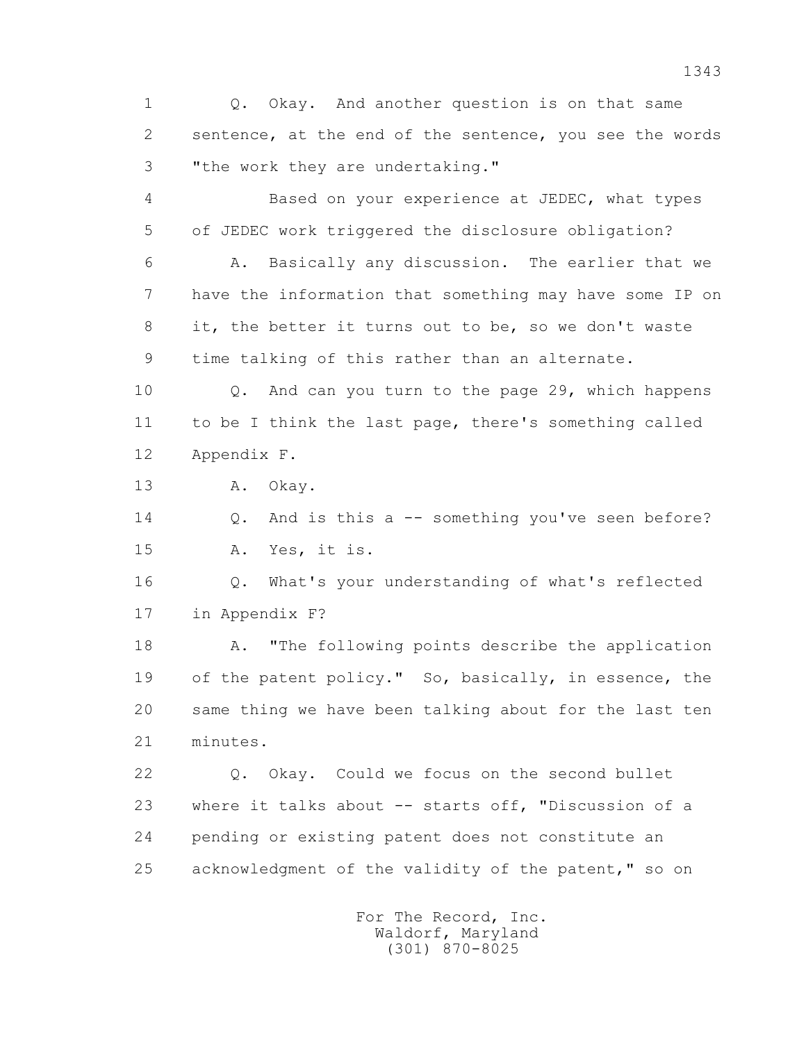1 Q. Okay. And another question is on that same
2 sentence, at the end of the sentence, you see the words
3 "the work they are undertaking."

4 Based on your experience at JEDEC, what types
5 of JEDEC work triggered the disclosure obligation?

6 A. Basically any discussion. The earlier that we
7 have the information that something may have some IP on
8 it, the better it turns out to be, so we don't waste
9 time talking of this rather than an alternate.

10 Q. And can you turn to the page 29, which happens
11 to be I think the last page, there's something called
12 Appendix F.

13 A. Okay.

14 Q. And is this a -- something you've seen before?

15 A. Yes, it is.

16 Q. What's your understanding of what's reflected
17 in Appendix F?

18 A. "The following points describe the application
19 of the patent policy." So, basically, in essence, the
20 same thing we have been talking about for the last ten
21 minutes.

22 Q. Okay. Could we focus on the second bullet
23 where it talks about -- starts off, "Discussion of a
24 pending or existing patent does not constitute an
25 acknowledgment of the validity of the patent," so on

For The Record, Inc.
Waldorf, Maryland
(301) 870-8025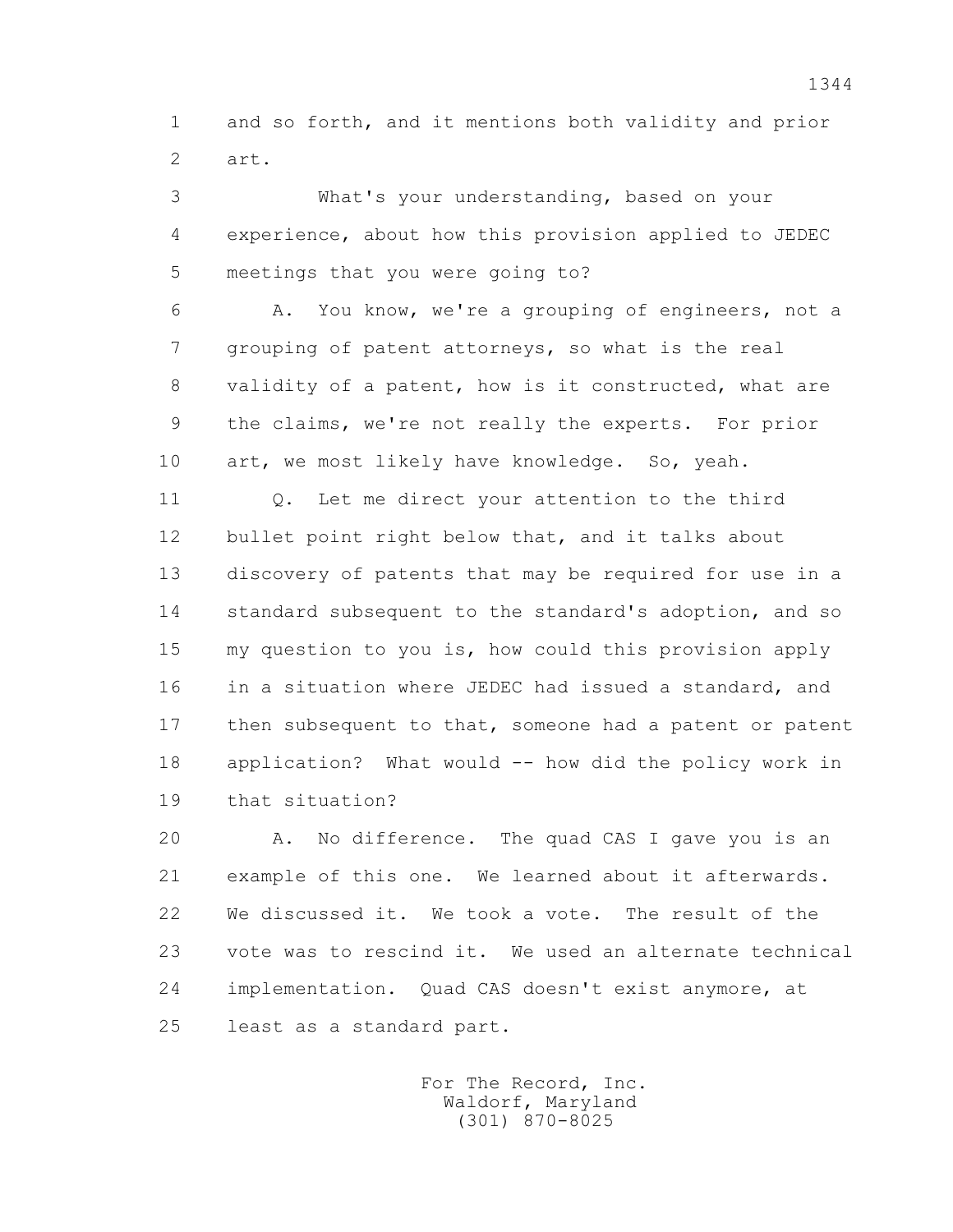1 and so forth, and it mentions both validity and prior
2 art.

3 What's your understanding, based on your
4 experience, about how this provision applied to JEDEC
5 meetings that you were going to?

6 A. You know, we're a grouping of engineers, not a
7 grouping of patent attorneys, so what is the real
8 validity of a patent, how is it constructed, what are
9 the claims, we're not really the experts. For prior
10 art, we most likely have knowledge. So, yeah.

11 Q. Let me direct your attention to the third
12 bullet point right below that, and it talks about
13 discovery of patents that may be required for use in a
14 standard subsequent to the standard's adoption, and so
15 my question to you is, how could this provision apply
16 in a situation where JEDEC had issued a standard, and
17 then subsequent to that, someone had a patent or patent
18 application? What would -- how did the policy work in
19 that situation?

20 A. No difference. The quad CAS I gave you is an
21 example of this one. We learned about it afterwards.
22 We discussed it. We took a vote. The result of the
23 vote was to rescind it. We used an alternate technical
24 implementation. Quad CAS doesn't exist anymore, at
25 least as a standard part.

For The Record, Inc.
Waldorf, Maryland
(301) 870-8025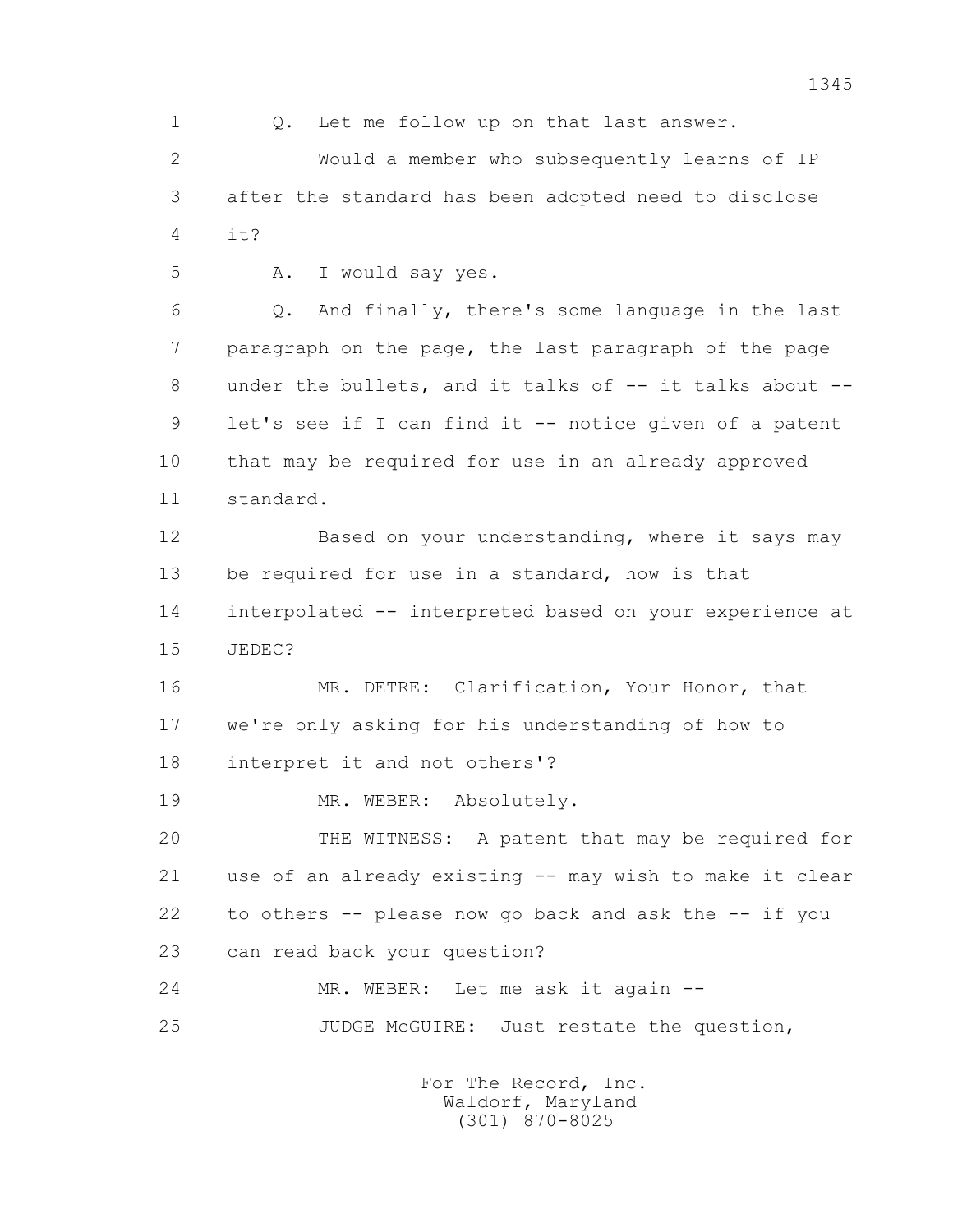1 Q. Let me follow up on that last answer.

2 Would a member who subsequently learns of IP

3 after the standard has been adopted need to disclose

4 it?

5 A. I would say yes.

6 Q. And finally, there's some language in the last

7 paragraph on the page, the last paragraph of the page

8 under the bullets, and it talks of -- it talks about --

9 let's see if I can find it -- notice given of a patent

10 that may be required for use in an already approved

11 standard.

12 Based on your understanding, where it says may

13 be required for use in a standard, how is that

14 interpolated -- interpreted based on your experience at

15 JEDEC?

16 MR. DETRE: Clarification, Your Honor, that

17 we're only asking for his understanding of how to

18 interpret it and not others'?

19 MR. WEBER: Absolutely.

20 THE WITNESS: A patent that may be required for

21 use of an already existing -- may wish to make it clear

22 to others -- please now go back and ask the -- if you

23 can read back your question?

24 MR. WEBER: Let me ask it again --

25 JUDGE McGUIRE: Just restate the question,

For The Record, Inc.
Waldorf, Maryland
(301) 870-8025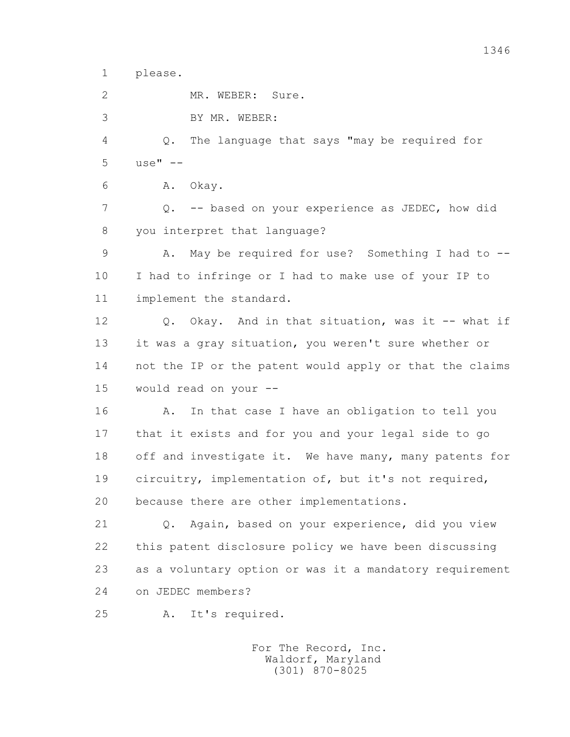1 please.

2 MR. WEBER: Sure.

3 BY MR. WEBER:

4 Q. The language that says "may be required for

5 use" --

6 A. Okay.

7 Q. -- based on your experience as JEDEC, how did

8 you interpret that language?

9 A. May be required for use? Something I had to --

10 I had to infringe or I had to make use of your IP to

11 implement the standard.

12 Q. Okay. And in that situation, was it -- what if

13 it was a gray situation, you weren't sure whether or

14 not the IP or the patent would apply or that the claims

15 would read on your --

16 A. In that case I have an obligation to tell you

17 that it exists and for you and your legal side to go

18 off and investigate it. We have many, many patents for

19 circuitry, implementation of, but it's not required,

20 because there are other implementations.

21 Q. Again, based on your experience, did you view

22 this patent disclosure policy we have been discussing

23 as a voluntary option or was it a mandatory requirement

24 on JEDEC members?

25 A. It's required.

For The Record, Inc.
Waldorf, Maryland
(301) 870-8025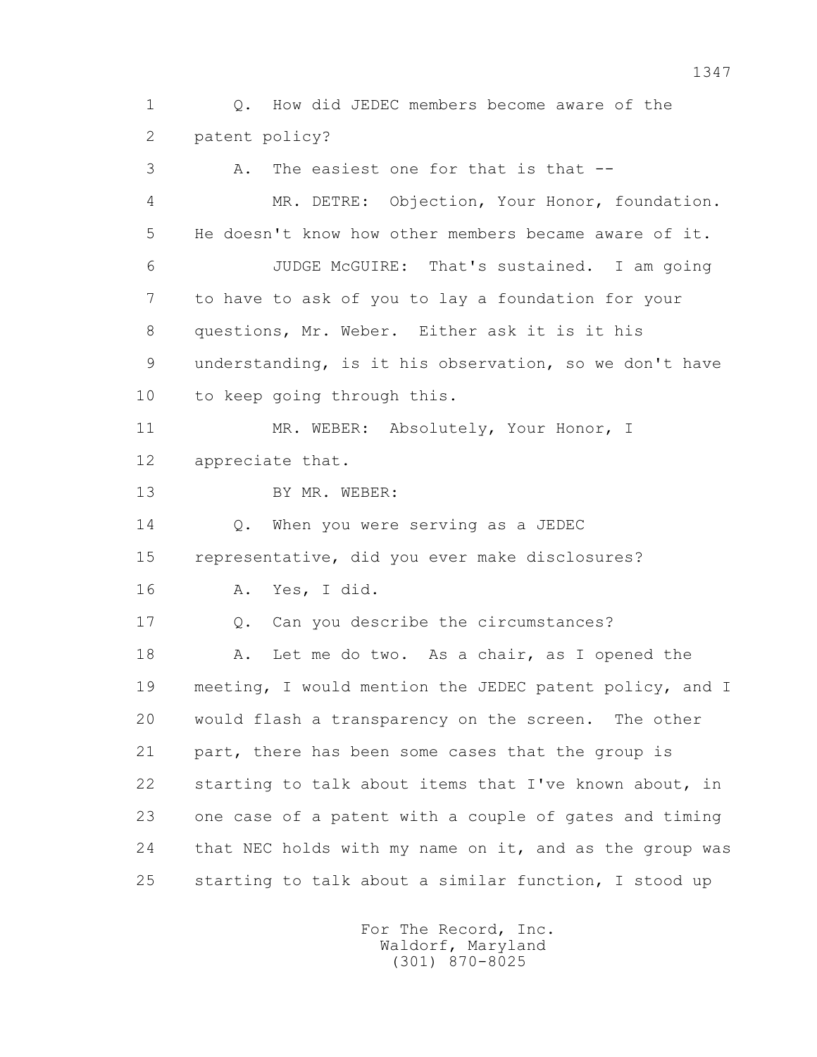1 Q. How did JEDEC members become aware of the
2 patent policy?
3 A. The easiest one for that is that --
4 MR. DETRE: Objection, Your Honor, foundation.
5 He doesn't know how other members became aware of it.
6 JUDGE McGUIRE: That's sustained. I am going
7 to have to ask of you to lay a foundation for your
8 questions, Mr. Weber. Either ask it is it his
9 understanding, is it his observation, so we don't have
10 to keep going through this.
11 MR. WEBER: Absolutely, Your Honor, I
12 appreciate that.
13 BY MR. WEBER:
14 Q. When you were serving as a JEDEC
15 representative, did you ever make disclosures?
16 A. Yes, I did.
17 Q. Can you describe the circumstances?
18 A. Let me do two. As a chair, as I opened the
19 meeting, I would mention the JEDEC patent policy, and I
20 would flash a transparency on the screen. The other
21 part, there has been some cases that the group is
22 starting to talk about items that I've known about, in
23 one case of a patent with a couple of gates and timing
24 that NEC holds with my name on it, and as the group was
25 starting to talk about a similar function, I stood up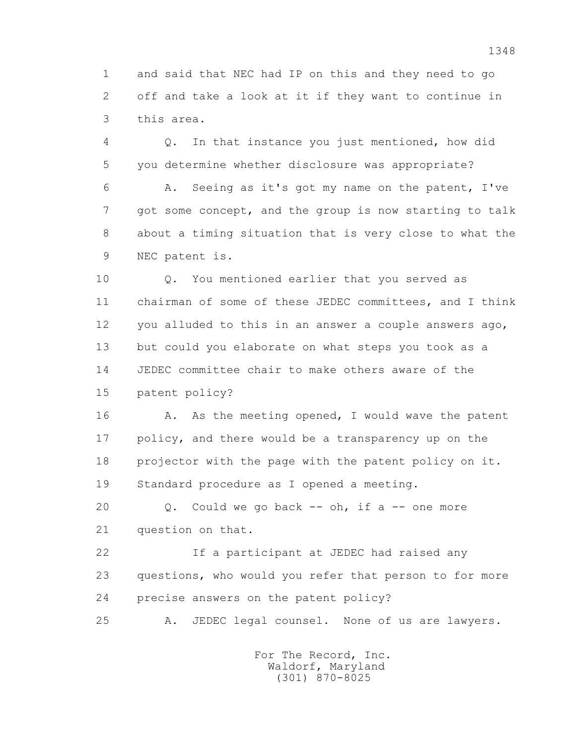1 and said that NEC had IP on this and they need to go
2 off and take a look at it if they want to continue in
3 this area.

4 Q. In that instance you just mentioned, how did
5 you determine whether disclosure was appropriate?

6 A. Seeing as it's got my name on the patent, I've
7 got some concept, and the group is now starting to talk
8 about a timing situation that is very close to what the
9 NEC patent is.

10 Q. You mentioned earlier that you served as
11 chairman of some of these JEDEC committees, and I think
12 you alluded to this in an answer a couple answers ago,
13 but could you elaborate on what steps you took as a
14 JEDEC committee chair to make others aware of the
15 patent policy?

16 A. As the meeting opened, I would wave the patent
17 policy, and there would be a transparency up on the
18 projector with the page with the patent policy on it.
19 Standard procedure as I opened a meeting.

20 Q. Could we go back -- oh, if a -- one more
21 question on that.

22 If a participant at JEDEC had raised any
23 questions, who would you refer that person to for more
24 precise answers on the patent policy?

25 A. JEDEC legal counsel. None of us are lawyers.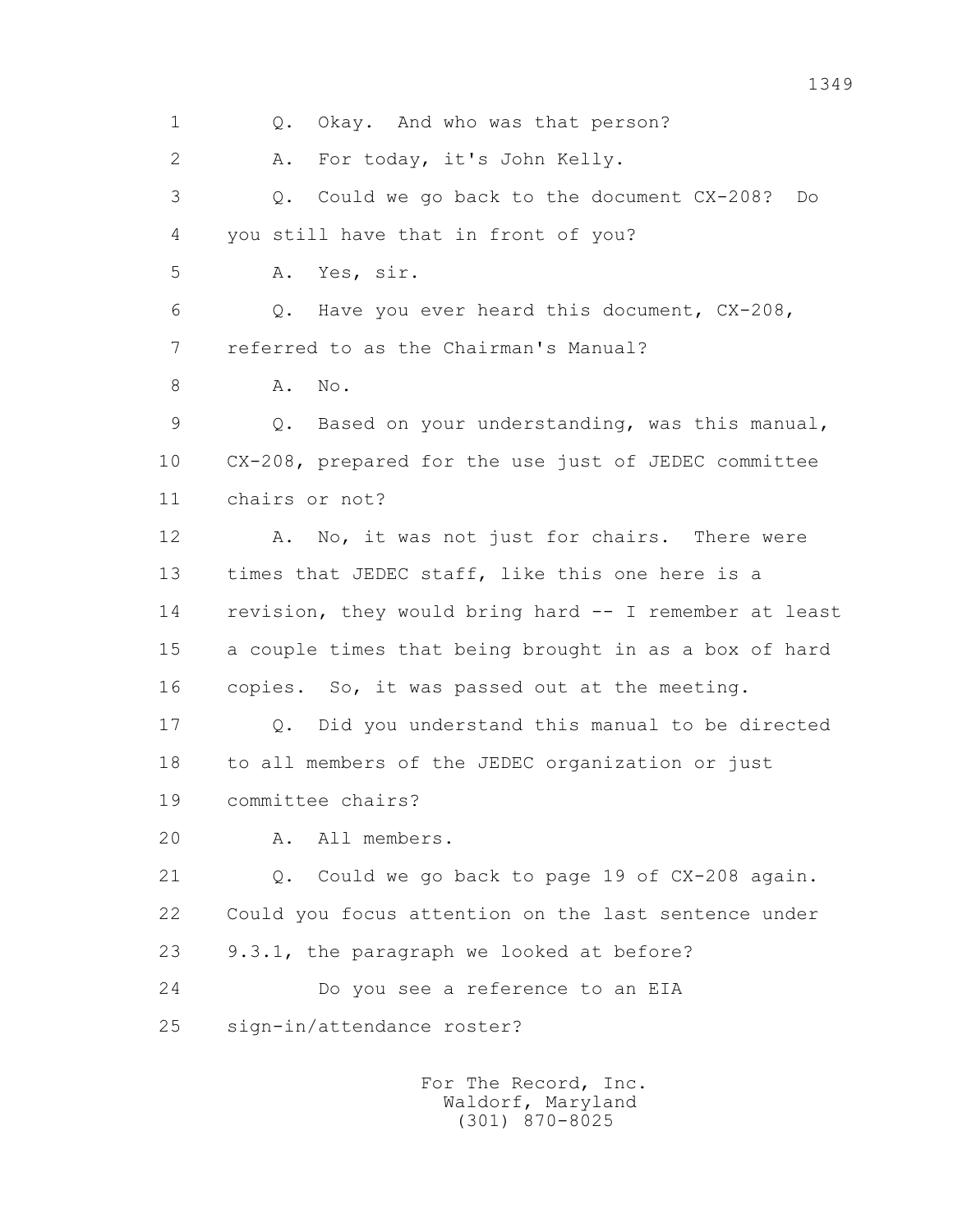1 Q. Okay. And who was that person?

2 A. For today, it's John Kelly.

3 Q. Could we go back to the document CX-208? Do

4 you still have that in front of you?

5 A. Yes, sir.

6 Q. Have you ever heard this document, CX-208,

7 referred to as the Chairman's Manual?

8 A. No.

9 Q. Based on your understanding, was this manual,

10 CX-208, prepared for the use just of JEDEC committee

11 chairs or not?

12 A. No, it was not just for chairs. There were

13 times that JEDEC staff, like this one here is a

14 revision, they would bring hard -- I remember at least

15 a couple times that being brought in as a box of hard

16 copies. So, it was passed out at the meeting.

17 Q. Did you understand this manual to be directed

18 to all members of the JEDEC organization or just

19 committee chairs?

20 A. All members.

21 Q. Could we go back to page 19 of CX-208 again.

22 Could you focus attention on the last sentence under

23 9.3.1, the paragraph we looked at before?

24 Do you see a reference to an EIA

25 sign-in/attendance roster?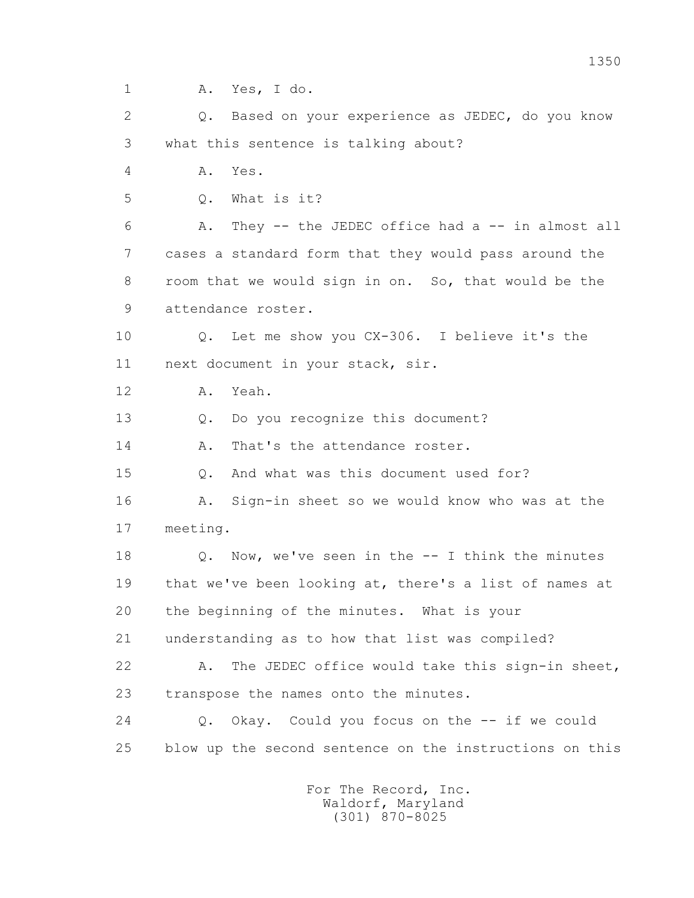1 A. Yes, I do.

2 Q. Based on your experience as JEDEC, do you know

3 what this sentence is talking about?

4 A. Yes.

5 Q. What is it?

6 A. They -- the JEDEC office had a -- in almost all

7 cases a standard form that they would pass around the

8 room that we would sign in on. So, that would be the

9 attendance roster.

10 Q. Let me show you CX-306. I believe it's the

11 next document in your stack, sir.

12 A. Yeah.

13 Q. Do you recognize this document?

14 A. That's the attendance roster.

15 Q. And what was this document used for?

16 A. Sign-in sheet so we would know who was at the

17 meeting.

18 Q. Now, we've seen in the -- I think the minutes

19 that we've been looking at, there's a list of names at

20 the beginning of the minutes. What is your

21 understanding as to how that list was compiled?

22 A. The JEDEC office would take this sign-in sheet,

23 transpose the names onto the minutes.

24 Q. Okay. Could you focus on the -- if we could

25 blow up the second sentence on the instructions on this

For The Record, Inc.
Waldorf, Maryland
(301) 870-8025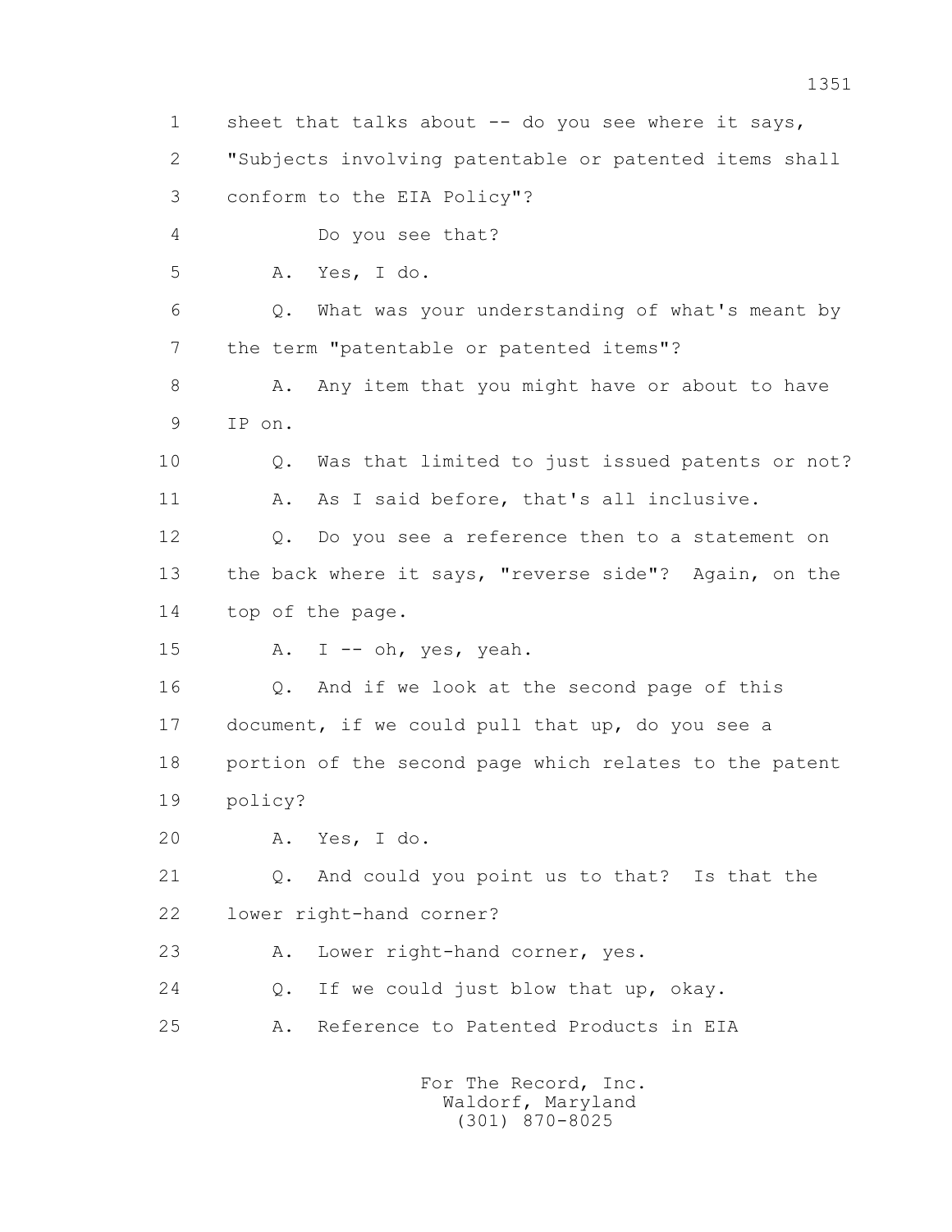1 sheet that talks about -- do you see where it says,
2 "Subjects involving patentable or patented items shall
3 conform to the EIA Policy"?
4 Do you see that?
5 A. Yes, I do.
6 Q. What was your understanding of what's meant by
7 the term "patentable or patented items"?
8 A. Any item that you might have or about to have
9 IP on.
10 Q. Was that limited to just issued patents or not?
11 A. As I said before, that's all inclusive.
12 Q. Do you see a reference then to a statement on
13 the back where it says, "reverse side"? Again, on the
14 top of the page.
15 A. I -- oh, yes, yeah.
16 Q. And if we look at the second page of this
17 document, if we could pull that up, do you see a
18 portion of the second page which relates to the patent
19 policy?
20 A. Yes, I do.
21 Q. And could you point us to that? Is that the
22 lower right-hand corner?
23 A. Lower right-hand corner, yes.
24 Q. If we could just blow that up, okay.
25 A. Reference to Patented Products in EIA

For The Record, Inc.
Waldorf, Maryland
(301) 870-8025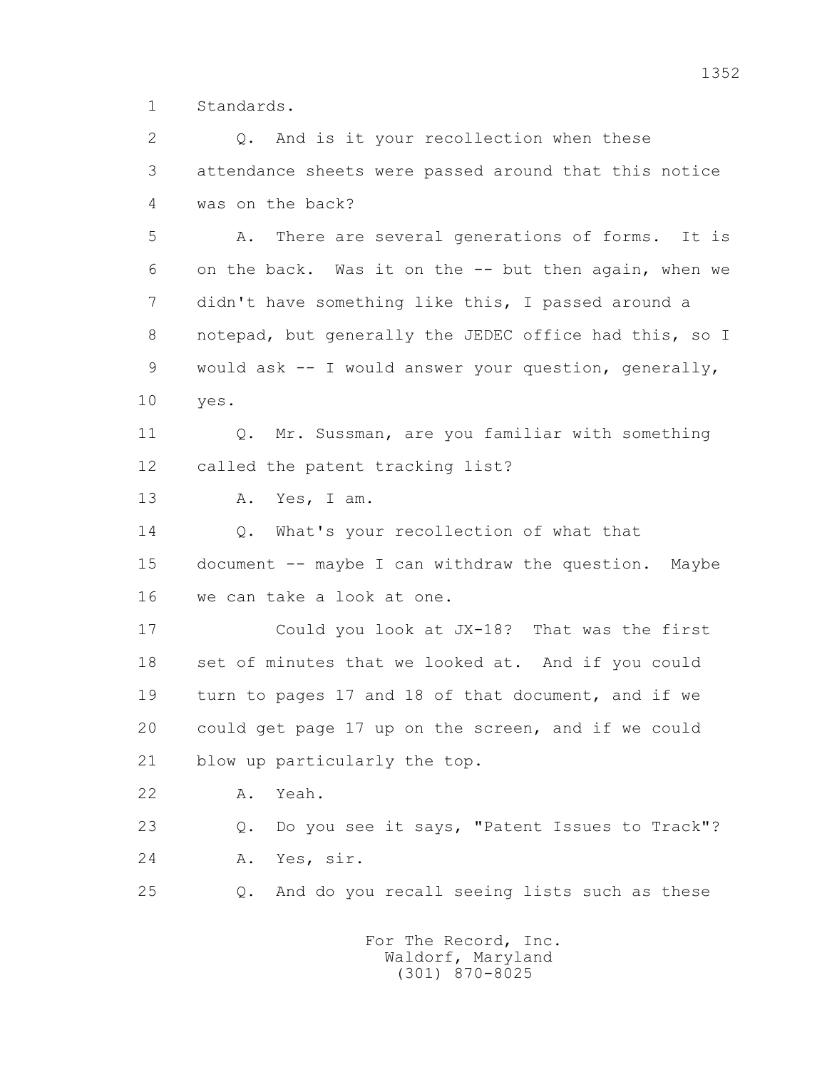1 Standards.

2 Q. And is it your recollection when these

3 attendance sheets were passed around that this notice

4 was on the back?

5 A. There are several generations of forms. It is

6 on the back. Was it on the -- but then again, when we

7 didn't have something like this, I passed around a

8 notepad, but generally the JEDEC office had this, so I

9 would ask -- I would answer your question, generally,

10 yes.

11 Q. Mr. Sussman, are you familiar with something

12 called the patent tracking list?

13 A. Yes, I am.

14 Q. What's your recollection of what that

15 document -- maybe I can withdraw the question. Maybe

16 we can take a look at one.

17 Could you look at JX-18? That was the first

18 set of minutes that we looked at. And if you could

19 turn to pages 17 and 18 of that document, and if we

20 could get page 17 up on the screen, and if we could

21 blow up particularly the top.

22 A. Yeah.

23 Q. Do you see it says, "Patent Issues to Track"?

24 A. Yes, sir.

25 Q. And do you recall seeing lists such as these

For The Record, Inc.
Waldorf, Maryland
(301) 870-8025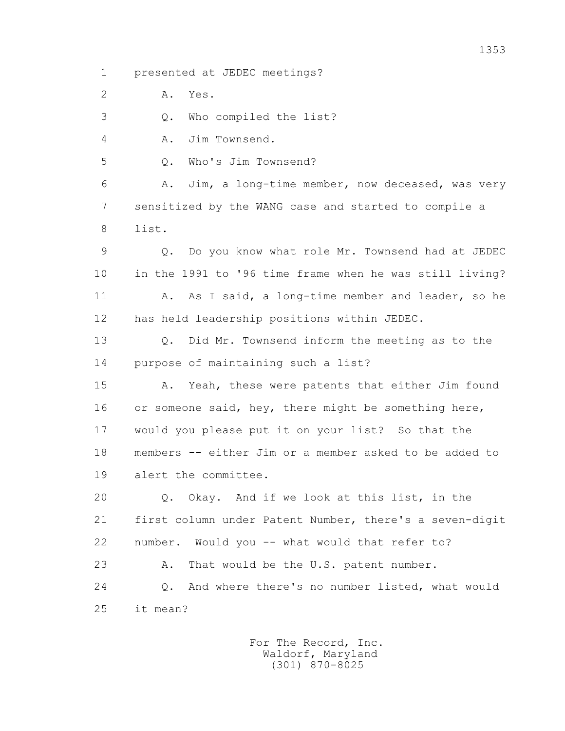1 presented at JEDEC meetings?

2 A. Yes.

3 Q. Who compiled the list?

4 A. Jim Townsend.

5 Q. Who's Jim Townsend?

6 A. Jim, a long-time member, now deceased, was very

7 sensitized by the WANG case and started to compile a

8 list.

9 Q. Do you know what role Mr. Townsend had at JEDEC

10 in the 1991 to '96 time frame when he was still living?

11 A. As I said, a long-time member and leader, so he

12 has held leadership positions within JEDEC.

13 Q. Did Mr. Townsend inform the meeting as to the

14 purpose of maintaining such a list?

15 A. Yeah, these were patents that either Jim found

16 or someone said, hey, there might be something here,

17 would you please put it on your list? So that the

18 members -- either Jim or a member asked to be added to

19 alert the committee.

20 Q. Okay. And if we look at this list, in the

21 first column under Patent Number, there's a seven-digit

22 number. Would you -- what would that refer to?

23 A. That would be the U.S. patent number.

24 Q. And where there's no number listed, what would

25 it mean?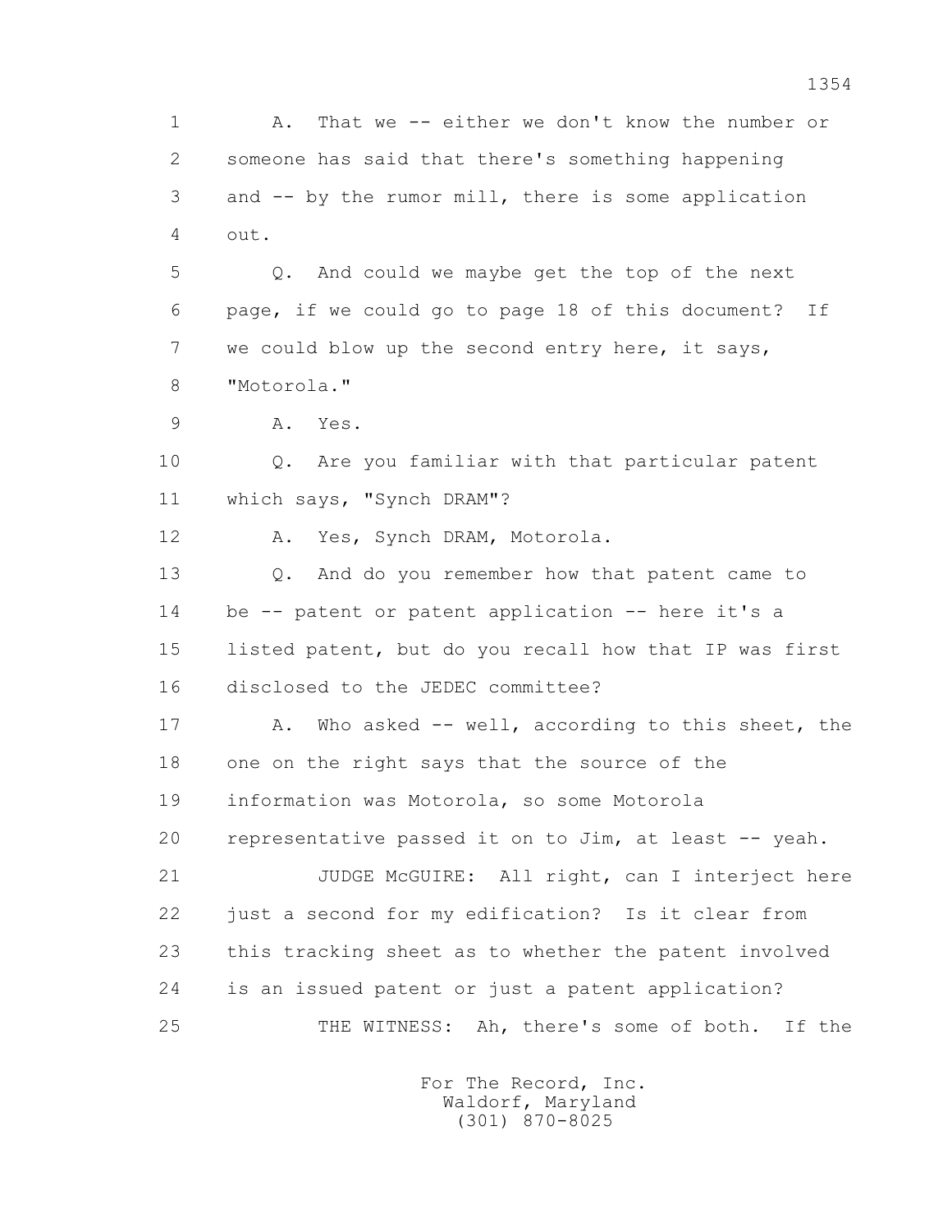1 A. That we -- either we don't know the number or
2 someone has said that there's something happening
3 and -- by the rumor mill, there is some application
4 out.

5 Q. And could we maybe get the top of the next
6 page, if we could go to page 18 of this document? If
7 we could blow up the second entry here, it says,
8 "Motorola."

9 A. Yes.

10 Q. Are you familiar with that particular patent
11 which says, "Synch DRAM"?

12 A. Yes, Synch DRAM, Motorola.

13 Q. And do you remember how that patent came to
14 be -- patent or patent application -- here it's a
15 listed patent, but do you recall how that IP was first
16 disclosed to the JEDEC committee?

17 A. Who asked -- well, according to this sheet, the
18 one on the right says that the source of the
19 information was Motorola, so some Motorola
20 representative passed it on to Jim, at least -- yeah.

21 JUDGE McGUIRE: All right, can I interject here
22 just a second for my edification? Is it clear from
23 this tracking sheet as to whether the patent involved
24 is an issued patent or just a patent application?

25 THE WITNESS: Ah, there's some of both. If the

For The Record, Inc.
Waldorf, Maryland
(301) 870-8025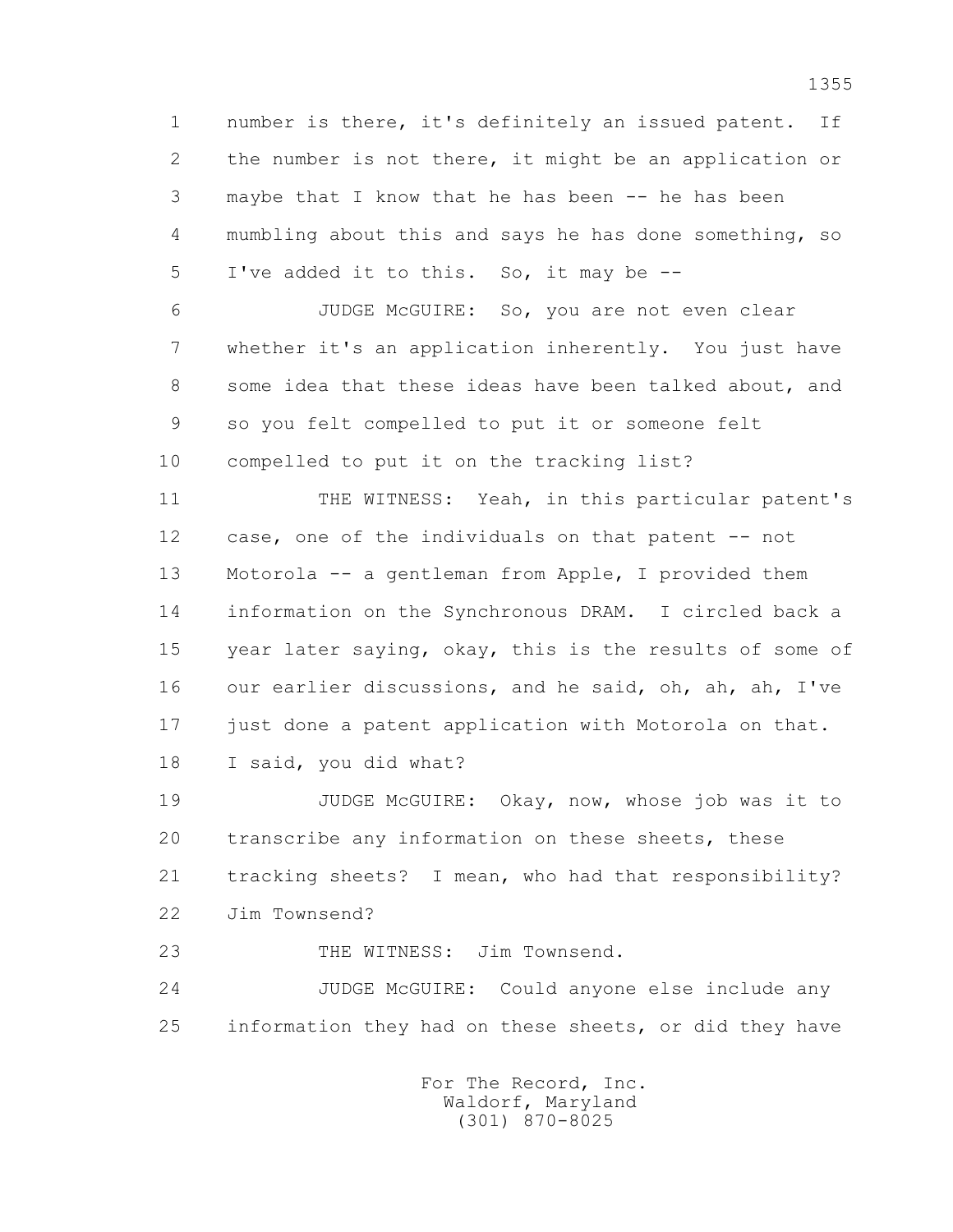number is there, it's definitely an issued patent. If the number is not there, it might be an application or maybe that I know that he has been -- he has been mumbling about this and says he has done something, so I've added it to this. So, it may be --

JUDGE McGUIRE: So, you are not even clear whether it's an application inherently. You just have some idea that these ideas have been talked about, and so you felt compelled to put it or someone felt compelled to put it on the tracking list?

THE WITNESS: Yeah, in this particular patent's case, one of the individuals on that patent -- not Motorola -- a gentleman from Apple, I provided them information on the Synchronous DRAM. I circled back a year later saying, okay, this is the results of some of our earlier discussions, and he said, oh, ah, ah, I've just done a patent application with Motorola on that. I said, you did what?

JUDGE McGUIRE: Okay, now, whose job was it to transcribe any information on these sheets, these tracking sheets? I mean, who had that responsibility? Jim Townsend?

THE WITNESS: Jim Townsend.

JUDGE McGUIRE: Could anyone else include any information they had on these sheets, or did they have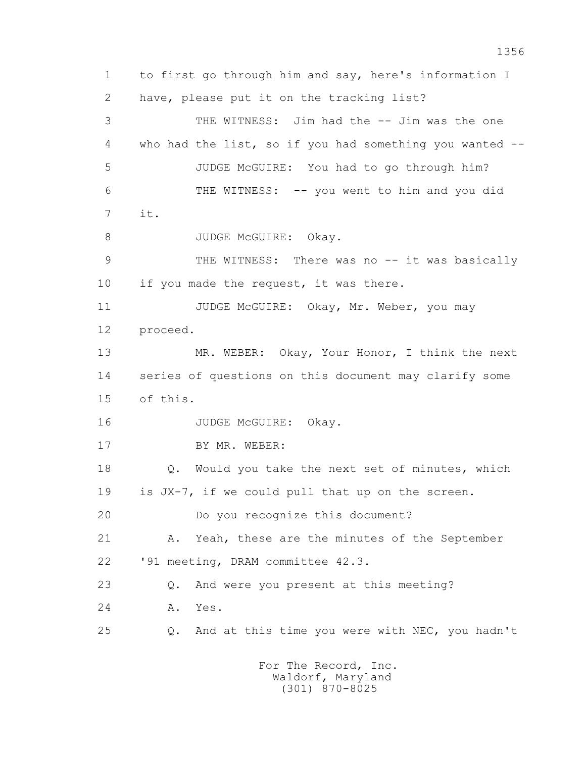1 to first go through him and say, here's information I

2 have, please put it on the tracking list?

3 THE WITNESS: Jim had the -- Jim was the one

4 who had the list, so if you had something you wanted --

5 JUDGE McGUIRE: You had to go through him?

6 THE WITNESS: -- you went to him and you did

7 it.

8 JUDGE McGUIRE: Okay.

9 THE WITNESS: There was no -- it was basically

10 if you made the request, it was there.

11 JUDGE McGUIRE: Okay, Mr. Weber, you may

12 proceed.

13 MR. WEBER: Okay, Your Honor, I think the next

14 series of questions on this document may clarify some

15 of this.

16 JUDGE McGUIRE: Okay.

17 BY MR. WEBER:

18 Q. Would you take the next set of minutes, which

19 is JX-7, if we could pull that up on the screen.

20 Do you recognize this document?

21 A. Yeah, these are the minutes of the September

22 '91 meeting, DRAM committee 42.3.

23 Q. And were you present at this meeting?

24 A. Yes.

25 Q. And at this time you were with NEC, you hadn't

For The Record, Inc.
Waldorf, Maryland
(301) 870-8025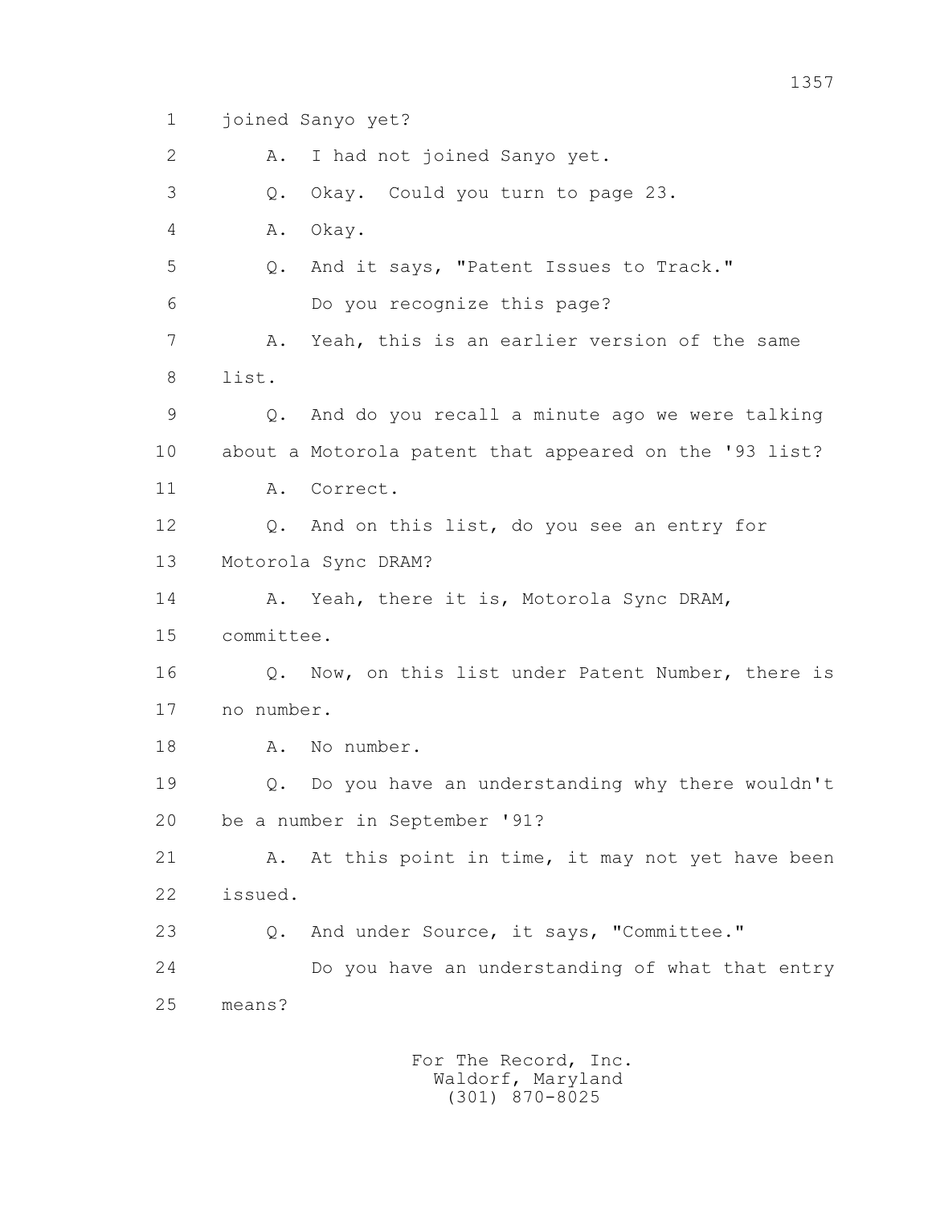1 joined Sanyo yet?

2 A. I had not joined Sanyo yet.

3 Q. Okay. Could you turn to page 23.

4 A. Okay.

5 Q. And it says, "Patent Issues to Track."

6 Do you recognize this page?

7 A. Yeah, this is an earlier version of the same

8 list.

9 Q. And do you recall a minute ago we were talking

10 about a Motorola patent that appeared on the '93 list?

11 A. Correct.

12 Q. And on this list, do you see an entry for

13 Motorola Sync DRAM?

14 A. Yeah, there it is, Motorola Sync DRAM,

15 committee.

16 Q. Now, on this list under Patent Number, there is

17 no number.

18 A. No number.

19 Q. Do you have an understanding why there wouldn't

20 be a number in September '91?

21 A. At this point in time, it may not yet have been

22 issued.

23 Q. And under Source, it says, "Committee."

24 Do you have an understanding of what that entry

25 means?

For The Record, Inc.
Waldorf, Maryland
(301) 870-8025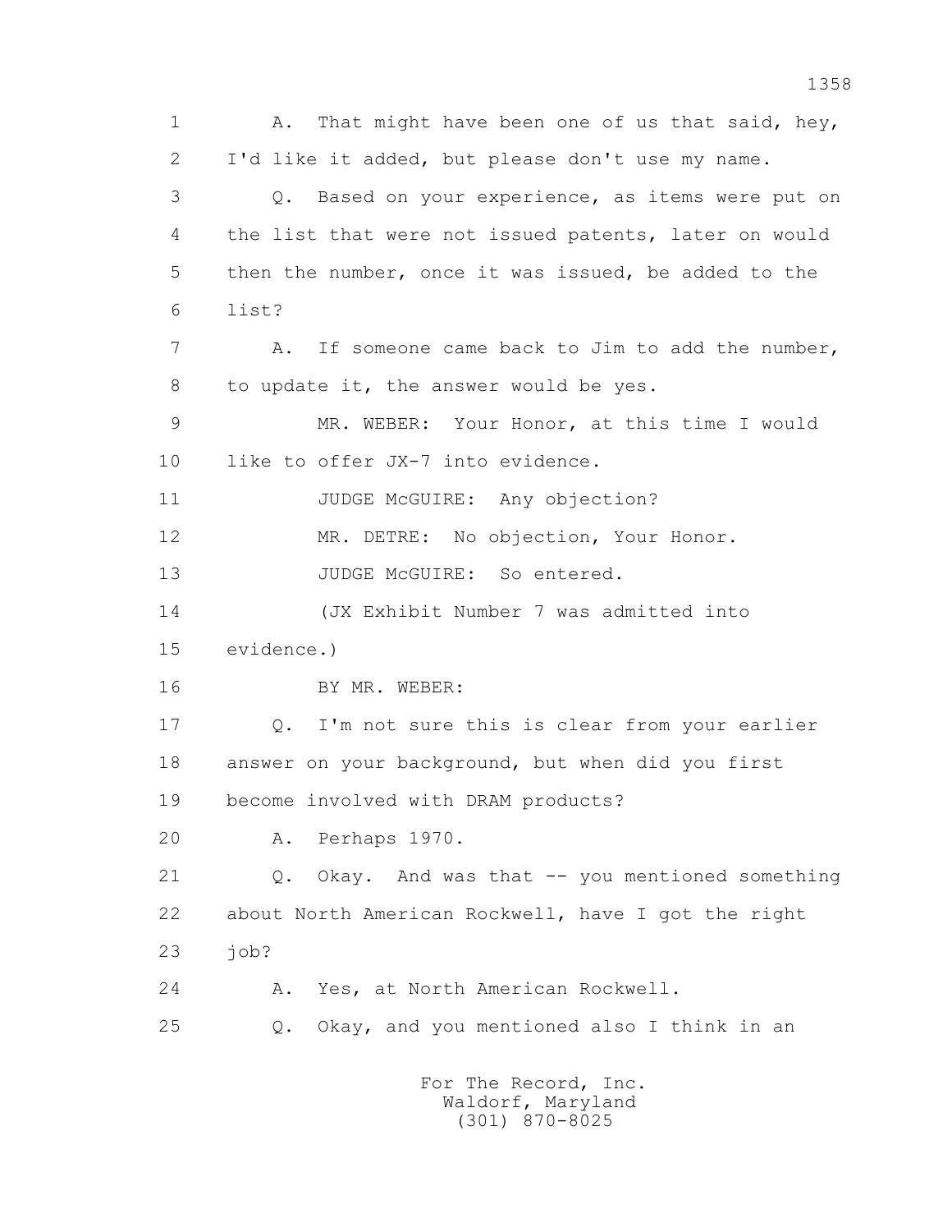1 A. That might have been one of us that said, hey,
2 I'd like it added, but please don't use my name.
3 Q. Based on your experience, as items were put on
4 the list that were not issued patents, later on would
5 then the number, once it was issued, be added to the
6 list?
7 A. If someone came back to Jim to add the number,
8 to update it, the answer would be yes.
9 MR. WEBER: Your Honor, at this time I would
10 like to offer JX-7 into evidence.
11 JUDGE McGUIRE: Any objection?
12 MR. DETRE: No objection, Your Honor.
13 JUDGE McGUIRE: So entered.
14 (JX Exhibit Number 7 was admitted into
15 evidence.)
16 BY MR. WEBER:
17 Q. I'm not sure this is clear from your earlier
18 answer on your background, but when did you first
19 become involved with DRAM products?
20 A. Perhaps 1970.
21 Q. Okay. And was that -- you mentioned something
22 about North American Rockwell, have I got the right
23 job?
24 A. Yes, at North American Rockwell.
25 Q. Okay, and you mentioned also I think in an

For The Record, Inc.
Waldorf, Maryland
(301) 870-8025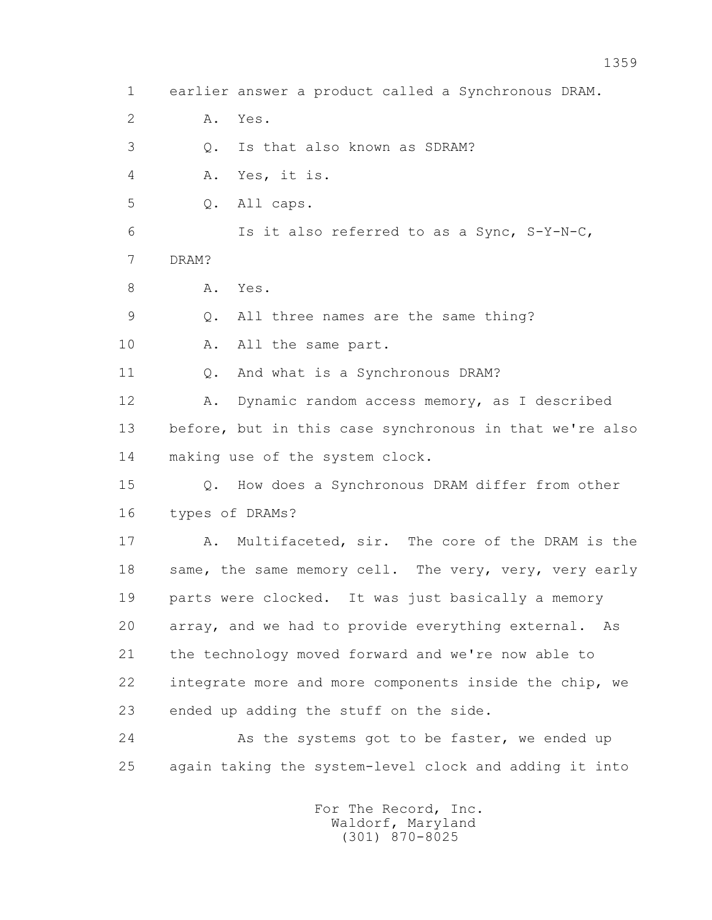1 earlier answer a product called a Synchronous DRAM.

2 A. Yes.

3 Q. Is that also known as SDRAM?

4 A. Yes, it is.

5 Q. All caps.

6 Is it also referred to as a Sync, S-Y-N-C,

7 DRAM?

8 A. Yes.

9 Q. All three names are the same thing?

10 A. All the same part.

11 Q. And what is a Synchronous DRAM?

12 A. Dynamic random access memory, as I described

13 before, but in this case synchronous in that we're also

14 making use of the system clock.

15 Q. How does a Synchronous DRAM differ from other

16 types of DRAMs?

17 A. Multifaceted, sir. The core of the DRAM is the

18 same, the same memory cell. The very, very, very early

19 parts were clocked. It was just basically a memory

20 array, and we had to provide everything external. As

21 the technology moved forward and we're now able to

22 integrate more and more components inside the chip, we

23 ended up adding the stuff on the side.

24 As the systems got to be faster, we ended up

25 again taking the system-level clock and adding it into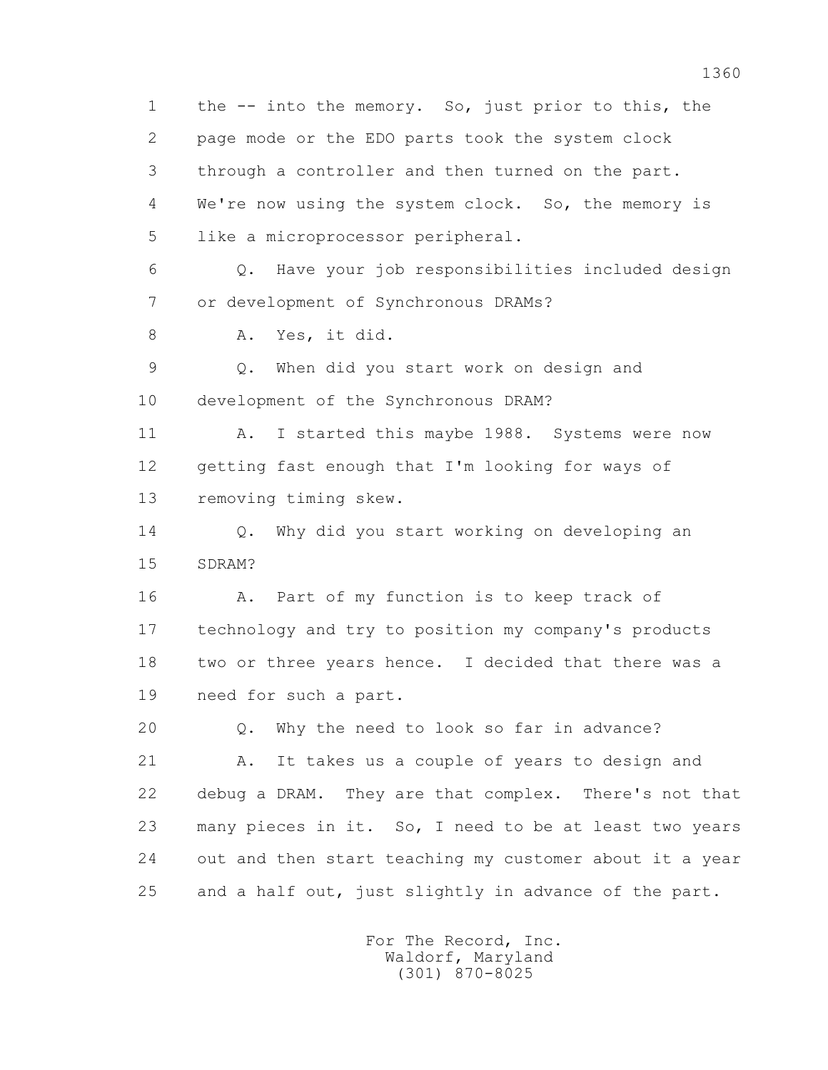1 the -- into the memory. So, just prior to this, the
2 page mode or the EDO parts took the system clock
3 through a controller and then turned on the part.
4 We're now using the system clock. So, the memory is
5 like a microprocessor peripheral.
6 Q. Have your job responsibilities included design
7 or development of Synchronous DRAMs?
8 A. Yes, it did.
9 Q. When did you start work on design and
10 development of the Synchronous DRAM?
11 A. I started this maybe 1988. Systems were now
12 getting fast enough that I'm looking for ways of
13 removing timing skew.
14 Q. Why did you start working on developing an
15 SDRAM?
16 A. Part of my function is to keep track of
17 technology and try to position my company's products
18 two or three years hence. I decided that there was a
19 need for such a part.
20 Q. Why the need to look so far in advance?
21 A. It takes us a couple of years to design and
22 debug a DRAM. They are that complex. There's not that
23 many pieces in it. So, I need to be at least two years
24 out and then start teaching my customer about it a year
25 and a half out, just slightly in advance of the part.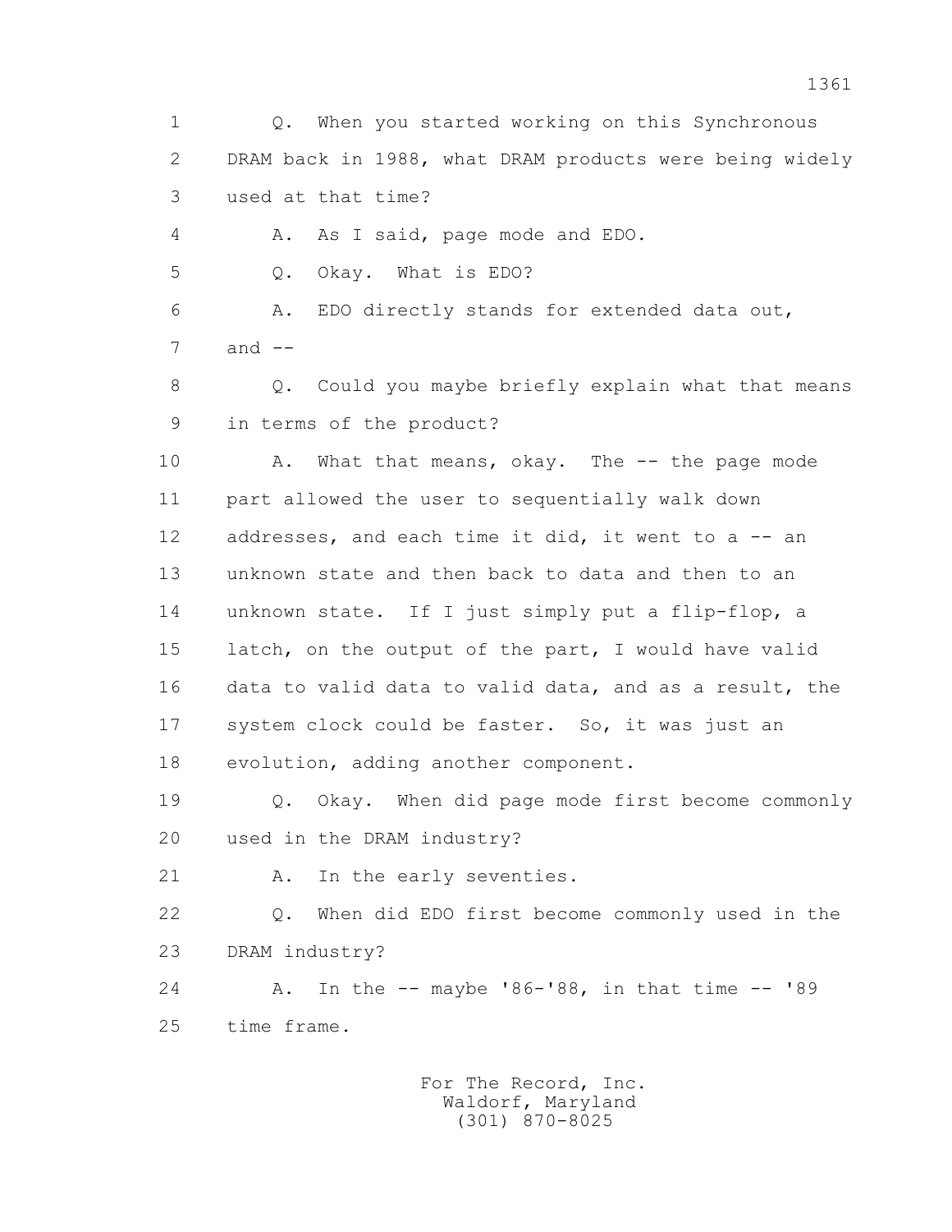Q. When you started working on this Synchronous DRAM back in 1988, what DRAM products were being widely used at that time?

A. As I said, page mode and EDO.

Q. Okay. What is EDO?

A. EDO directly stands for extended data out, and --

Q. Could you maybe briefly explain what that means in terms of the product?

A. What that means, okay. The -- the page mode part allowed the user to sequentially walk down addresses, and each time it did, it went to a -- an unknown state and then back to data and then to an unknown state. If I just simply put a flip-flop, a latch, on the output of the part, I would have valid data to valid data to valid data, and as a result, the system clock could be faster. So, it was just an evolution, adding another component.

Q. Okay. When did page mode first become commonly used in the DRAM industry?

A. In the early seventies.

Q. When did EDO first become commonly used in the DRAM industry?

A. In the -- maybe '86-'88, in that time -- '89 time frame.

For The Record, Inc.
Waldorf, Maryland
(301) 870-8025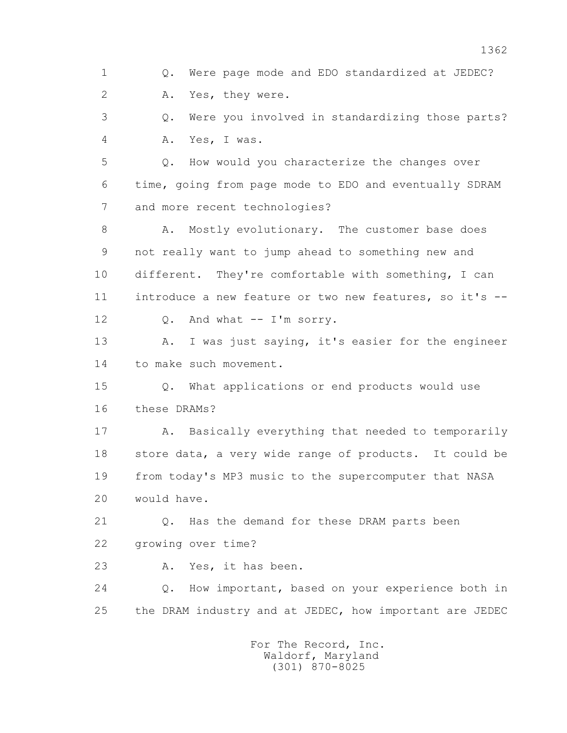1 Q. Were page mode and EDO standardized at JEDEC?

2 A. Yes, they were.

3 Q. Were you involved in standardizing those parts?

4 A. Yes, I was.

5 Q. How would you characterize the changes over

6 time, going from page mode to EDO and eventually SDRAM

7 and more recent technologies?

8 A. Mostly evolutionary. The customer base does

9 not really want to jump ahead to something new and

10 different. They're comfortable with something, I can

11 introduce a new feature or two new features, so it's --

12 Q. And what -- I'm sorry.

13 A. I was just saying, it's easier for the engineer

14 to make such movement.

15 Q. What applications or end products would use

16 these DRAMs?

17 A. Basically everything that needed to temporarily

18 store data, a very wide range of products. It could be

19 from today's MP3 music to the supercomputer that NASA

20 would have.

21 Q. Has the demand for these DRAM parts been

22 growing over time?

23 A. Yes, it has been.

24 Q. How important, based on your experience both in

25 the DRAM industry and at JEDEC, how important are JEDEC

For The Record, Inc.
Waldorf, Maryland
(301) 870-8025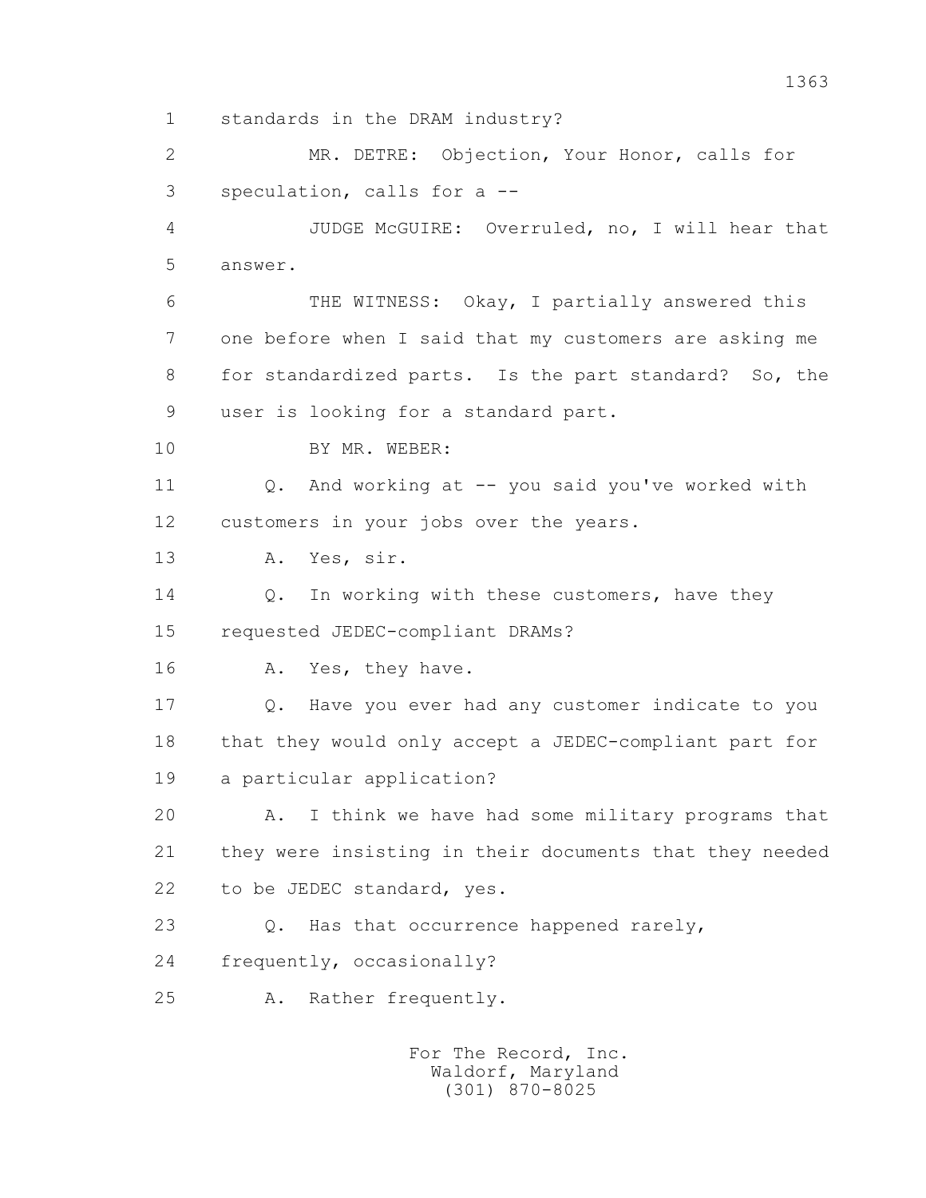1 standards in the DRAM industry?

2 MR. DETRE: Objection, Your Honor, calls for

3 speculation, calls for a --

4 JUDGE McGUIRE: Overruled, no, I will hear that

5 answer.

6 THE WITNESS: Okay, I partially answered this

7 one before when I said that my customers are asking me

8 for standardized parts. Is the part standard? So, the

9 user is looking for a standard part.

10 BY MR. WEBER:

11 Q. And working at -- you said you've worked with

12 customers in your jobs over the years.

13 A. Yes, sir.

14 Q. In working with these customers, have they

15 requested JEDEC-compliant DRAMs?

16 A. Yes, they have.

17 Q. Have you ever had any customer indicate to you

18 that they would only accept a JEDEC-compliant part for

19 a particular application?

20 A. I think we have had some military programs that

21 they were insisting in their documents that they needed

22 to be JEDEC standard, yes.

23 Q. Has that occurrence happened rarely,

24 frequently, occasionally?

25 A. Rather frequently.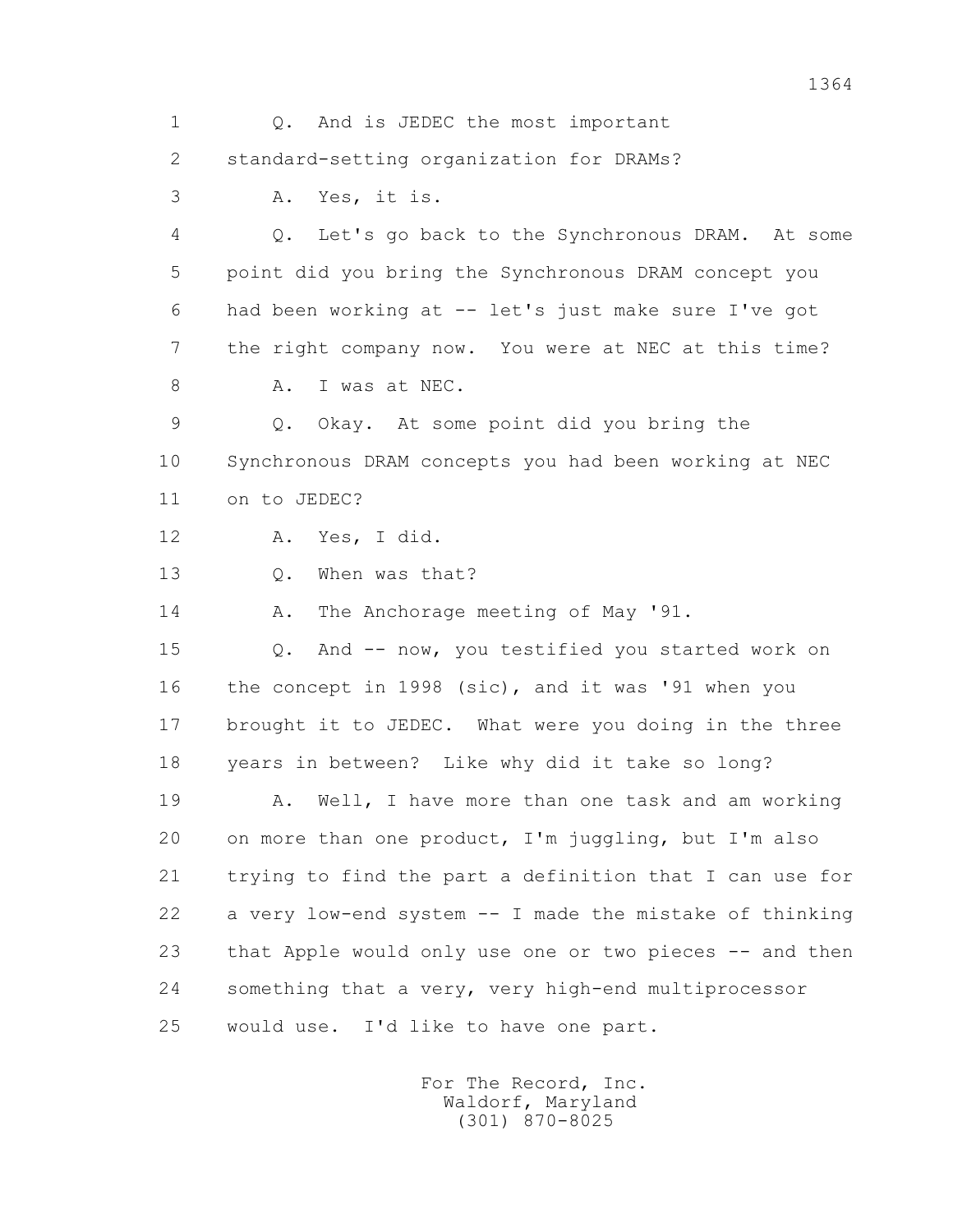1 Q. And is JEDEC the most important
2 standard-setting organization for DRAMs?
3 A. Yes, it is.
4 Q. Let's go back to the Synchronous DRAM. At some
5 point did you bring the Synchronous DRAM concept you
6 had been working at -- let's just make sure I've got
7 the right company now. You were at NEC at this time?
8 A. I was at NEC.
9 Q. Okay. At some point did you bring the
10 Synchronous DRAM concepts you had been working at NEC
11 on to JEDEC?
12 A. Yes, I did.
13 Q. When was that?
14 A. The Anchorage meeting of May '91.
15 Q. And -- now, you testified you started work on
16 the concept in 1998 (sic), and it was '91 when you
17 brought it to JEDEC. What were you doing in the three
18 years in between? Like why did it take so long?
19 A. Well, I have more than one task and am working
20 on more than one product, I'm juggling, but I'm also
21 trying to find the part a definition that I can use for
22 a very low-end system -- I made the mistake of thinking
23 that Apple would only use one or two pieces -- and then
24 something that a very, very high-end multiprocessor
25 would use. I'd like to have one part.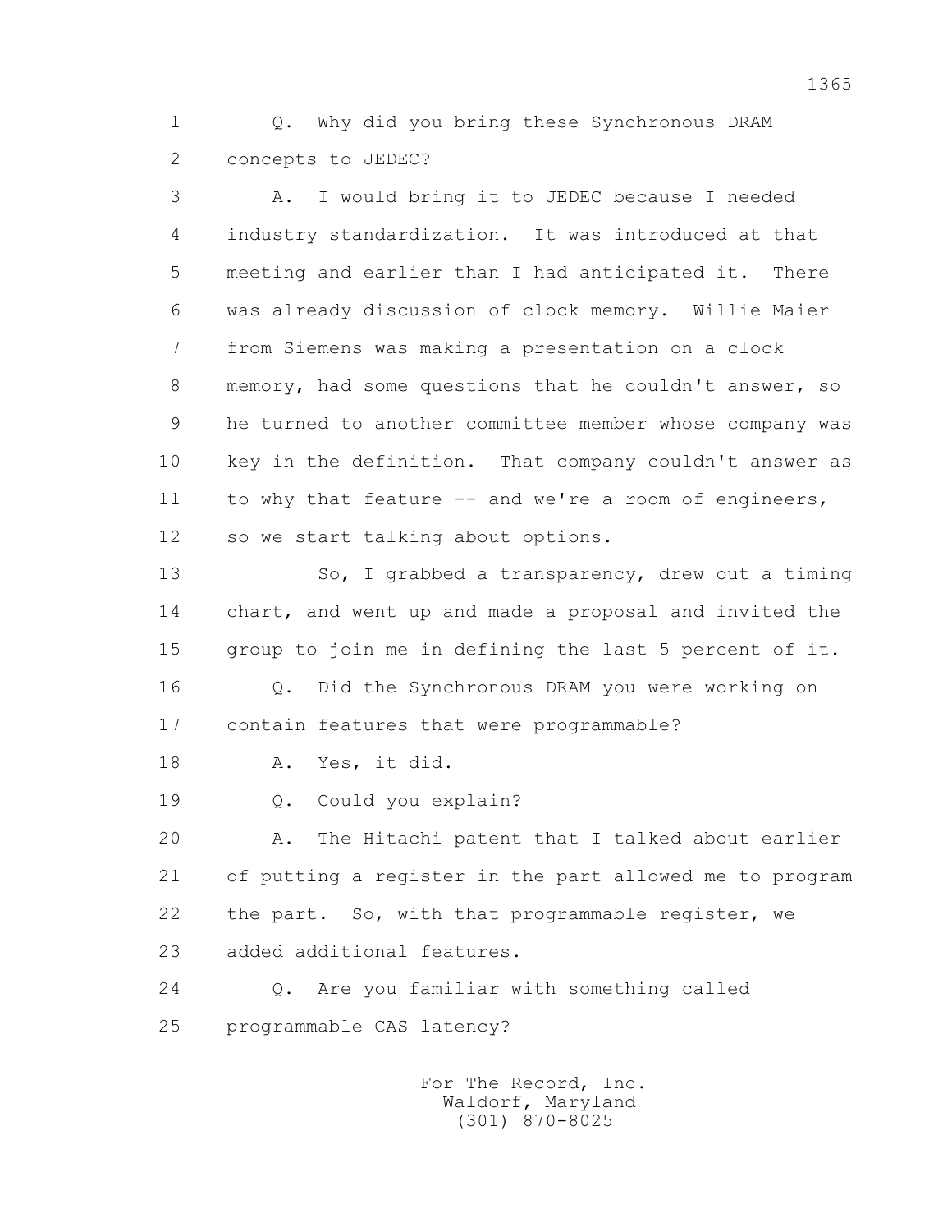Q. Why did you bring these Synchronous DRAM concepts to JEDEC?

A. I would bring it to JEDEC because I needed industry standardization. It was introduced at that meeting and earlier than I had anticipated it. There was already discussion of clock memory. Willie Maier from Siemens was making a presentation on a clock memory, had some questions that he couldn't answer, so he turned to another committee member whose company was key in the definition. That company couldn't answer as to why that feature -- and we're a room of engineers, so we start talking about options.

So, I grabbed a transparency, drew out a timing chart, and went up and made a proposal and invited the group to join me in defining the last 5 percent of it.

Q. Did the Synchronous DRAM you were working on contain features that were programmable?

A. Yes, it did.

Q. Could you explain?

A. The Hitachi patent that I talked about earlier of putting a register in the part allowed me to program the part. So, with that programmable register, we added additional features.

Q. Are you familiar with something called programmable CAS latency?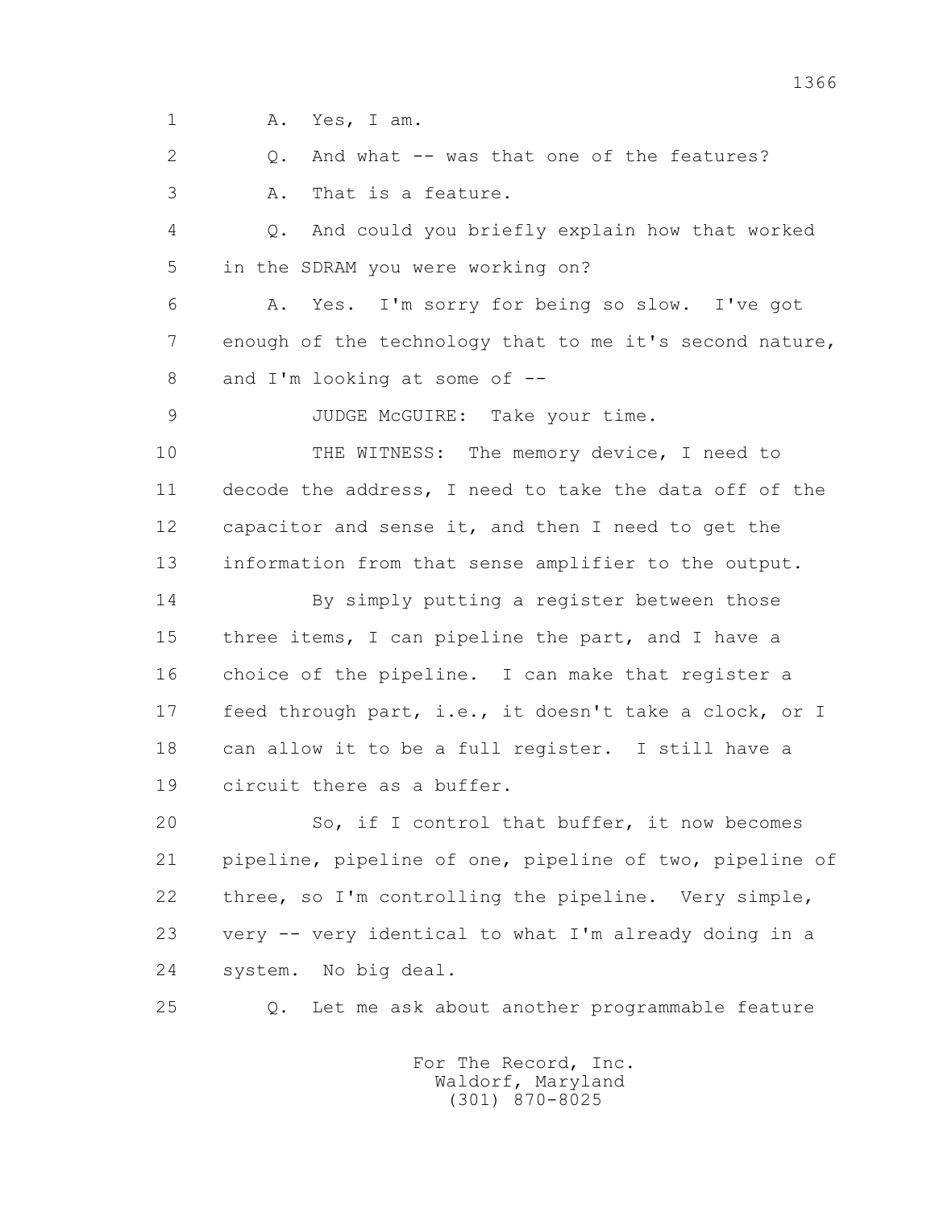1 A. Yes, I am.

2 Q. And what -- was that one of the features?

3 A. That is a feature.

4 Q. And could you briefly explain how that worked

5 in the SDRAM you were working on?

6 A. Yes. I'm sorry for being so slow. I've got

7 enough of the technology that to me it's second nature,

8 and I'm looking at some of --

9 JUDGE McGUIRE: Take your time.

10 THE WITNESS: The memory device, I need to

11 decode the address, I need to take the data off of the

12 capacitor and sense it, and then I need to get the

13 information from that sense amplifier to the output.

14 By simply putting a register between those

15 three items, I can pipeline the part, and I have a

16 choice of the pipeline. I can make that register a

17 feed through part, i.e., it doesn't take a clock, or I

18 can allow it to be a full register. I still have a

19 circuit there as a buffer.

20 So, if I control that buffer, it now becomes

21 pipeline, pipeline of one, pipeline of two, pipeline of

22 three, so I'm controlling the pipeline. Very simple,

23 very -- very identical to what I'm already doing in a

24 system. No big deal.

25 Q. Let me ask about another programmable feature

For The Record, Inc.
Waldorf, Maryland
(301) 870-8025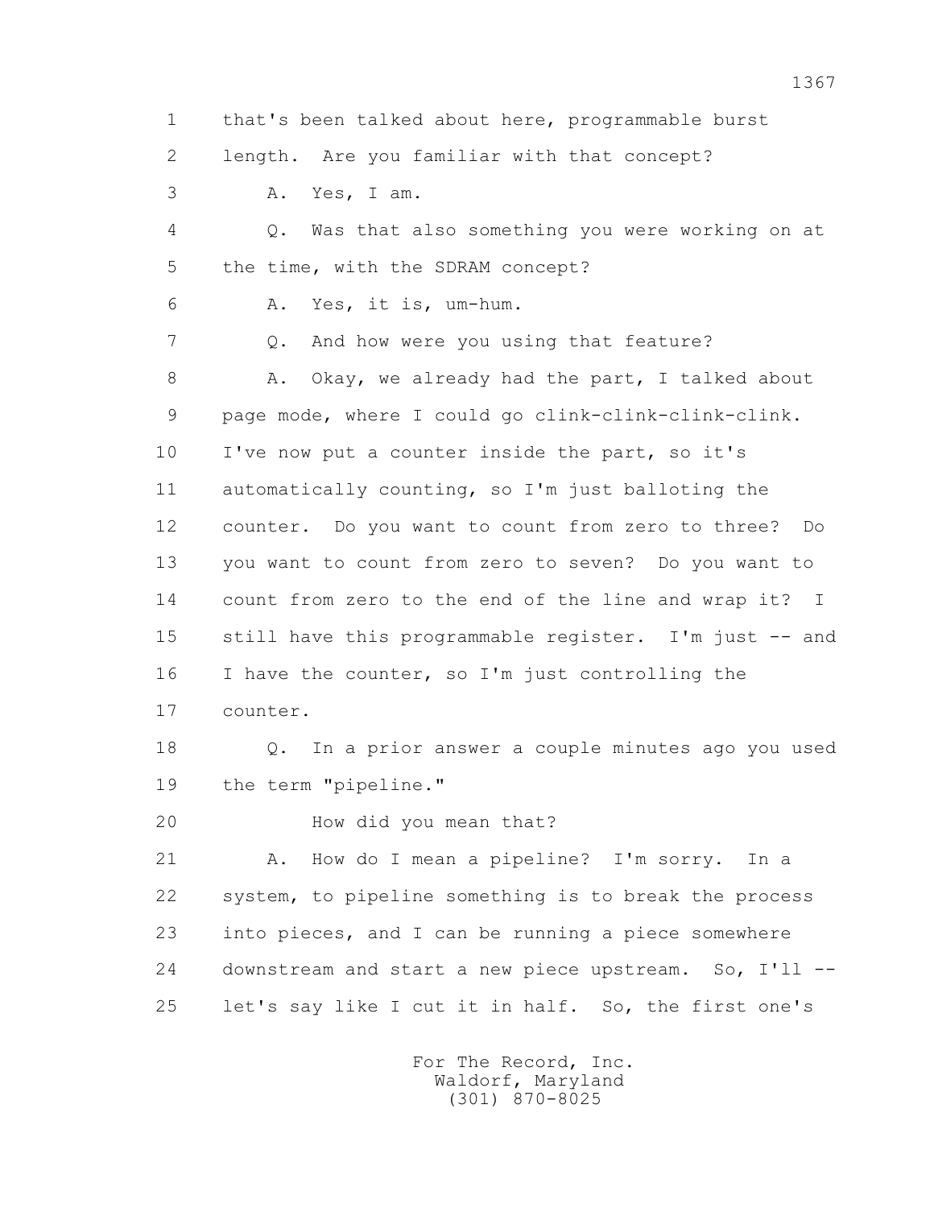1 that's been talked about here, programmable burst
2 length. Are you familiar with that concept?
3 A. Yes, I am.
4 Q. Was that also something you were working on at
5 the time, with the SDRAM concept?
6 A. Yes, it is, um-hum.
7 Q. And how were you using that feature?
8 A. Okay, we already had the part, I talked about
9 page mode, where I could go clink-clink-clink-clink.
10 I've now put a counter inside the part, so it's
11 automatically counting, so I'm just balloting the
12 counter. Do you want to count from zero to three? Do
13 you want to count from zero to seven? Do you want to
14 count from zero to the end of the line and wrap it? I
15 still have this programmable register. I'm just -- and
16 I have the counter, so I'm just controlling the
17 counter.
18 Q. In a prior answer a couple minutes ago you used
19 the term "pipeline."
20 How did you mean that?
21 A. How do I mean a pipeline? I'm sorry. In a
22 system, to pipeline something is to break the process
23 into pieces, and I can be running a piece somewhere
24 downstream and start a new piece upstream. So, I'll --
25 let's say like I cut it in half. So, the first one's

For The Record, Inc.
Waldorf, Maryland
(301) 870-8025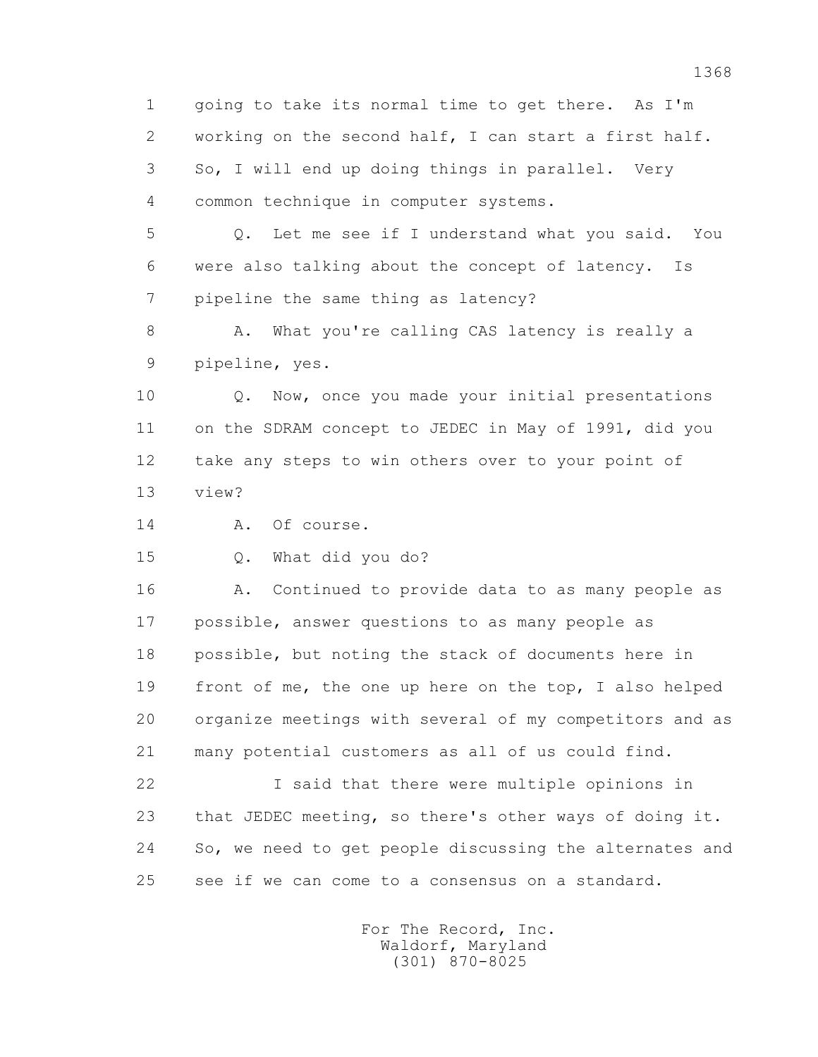1 going to take its normal time to get there. As I'm
2 working on the second half, I can start a first half.
3 So, I will end up doing things in parallel. Very
4 common technique in computer systems.

5 Q. Let me see if I understand what you said. You
6 were also talking about the concept of latency. Is
7 pipeline the same thing as latency?

8 A. What you're calling CAS latency is really a
9 pipeline, yes.

10 Q. Now, once you made your initial presentations
11 on the SDRAM concept to JEDEC in May of 1991, did you
12 take any steps to win others over to your point of
13 view?

14 A. Of course.

15 Q. What did you do?

16 A. Continued to provide data to as many people as
17 possible, answer questions to as many people as
18 possible, but noting the stack of documents here in
19 front of me, the one up here on the top, I also helped
20 organize meetings with several of my competitors and as
21 many potential customers as all of us could find.

22 I said that there were multiple opinions in
23 that JEDEC meeting, so there's other ways of doing it.
24 So, we need to get people discussing the alternates and
25 see if we can come to a consensus on a standard.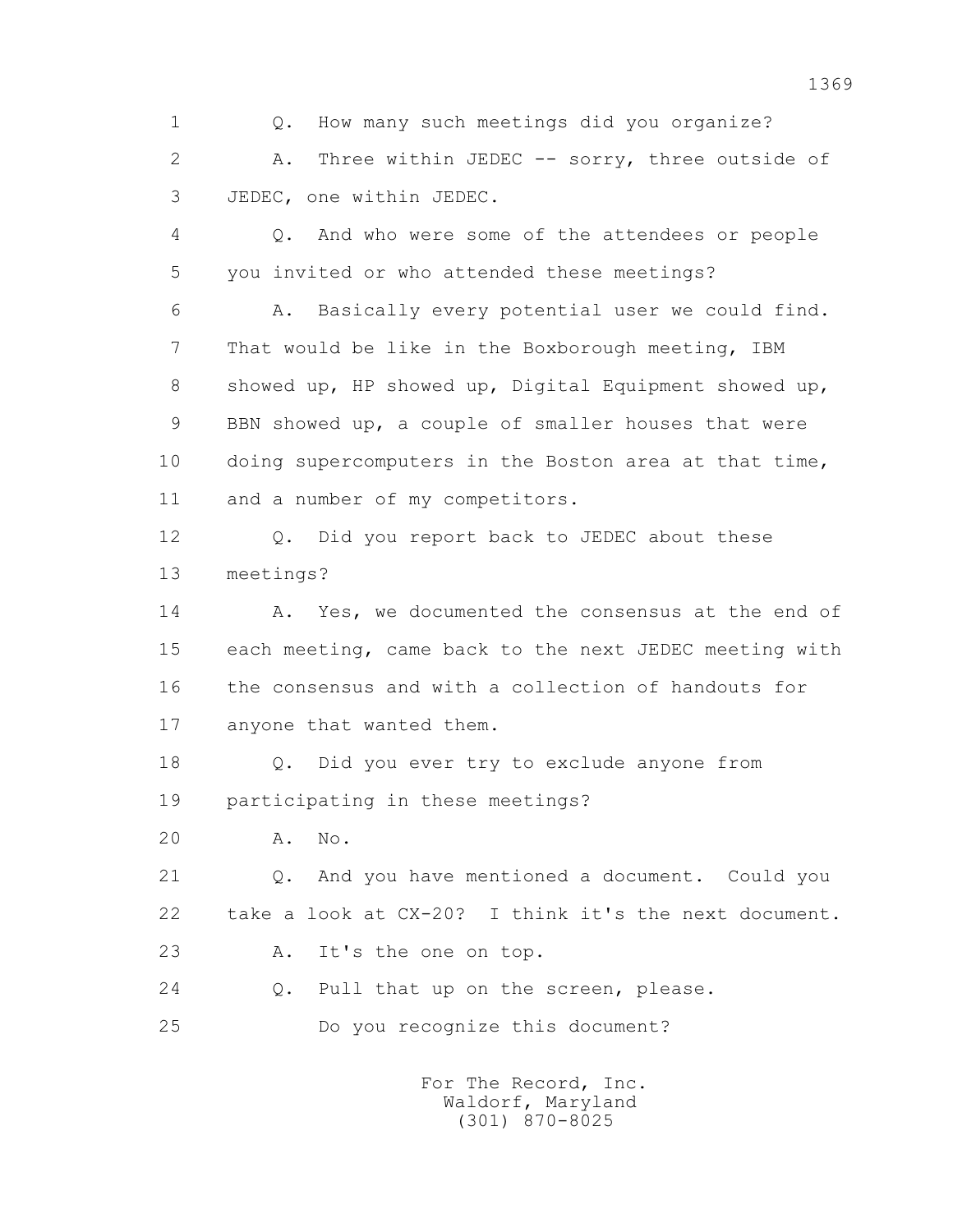1 Q. How many such meetings did you organize?

2 A. Three within JEDEC -- sorry, three outside of

3 JEDEC, one within JEDEC.

4 Q. And who were some of the attendees or people

5 you invited or who attended these meetings?

6 A. Basically every potential user we could find.

7 That would be like in the Boxborough meeting, IBM

8 showed up, HP showed up, Digital Equipment showed up,

9 BBN showed up, a couple of smaller houses that were

10 doing supercomputers in the Boston area at that time,

11 and a number of my competitors.

12 Q. Did you report back to JEDEC about these

13 meetings?

14 A. Yes, we documented the consensus at the end of

15 each meeting, came back to the next JEDEC meeting with

16 the consensus and with a collection of handouts for

17 anyone that wanted them.

18 Q. Did you ever try to exclude anyone from

19 participating in these meetings?

20 A. No.

21 Q. And you have mentioned a document. Could you

22 take a look at CX-20? I think it's the next document.

23 A. It's the one on top.

24 Q. Pull that up on the screen, please.

25 Do you recognize this document?

For The Record, Inc.
Waldorf, Maryland
(301) 870-8025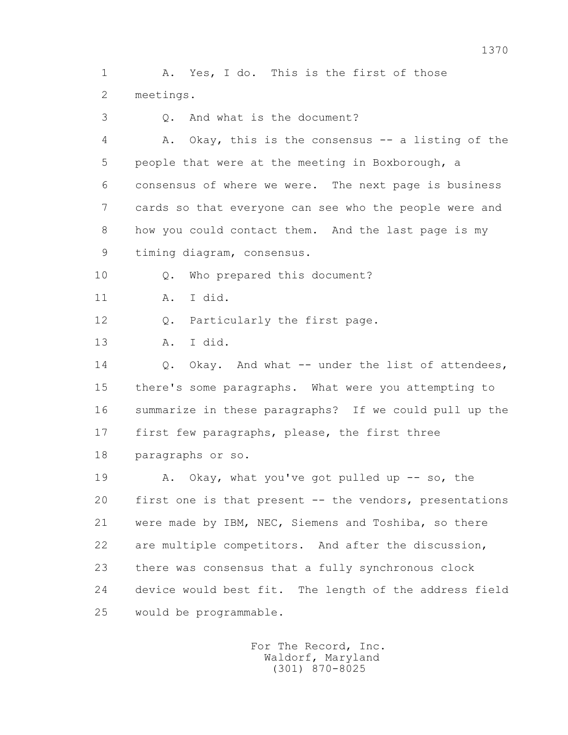1 A. Yes, I do. This is the first of those
2 meetings.
3 Q. And what is the document?
4 A. Okay, this is the consensus -- a listing of the
5 people that were at the meeting in Boxborough, a
6 consensus of where we were. The next page is business
7 cards so that everyone can see who the people were and
8 how you could contact them. And the last page is my
9 timing diagram, consensus.
10 Q. Who prepared this document?
11 A. I did.
12 Q. Particularly the first page.
13 A. I did.
14 Q. Okay. And what -- under the list of attendees,
15 there's some paragraphs. What were you attempting to
16 summarize in these paragraphs? If we could pull up the
17 first few paragraphs, please, the first three
18 paragraphs or so.
19 A. Okay, what you've got pulled up -- so, the
20 first one is that present -- the vendors, presentations
21 were made by IBM, NEC, Siemens and Toshiba, so there
22 are multiple competitors. And after the discussion,
23 there was consensus that a fully synchronous clock
24 device would best fit. The length of the address field
25 would be programmable.

For The Record, Inc.
Waldorf, Maryland
(301) 870-8025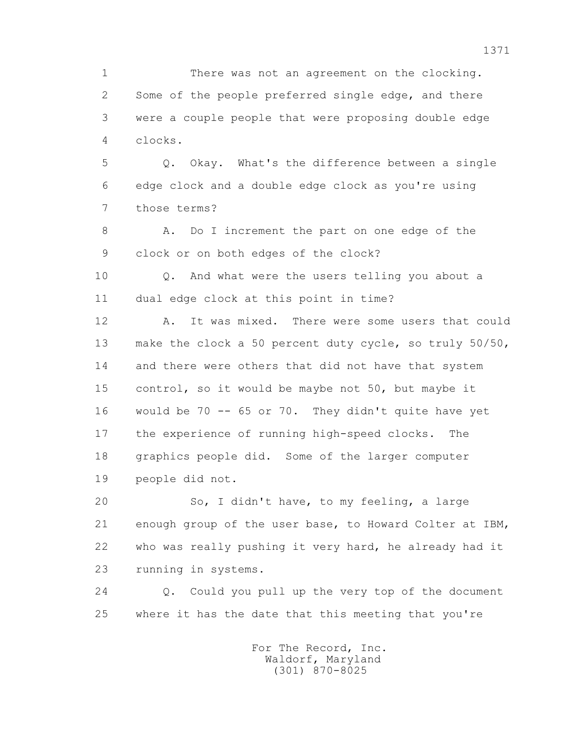1 There was not an agreement on the clocking.
2 Some of the people preferred single edge, and there
3 were a couple people that were proposing double edge
4 clocks.

5 Q. Okay. What's the difference between a single
6 edge clock and a double edge clock as you're using
7 those terms?

8 A. Do I increment the part on one edge of the
9 clock or on both edges of the clock?

10 Q. And what were the users telling you about a
11 dual edge clock at this point in time?

12 A. It was mixed. There were some users that could
13 make the clock a 50 percent duty cycle, so truly 50/50,
14 and there were others that did not have that system
15 control, so it would be maybe not 50, but maybe it
16 would be 70 -- 65 or 70. They didn't quite have yet
17 the experience of running high-speed clocks. The
18 graphics people did. Some of the larger computer
19 people did not.

20 So, I didn't have, to my feeling, a large
21 enough group of the user base, to Howard Colter at IBM,
22 who was really pushing it very hard, he already had it
23 running in systems.

24 Q. Could you pull up the very top of the document
25 where it has the date that this meeting that you're

For The Record, Inc.
Waldorf, Maryland
(301) 870-8025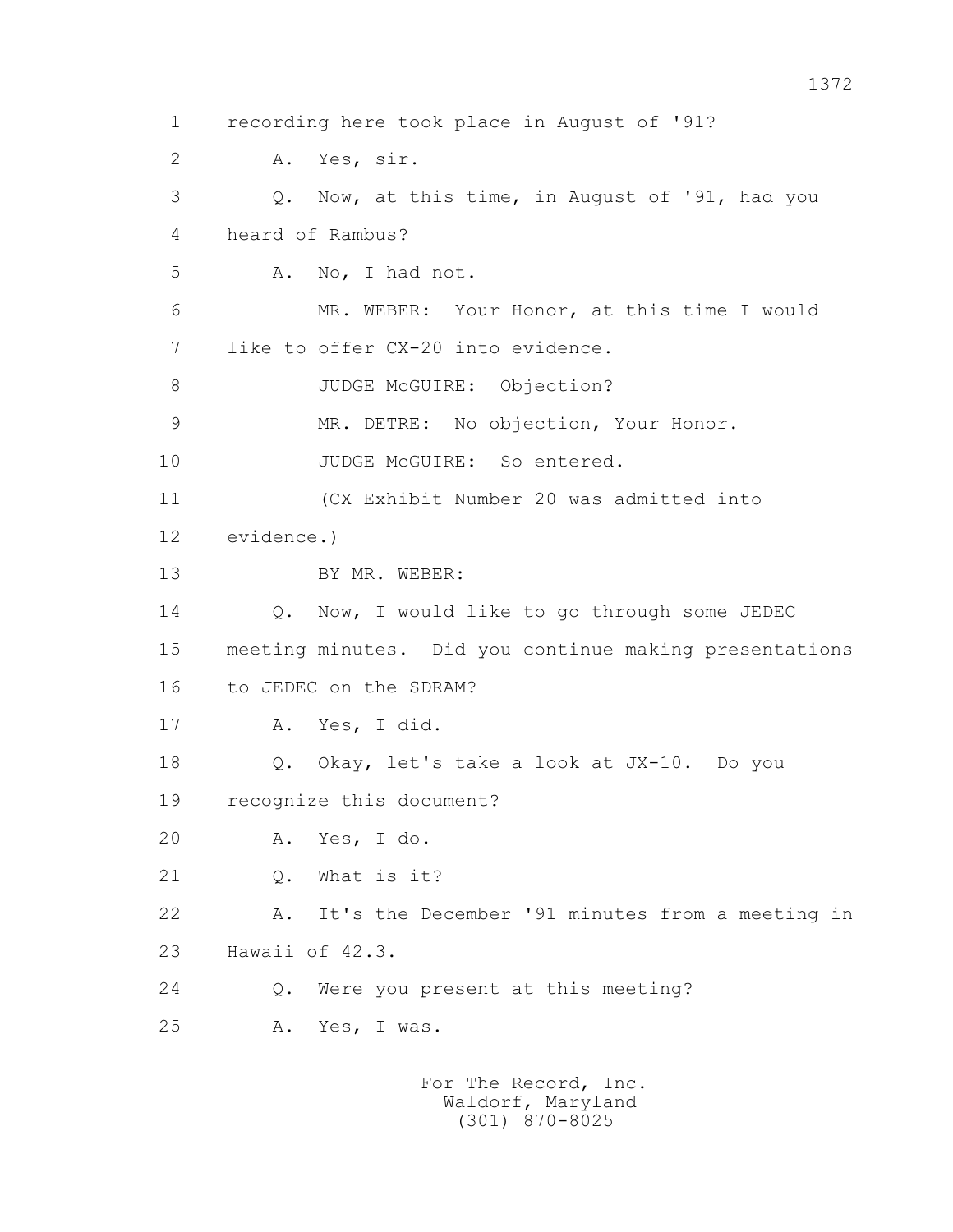1 recording here took place in August of '91?

2 A. Yes, sir.

3 Q. Now, at this time, in August of '91, had you

4 heard of Rambus?

5 A. No, I had not.

6 MR. WEBER: Your Honor, at this time I would

7 like to offer CX-20 into evidence.

8 JUDGE McGUIRE: Objection?

9 MR. DETRE: No objection, Your Honor.

10 JUDGE McGUIRE: So entered.

11 (CX Exhibit Number 20 was admitted into

12 evidence.)

13 BY MR. WEBER:

14 Q. Now, I would like to go through some JEDEC

15 meeting minutes. Did you continue making presentations

16 to JEDEC on the SDRAM?

17 A. Yes, I did.

18 Q. Okay, let's take a look at JX-10. Do you

19 recognize this document?

20 A. Yes, I do.

21 Q. What is it?

22 A. It's the December '91 minutes from a meeting in

23 Hawaii of 42.3.

24 Q. Were you present at this meeting?

25 A. Yes, I was.

For The Record, Inc.
Waldorf, Maryland
(301) 870-8025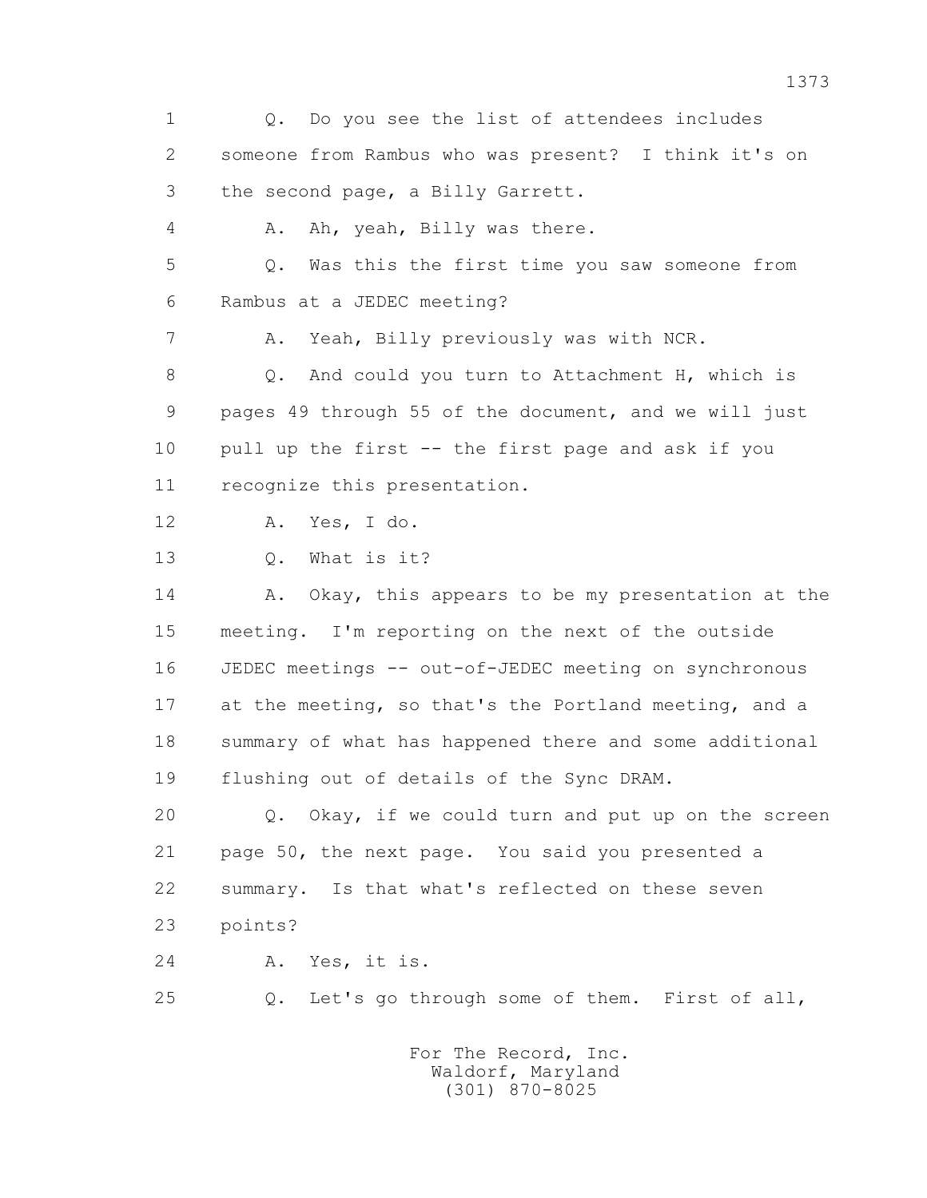1 Q. Do you see the list of attendees includes
2 someone from Rambus who was present? I think it's on
3 the second page, a Billy Garrett.
4 A. Ah, yeah, Billy was there.
5 Q. Was this the first time you saw someone from
6 Rambus at a JEDEC meeting?
7 A. Yeah, Billy previously was with NCR.
8 Q. And could you turn to Attachment H, which is
9 pages 49 through 55 of the document, and we will just
10 pull up the first -- the first page and ask if you
11 recognize this presentation.
12 A. Yes, I do.
13 Q. What is it?
14 A. Okay, this appears to be my presentation at the
15 meeting. I'm reporting on the next of the outside
16 JEDEC meetings -- out-of-JEDEC meeting on synchronous
17 at the meeting, so that's the Portland meeting, and a
18 summary of what has happened there and some additional
19 flushing out of details of the Sync DRAM.
20 Q. Okay, if we could turn and put up on the screen
21 page 50, the next page. You said you presented a
22 summary. Is that what's reflected on these seven
23 points?
24 A. Yes, it is.
25 Q. Let's go through some of them. First of all,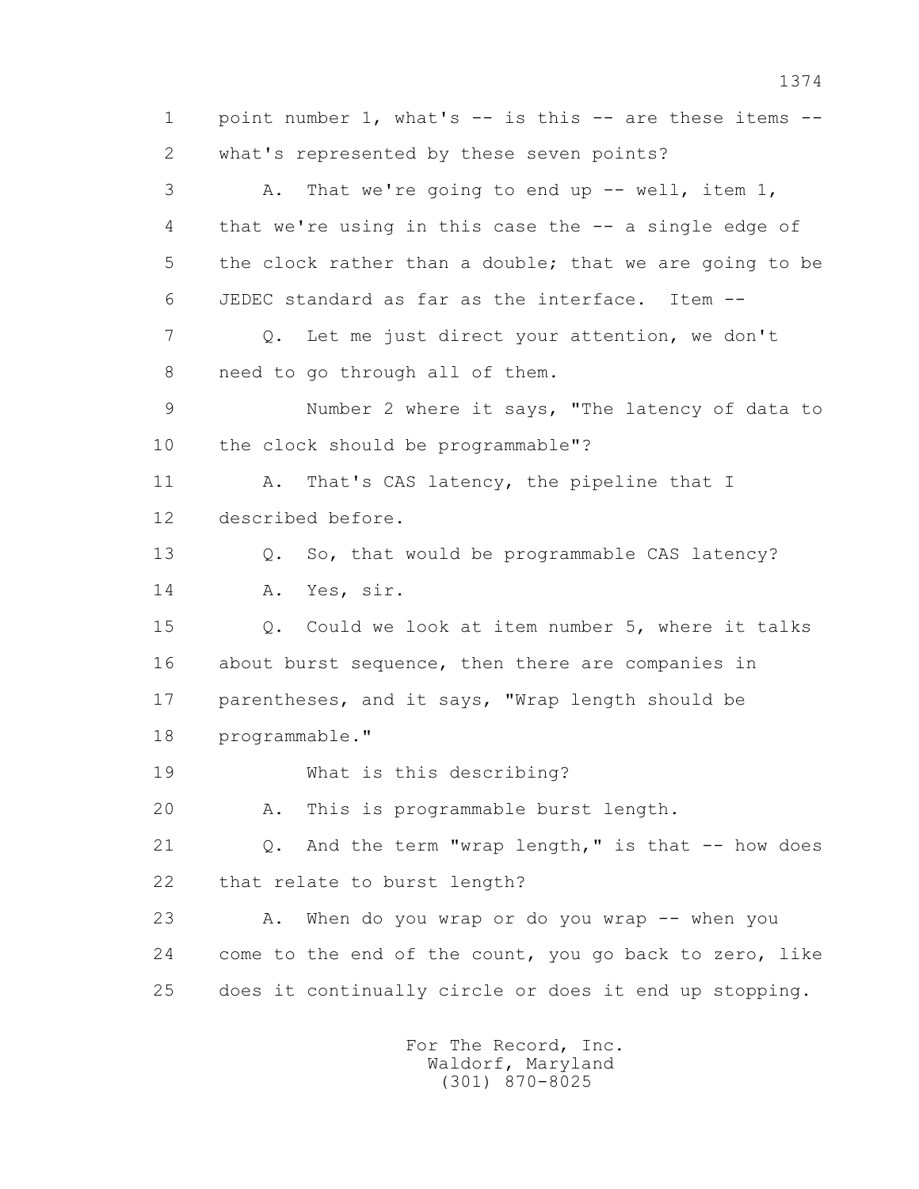1 point number 1, what's -- is this -- are these items --
2 what's represented by these seven points?
3 A. That we're going to end up -- well, item 1,
4 that we're using in this case the -- a single edge of
5 the clock rather than a double; that we are going to be
6 JEDEC standard as far as the interface. Item --
7 Q. Let me just direct your attention, we don't
8 need to go through all of them.
9 Number 2 where it says, "The latency of data to
10 the clock should be programmable"?
11 A. That's CAS latency, the pipeline that I
12 described before.
13 Q. So, that would be programmable CAS latency?
14 A. Yes, sir.
15 Q. Could we look at item number 5, where it talks
16 about burst sequence, then there are companies in
17 parentheses, and it says, "Wrap length should be
18 programmable."
19 What is this describing?
20 A. This is programmable burst length.
21 Q. And the term "wrap length," is that -- how does
22 that relate to burst length?
23 A. When do you wrap or do you wrap -- when you
24 come to the end of the count, you go back to zero, like
25 does it continually circle or does it end up stopping.

For The Record, Inc.
Waldorf, Maryland
(301) 870-8025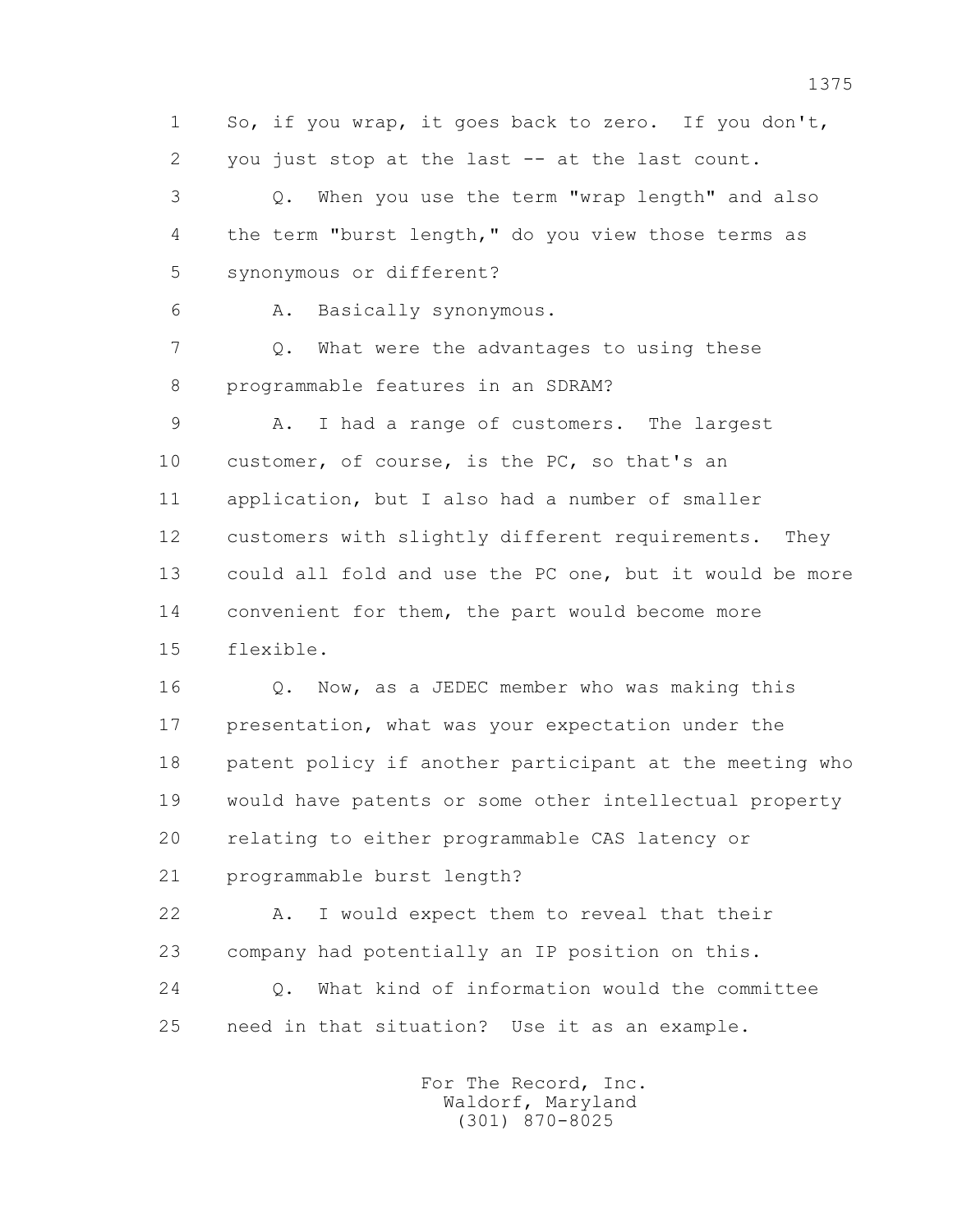1 So, if you wrap, it goes back to zero. If you don't,
2 you just stop at the last -- at the last count.
3 Q. When you use the term "wrap length" and also
4 the term "burst length," do you view those terms as
5 synonymous or different?
6 A. Basically synonymous.
7 Q. What were the advantages to using these
8 programmable features in an SDRAM?
9 A. I had a range of customers. The largest
10 customer, of course, is the PC, so that's an
11 application, but I also had a number of smaller
12 customers with slightly different requirements. They
13 could all fold and use the PC one, but it would be more
14 convenient for them, the part would become more
15 flexible.
16 Q. Now, as a JEDEC member who was making this
17 presentation, what was your expectation under the
18 patent policy if another participant at the meeting who
19 would have patents or some other intellectual property
20 relating to either programmable CAS latency or
21 programmable burst length?
22 A. I would expect them to reveal that their
23 company had potentially an IP position on this.
24 Q. What kind of information would the committee
25 need in that situation? Use it as an example.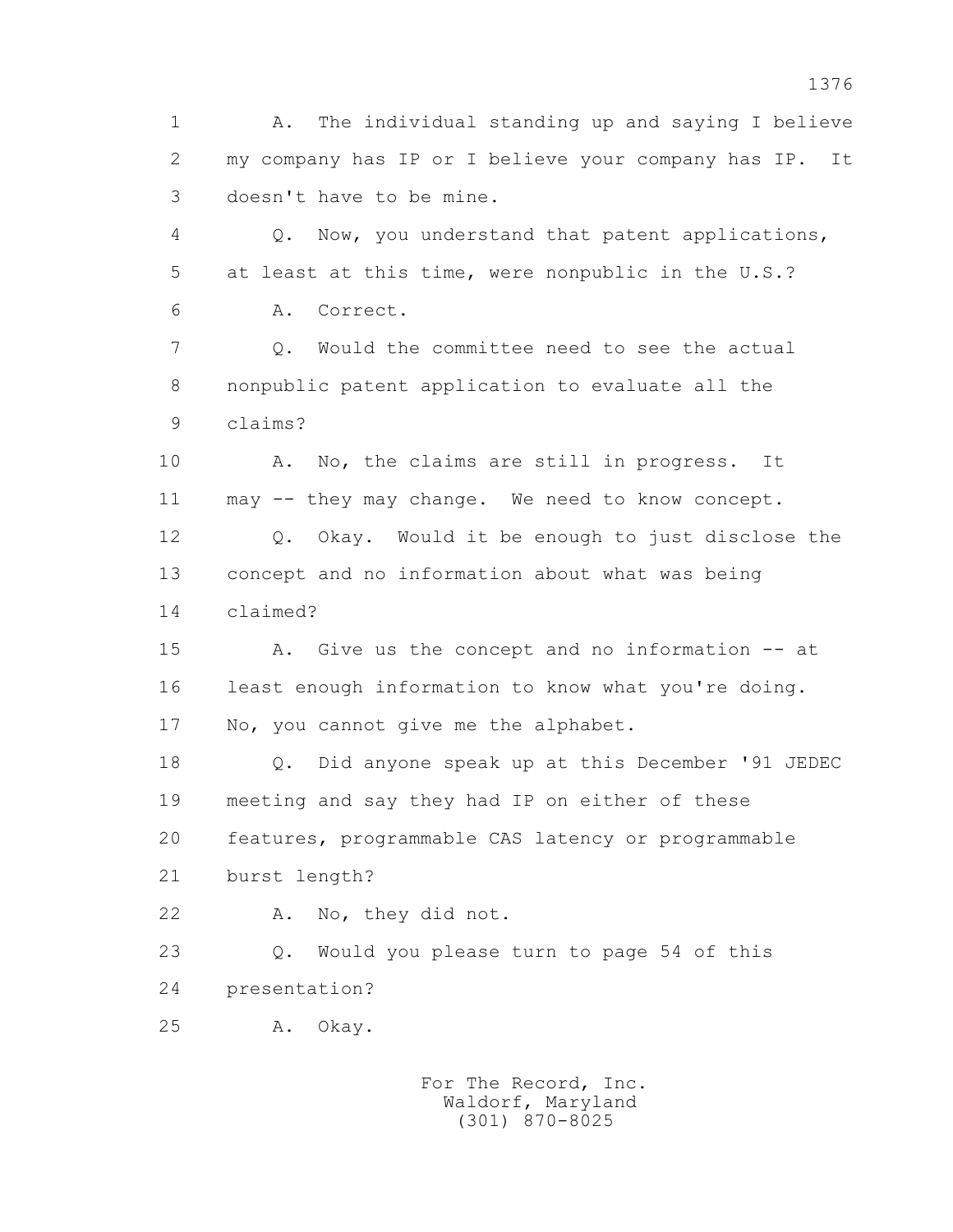A. The individual standing up and saying I believe my company has IP or I believe your company has IP. It doesn't have to be mine.

Q. Now, you understand that patent applications, at least at this time, were nonpublic in the U.S.?

A. Correct.

Q. Would the committee need to see the actual nonpublic patent application to evaluate all the claims?

A. No, the claims are still in progress. It may -- they may change. We need to know concept.

Q. Okay. Would it be enough to just disclose the concept and no information about what was being claimed?

A. Give us the concept and no information -- at least enough information to know what you're doing. No, you cannot give me the alphabet.

Q. Did anyone speak up at this December '91 JEDEC meeting and say they had IP on either of these features, programmable CAS latency or programmable burst length?

A. No, they did not.

Q. Would you please turn to page 54 of this presentation?

A. Okay.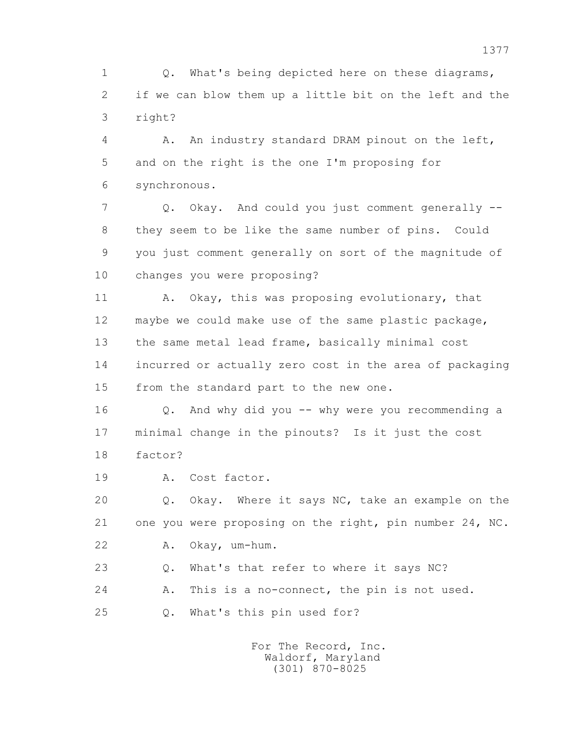1 Q. What's being depicted here on these diagrams,
2 if we can blow them up a little bit on the left and the
3 right?

4 A. An industry standard DRAM pinout on the left,
5 and on the right is the one I'm proposing for
6 synchronous.

7 Q. Okay. And could you just comment generally --
8 they seem to be like the same number of pins. Could
9 you just comment generally on sort of the magnitude of
10 changes you were proposing?

11 A. Okay, this was proposing evolutionary, that
12 maybe we could make use of the same plastic package,
13 the same metal lead frame, basically minimal cost
14 incurred or actually zero cost in the area of packaging
15 from the standard part to the new one.

16 Q. And why did you -- why were you recommending a
17 minimal change in the pinouts? Is it just the cost
18 factor?

19 A. Cost factor.

20 Q. Okay. Where it says NC, take an example on the
21 one you were proposing on the right, pin number 24, NC.

22 A. Okay, um-hum.

23 Q. What's that refer to where it says NC?

24 A. This is a no-connect, the pin is not used.

25 Q. What's this pin used for?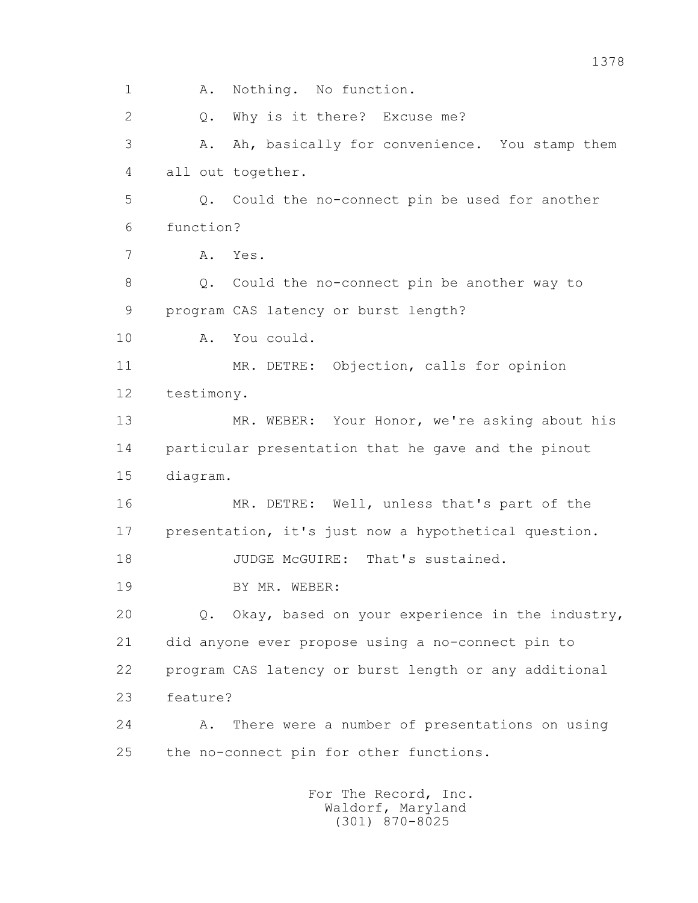A. Nothing. No function.

Q. Why is it there? Excuse me?

A. Ah, basically for convenience. You stamp them all out together.

Q. Could the no-connect pin be used for another function?

A. Yes.

Q. Could the no-connect pin be another way to program CAS latency or burst length?

A. You could.

MR. DETRE: Objection, calls for opinion testimony.

MR. WEBER: Your Honor, we're asking about his particular presentation that he gave and the pinout diagram.

MR. DETRE: Well, unless that's part of the presentation, it's just now a hypothetical question.

JUDGE McGUIRE: That's sustained.

BY MR. WEBER:

Q. Okay, based on your experience in the industry, did anyone ever propose using a no-connect pin to program CAS latency or burst length or any additional feature?

A. There were a number of presentations on using the no-connect pin for other functions.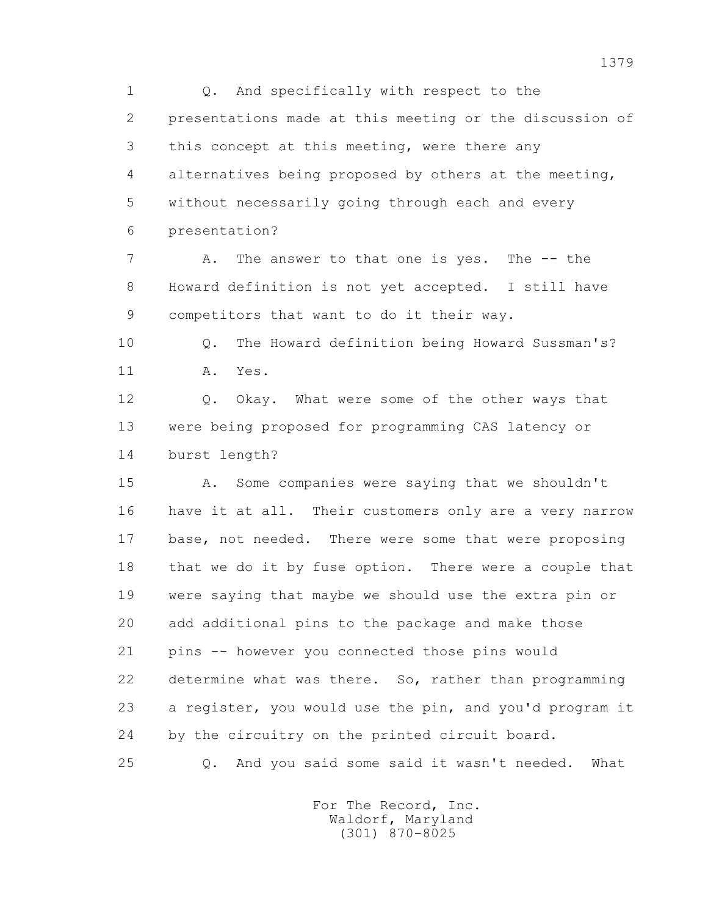1 Q. And specifically with respect to the
2 presentations made at this meeting or the discussion of
3 this concept at this meeting, were there any
4 alternatives being proposed by others at the meeting,
5 without necessarily going through each and every
6 presentation?
7 A. The answer to that one is yes. The -- the
8 Howard definition is not yet accepted. I still have
9 competitors that want to do it their way.
10 Q. The Howard definition being Howard Sussman's?
11 A. Yes.
12 Q. Okay. What were some of the other ways that
13 were being proposed for programming CAS latency or
14 burst length?
15 A. Some companies were saying that we shouldn't
16 have it at all. Their customers only are a very narrow
17 base, not needed. There were some that were proposing
18 that we do it by fuse option. There were a couple that
19 were saying that maybe we should use the extra pin or
20 add additional pins to the package and make those
21 pins -- however you connected those pins would
22 determine what was there. So, rather than programming
23 a register, you would use the pin, and you'd program it
24 by the circuitry on the printed circuit board.
25 Q. And you said some said it wasn't needed. What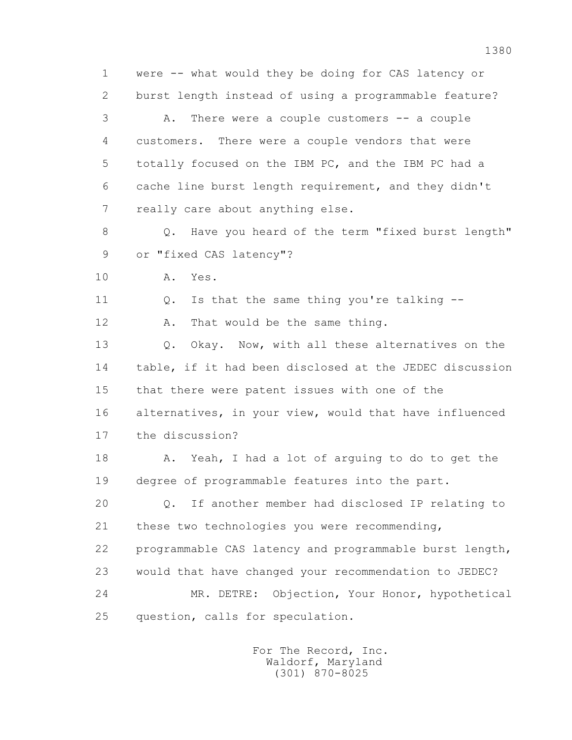1 were -- what would they be doing for CAS latency or
2 burst length instead of using a programmable feature?
3 A. There were a couple customers -- a couple
4 customers. There were a couple vendors that were
5 totally focused on the IBM PC, and the IBM PC had a
6 cache line burst length requirement, and they didn't
7 really care about anything else.
8 Q. Have you heard of the term "fixed burst length"
9 or "fixed CAS latency"?
10 A. Yes.
11 Q. Is that the same thing you're talking --
12 A. That would be the same thing.
13 Q. Okay. Now, with all these alternatives on the
14 table, if it had been disclosed at the JEDEC discussion
15 that there were patent issues with one of the
16 alternatives, in your view, would that have influenced
17 the discussion?
18 A. Yeah, I had a lot of arguing to do to get the
19 degree of programmable features into the part.
20 Q. If another member had disclosed IP relating to
21 these two technologies you were recommending,
22 programmable CAS latency and programmable burst length,
23 would that have changed your recommendation to JEDEC?
24 MR. DETRE: Objection, Your Honor, hypothetical
25 question, calls for speculation.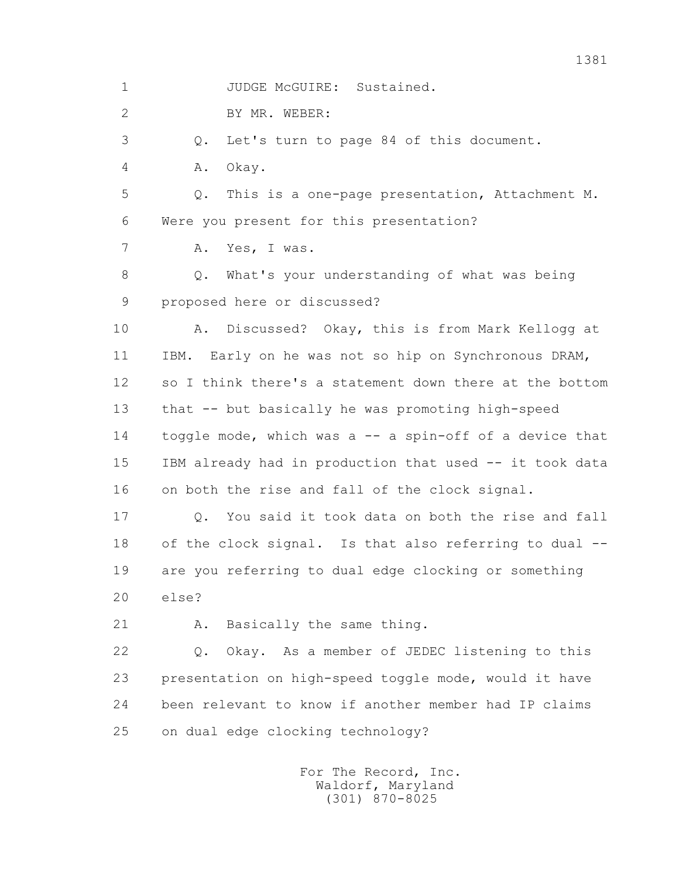1 JUDGE McGUIRE: Sustained.

2 BY MR. WEBER:

3 Q. Let's turn to page 84 of this document.

4 A. Okay.

5 Q. This is a one-page presentation, Attachment M.

6 Were you present for this presentation?

7 A. Yes, I was.

8 Q. What's your understanding of what was being

9 proposed here or discussed?

10 A. Discussed? Okay, this is from Mark Kellogg at

11 IBM. Early on he was not so hip on Synchronous DRAM,

12 so I think there's a statement down there at the bottom

13 that -- but basically he was promoting high-speed

14 toggle mode, which was a -- a spin-off of a device that

15 IBM already had in production that used -- it took data

16 on both the rise and fall of the clock signal.

17 Q. You said it took data on both the rise and fall

18 of the clock signal. Is that also referring to dual --

19 are you referring to dual edge clocking or something

20 else?

21 A. Basically the same thing.

22 Q. Okay. As a member of JEDEC listening to this

23 presentation on high-speed toggle mode, would it have

24 been relevant to know if another member had IP claims

25 on dual edge clocking technology?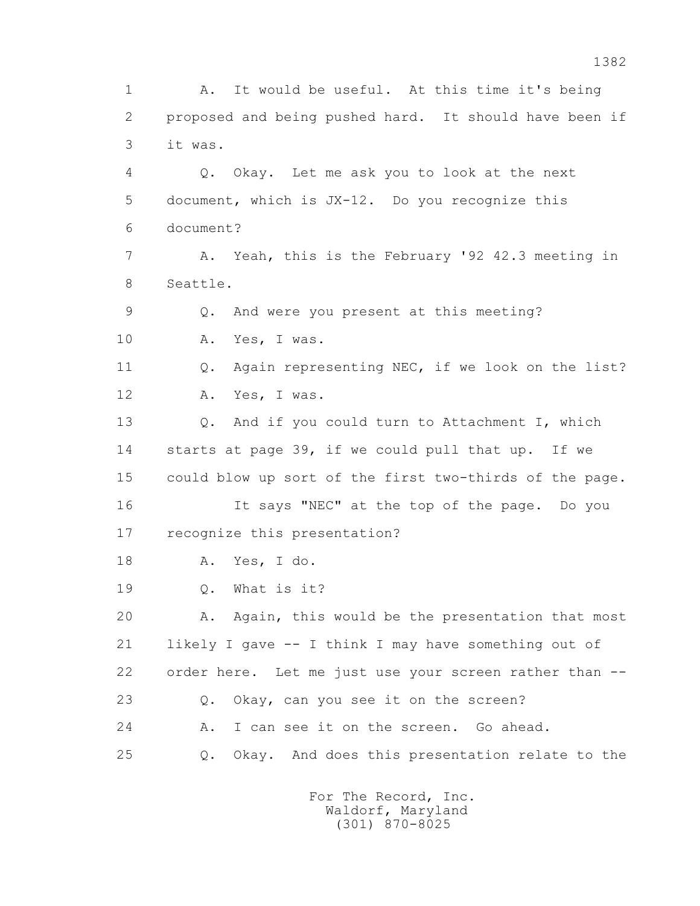1 A. It would be useful. At this time it's being
2 proposed and being pushed hard. It should have been if
3 it was.
4 Q. Okay. Let me ask you to look at the next
5 document, which is JX-12. Do you recognize this
6 document?
7 A. Yeah, this is the February '92 42.3 meeting in
8 Seattle.
9 Q. And were you present at this meeting?
10 A. Yes, I was.
11 Q. Again representing NEC, if we look on the list?
12 A. Yes, I was.
13 Q. And if you could turn to Attachment I, which
14 starts at page 39, if we could pull that up. If we
15 could blow up sort of the first two-thirds of the page.
16 It says "NEC" at the top of the page. Do you
17 recognize this presentation?
18 A. Yes, I do.
19 Q. What is it?
20 A. Again, this would be the presentation that most
21 likely I gave -- I think I may have something out of
22 order here. Let me just use your screen rather than --
23 Q. Okay, can you see it on the screen?
24 A. I can see it on the screen. Go ahead.
25 Q. Okay. And does this presentation relate to the

For The Record, Inc.
Waldorf, Maryland
(301) 870-8025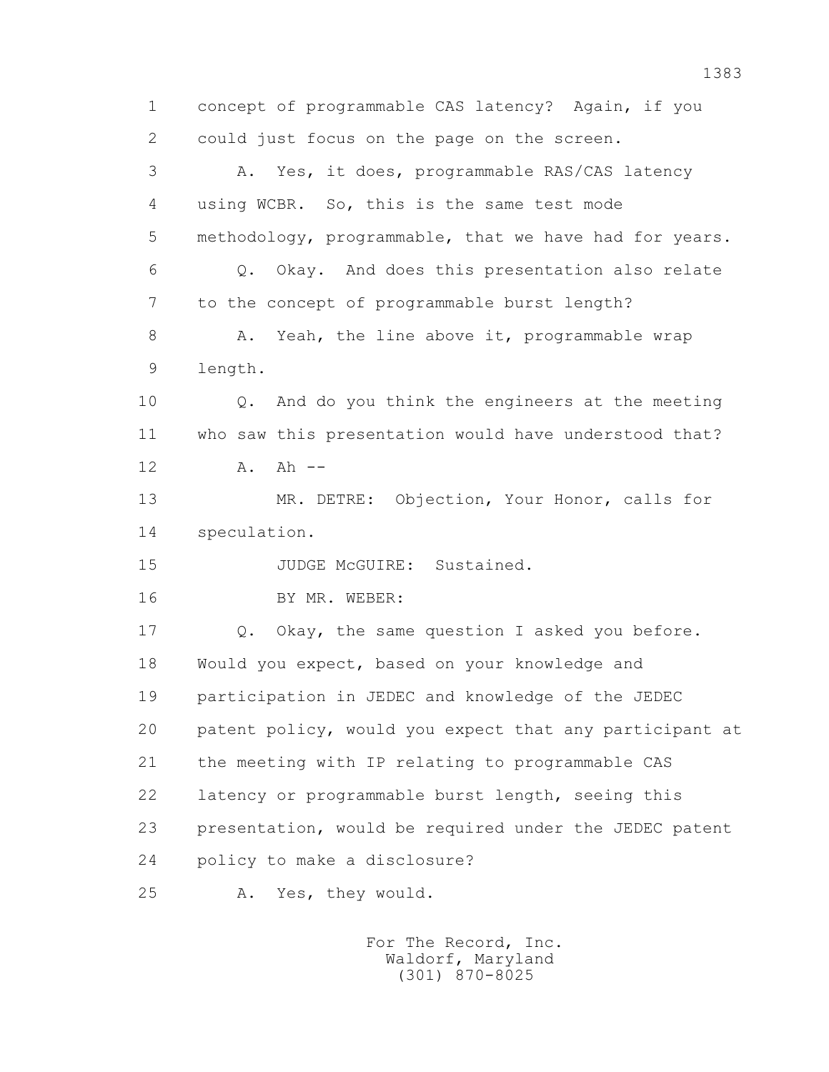concept of programmable CAS latency? Again, if you could just focus on the page on the screen.

A. Yes, it does, programmable RAS/CAS latency using WCBR. So, this is the same test mode methodology, programmable, that we have had for years.

Q. Okay. And does this presentation also relate to the concept of programmable burst length?

A. Yeah, the line above it, programmable wrap length.

Q. And do you think the engineers at the meeting who saw this presentation would have understood that?

A. Ah --

MR. DETRE: Objection, Your Honor, calls for speculation.

JUDGE McGUIRE: Sustained.

BY MR. WEBER:

Q. Okay, the same question I asked you before. Would you expect, based on your knowledge and participation in JEDEC and knowledge of the JEDEC patent policy, would you expect that any participant at the meeting with IP relating to programmable CAS latency or programmable burst length, seeing this presentation, would be required under the JEDEC patent policy to make a disclosure?

A. Yes, they would.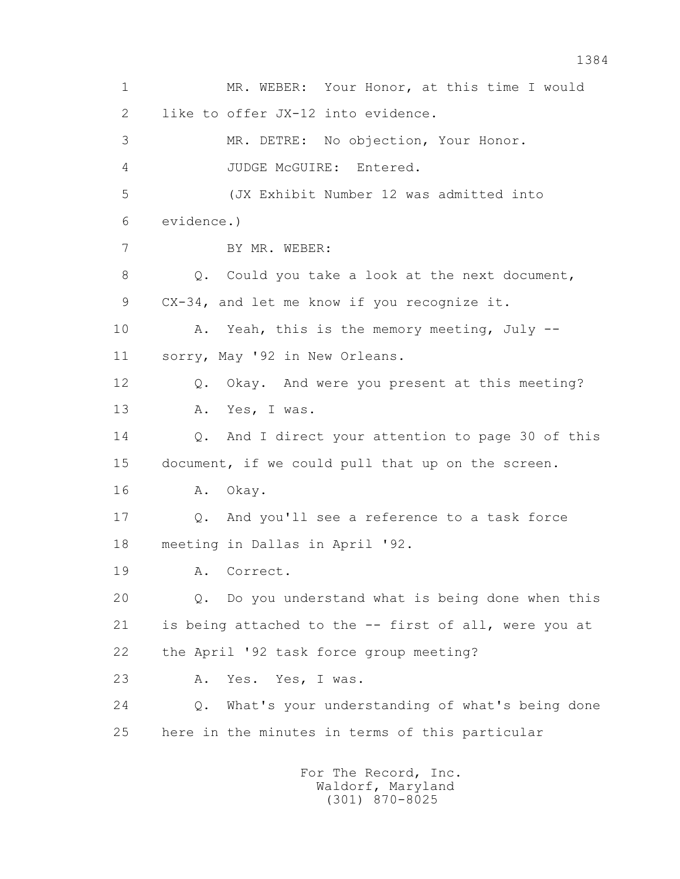MR. WEBER: Your Honor, at this time I would like to offer JX-12 into evidence.

MR. DETRE: No objection, Your Honor.

JUDGE McGUIRE: Entered.

(JX Exhibit Number 12 was admitted into evidence.)

BY MR. WEBER:

Q. Could you take a look at the next document, CX-34, and let me know if you recognize it.

A. Yeah, this is the memory meeting, July -- sorry, May '92 in New Orleans.

Q. Okay. And were you present at this meeting?

A. Yes, I was.

Q. And I direct your attention to page 30 of this document, if we could pull that up on the screen.

A. Okay.

Q. And you'll see a reference to a task force meeting in Dallas in April '92.

A. Correct.

Q. Do you understand what is being done when this is being attached to the -- first of all, were you at the April '92 task force group meeting?

A. Yes. Yes, I was.

Q. What's your understanding of what's being done here in the minutes in terms of this particular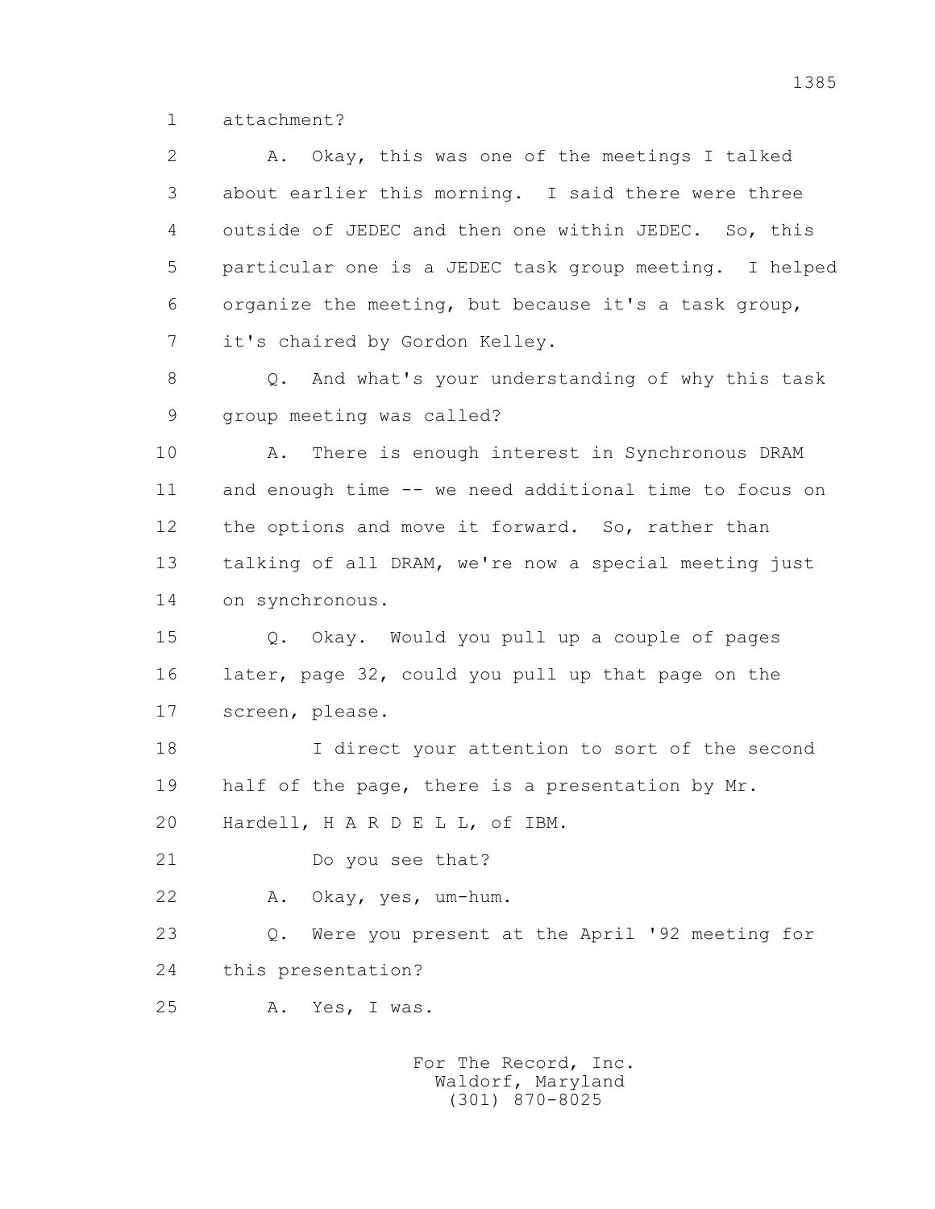1 attachment?

2 A. Okay, this was one of the meetings I talked

3 about earlier this morning. I said there were three

4 outside of JEDEC and then one within JEDEC. So, this

5 particular one is a JEDEC task group meeting. I helped

6 organize the meeting, but because it's a task group,

7 it's chaired by Gordon Kelley.

8 Q. And what's your understanding of why this task

9 group meeting was called?

10 A. There is enough interest in Synchronous DRAM

11 and enough time -- we need additional time to focus on

12 the options and move it forward. So, rather than

13 talking of all DRAM, we're now a special meeting just

14 on synchronous.

15 Q. Okay. Would you pull up a couple of pages

16 later, page 32, could you pull up that page on the

17 screen, please.

18 I direct your attention to sort of the second

19 half of the page, there is a presentation by Mr.

20 Hardell, H A R D E L L, of IBM.

21 Do you see that?

22 A. Okay, yes, um-hum.

23 Q. Were you present at the April '92 meeting for

24 this presentation?

25 A. Yes, I was.

For The Record, Inc.
Waldorf, Maryland
(301) 870-8025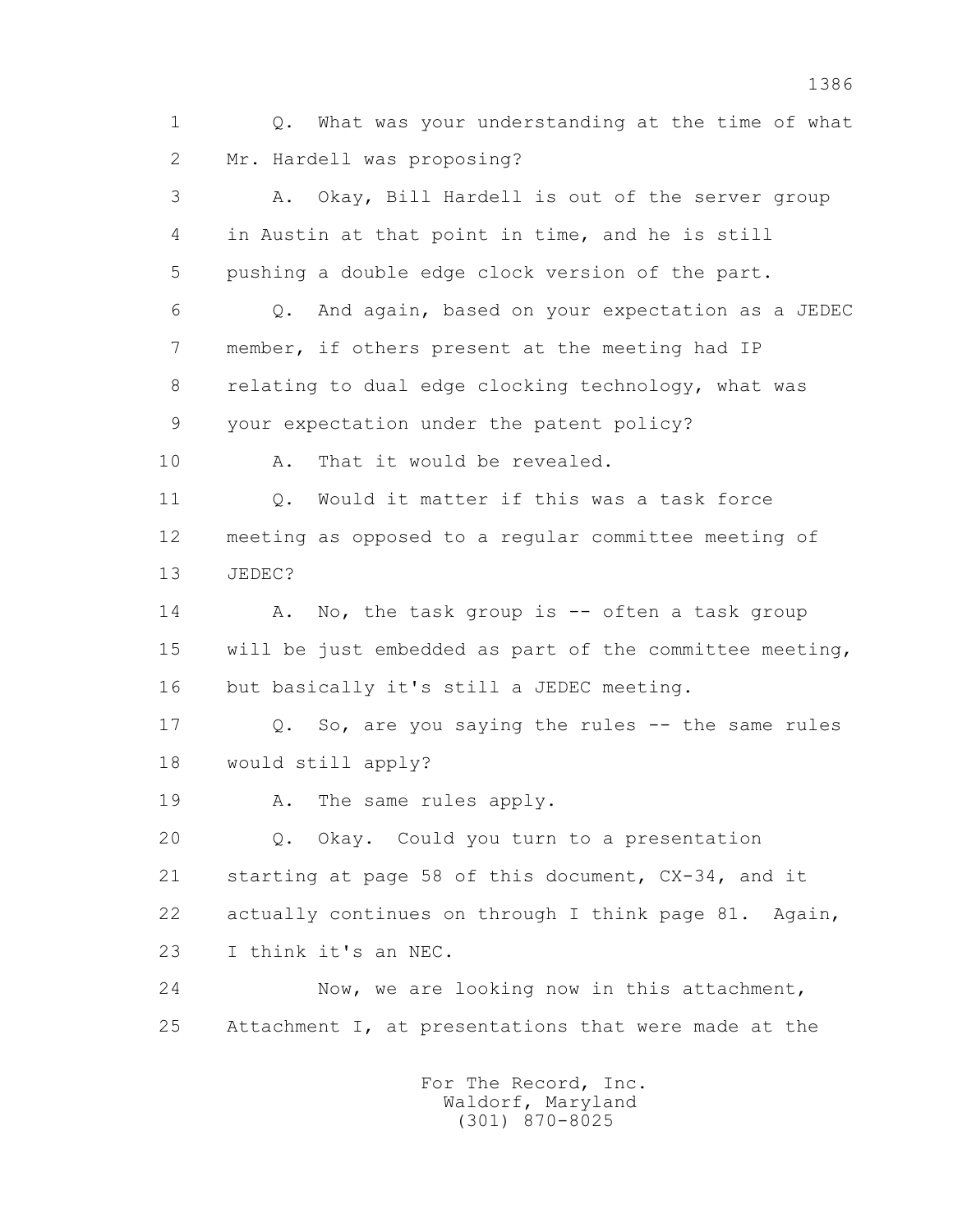1 Q. What was your understanding at the time of what
2 Mr. Hardell was proposing?
3 A. Okay, Bill Hardell is out of the server group
4 in Austin at that point in time, and he is still
5 pushing a double edge clock version of the part.
6 Q. And again, based on your expectation as a JEDEC
7 member, if others present at the meeting had IP
8 relating to dual edge clocking technology, what was
9 your expectation under the patent policy?
10 A. That it would be revealed.
11 Q. Would it matter if this was a task force
12 meeting as opposed to a regular committee meeting of
13 JEDEC?
14 A. No, the task group is -- often a task group
15 will be just embedded as part of the committee meeting,
16 but basically it's still a JEDEC meeting.
17 Q. So, are you saying the rules -- the same rules
18 would still apply?
19 A. The same rules apply.
20 Q. Okay. Could you turn to a presentation
21 starting at page 58 of this document, CX-34, and it
22 actually continues on through I think page 81. Again,
23 I think it's an NEC.
24 Now, we are looking now in this attachment,
25 Attachment I, at presentations that were made at the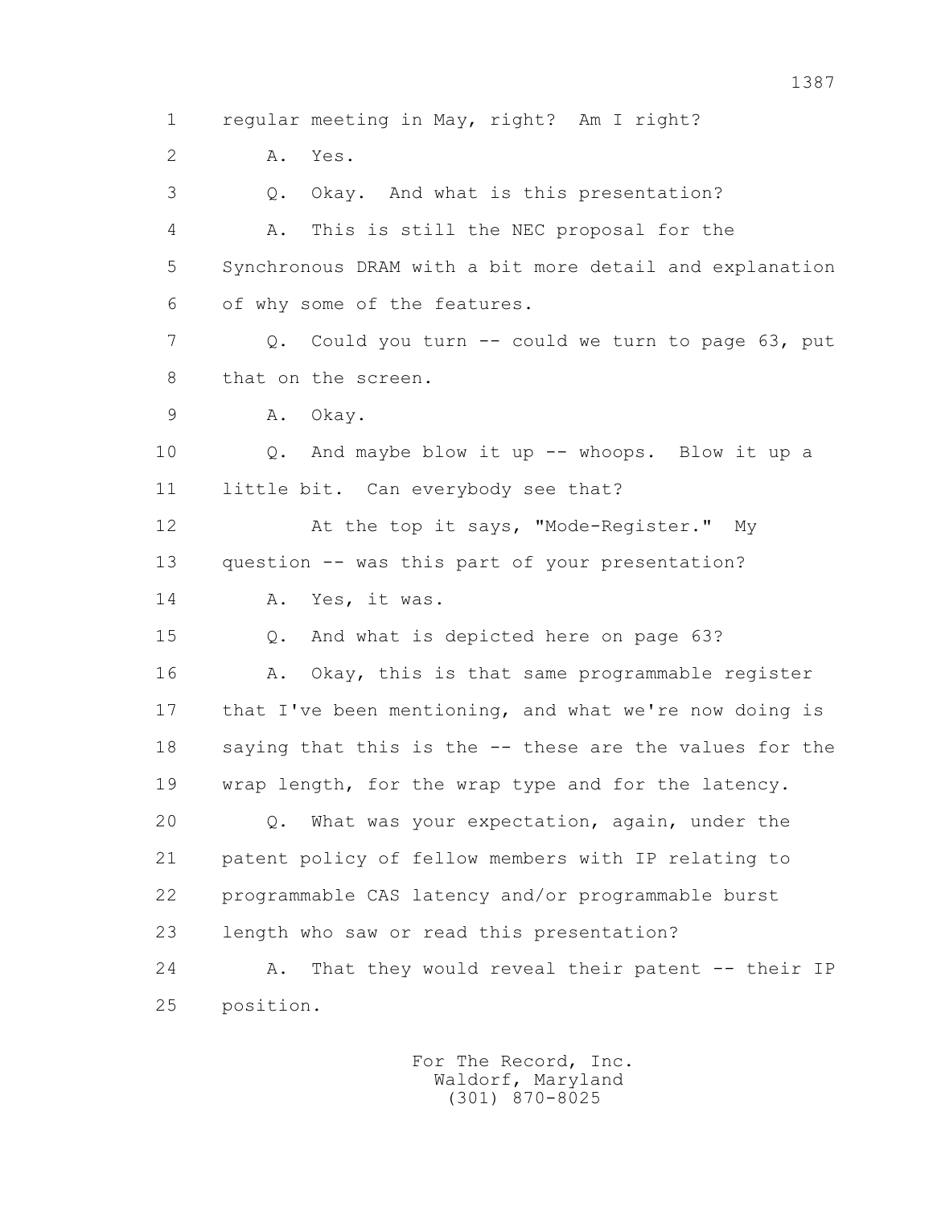1 regular meeting in May, right? Am I right?

2 A. Yes.

3 Q. Okay. And what is this presentation?

4 A. This is still the NEC proposal for the

5 Synchronous DRAM with a bit more detail and explanation

6 of why some of the features.

7 Q. Could you turn -- could we turn to page 63, put

8 that on the screen.

9 A. Okay.

10 Q. And maybe blow it up -- whoops. Blow it up a

11 little bit. Can everybody see that?

12 At the top it says, "Mode-Register." My

13 question -- was this part of your presentation?

14 A. Yes, it was.

15 Q. And what is depicted here on page 63?

16 A. Okay, this is that same programmable register

17 that I've been mentioning, and what we're now doing is

18 saying that this is the -- these are the values for the

19 wrap length, for the wrap type and for the latency.

20 Q. What was your expectation, again, under the

21 patent policy of fellow members with IP relating to

22 programmable CAS latency and/or programmable burst

23 length who saw or read this presentation?

24 A. That they would reveal their patent -- their IP

25 position.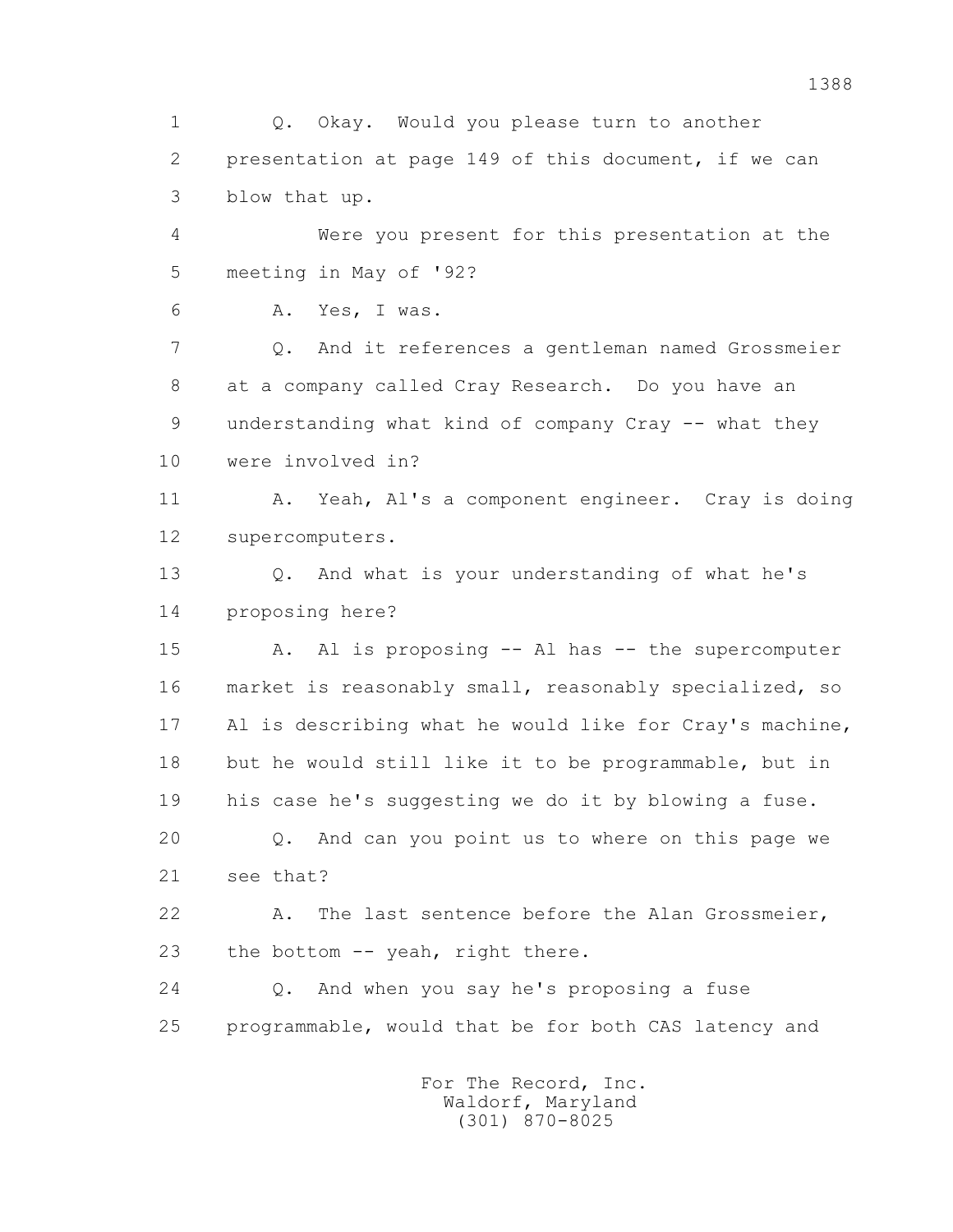1 Q. Okay. Would you please turn to another
2 presentation at page 149 of this document, if we can
3 blow that up.

4 Were you present for this presentation at the
5 meeting in May of '92?

6 A. Yes, I was.

7 Q. And it references a gentleman named Grossmeier
8 at a company called Cray Research. Do you have an
9 understanding what kind of company Cray -- what they
10 were involved in?

11 A. Yeah, Al's a component engineer. Cray is doing
12 supercomputers.

13 Q. And what is your understanding of what he's
14 proposing here?

15 A. Al is proposing -- Al has -- the supercomputer
16 market is reasonably small, reasonably specialized, so
17 Al is describing what he would like for Cray's machine,
18 but he would still like it to be programmable, but in
19 his case he's suggesting we do it by blowing a fuse.

20 Q. And can you point us to where on this page we
21 see that?

22 A. The last sentence before the Alan Grossmeier,
23 the bottom -- yeah, right there.

24 Q. And when you say he's proposing a fuse
25 programmable, would that be for both CAS latency and

For The Record, Inc.
Waldorf, Maryland
(301) 870-8025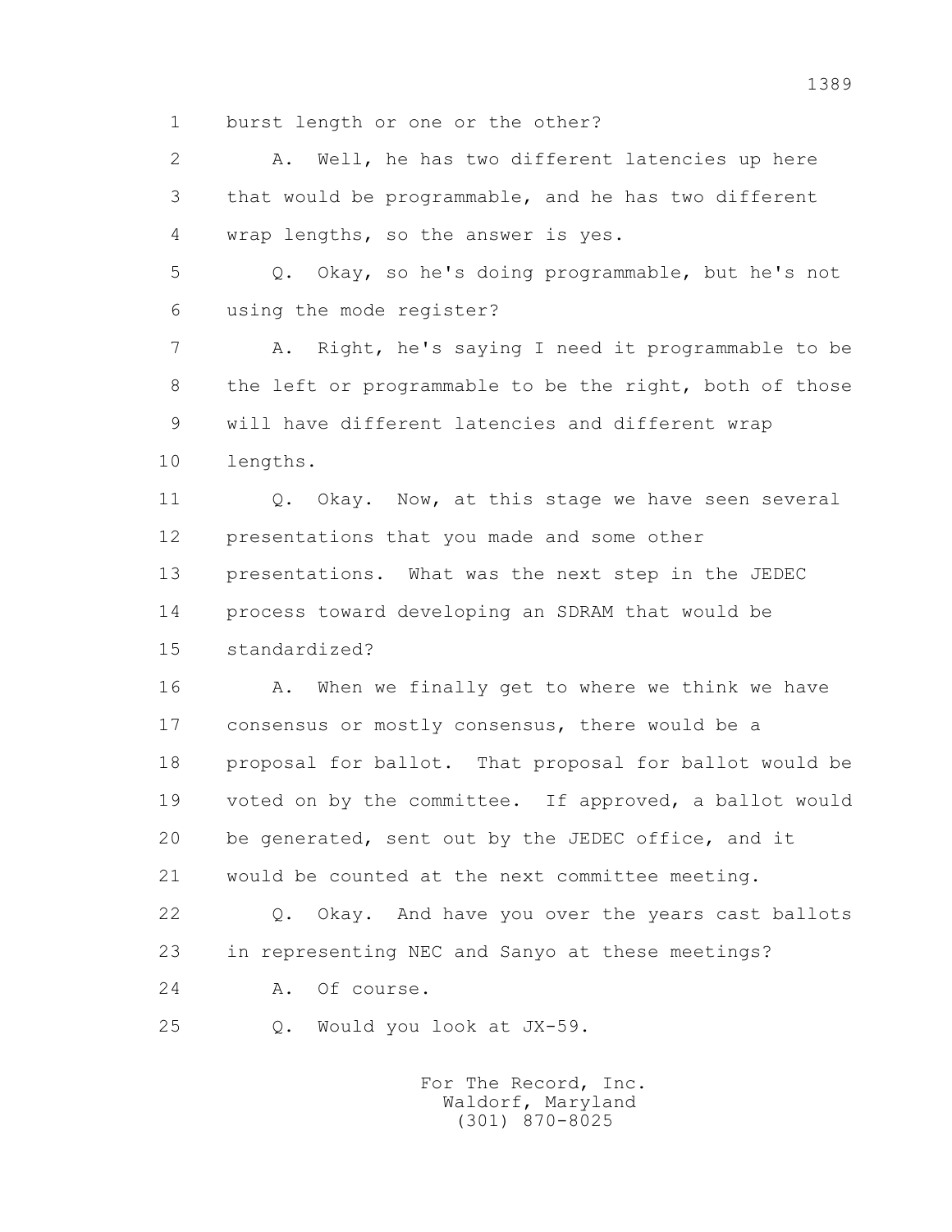1 burst length or one or the other?

2 A. Well, he has two different latencies up here

3 that would be programmable, and he has two different

4 wrap lengths, so the answer is yes.

5 Q. Okay, so he's doing programmable, but he's not

6 using the mode register?

7 A. Right, he's saying I need it programmable to be

8 the left or programmable to be the right, both of those

9 will have different latencies and different wrap

10 lengths.

11 Q. Okay. Now, at this stage we have seen several

12 presentations that you made and some other

13 presentations. What was the next step in the JEDEC

14 process toward developing an SDRAM that would be

15 standardized?

16 A. When we finally get to where we think we have

17 consensus or mostly consensus, there would be a

18 proposal for ballot. That proposal for ballot would be

19 voted on by the committee. If approved, a ballot would

20 be generated, sent out by the JEDEC office, and it

21 would be counted at the next committee meeting.

22 Q. Okay. And have you over the years cast ballots

23 in representing NEC and Sanyo at these meetings?

24 A. Of course.

25 Q. Would you look at JX-59.

For The Record, Inc.
Waldorf, Maryland
(301) 870-8025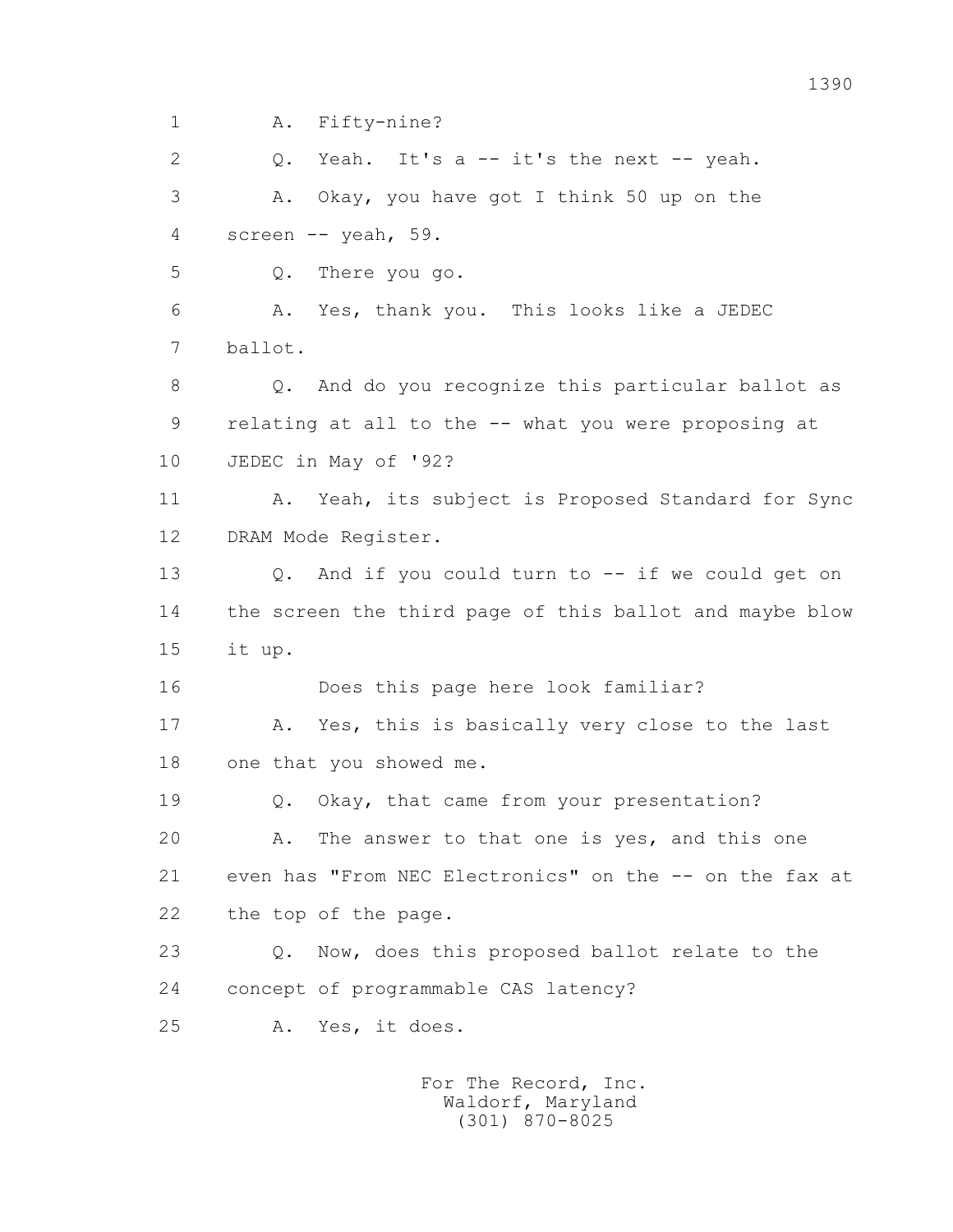1 A. Fifty-nine?

2 Q. Yeah. It's a -- it's the next -- yeah.

3 A. Okay, you have got I think 50 up on the

4 screen -- yeah, 59.

5 Q. There you go.

6 A. Yes, thank you. This looks like a JEDEC

7 ballot.

8 Q. And do you recognize this particular ballot as

9 relating at all to the -- what you were proposing at

10 JEDEC in May of '92?

11 A. Yeah, its subject is Proposed Standard for Sync

12 DRAM Mode Register.

13 Q. And if you could turn to -- if we could get on

14 the screen the third page of this ballot and maybe blow

15 it up.

16 Does this page here look familiar?

17 A. Yes, this is basically very close to the last

18 one that you showed me.

19 Q. Okay, that came from your presentation?

20 A. The answer to that one is yes, and this one

21 even has "From NEC Electronics" on the -- on the fax at

22 the top of the page.

23 Q. Now, does this proposed ballot relate to the

24 concept of programmable CAS latency?

25 A. Yes, it does.

For The Record, Inc.
Waldorf, Maryland
(301) 870-8025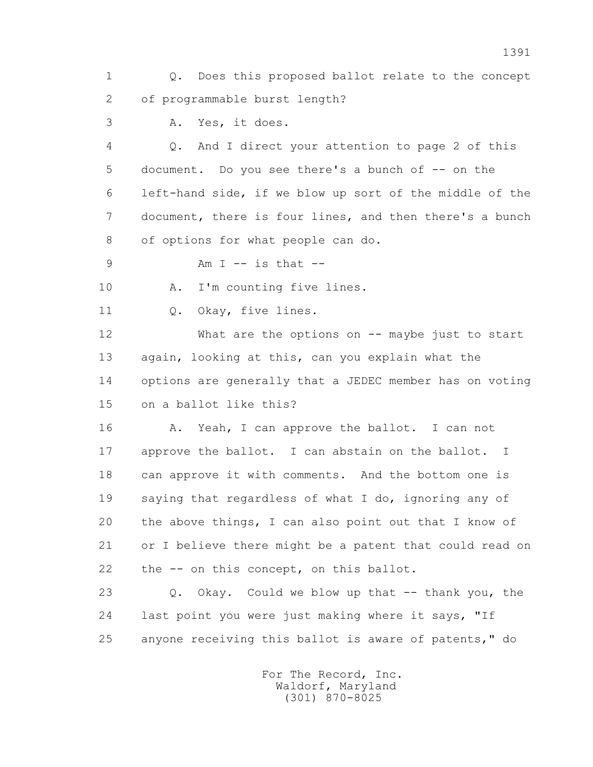1 Q. Does this proposed ballot relate to the concept
2 of programmable burst length?
3 A. Yes, it does.
4 Q. And I direct your attention to page 2 of this
5 document. Do you see there's a bunch of -- on the
6 left-hand side, if we blow up sort of the middle of the
7 document, there is four lines, and then there's a bunch
8 of options for what people can do.
9 Am I -- is that --
10 A. I'm counting five lines.
11 Q. Okay, five lines.
12 What are the options on -- maybe just to start
13 again, looking at this, can you explain what the
14 options are generally that a JEDEC member has on voting
15 on a ballot like this?
16 A. Yeah, I can approve the ballot. I can not
17 approve the ballot. I can abstain on the ballot. I
18 can approve it with comments. And the bottom one is
19 saying that regardless of what I do, ignoring any of
20 the above things, I can also point out that I know of
21 or I believe there might be a patent that could read on
22 the -- on this concept, on this ballot.
23 Q. Okay. Could we blow up that -- thank you, the
24 last point you were just making where it says, "If
25 anyone receiving this ballot is aware of patents," do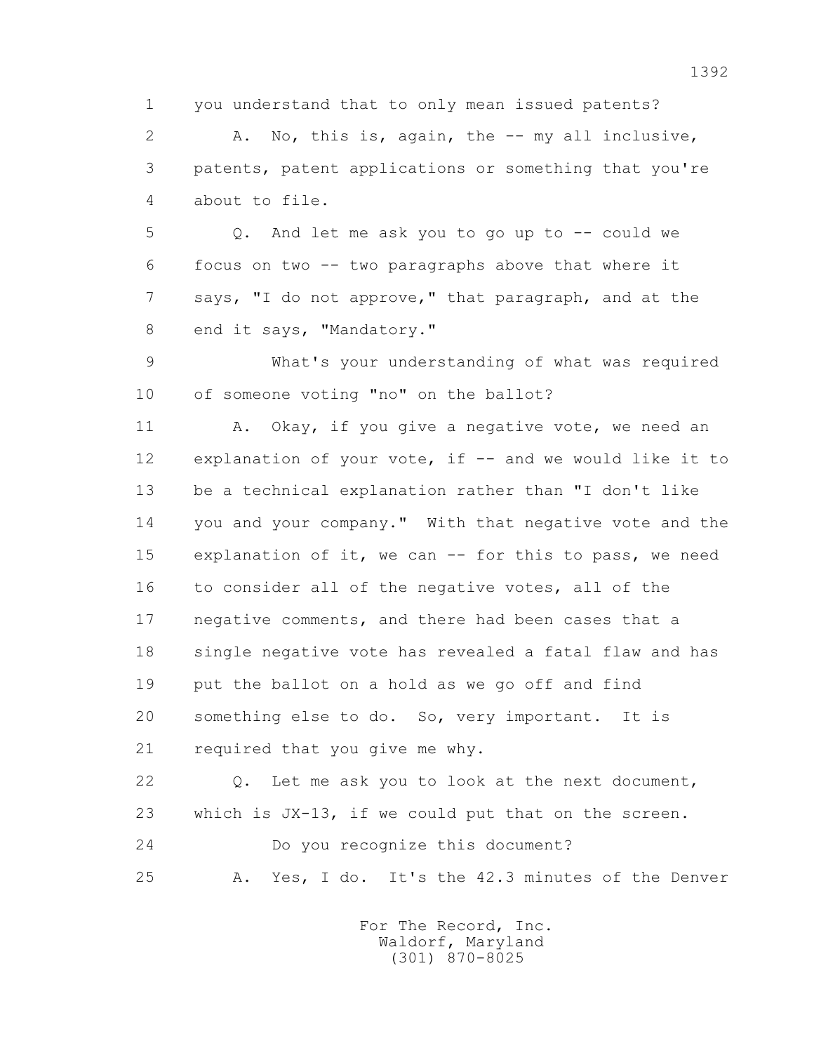1 you understand that to only mean issued patents?

2 A. No, this is, again, the -- my all inclusive,

3 patents, patent applications or something that you're

4 about to file.

5 Q. And let me ask you to go up to -- could we

6 focus on two -- two paragraphs above that where it

7 says, "I do not approve," that paragraph, and at the

8 end it says, "Mandatory."

9 What's your understanding of what was required

10 of someone voting "no" on the ballot?

11 A. Okay, if you give a negative vote, we need an

12 explanation of your vote, if -- and we would like it to

13 be a technical explanation rather than "I don't like

14 you and your company." With that negative vote and the

15 explanation of it, we can -- for this to pass, we need

16 to consider all of the negative votes, all of the

17 negative comments, and there had been cases that a

18 single negative vote has revealed a fatal flaw and has

19 put the ballot on a hold as we go off and find

20 something else to do. So, very important. It is

21 required that you give me why.

22 Q. Let me ask you to look at the next document,

23 which is JX-13, if we could put that on the screen.

24 Do you recognize this document?

25 A. Yes, I do. It's the 42.3 minutes of the Denver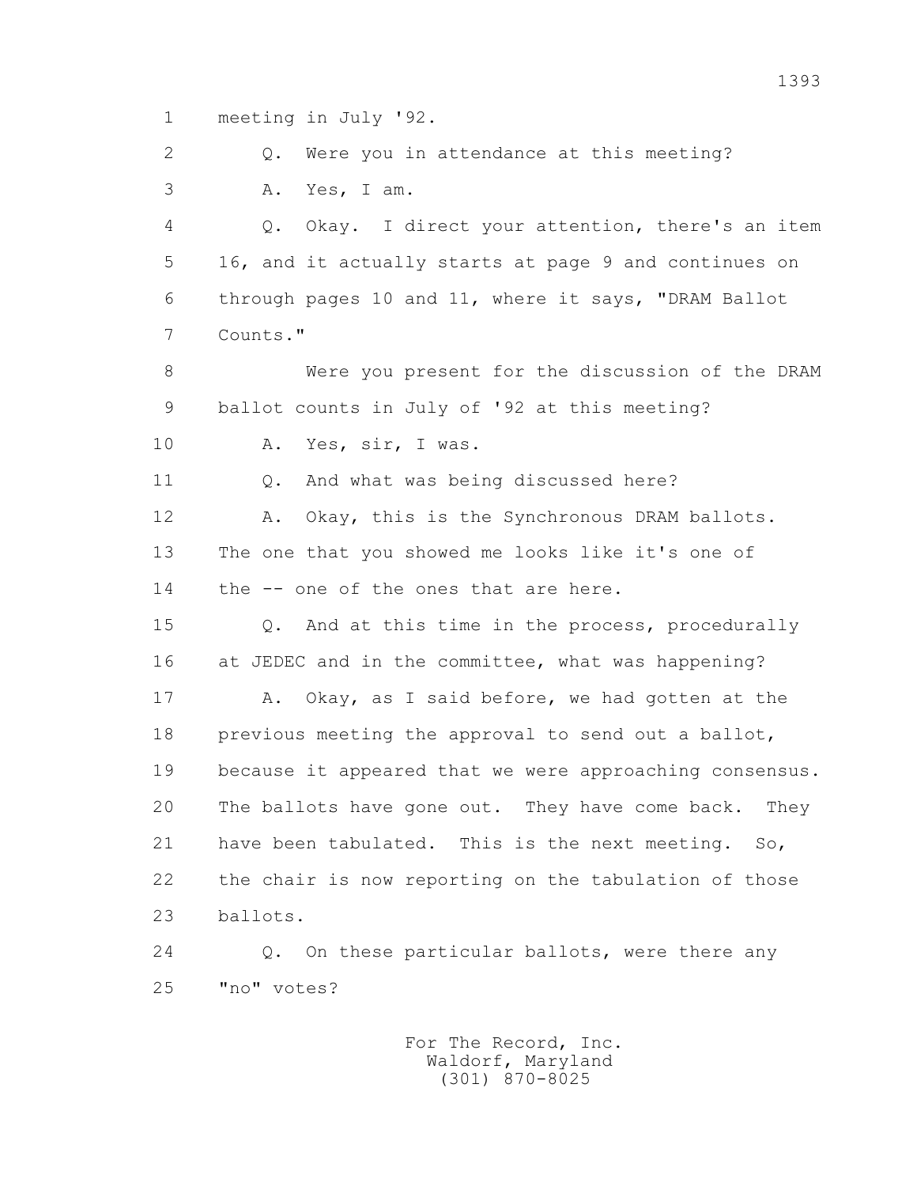1 meeting in July '92.

2 Q. Were you in attendance at this meeting?

3 A. Yes, I am.

4 Q. Okay. I direct your attention, there's an item

5 16, and it actually starts at page 9 and continues on

6 through pages 10 and 11, where it says, "DRAM Ballot

7 Counts."

8 Were you present for the discussion of the DRAM

9 ballot counts in July of '92 at this meeting?

10 A. Yes, sir, I was.

11 Q. And what was being discussed here?

12 A. Okay, this is the Synchronous DRAM ballots.

13 The one that you showed me looks like it's one of

14 the -- one of the ones that are here.

15 Q. And at this time in the process, procedurally

16 at JEDEC and in the committee, what was happening?

17 A. Okay, as I said before, we had gotten at the

18 previous meeting the approval to send out a ballot,

19 because it appeared that we were approaching consensus.

20 The ballots have gone out. They have come back. They

21 have been tabulated. This is the next meeting. So,

22 the chair is now reporting on the tabulation of those

23 ballots.

24 Q. On these particular ballots, were there any

25 "no" votes?

For The Record, Inc.
Waldorf, Maryland
(301) 870-8025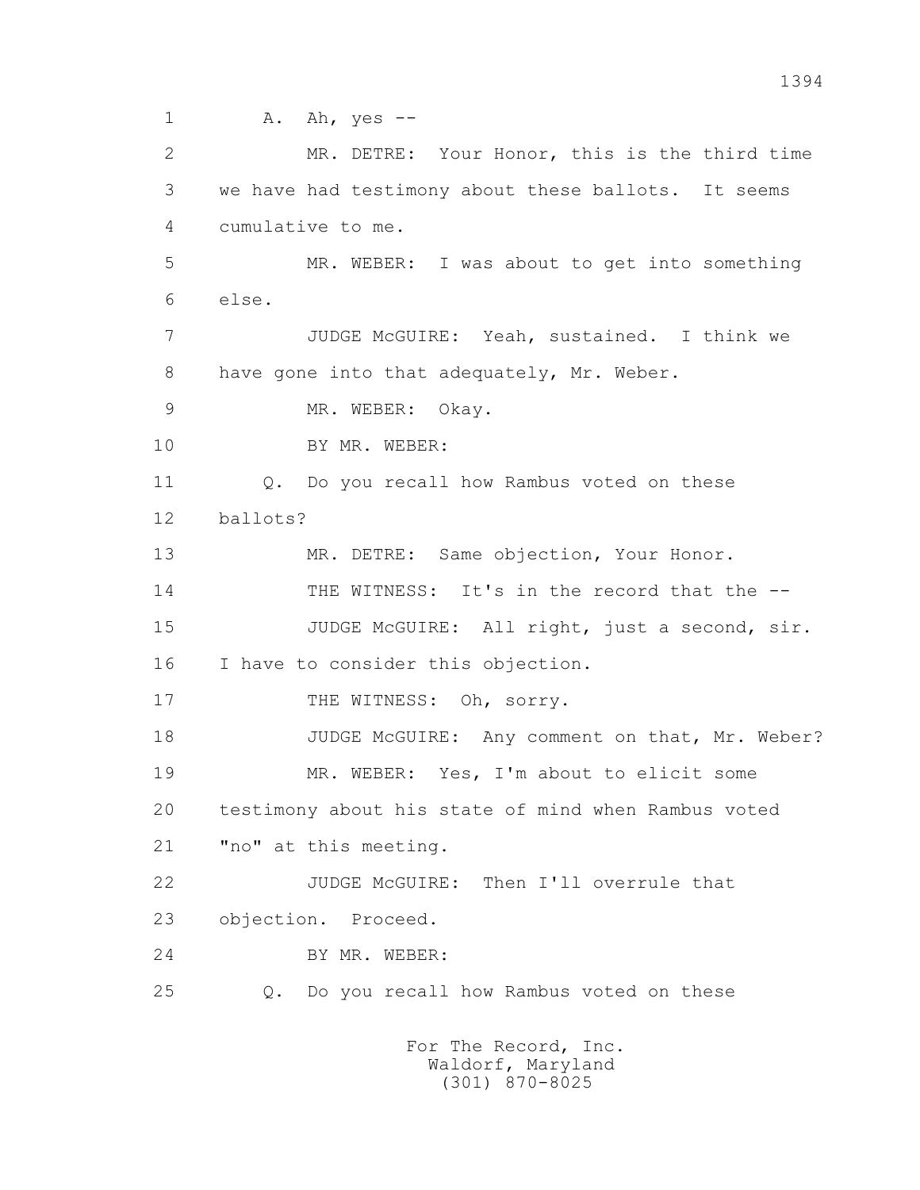1 A. Ah, yes --

2 MR. DETRE: Your Honor, this is the third time

3 we have had testimony about these ballots. It seems

4 cumulative to me.

5 MR. WEBER: I was about to get into something

6 else.

7 JUDGE McGUIRE: Yeah, sustained. I think we

8 have gone into that adequately, Mr. Weber.

9 MR. WEBER: Okay.

10 BY MR. WEBER:

11 Q. Do you recall how Rambus voted on these

12 ballots?

13 MR. DETRE: Same objection, Your Honor.

14 THE WITNESS: It's in the record that the --

15 JUDGE McGUIRE: All right, just a second, sir.

16 I have to consider this objection.

17 THE WITNESS: Oh, sorry.

18 JUDGE McGUIRE: Any comment on that, Mr. Weber?

19 MR. WEBER: Yes, I'm about to elicit some

20 testimony about his state of mind when Rambus voted

21 "no" at this meeting.

22 JUDGE McGUIRE: Then I'll overrule that

23 objection. Proceed.

24 BY MR. WEBER:

25 Q. Do you recall how Rambus voted on these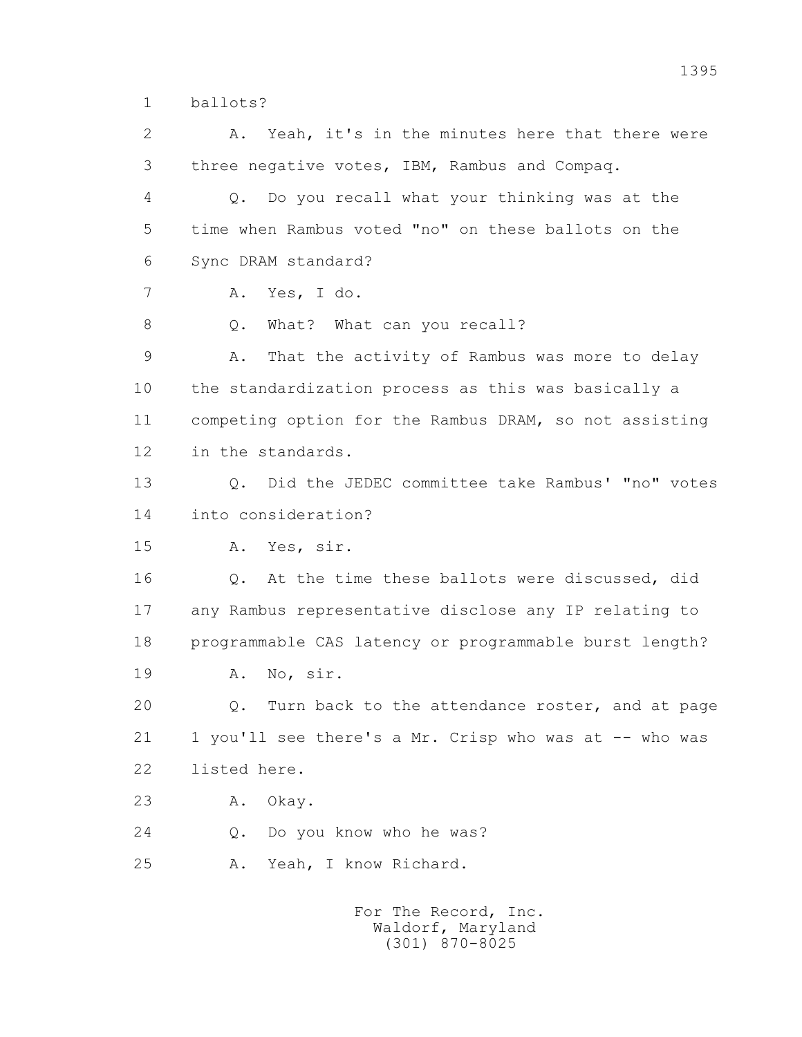1 ballots?

2 A. Yeah, it's in the minutes here that there were
3 three negative votes, IBM, Rambus and Compaq.

4 Q. Do you recall what your thinking was at the
5 time when Rambus voted "no" on these ballots on the
6 Sync DRAM standard?

7 A. Yes, I do.

8 Q. What? What can you recall?

9 A. That the activity of Rambus was more to delay
10 the standardization process as this was basically a
11 competing option for the Rambus DRAM, so not assisting
12 in the standards.

13 Q. Did the JEDEC committee take Rambus' "no" votes
14 into consideration?

15 A. Yes, sir.

16 Q. At the time these ballots were discussed, did
17 any Rambus representative disclose any IP relating to
18 programmable CAS latency or programmable burst length?

19 A. No, sir.

20 Q. Turn back to the attendance roster, and at page
21 1 you'll see there's a Mr. Crisp who was at -- who was
22 listed here.

23 A. Okay.

24 Q. Do you know who he was?

25 A. Yeah, I know Richard.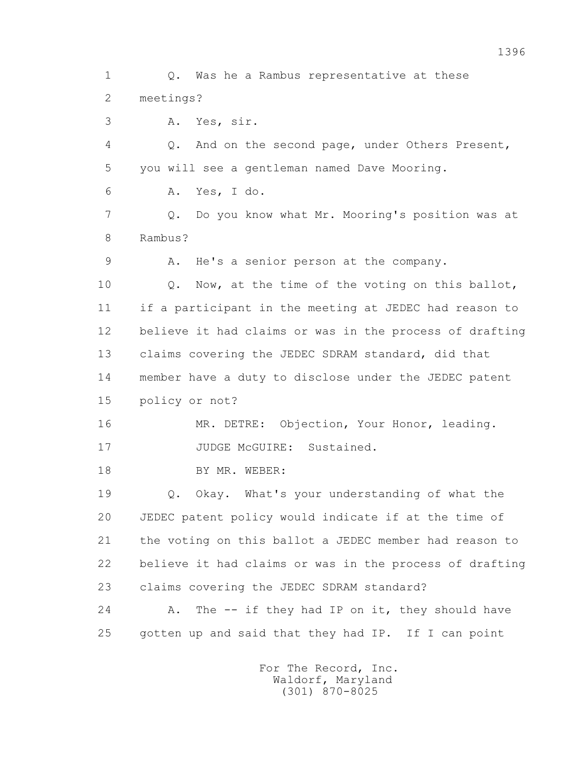1 Q. Was he a Rambus representative at these
2 meetings?
3 A. Yes, sir.
4 Q. And on the second page, under Others Present,
5 you will see a gentleman named Dave Mooring.
6 A. Yes, I do.
7 Q. Do you know what Mr. Mooring's position was at
8 Rambus?
9 A. He's a senior person at the company.
10 Q. Now, at the time of the voting on this ballot,
11 if a participant in the meeting at JEDEC had reason to
12 believe it had claims or was in the process of drafting
13 claims covering the JEDEC SDRAM standard, did that
14 member have a duty to disclose under the JEDEC patent
15 policy or not?
16 MR. DETRE: Objection, Your Honor, leading.
17 JUDGE McGUIRE: Sustained.
18 BY MR. WEBER:
19 Q. Okay. What's your understanding of what the
20 JEDEC patent policy would indicate if at the time of
21 the voting on this ballot a JEDEC member had reason to
22 believe it had claims or was in the process of drafting
23 claims covering the JEDEC SDRAM standard?
24 A. The -- if they had IP on it, they should have
25 gotten up and said that they had IP. If I can point

For The Record, Inc.
Waldorf, Maryland
(301) 870-8025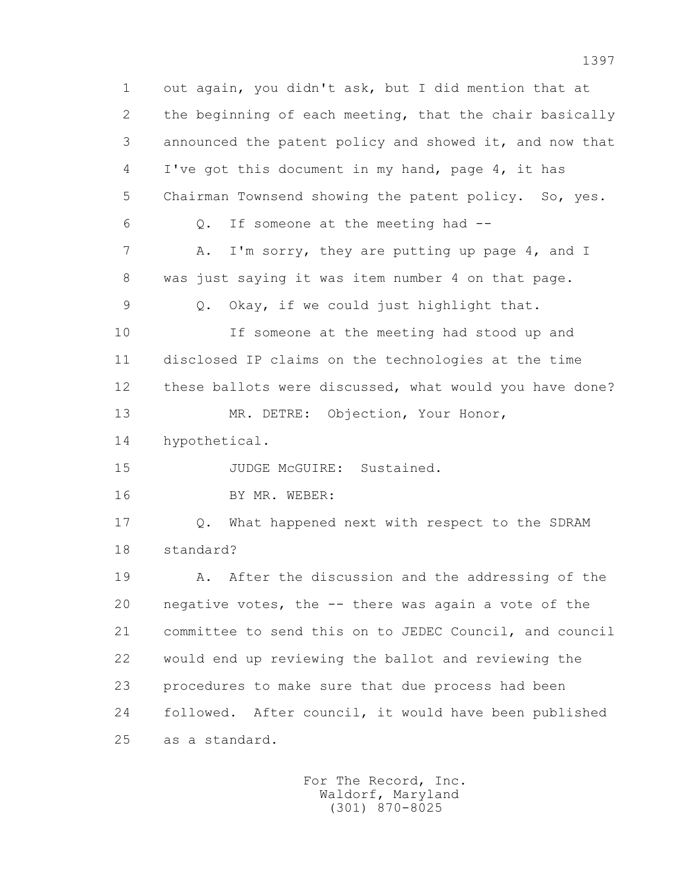1 out again, you didn't ask, but I did mention that at
2 the beginning of each meeting, that the chair basically
3 announced the patent policy and showed it, and now that
4 I've got this document in my hand, page 4, it has
5 Chairman Townsend showing the patent policy. So, yes.
6 Q. If someone at the meeting had --
7 A. I'm sorry, they are putting up page 4, and I
8 was just saying it was item number 4 on that page.
9 Q. Okay, if we could just highlight that.
10 If someone at the meeting had stood up and
11 disclosed IP claims on the technologies at the time
12 these ballots were discussed, what would you have done?
13 MR. DETRE: Objection, Your Honor,
14 hypothetical.
15 JUDGE McGUIRE: Sustained.
16 BY MR. WEBER:
17 Q. What happened next with respect to the SDRAM
18 standard?
19 A. After the discussion and the addressing of the
20 negative votes, the -- there was again a vote of the
21 committee to send this on to JEDEC Council, and council
22 would end up reviewing the ballot and reviewing the
23 procedures to make sure that due process had been
24 followed. After council, it would have been published
25 as a standard.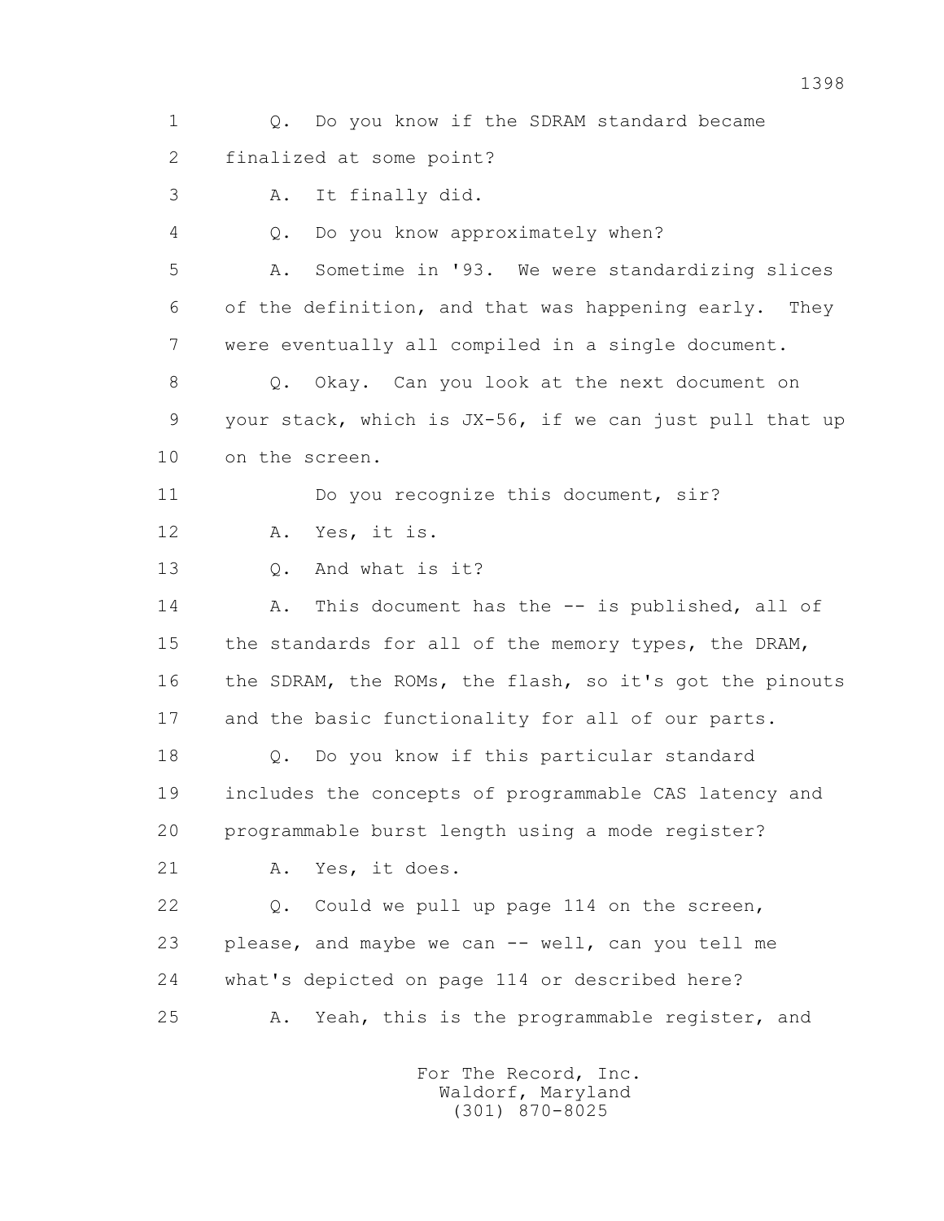1 Q. Do you know if the SDRAM standard became
2 finalized at some point?
3 A. It finally did.
4 Q. Do you know approximately when?
5 A. Sometime in '93. We were standardizing slices
6 of the definition, and that was happening early. They
7 were eventually all compiled in a single document.
8 Q. Okay. Can you look at the next document on
9 your stack, which is JX-56, if we can just pull that up
10 on the screen.
11 Do you recognize this document, sir?
12 A. Yes, it is.
13 Q. And what is it?
14 A. This document has the -- is published, all of
15 the standards for all of the memory types, the DRAM,
16 the SDRAM, the ROMs, the flash, so it's got the pinouts
17 and the basic functionality for all of our parts.
18 Q. Do you know if this particular standard
19 includes the concepts of programmable CAS latency and
20 programmable burst length using a mode register?
21 A. Yes, it does.
22 Q. Could we pull up page 114 on the screen,
23 please, and maybe we can -- well, can you tell me
24 what's depicted on page 114 or described here?
25 A. Yeah, this is the programmable register, and

For The Record, Inc.
Waldorf, Maryland
(301) 870-8025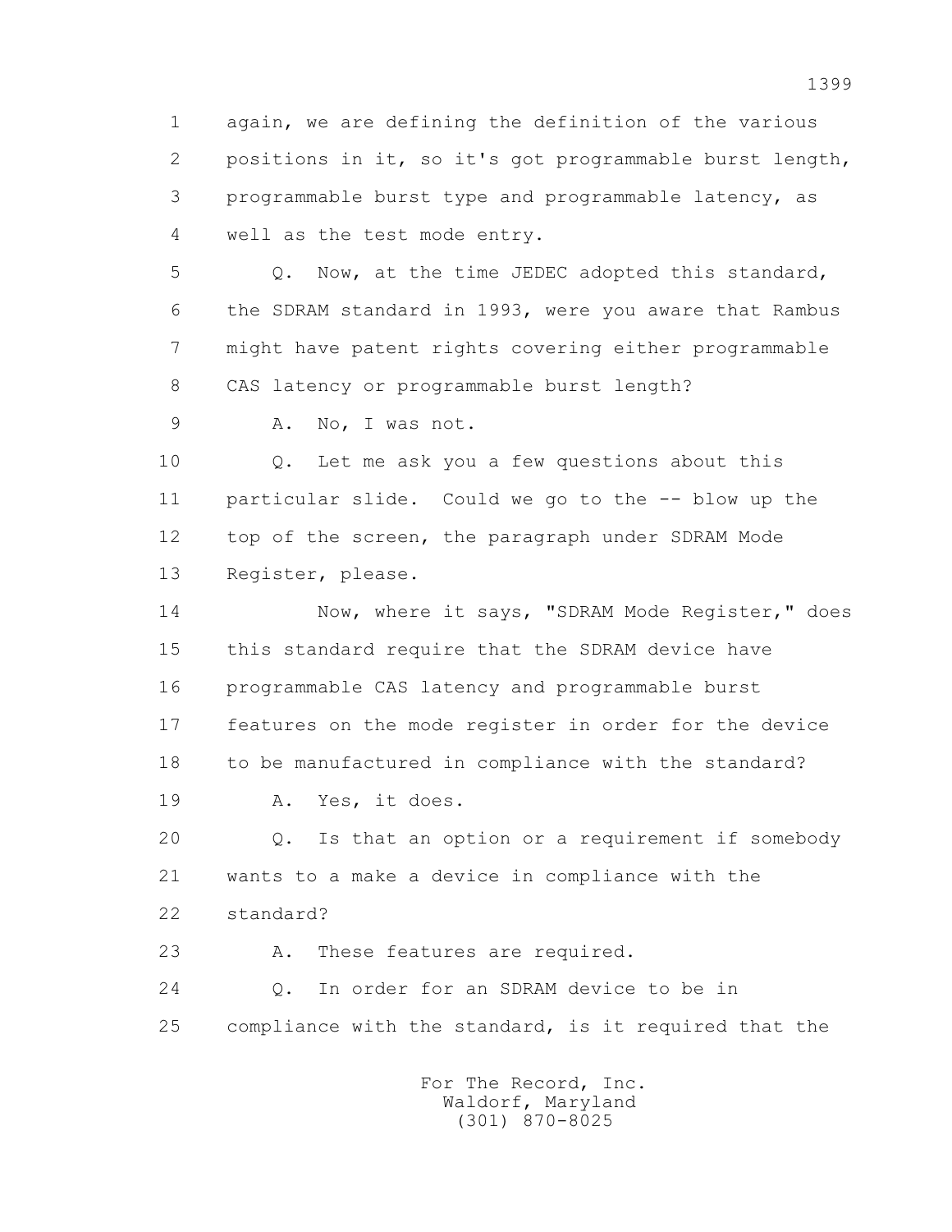1 again, we are defining the definition of the various
2 positions in it, so it's got programmable burst length,
3 programmable burst type and programmable latency, as
4 well as the test mode entry.

5 Q. Now, at the time JEDEC adopted this standard,
6 the SDRAM standard in 1993, were you aware that Rambus
7 might have patent rights covering either programmable
8 CAS latency or programmable burst length?

9 A. No, I was not.

10 Q. Let me ask you a few questions about this
11 particular slide. Could we go to the -- blow up the
12 top of the screen, the paragraph under SDRAM Mode
13 Register, please.

14 Now, where it says, "SDRAM Mode Register," does
15 this standard require that the SDRAM device have
16 programmable CAS latency and programmable burst
17 features on the mode register in order for the device
18 to be manufactured in compliance with the standard?

19 A. Yes, it does.

20 Q. Is that an option or a requirement if somebody
21 wants to a make a device in compliance with the
22 standard?

23 A. These features are required.

24 Q. In order for an SDRAM device to be in
25 compliance with the standard, is it required that the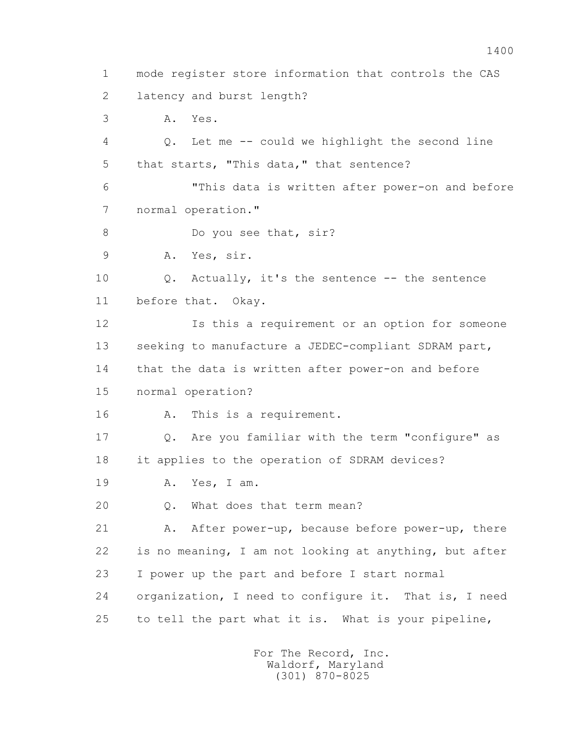1 mode register store information that controls the CAS
2 latency and burst length?
3 A. Yes.
4 Q. Let me -- could we highlight the second line
5 that starts, "This data," that sentence?
6 "This data is written after power-on and before
7 normal operation."
8 Do you see that, sir?
9 A. Yes, sir.
10 Q. Actually, it's the sentence -- the sentence
11 before that. Okay.
12 Is this a requirement or an option for someone
13 seeking to manufacture a JEDEC-compliant SDRAM part,
14 that the data is written after power-on and before
15 normal operation?
16 A. This is a requirement.
17 Q. Are you familiar with the term "configure" as
18 it applies to the operation of SDRAM devices?
19 A. Yes, I am.
20 Q. What does that term mean?
21 A. After power-up, because before power-up, there
22 is no meaning, I am not looking at anything, but after
23 I power up the part and before I start normal
24 organization, I need to configure it. That is, I need
25 to tell the part what it is. What is your pipeline,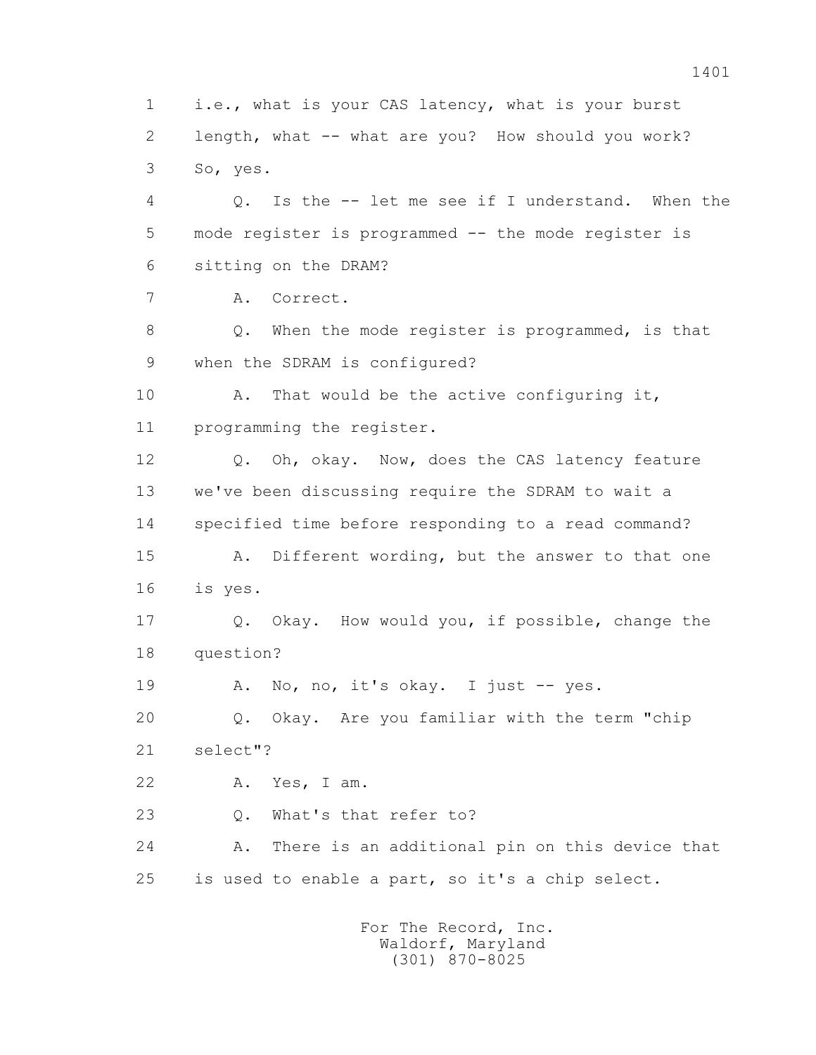1 i.e., what is your CAS latency, what is your burst
2 length, what -- what are you? How should you work?
3 So, yes.
4 Q. Is the -- let me see if I understand. When the
5 mode register is programmed -- the mode register is
6 sitting on the DRAM?
7 A. Correct.
8 Q. When the mode register is programmed, is that
9 when the SDRAM is configured?
10 A. That would be the active configuring it,
11 programming the register.
12 Q. Oh, okay. Now, does the CAS latency feature
13 we've been discussing require the SDRAM to wait a
14 specified time before responding to a read command?
15 A. Different wording, but the answer to that one
16 is yes.
17 Q. Okay. How would you, if possible, change the
18 question?
19 A. No, no, it's okay. I just -- yes.
20 Q. Okay. Are you familiar with the term "chip
21 select"?
22 A. Yes, I am.
23 Q. What's that refer to?
24 A. There is an additional pin on this device that
25 is used to enable a part, so it's a chip select.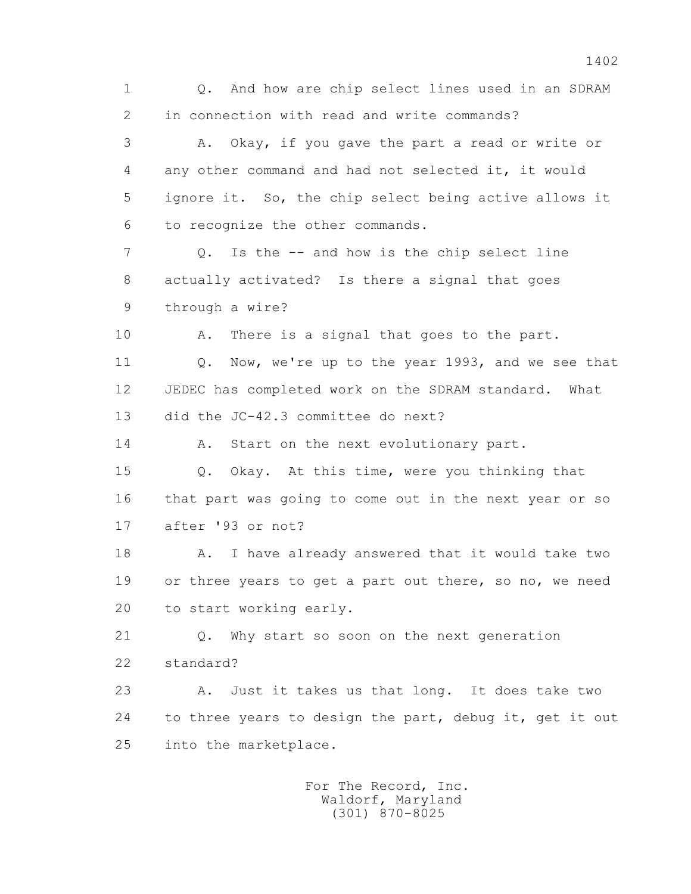1 Q. And how are chip select lines used in an SDRAM
2 in connection with read and write commands?
3 A. Okay, if you gave the part a read or write or
4 any other command and had not selected it, it would
5 ignore it. So, the chip select being active allows it
6 to recognize the other commands.
7 Q. Is the -- and how is the chip select line
8 actually activated? Is there a signal that goes
9 through a wire?
10 A. There is a signal that goes to the part.
11 Q. Now, we're up to the year 1993, and we see that
12 JEDEC has completed work on the SDRAM standard. What
13 did the JC-42.3 committee do next?
14 A. Start on the next evolutionary part.
15 Q. Okay. At this time, were you thinking that
16 that part was going to come out in the next year or so
17 after '93 or not?
18 A. I have already answered that it would take two
19 or three years to get a part out there, so no, we need
20 to start working early.
21 Q. Why start so soon on the next generation
22 standard?
23 A. Just it takes us that long. It does take two
24 to three years to design the part, debug it, get it out
25 into the marketplace.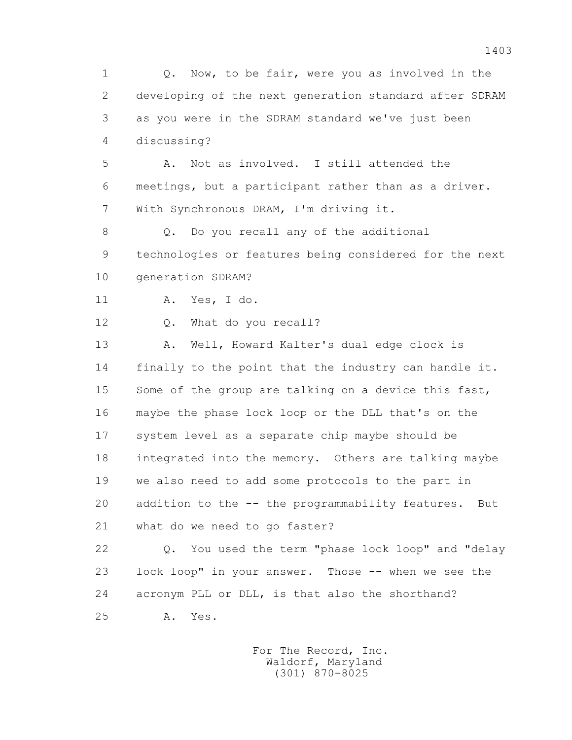Q. Now, to be fair, were you as involved in the developing of the next generation standard after SDRAM as you were in the SDRAM standard we've just been discussing?

A. Not as involved. I still attended the meetings, but a participant rather than as a driver. With Synchronous DRAM, I'm driving it.

Q. Do you recall any of the additional technologies or features being considered for the next generation SDRAM?

A. Yes, I do.

Q. What do you recall?

A. Well, Howard Kalter's dual edge clock is finally to the point that the industry can handle it. Some of the group are talking on a device this fast, maybe the phase lock loop or the DLL that's on the system level as a separate chip maybe should be integrated into the memory. Others are talking maybe we also need to add some protocols to the part in addition to the -- the programmability features. But what do we need to go faster?

Q. You used the term "phase lock loop" and "delay lock loop" in your answer. Those -- when we see the acronym PLL or DLL, is that also the shorthand?

A. Yes.

For The Record, Inc.
Waldorf, Maryland
(301) 870-8025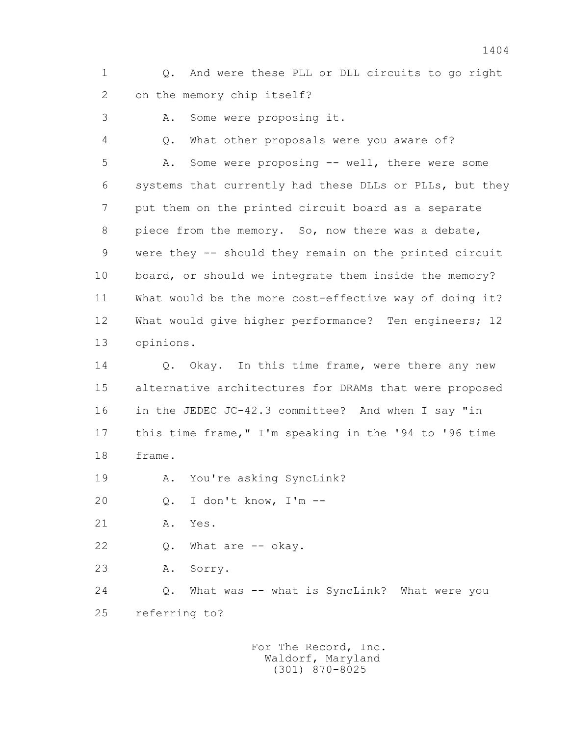1 Q. And were these PLL or DLL circuits to go right
2 on the memory chip itself?
3 A. Some were proposing it.
4 Q. What other proposals were you aware of?
5 A. Some were proposing -- well, there were some
6 systems that currently had these DLLs or PLLs, but they
7 put them on the printed circuit board as a separate
8 piece from the memory. So, now there was a debate,
9 were they -- should they remain on the printed circuit
10 board, or should we integrate them inside the memory?
11 What would be the more cost-effective way of doing it?
12 What would give higher performance? Ten engineers; 12
13 opinions.
14 Q. Okay. In this time frame, were there any new
15 alternative architectures for DRAMs that were proposed
16 in the JEDEC JC-42.3 committee? And when I say "in
17 this time frame," I'm speaking in the '94 to '96 time
18 frame.
19 A. You're asking SyncLink?
20 Q. I don't know, I'm --
21 A. Yes.
22 Q. What are -- okay.
23 A. Sorry.
24 Q. What was -- what is SyncLink? What were you
25 referring to?

For The Record, Inc.
Waldorf, Maryland
(301) 870-8025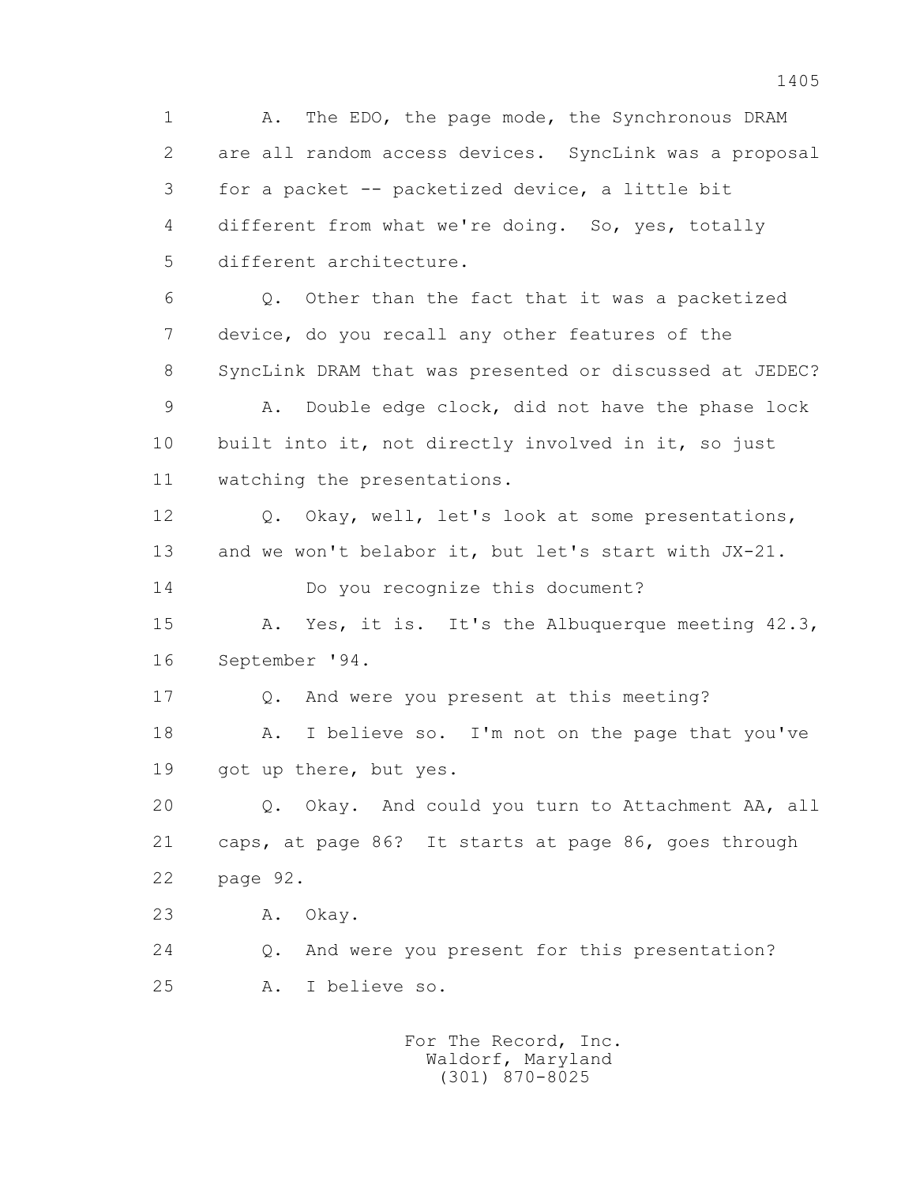1 A. The EDO, the page mode, the Synchronous DRAM
2 are all random access devices. SyncLink was a proposal
3 for a packet -- packetized device, a little bit
4 different from what we're doing. So, yes, totally
5 different architecture.

6 Q. Other than the fact that it was a packetized
7 device, do you recall any other features of the
8 SyncLink DRAM that was presented or discussed at JEDEC?

9 A. Double edge clock, did not have the phase lock
10 built into it, not directly involved in it, so just
11 watching the presentations.

12 Q. Okay, well, let's look at some presentations,
13 and we won't belabor it, but let's start with JX-21.

14 Do you recognize this document?

15 A. Yes, it is. It's the Albuquerque meeting 42.3,
16 September '94.

17 Q. And were you present at this meeting?

18 A. I believe so. I'm not on the page that you've
19 got up there, but yes.

20 Q. Okay. And could you turn to Attachment AA, all
21 caps, at page 86? It starts at page 86, goes through
22 page 92.

23 A. Okay.

24 Q. And were you present for this presentation?

25 A. I believe so.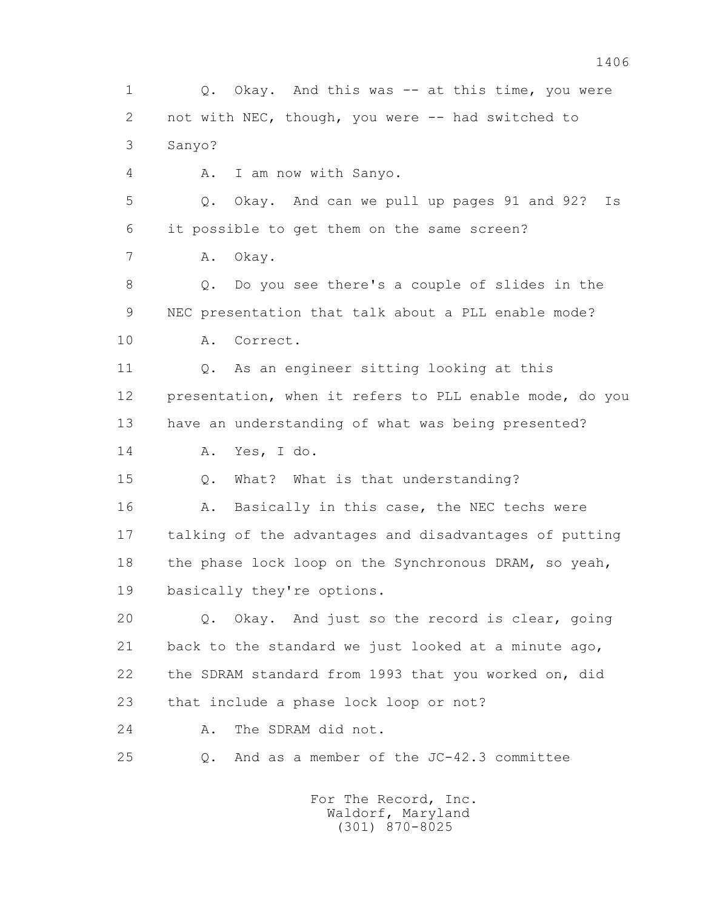1 Q. Okay. And this was -- at this time, you were
2 not with NEC, though, you were -- had switched to
3 Sanyo?
4 A. I am now with Sanyo.
5 Q. Okay. And can we pull up pages 91 and 92? Is
6 it possible to get them on the same screen?
7 A. Okay.
8 Q. Do you see there's a couple of slides in the
9 NEC presentation that talk about a PLL enable mode?
10 A. Correct.
11 Q. As an engineer sitting looking at this
12 presentation, when it refers to PLL enable mode, do you
13 have an understanding of what was being presented?
14 A. Yes, I do.
15 Q. What? What is that understanding?
16 A. Basically in this case, the NEC techs were
17 talking of the advantages and disadvantages of putting
18 the phase lock loop on the Synchronous DRAM, so yeah,
19 basically they're options.
20 Q. Okay. And just so the record is clear, going
21 back to the standard we just looked at a minute ago,
22 the SDRAM standard from 1993 that you worked on, did
23 that include a phase lock loop or not?
24 A. The SDRAM did not.
25 Q. And as a member of the JC-42.3 committee

For The Record, Inc.
Waldorf, Maryland
(301) 870-8025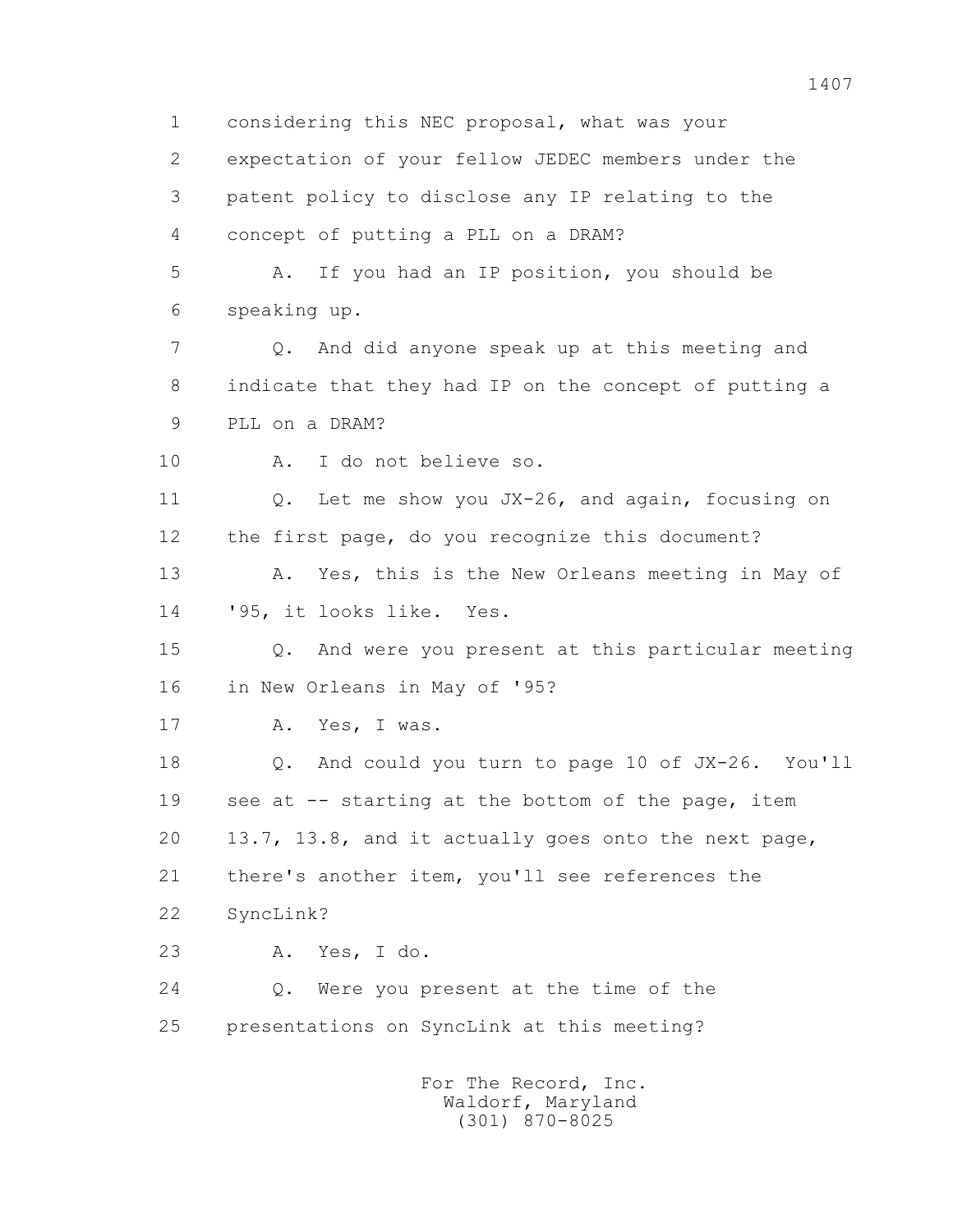1 considering this NEC proposal, what was your
2 expectation of your fellow JEDEC members under the
3 patent policy to disclose any IP relating to the
4 concept of putting a PLL on a DRAM?

5 A. If you had an IP position, you should be
6 speaking up.

7 Q. And did anyone speak up at this meeting and
8 indicate that they had IP on the concept of putting a
9 PLL on a DRAM?

10 A. I do not believe so.

11 Q. Let me show you JX-26, and again, focusing on
12 the first page, do you recognize this document?

13 A. Yes, this is the New Orleans meeting in May of
14 '95, it looks like. Yes.

15 Q. And were you present at this particular meeting
16 in New Orleans in May of '95?

17 A. Yes, I was.

18 Q. And could you turn to page 10 of JX-26. You'll
19 see at -- starting at the bottom of the page, item
20 13.7, 13.8, and it actually goes onto the next page,
21 there's another item, you'll see references the
22 SyncLink?

23 A. Yes, I do.

24 Q. Were you present at the time of the
25 presentations on SyncLink at this meeting?

For The Record, Inc.
Waldorf, Maryland
(301) 870-8025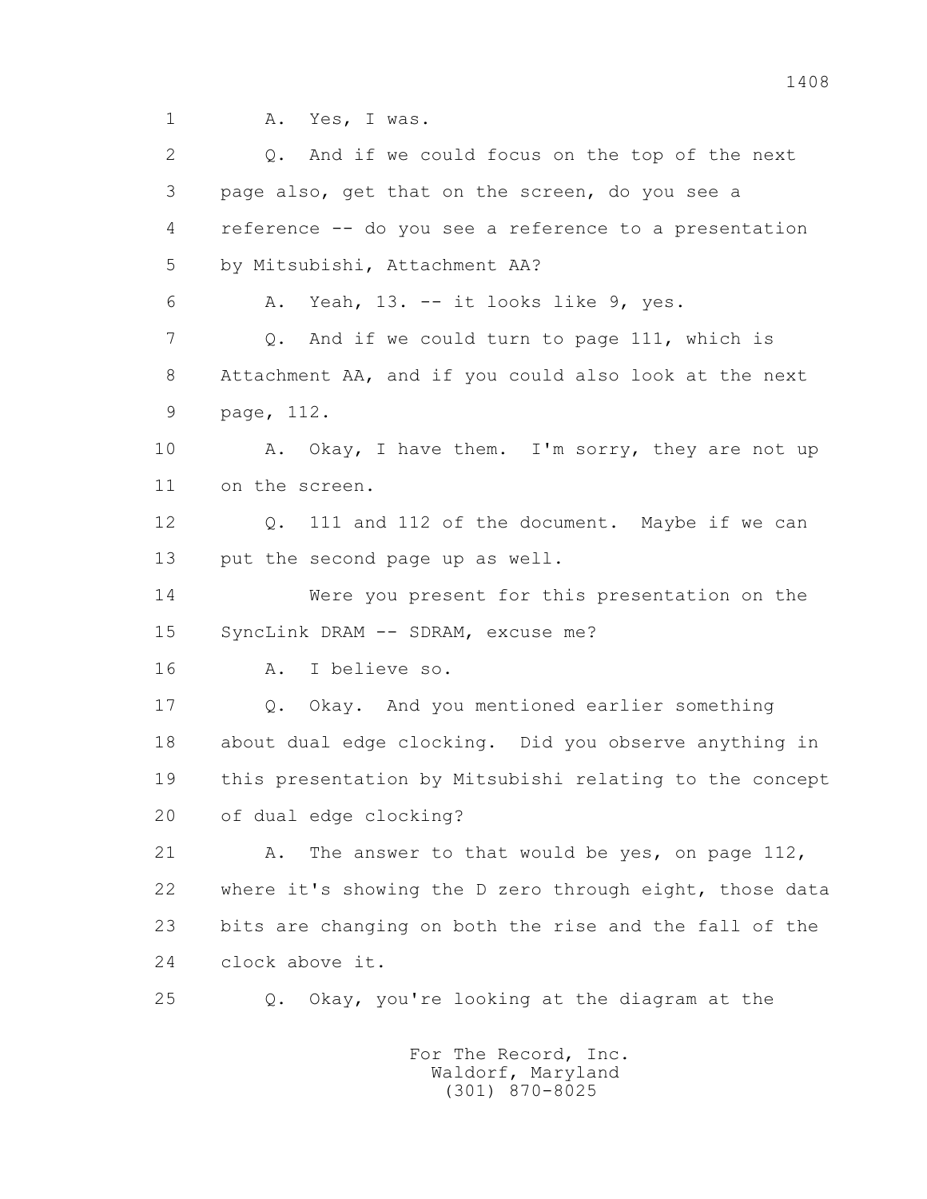1 A. Yes, I was.

2 Q. And if we could focus on the top of the next

3 page also, get that on the screen, do you see a

4 reference -- do you see a reference to a presentation

5 by Mitsubishi, Attachment AA?

6 A. Yeah, 13. -- it looks like 9, yes.

7 Q. And if we could turn to page 111, which is

8 Attachment AA, and if you could also look at the next

9 page, 112.

10 A. Okay, I have them. I'm sorry, they are not up

11 on the screen.

12 Q. 111 and 112 of the document. Maybe if we can

13 put the second page up as well.

14 Were you present for this presentation on the

15 SyncLink DRAM -- SDRAM, excuse me?

16 A. I believe so.

17 Q. Okay. And you mentioned earlier something

18 about dual edge clocking. Did you observe anything in

19 this presentation by Mitsubishi relating to the concept

20 of dual edge clocking?

21 A. The answer to that would be yes, on page 112,

22 where it's showing the D zero through eight, those data

23 bits are changing on both the rise and the fall of the

24 clock above it.

25 Q. Okay, you're looking at the diagram at the

For The Record, Inc.
Waldorf, Maryland
(301) 870-8025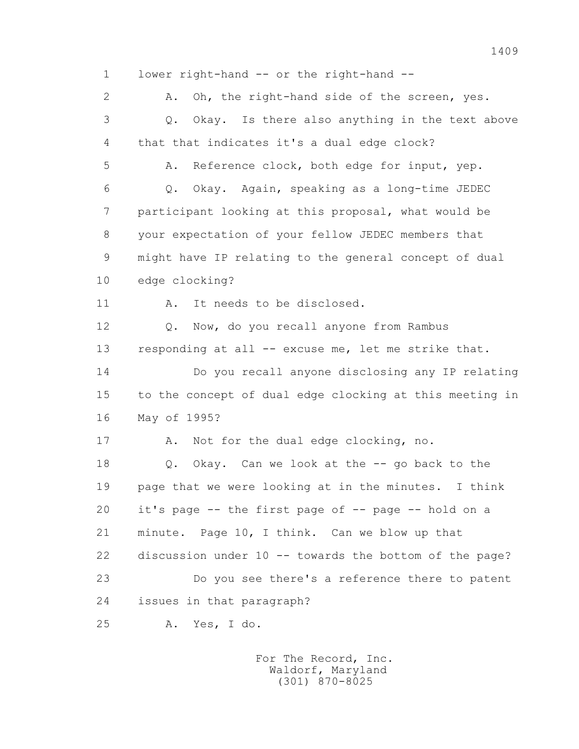1 lower right-hand -- or the right-hand --

2 A. Oh, the right-hand side of the screen, yes.

3 Q. Okay. Is there also anything in the text above

4 that that indicates it's a dual edge clock?

5 A. Reference clock, both edge for input, yep.

6 Q. Okay. Again, speaking as a long-time JEDEC

7 participant looking at this proposal, what would be

8 your expectation of your fellow JEDEC members that

9 might have IP relating to the general concept of dual

10 edge clocking?

11 A. It needs to be disclosed.

12 Q. Now, do you recall anyone from Rambus

13 responding at all -- excuse me, let me strike that.

14 Do you recall anyone disclosing any IP relating

15 to the concept of dual edge clocking at this meeting in

16 May of 1995?

17 A. Not for the dual edge clocking, no.

18 Q. Okay. Can we look at the -- go back to the

19 page that we were looking at in the minutes. I think

20 it's page -- the first page of -- page -- hold on a

21 minute. Page 10, I think. Can we blow up that

22 discussion under 10 -- towards the bottom of the page?

23 Do you see there's a reference there to patent

24 issues in that paragraph?

25 A. Yes, I do.

For The Record, Inc.
Waldorf, Maryland
(301) 870-8025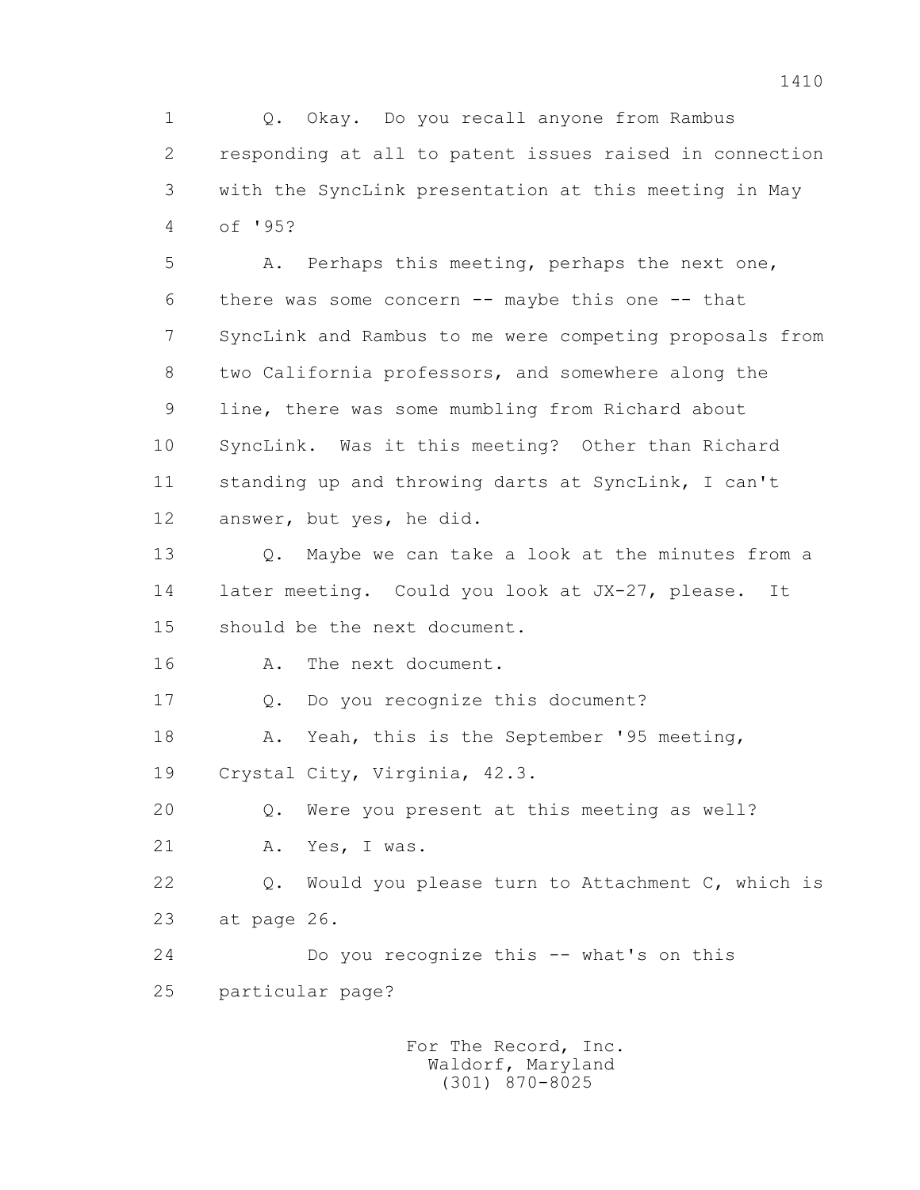Q. Okay. Do you recall anyone from Rambus responding at all to patent issues raised in connection with the SyncLink presentation at this meeting in May of '95?

A. Perhaps this meeting, perhaps the next one, there was some concern -- maybe this one -- that SyncLink and Rambus to me were competing proposals from two California professors, and somewhere along the line, there was some mumbling from Richard about SyncLink. Was it this meeting? Other than Richard standing up and throwing darts at SyncLink, I can't answer, but yes, he did.

Q. Maybe we can take a look at the minutes from a later meeting. Could you look at JX-27, please. It should be the next document.

A. The next document.

Q. Do you recognize this document?

A. Yeah, this is the September '95 meeting, Crystal City, Virginia, 42.3.

Q. Were you present at this meeting as well?

A. Yes, I was.

Q. Would you please turn to Attachment C, which is at page 26.

Do you recognize this -- what's on this particular page?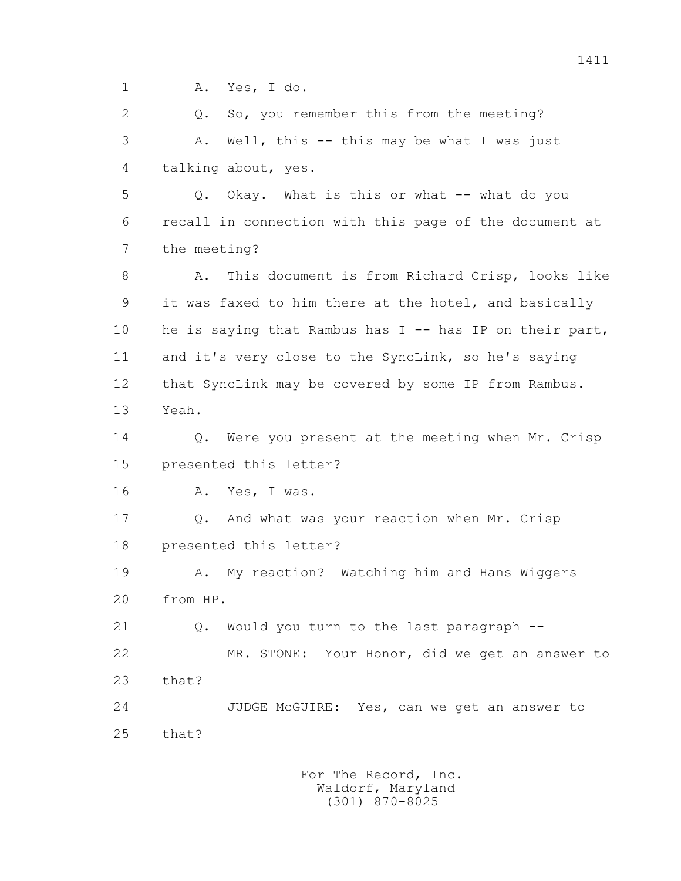1 A. Yes, I do.

2 Q. So, you remember this from the meeting?

3 A. Well, this -- this may be what I was just

4 talking about, yes.

5 Q. Okay. What is this or what -- what do you

6 recall in connection with this page of the document at

7 the meeting?

8 A. This document is from Richard Crisp, looks like

9 it was faxed to him there at the hotel, and basically

10 he is saying that Rambus has I -- has IP on their part,

11 and it's very close to the SyncLink, so he's saying

12 that SyncLink may be covered by some IP from Rambus.

13 Yeah.

14 Q. Were you present at the meeting when Mr. Crisp

15 presented this letter?

16 A. Yes, I was.

17 Q. And what was your reaction when Mr. Crisp

18 presented this letter?

19 A. My reaction? Watching him and Hans Wiggers

20 from HP.

21 Q. Would you turn to the last paragraph --

22 MR. STONE: Your Honor, did we get an answer to

23 that?

24 JUDGE McGUIRE: Yes, can we get an answer to

25 that?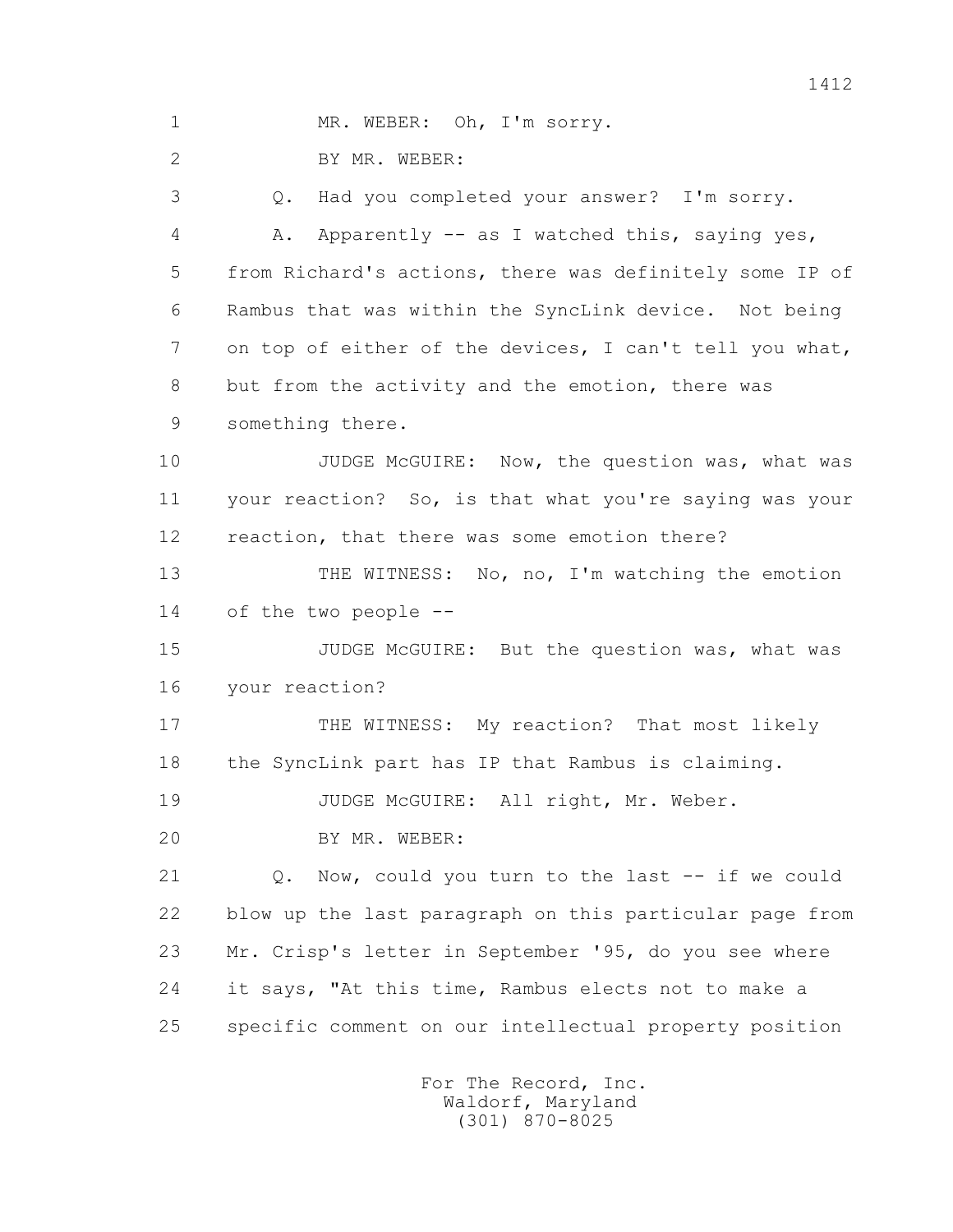MR. WEBER: Oh, I'm sorry.

BY MR. WEBER:

Q. Had you completed your answer? I'm sorry.

A. Apparently -- as I watched this, saying yes, from Richard's actions, there was definitely some IP of Rambus that was within the SyncLink device. Not being on top of either of the devices, I can't tell you what, but from the activity and the emotion, there was something there.

JUDGE McGUIRE: Now, the question was, what was your reaction? So, is that what you're saying was your reaction, that there was some emotion there?

THE WITNESS: No, no, I'm watching the emotion of the two people --

JUDGE McGUIRE: But the question was, what was your reaction?

THE WITNESS: My reaction? That most likely the SyncLink part has IP that Rambus is claiming.

JUDGE McGUIRE: All right, Mr. Weber.

BY MR. WEBER:

Q. Now, could you turn to the last -- if we could blow up the last paragraph on this particular page from Mr. Crisp's letter in September '95, do you see where it says, "At this time, Rambus elects not to make a specific comment on our intellectual property position

For The Record, Inc.
Waldorf, Maryland
(301) 870-8025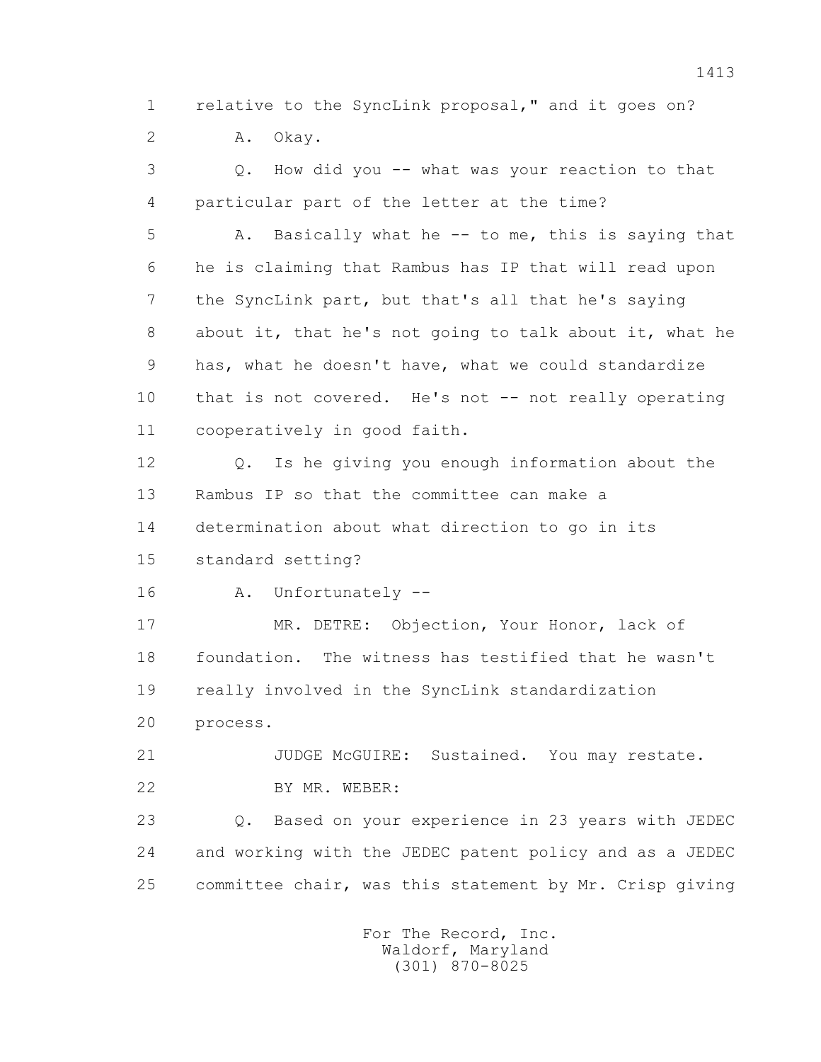1 relative to the SyncLink proposal," and it goes on?

2 A. Okay.

3 Q. How did you -- what was your reaction to that

4 particular part of the letter at the time?

5 A. Basically what he -- to me, this is saying that

6 he is claiming that Rambus has IP that will read upon

7 the SyncLink part, but that's all that he's saying

8 about it, that he's not going to talk about it, what he

9 has, what he doesn't have, what we could standardize

10 that is not covered. He's not -- not really operating

11 cooperatively in good faith.

12 Q. Is he giving you enough information about the

13 Rambus IP so that the committee can make a

14 determination about what direction to go in its

15 standard setting?

16 A. Unfortunately --

17 MR. DETRE: Objection, Your Honor, lack of

18 foundation. The witness has testified that he wasn't

19 really involved in the SyncLink standardization

20 process.

21 JUDGE McGUIRE: Sustained. You may restate.

22 BY MR. WEBER:

23 Q. Based on your experience in 23 years with JEDEC

24 and working with the JEDEC patent policy and as a JEDEC

25 committee chair, was this statement by Mr. Crisp giving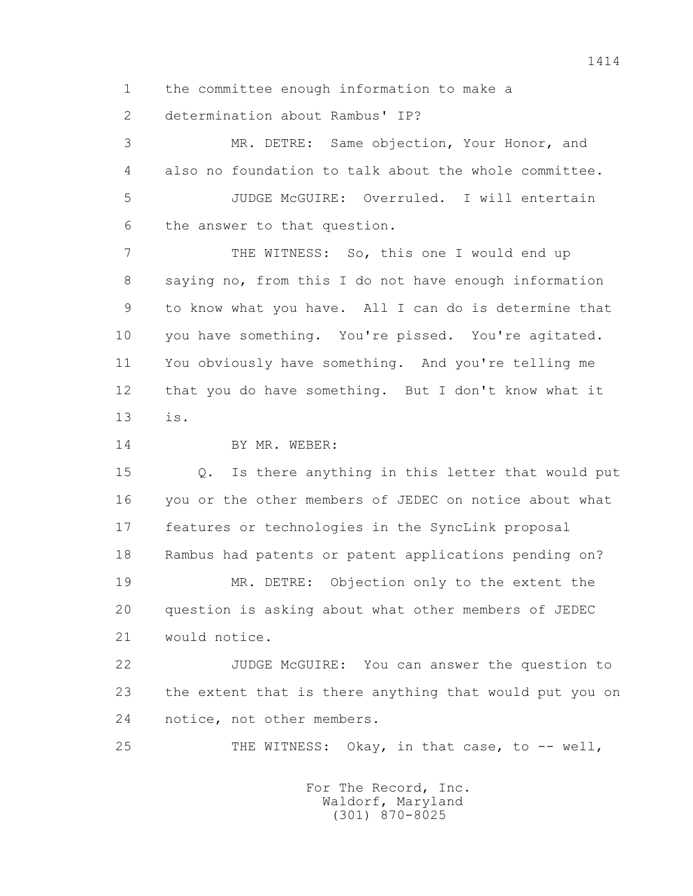1 the committee enough information to make a

2 determination about Rambus' IP?

3 MR. DETRE: Same objection, Your Honor, and

4 also no foundation to talk about the whole committee.

5 JUDGE McGUIRE: Overruled. I will entertain

6 the answer to that question.

7 THE WITNESS: So, this one I would end up

8 saying no, from this I do not have enough information

9 to know what you have. All I can do is determine that

10 you have something. You're pissed. You're agitated.

11 You obviously have something. And you're telling me

12 that you do have something. But I don't know what it

13 is.

14 BY MR. WEBER:

15 Q. Is there anything in this letter that would put

16 you or the other members of JEDEC on notice about what

17 features or technologies in the SyncLink proposal

18 Rambus had patents or patent applications pending on?

19 MR. DETRE: Objection only to the extent the

20 question is asking about what other members of JEDEC

21 would notice.

22 JUDGE McGUIRE: You can answer the question to

23 the extent that is there anything that would put you on

24 notice, not other members.

25 THE WITNESS: Okay, in that case, to -- well,

For The Record, Inc.
Waldorf, Maryland
(301) 870-8025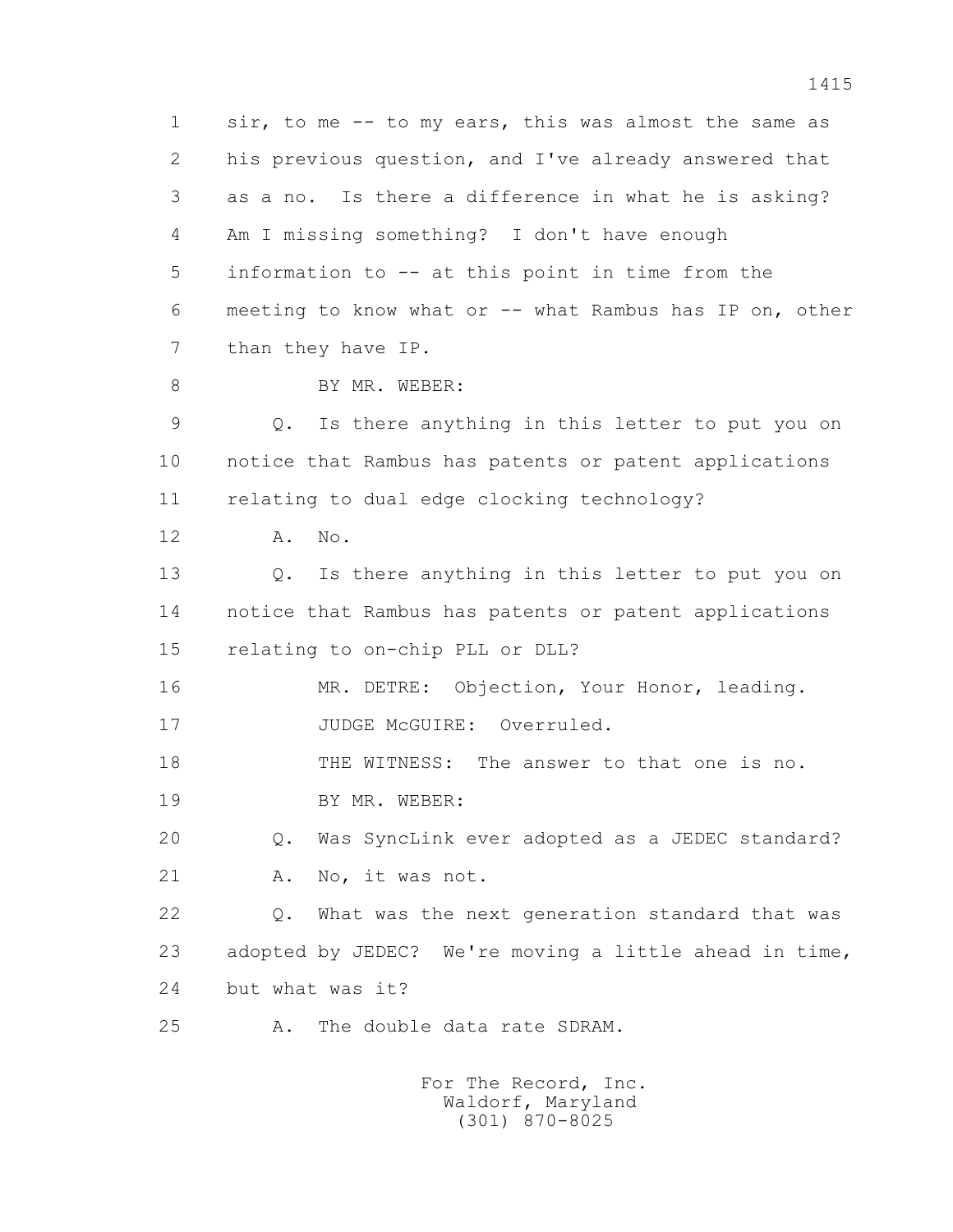1 sir, to me -- to my ears, this was almost the same as
2 his previous question, and I've already answered that
3 as a no. Is there a difference in what he is asking?
4 Am I missing something? I don't have enough
5 information to -- at this point in time from the
6 meeting to know what or -- what Rambus has IP on, other
7 than they have IP.

8 BY MR. WEBER:

9 Q. Is there anything in this letter to put you on
10 notice that Rambus has patents or patent applications
11 relating to dual edge clocking technology?

12 A. No.

13 Q. Is there anything in this letter to put you on
14 notice that Rambus has patents or patent applications
15 relating to on-chip PLL or DLL?

16 MR. DETRE: Objection, Your Honor, leading.

17 JUDGE McGUIRE: Overruled.

18 THE WITNESS: The answer to that one is no.

19 BY MR. WEBER:

20 Q. Was SyncLink ever adopted as a JEDEC standard?

21 A. No, it was not.

22 Q. What was the next generation standard that was
23 adopted by JEDEC? We're moving a little ahead in time,
24 but what was it?

25 A. The double data rate SDRAM.

For The Record, Inc.
Waldorf, Maryland
(301) 870-8025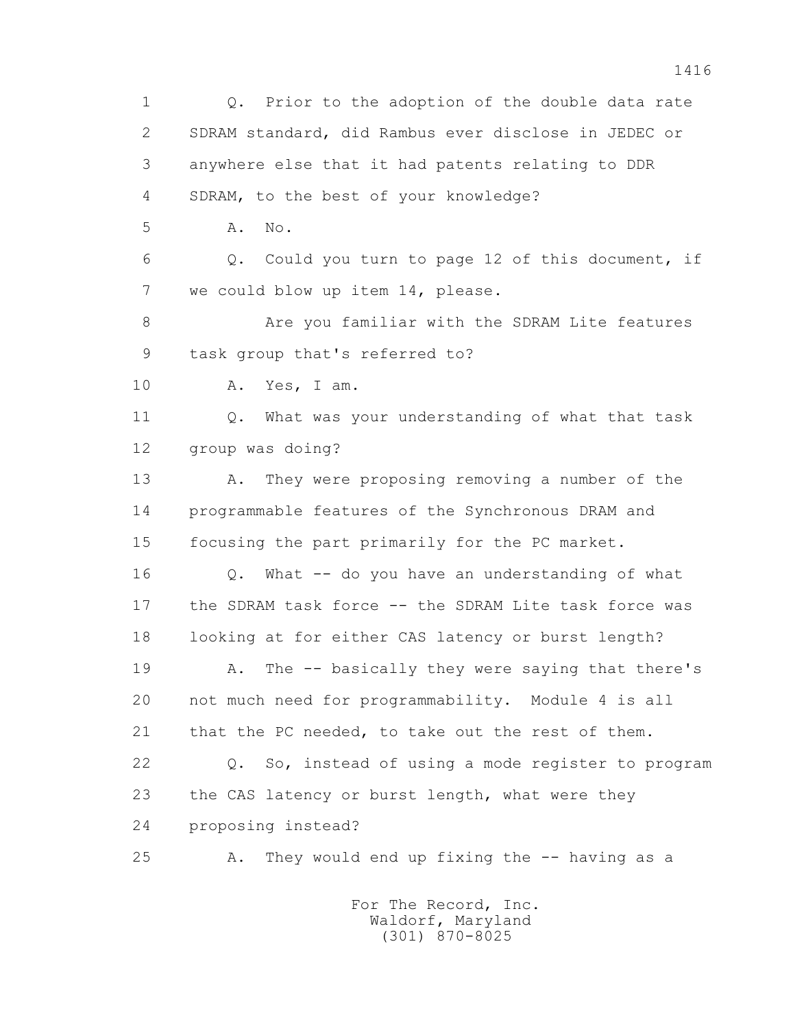1 Q. Prior to the adoption of the double data rate
2 SDRAM standard, did Rambus ever disclose in JEDEC or
3 anywhere else that it had patents relating to DDR
4 SDRAM, to the best of your knowledge?

5 A. No.

6 Q. Could you turn to page 12 of this document, if
7 we could blow up item 14, please.

8 Are you familiar with the SDRAM Lite features
9 task group that's referred to?

10 A. Yes, I am.

11 Q. What was your understanding of what that task
12 group was doing?

13 A. They were proposing removing a number of the
14 programmable features of the Synchronous DRAM and
15 focusing the part primarily for the PC market.

16 Q. What -- do you have an understanding of what
17 the SDRAM task force -- the SDRAM Lite task force was
18 looking at for either CAS latency or burst length?

19 A. The -- basically they were saying that there's
20 not much need for programmability. Module 4 is all
21 that the PC needed, to take out the rest of them.

22 Q. So, instead of using a mode register to program
23 the CAS latency or burst length, what were they
24 proposing instead?

25 A. They would end up fixing the -- having as a

For The Record, Inc.
Waldorf, Maryland
(301) 870-8025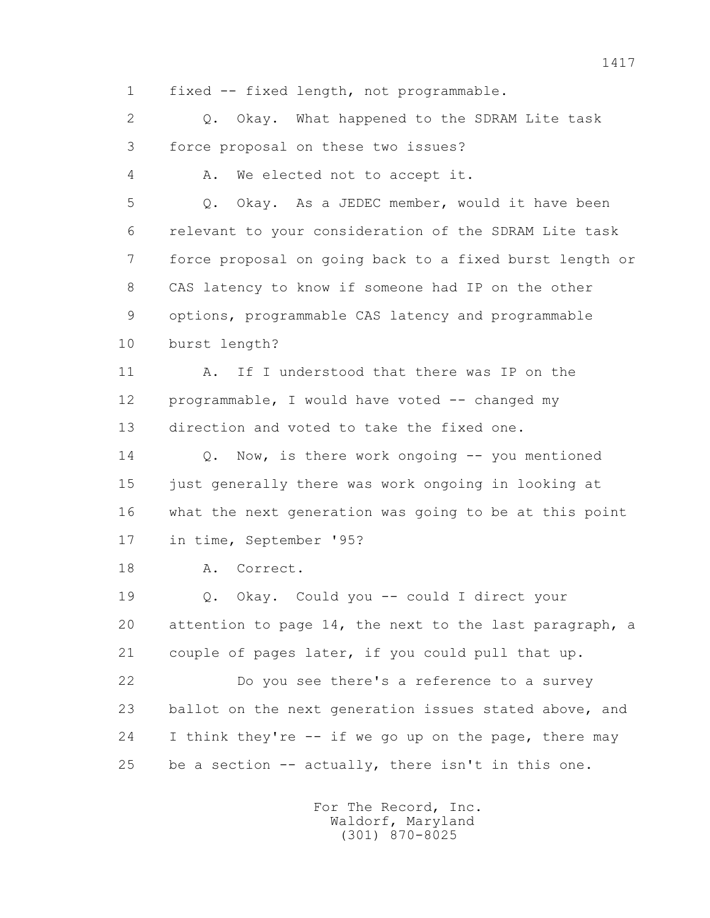1 fixed -- fixed length, not programmable.

2 Q. Okay. What happened to the SDRAM Lite task

3 force proposal on these two issues?

4 A. We elected not to accept it.

5 Q. Okay. As a JEDEC member, would it have been

6 relevant to your consideration of the SDRAM Lite task

7 force proposal on going back to a fixed burst length or

8 CAS latency to know if someone had IP on the other

9 options, programmable CAS latency and programmable

10 burst length?

11 A. If I understood that there was IP on the

12 programmable, I would have voted -- changed my

13 direction and voted to take the fixed one.

14 Q. Now, is there work ongoing -- you mentioned

15 just generally there was work ongoing in looking at

16 what the next generation was going to be at this point

17 in time, September '95?

18 A. Correct.

19 Q. Okay. Could you -- could I direct your

20 attention to page 14, the next to the last paragraph, a

21 couple of pages later, if you could pull that up.

22 Do you see there's a reference to a survey

23 ballot on the next generation issues stated above, and

24 I think they're -- if we go up on the page, there may

25 be a section -- actually, there isn't in this one.

For The Record, Inc.
Waldorf, Maryland
(301) 870-8025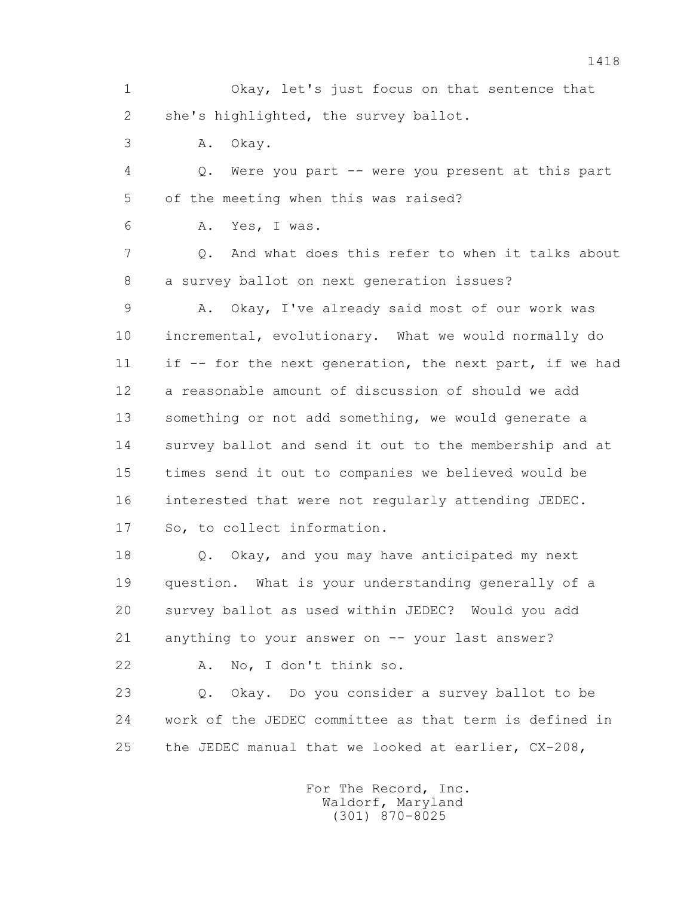1 Okay, let's just focus on that sentence that
2 she's highlighted, the survey ballot.
3 A. Okay.
4 Q. Were you part -- were you present at this part
5 of the meeting when this was raised?
6 A. Yes, I was.
7 Q. And what does this refer to when it talks about
8 a survey ballot on next generation issues?
9 A. Okay, I've already said most of our work was
10 incremental, evolutionary. What we would normally do
11 if -- for the next generation, the next part, if we had
12 a reasonable amount of discussion of should we add
13 something or not add something, we would generate a
14 survey ballot and send it out to the membership and at
15 times send it out to companies we believed would be
16 interested that were not regularly attending JEDEC.
17 So, to collect information.
18 Q. Okay, and you may have anticipated my next
19 question. What is your understanding generally of a
20 survey ballot as used within JEDEC? Would you add
21 anything to your answer on -- your last answer?
22 A. No, I don't think so.
23 Q. Okay. Do you consider a survey ballot to be
24 work of the JEDEC committee as that term is defined in
25 the JEDEC manual that we looked at earlier, CX-208,

For The Record, Inc.
Waldorf, Maryland
(301) 870-8025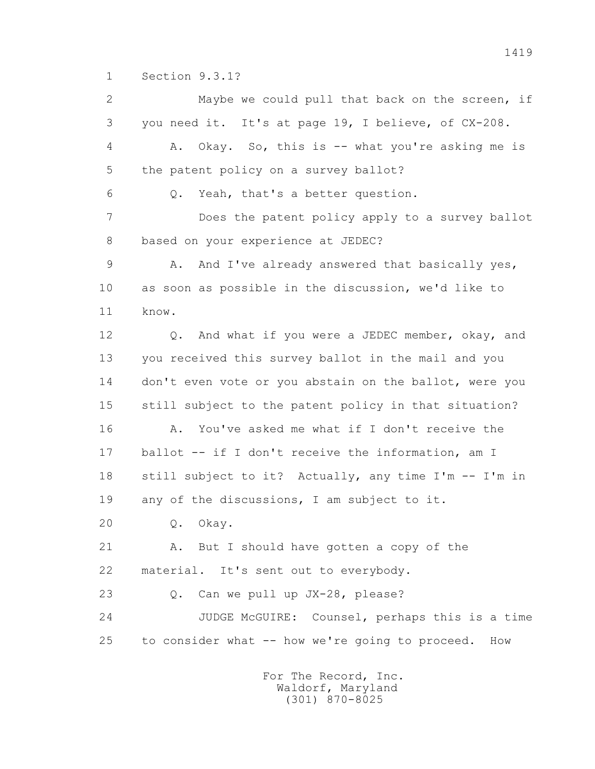1 Section 9.3.1?

2 Maybe we could pull that back on the screen, if

3 you need it. It's at page 19, I believe, of CX-208.

4 A. Okay. So, this is -- what you're asking me is

5 the patent policy on a survey ballot?

6 Q. Yeah, that's a better question.

7 Does the patent policy apply to a survey ballot

8 based on your experience at JEDEC?

9 A. And I've already answered that basically yes,

10 as soon as possible in the discussion, we'd like to

11 know.

12 Q. And what if you were a JEDEC member, okay, and

13 you received this survey ballot in the mail and you

14 don't even vote or you abstain on the ballot, were you

15 still subject to the patent policy in that situation?

16 A. You've asked me what if I don't receive the

17 ballot -- if I don't receive the information, am I

18 still subject to it? Actually, any time I'm -- I'm in

19 any of the discussions, I am subject to it.

20 Q. Okay.

21 A. But I should have gotten a copy of the

22 material. It's sent out to everybody.

23 Q. Can we pull up JX-28, please?

24 JUDGE McGUIRE: Counsel, perhaps this is a time

25 to consider what -- how we're going to proceed. How

For The Record, Inc.
Waldorf, Maryland
(301) 870-8025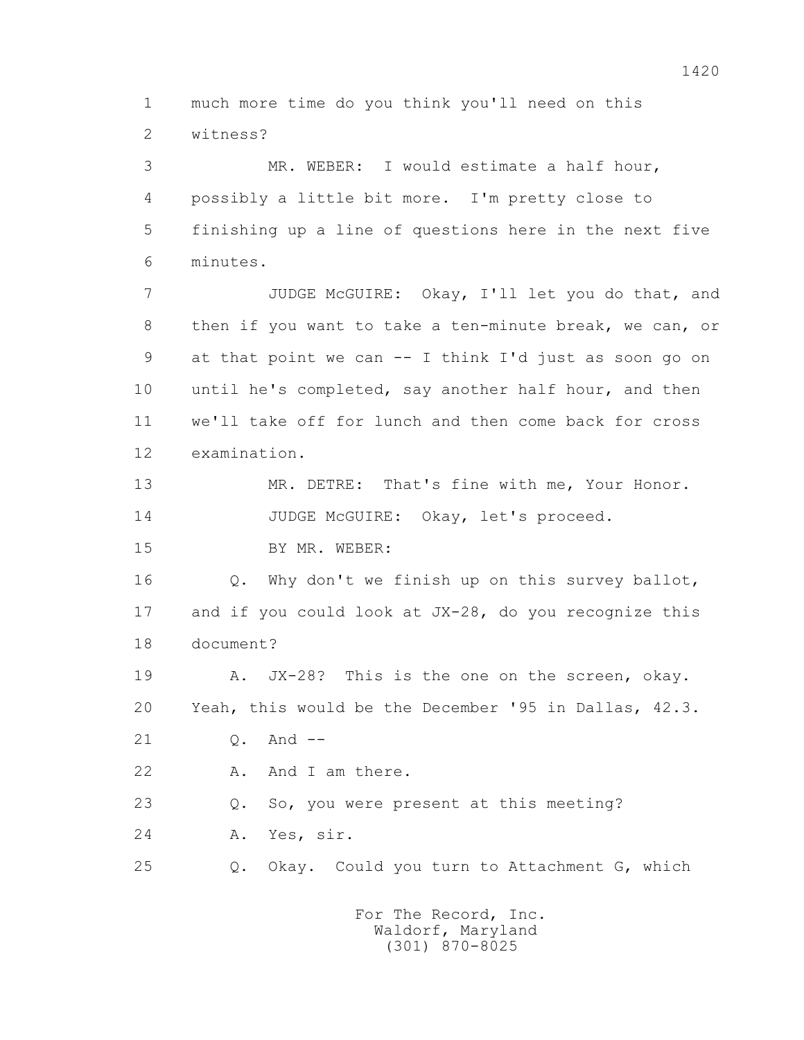1 much more time do you think you'll need on this
2 witness?

3 MR. WEBER: I would estimate a half hour,
4 possibly a little bit more. I'm pretty close to
5 finishing up a line of questions here in the next five
6 minutes.

7 JUDGE McGUIRE: Okay, I'll let you do that, and
8 then if you want to take a ten-minute break, we can, or
9 at that point we can -- I think I'd just as soon go on
10 until he's completed, say another half hour, and then
11 we'll take off for lunch and then come back for cross
12 examination.

13 MR. DETRE: That's fine with me, Your Honor.

14 JUDGE McGUIRE: Okay, let's proceed.

15 BY MR. WEBER:

16 Q. Why don't we finish up on this survey ballot,
17 and if you could look at JX-28, do you recognize this
18 document?

19 A. JX-28? This is the one on the screen, okay.
20 Yeah, this would be the December '95 in Dallas, 42.3.

21 Q. And --

22 A. And I am there.

23 Q. So, you were present at this meeting?

24 A. Yes, sir.

25 Q. Okay. Could you turn to Attachment G, which

For The Record, Inc.
Waldorf, Maryland
(301) 870-8025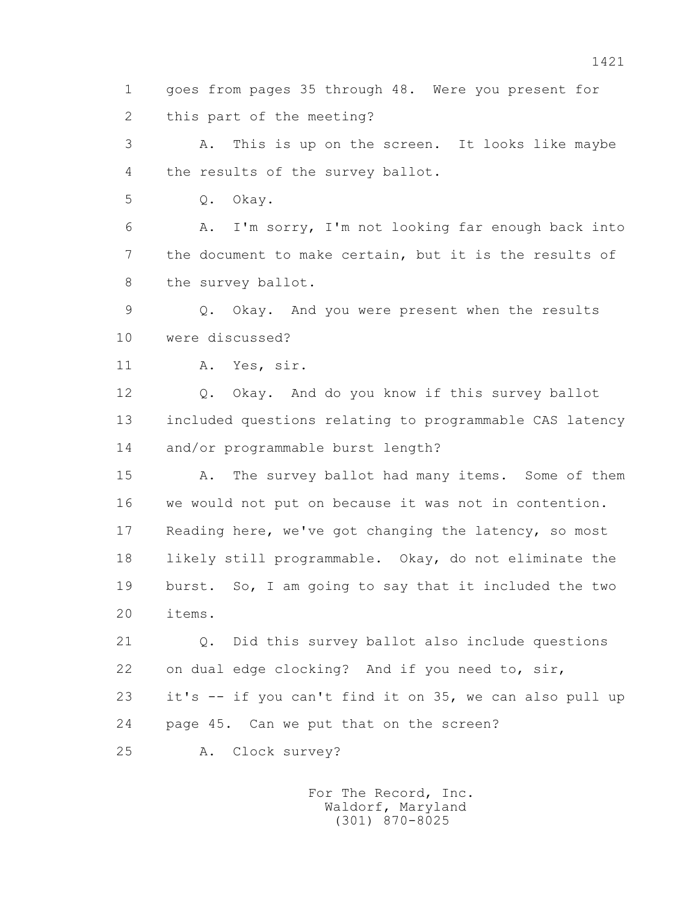1 goes from pages 35 through 48. Were you present for
2 this part of the meeting?

3 A. This is up on the screen. It looks like maybe
4 the results of the survey ballot.

5 Q. Okay.

6 A. I'm sorry, I'm not looking far enough back into
7 the document to make certain, but it is the results of
8 the survey ballot.

9 Q. Okay. And you were present when the results
10 were discussed?

11 A. Yes, sir.

12 Q. Okay. And do you know if this survey ballot
13 included questions relating to programmable CAS latency
14 and/or programmable burst length?

15 A. The survey ballot had many items. Some of them
16 we would not put on because it was not in contention.
17 Reading here, we've got changing the latency, so most
18 likely still programmable. Okay, do not eliminate the
19 burst. So, I am going to say that it included the two
20 items.

21 Q. Did this survey ballot also include questions
22 on dual edge clocking? And if you need to, sir,
23 it's -- if you can't find it on 35, we can also pull up
24 page 45. Can we put that on the screen?

25 A. Clock survey?

For The Record, Inc.
Waldorf, Maryland
(301) 870-8025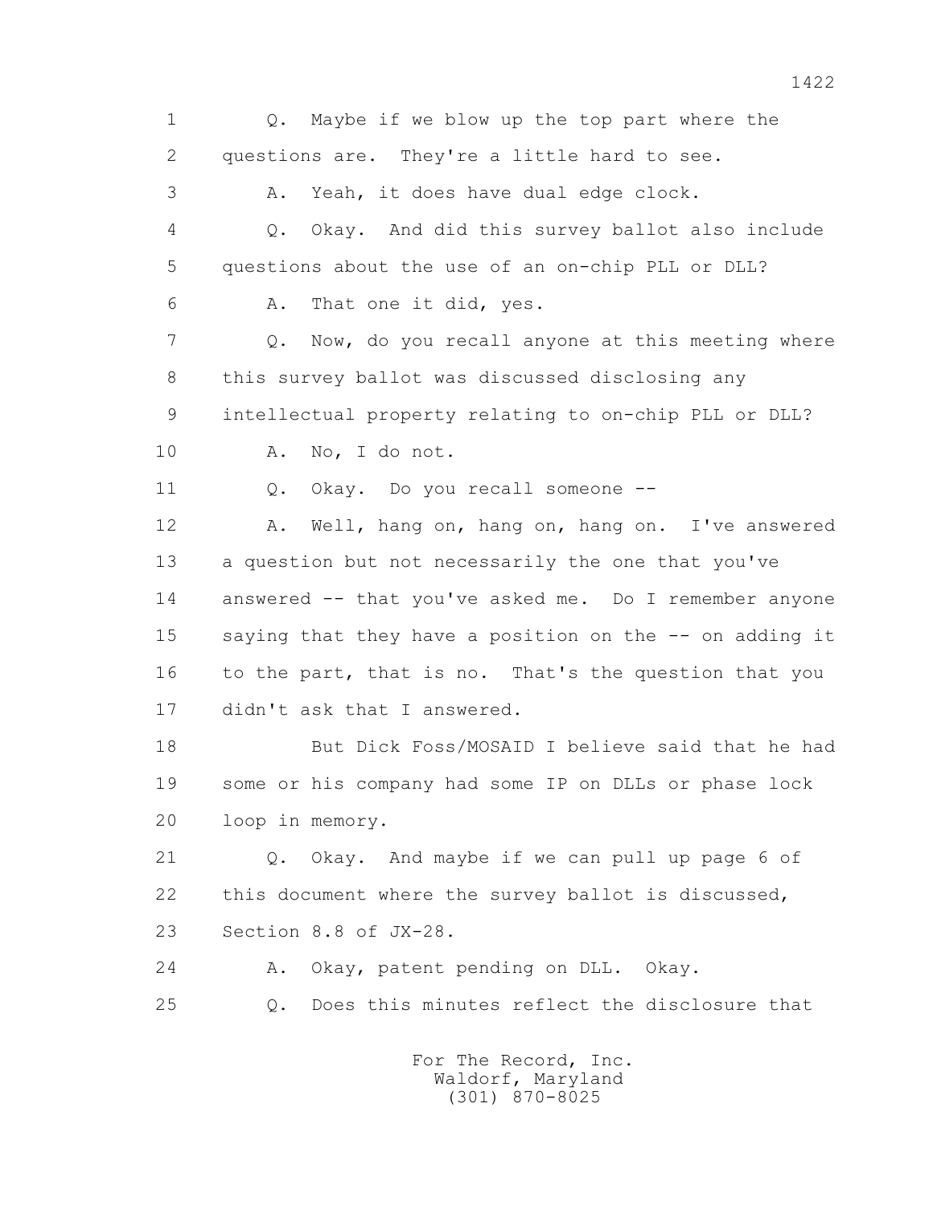1 Q. Maybe if we blow up the top part where the
2 questions are. They're a little hard to see.
3 A. Yeah, it does have dual edge clock.
4 Q. Okay. And did this survey ballot also include
5 questions about the use of an on-chip PLL or DLL?
6 A. That one it did, yes.
7 Q. Now, do you recall anyone at this meeting where
8 this survey ballot was discussed disclosing any
9 intellectual property relating to on-chip PLL or DLL?
10 A. No, I do not.
11 Q. Okay. Do you recall someone --
12 A. Well, hang on, hang on, hang on. I've answered
13 a question but not necessarily the one that you've
14 answered -- that you've asked me. Do I remember anyone
15 saying that they have a position on the -- on adding it
16 to the part, that is no. That's the question that you
17 didn't ask that I answered.
18 But Dick Foss/MOSAID I believe said that he had
19 some or his company had some IP on DLLs or phase lock
20 loop in memory.
21 Q. Okay. And maybe if we can pull up page 6 of
22 this document where the survey ballot is discussed,
23 Section 8.8 of JX-28.
24 A. Okay, patent pending on DLL. Okay.
25 Q. Does this minutes reflect the disclosure that

For The Record, Inc.
Waldorf, Maryland
(301) 870-8025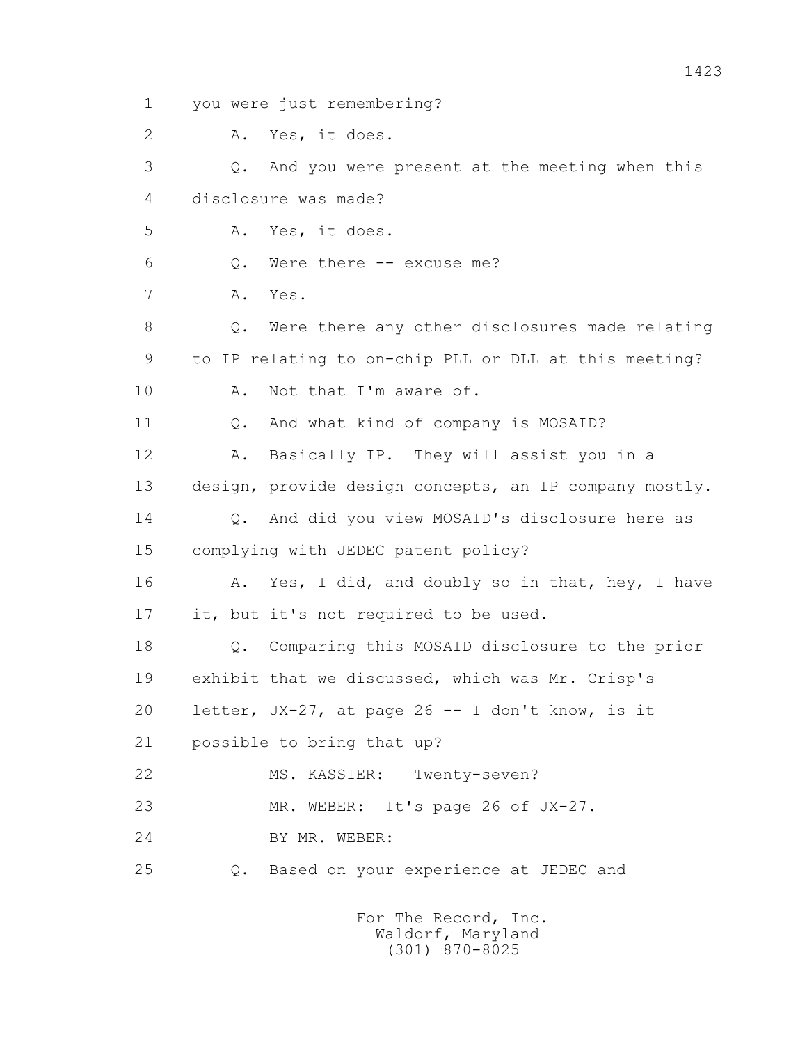1 you were just remembering?

2 A. Yes, it does.

3 Q. And you were present at the meeting when this

4 disclosure was made?

5 A. Yes, it does.

6 Q. Were there -- excuse me?

7 A. Yes.

8 Q. Were there any other disclosures made relating

9 to IP relating to on-chip PLL or DLL at this meeting?

10 A. Not that I'm aware of.

11 Q. And what kind of company is MOSAID?

12 A. Basically IP. They will assist you in a

13 design, provide design concepts, an IP company mostly.

14 Q. And did you view MOSAID's disclosure here as

15 complying with JEDEC patent policy?

16 A. Yes, I did, and doubly so in that, hey, I have

17 it, but it's not required to be used.

18 Q. Comparing this MOSAID disclosure to the prior

19 exhibit that we discussed, which was Mr. Crisp's

20 letter, JX-27, at page 26 -- I don't know, is it

21 possible to bring that up?

22 MS. KASSIER: Twenty-seven?

23 MR. WEBER: It's page 26 of JX-27.

24 BY MR. WEBER:

25 Q. Based on your experience at JEDEC and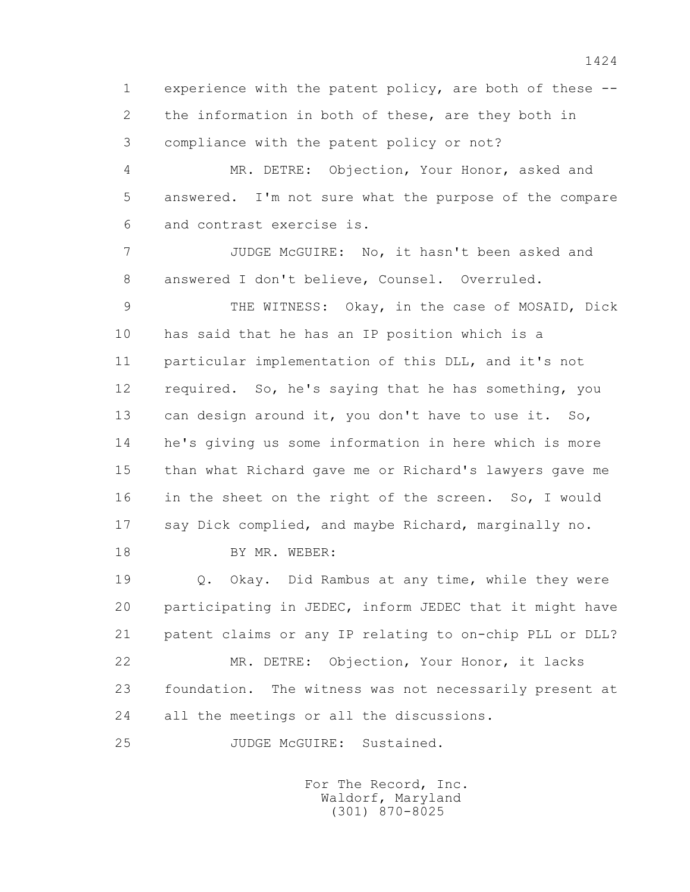experience with the patent policy, are both of these -- the information in both of these, are they both in compliance with the patent policy or not?

MR. DETRE: Objection, Your Honor, asked and answered. I'm not sure what the purpose of the compare and contrast exercise is.

JUDGE McGUIRE: No, it hasn't been asked and answered I don't believe, Counsel. Overruled.

THE WITNESS: Okay, in the case of MOSAID, Dick has said that he has an IP position which is a particular implementation of this DLL, and it's not required. So, he's saying that he has something, you can design around it, you don't have to use it. So, he's giving us some information in here which is more than what Richard gave me or Richard's lawyers gave me in the sheet on the right of the screen. So, I would say Dick complied, and maybe Richard, marginally no.

BY MR. WEBER:

Q. Okay. Did Rambus at any time, while they were participating in JEDEC, inform JEDEC that it might have patent claims or any IP relating to on-chip PLL or DLL?

MR. DETRE: Objection, Your Honor, it lacks foundation. The witness was not necessarily present at all the meetings or all the discussions.

JUDGE McGUIRE: Sustained.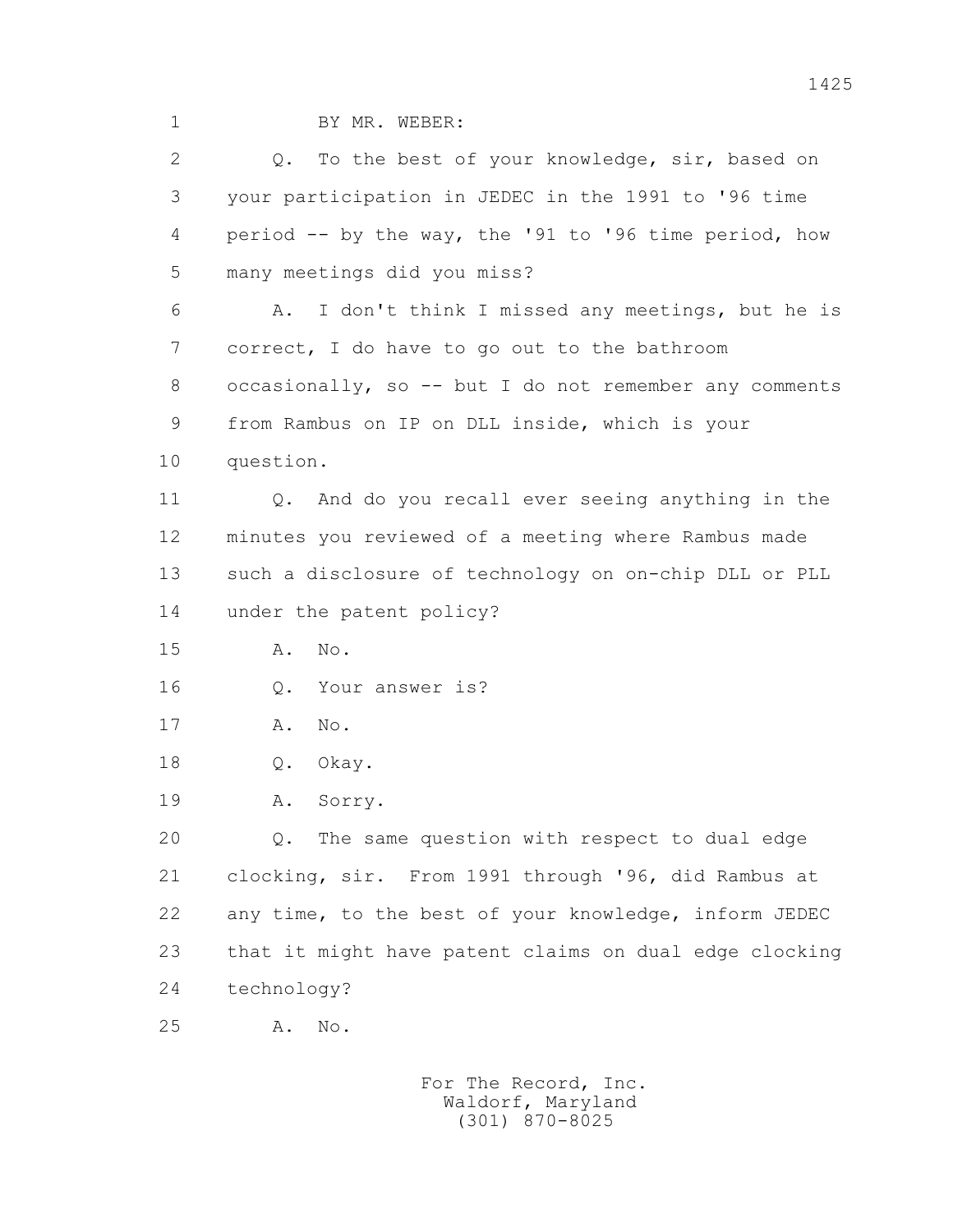BY MR. WEBER:

Q. To the best of your knowledge, sir, based on your participation in JEDEC in the 1991 to '96 time period -- by the way, the '91 to '96 time period, how many meetings did you miss?

A. I don't think I missed any meetings, but he is correct, I do have to go out to the bathroom occasionally, so -- but I do not remember any comments from Rambus on IP on DLL inside, which is your question.

Q. And do you recall ever seeing anything in the minutes you reviewed of a meeting where Rambus made such a disclosure of technology on on-chip DLL or PLL under the patent policy?

A. No.

Q. Your answer is?

A. No.

Q. Okay.

A. Sorry.

Q. The same question with respect to dual edge clocking, sir. From 1991 through '96, did Rambus at any time, to the best of your knowledge, inform JEDEC that it might have patent claims on dual edge clocking technology?

A. No.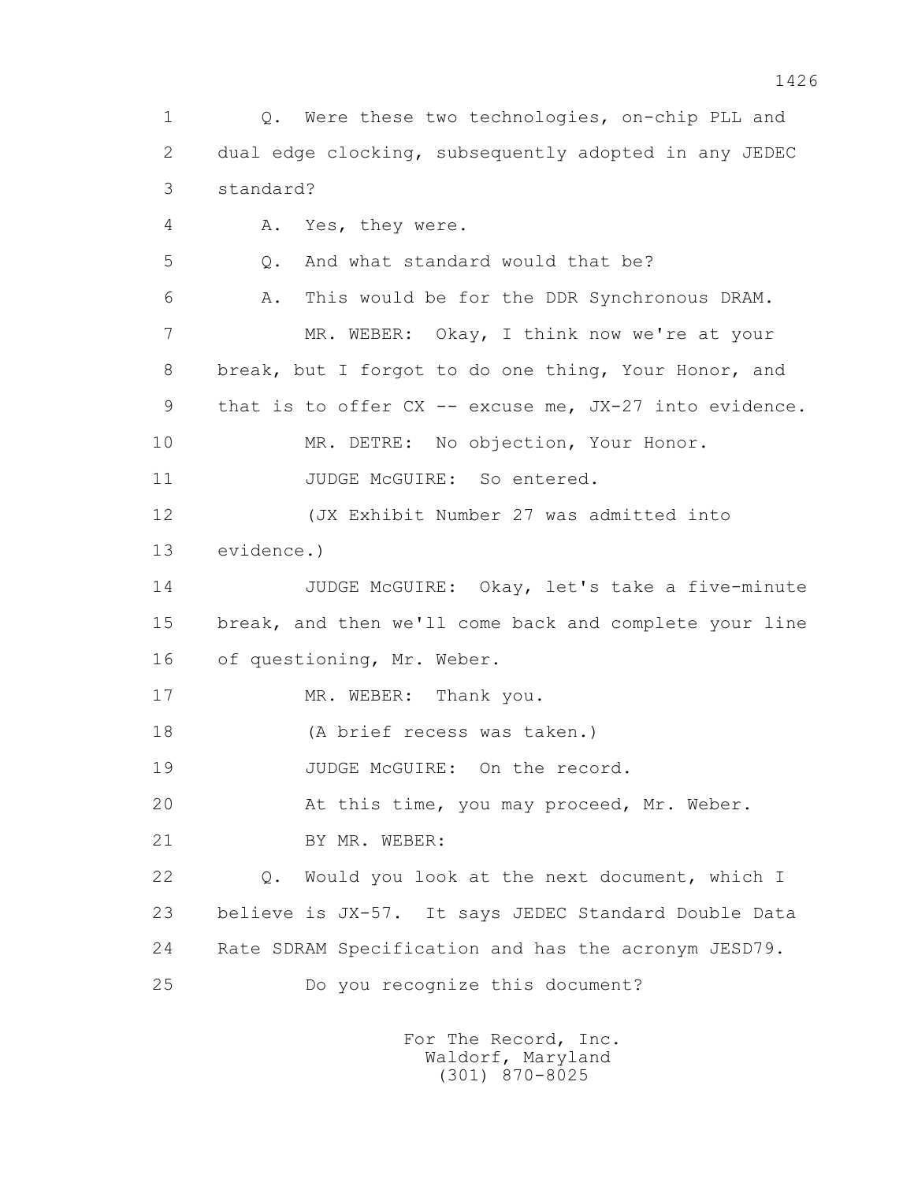1 Q. Were these two technologies, on-chip PLL and
2 dual edge clocking, subsequently adopted in any JEDEC
3 standard?
4 A. Yes, they were.
5 Q. And what standard would that be?
6 A. This would be for the DDR Synchronous DRAM.
7 MR. WEBER: Okay, I think now we're at your
8 break, but I forgot to do one thing, Your Honor, and
9 that is to offer CX -- excuse me, JX-27 into evidence.
10 MR. DETRE: No objection, Your Honor.
11 JUDGE McGUIRE: So entered.
12 (JX Exhibit Number 27 was admitted into
13 evidence.)
14 JUDGE McGUIRE: Okay, let's take a five-minute
15 break, and then we'll come back and complete your line
16 of questioning, Mr. Weber.
17 MR. WEBER: Thank you.
18 (A brief recess was taken.)
19 JUDGE McGUIRE: On the record.
20 At this time, you may proceed, Mr. Weber.
21 BY MR. WEBER:
22 Q. Would you look at the next document, which I
23 believe is JX-57. It says JEDEC Standard Double Data
24 Rate SDRAM Specification and has the acronym JESD79.
25 Do you recognize this document?

For The Record, Inc.
Waldorf, Maryland
(301) 870-8025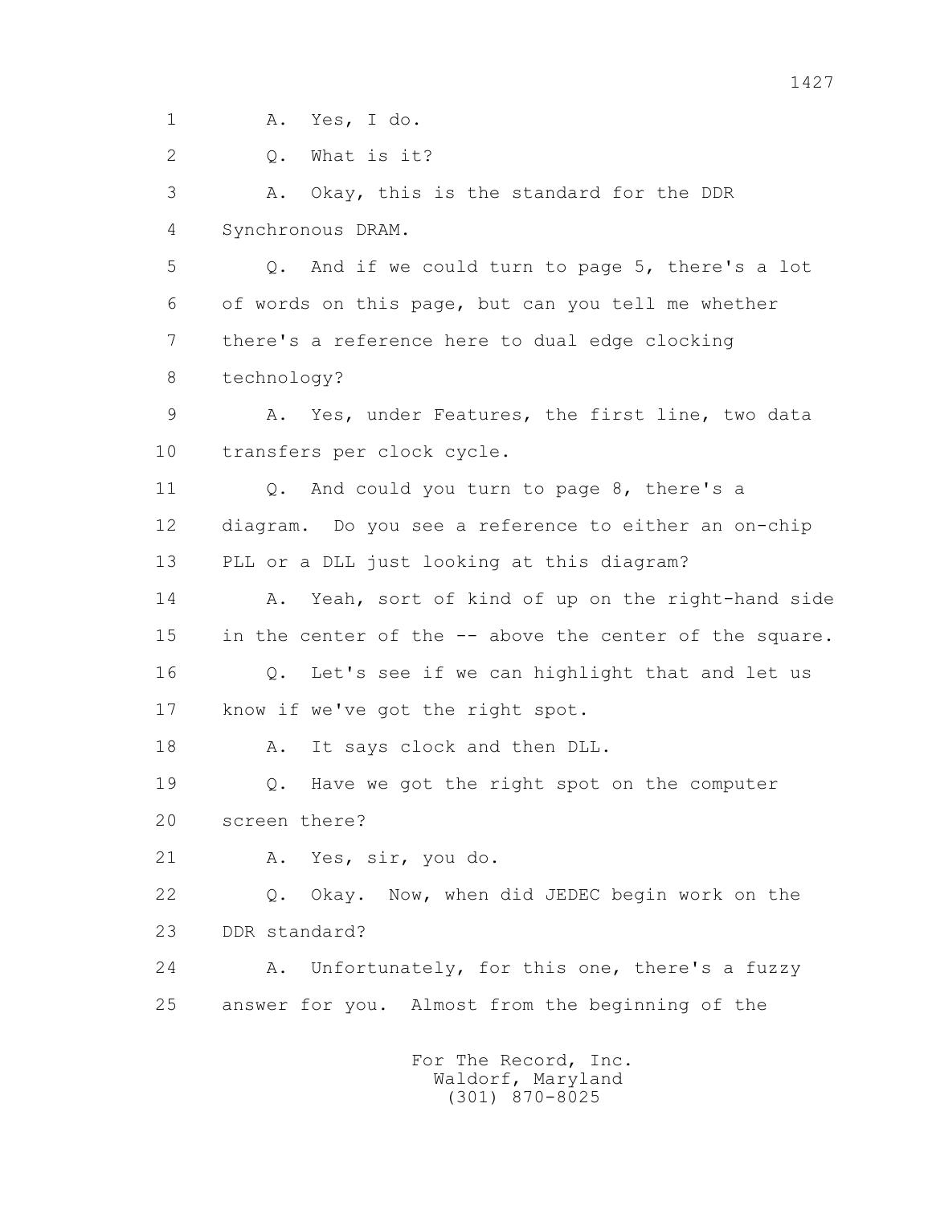1 A. Yes, I do.

2 Q. What is it?

3 A. Okay, this is the standard for the DDR

4 Synchronous DRAM.

5 Q. And if we could turn to page 5, there's a lot

6 of words on this page, but can you tell me whether

7 there's a reference here to dual edge clocking

8 technology?

9 A. Yes, under Features, the first line, two data

10 transfers per clock cycle.

11 Q. And could you turn to page 8, there's a

12 diagram. Do you see a reference to either an on-chip

13 PLL or a DLL just looking at this diagram?

14 A. Yeah, sort of kind of up on the right-hand side

15 in the center of the -- above the center of the square.

16 Q. Let's see if we can highlight that and let us

17 know if we've got the right spot.

18 A. It says clock and then DLL.

19 Q. Have we got the right spot on the computer

20 screen there?

21 A. Yes, sir, you do.

22 Q. Okay. Now, when did JEDEC begin work on the

23 DDR standard?

24 A. Unfortunately, for this one, there's a fuzzy

25 answer for you. Almost from the beginning of the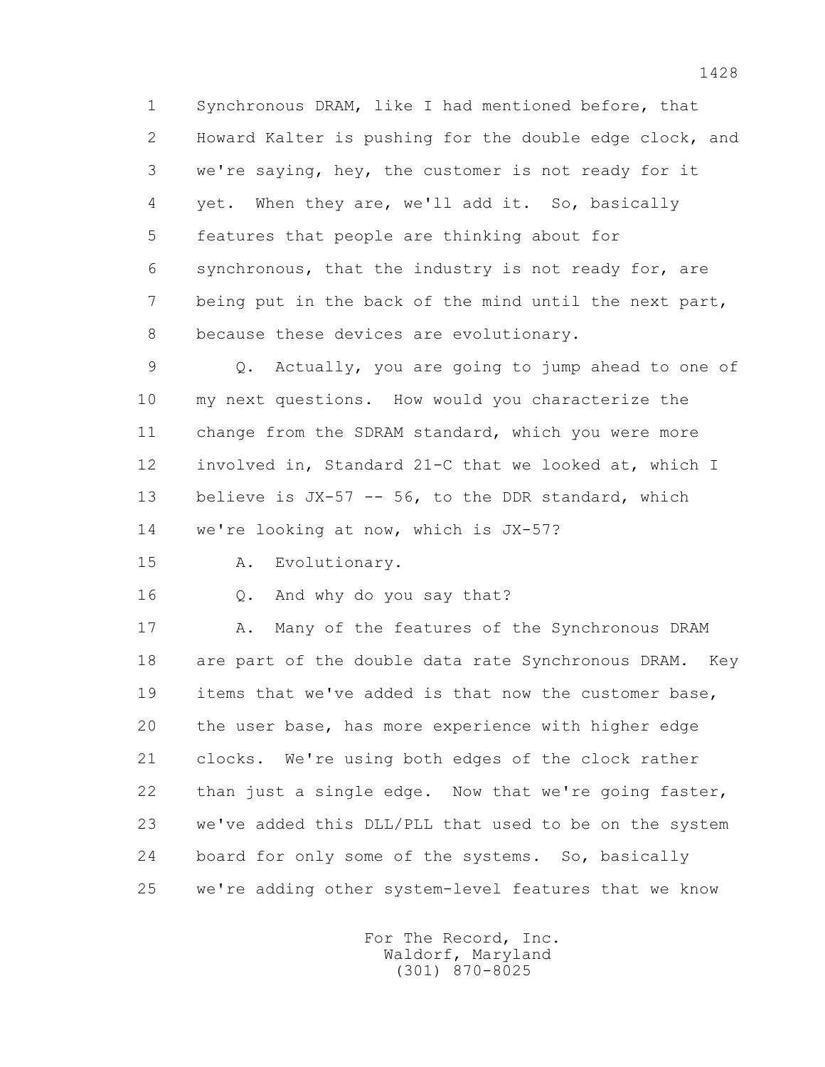1 Synchronous DRAM, like I had mentioned before, that
2 Howard Kalter is pushing for the double edge clock, and
3 we're saying, hey, the customer is not ready for it
4 yet. When they are, we'll add it. So, basically
5 features that people are thinking about for
6 synchronous, that the industry is not ready for, are
7 being put in the back of the mind until the next part,
8 because these devices are evolutionary.

9 Q. Actually, you are going to jump ahead to one of
10 my next questions. How would you characterize the
11 change from the SDRAM standard, which you were more
12 involved in, Standard 21-C that we looked at, which I
13 believe is JX-57 -- 56, to the DDR standard, which
14 we're looking at now, which is JX-57?

15 A. Evolutionary.

16 Q. And why do you say that?

17 A. Many of the features of the Synchronous DRAM
18 are part of the double data rate Synchronous DRAM. Key
19 items that we've added is that now the customer base,
20 the user base, has more experience with higher edge
21 clocks. We're using both edges of the clock rather
22 than just a single edge. Now that we're going faster,
23 we've added this DLL/PLL that used to be on the system
24 board for only some of the systems. So, basically
25 we're adding other system-level features that we know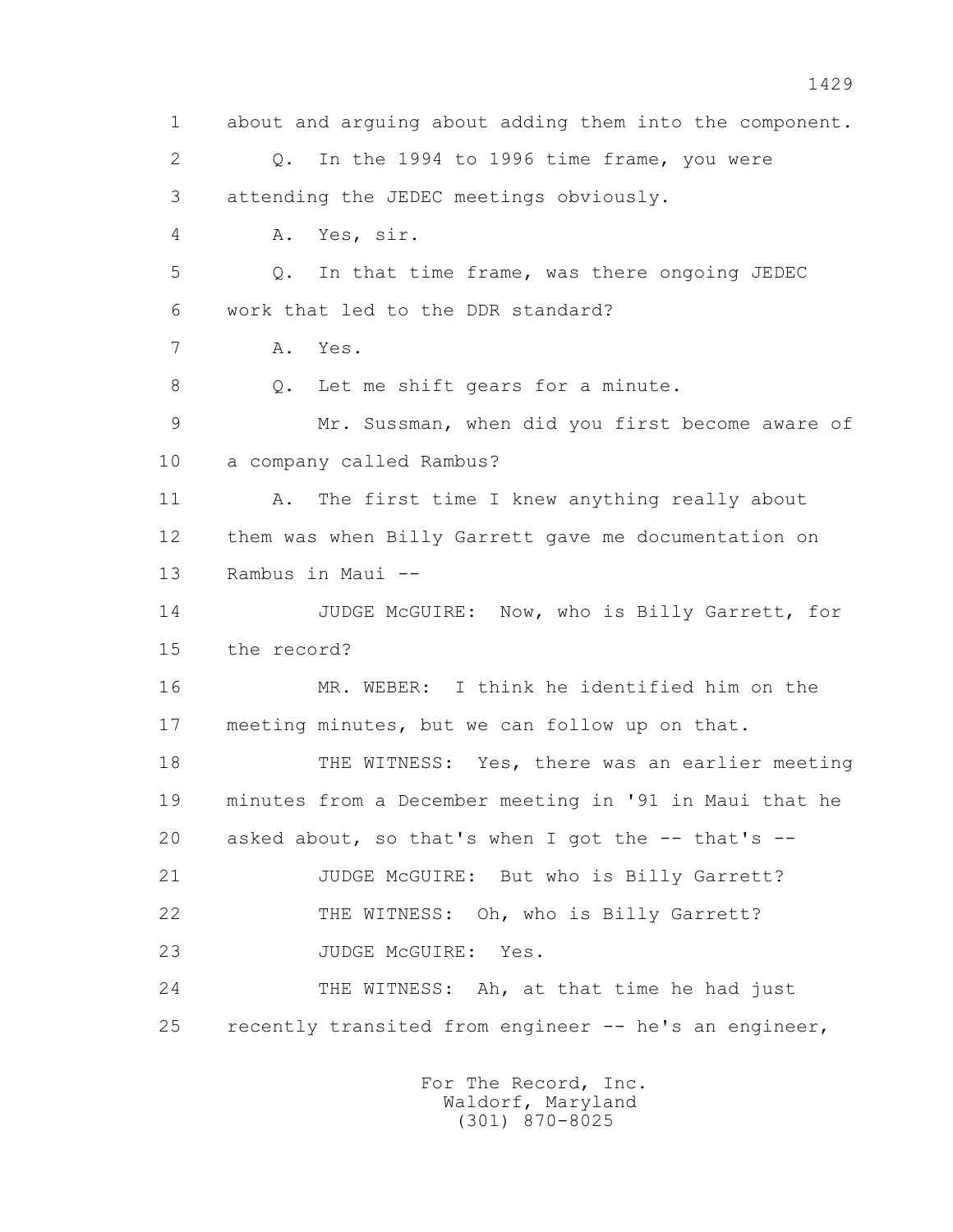1 about and arguing about adding them into the component.

2 Q. In the 1994 to 1996 time frame, you were

3 attending the JEDEC meetings obviously.

4 A. Yes, sir.

5 Q. In that time frame, was there ongoing JEDEC

6 work that led to the DDR standard?

7 A. Yes.

8 Q. Let me shift gears for a minute.

9 Mr. Sussman, when did you first become aware of

10 a company called Rambus?

11 A. The first time I knew anything really about

12 them was when Billy Garrett gave me documentation on

13 Rambus in Maui --

14 JUDGE McGUIRE: Now, who is Billy Garrett, for

15 the record?

16 MR. WEBER: I think he identified him on the

17 meeting minutes, but we can follow up on that.

18 THE WITNESS: Yes, there was an earlier meeting

19 minutes from a December meeting in '91 in Maui that he

20 asked about, so that's when I got the -- that's --

21 JUDGE McGUIRE: But who is Billy Garrett?

22 THE WITNESS: Oh, who is Billy Garrett?

23 JUDGE McGUIRE: Yes.

24 THE WITNESS: Ah, at that time he had just

25 recently transited from engineer -- he's an engineer,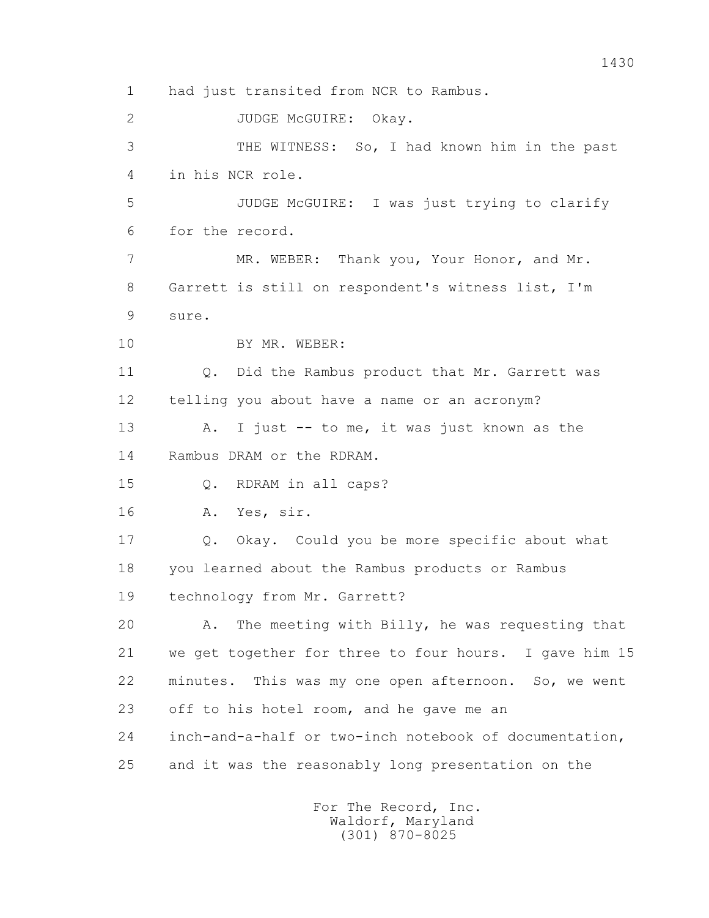1 had just transited from NCR to Rambus.

2 JUDGE McGUIRE: Okay.

3 THE WITNESS: So, I had known him in the past

4 in his NCR role.

5 JUDGE McGUIRE: I was just trying to clarify

6 for the record.

7 MR. WEBER: Thank you, Your Honor, and Mr.

8 Garrett is still on respondent's witness list, I'm

9 sure.

10 BY MR. WEBER:

11 Q. Did the Rambus product that Mr. Garrett was

12 telling you about have a name or an acronym?

13 A. I just -- to me, it was just known as the

14 Rambus DRAM or the RDRAM.

15 Q. RDRAM in all caps?

16 A. Yes, sir.

17 Q. Okay. Could you be more specific about what

18 you learned about the Rambus products or Rambus

19 technology from Mr. Garrett?

20 A. The meeting with Billy, he was requesting that

21 we get together for three to four hours. I gave him 15

22 minutes. This was my one open afternoon. So, we went

23 off to his hotel room, and he gave me an

24 inch-and-a-half or two-inch notebook of documentation,

25 and it was the reasonably long presentation on the

For The Record, Inc.
Waldorf, Maryland
(301) 870-8025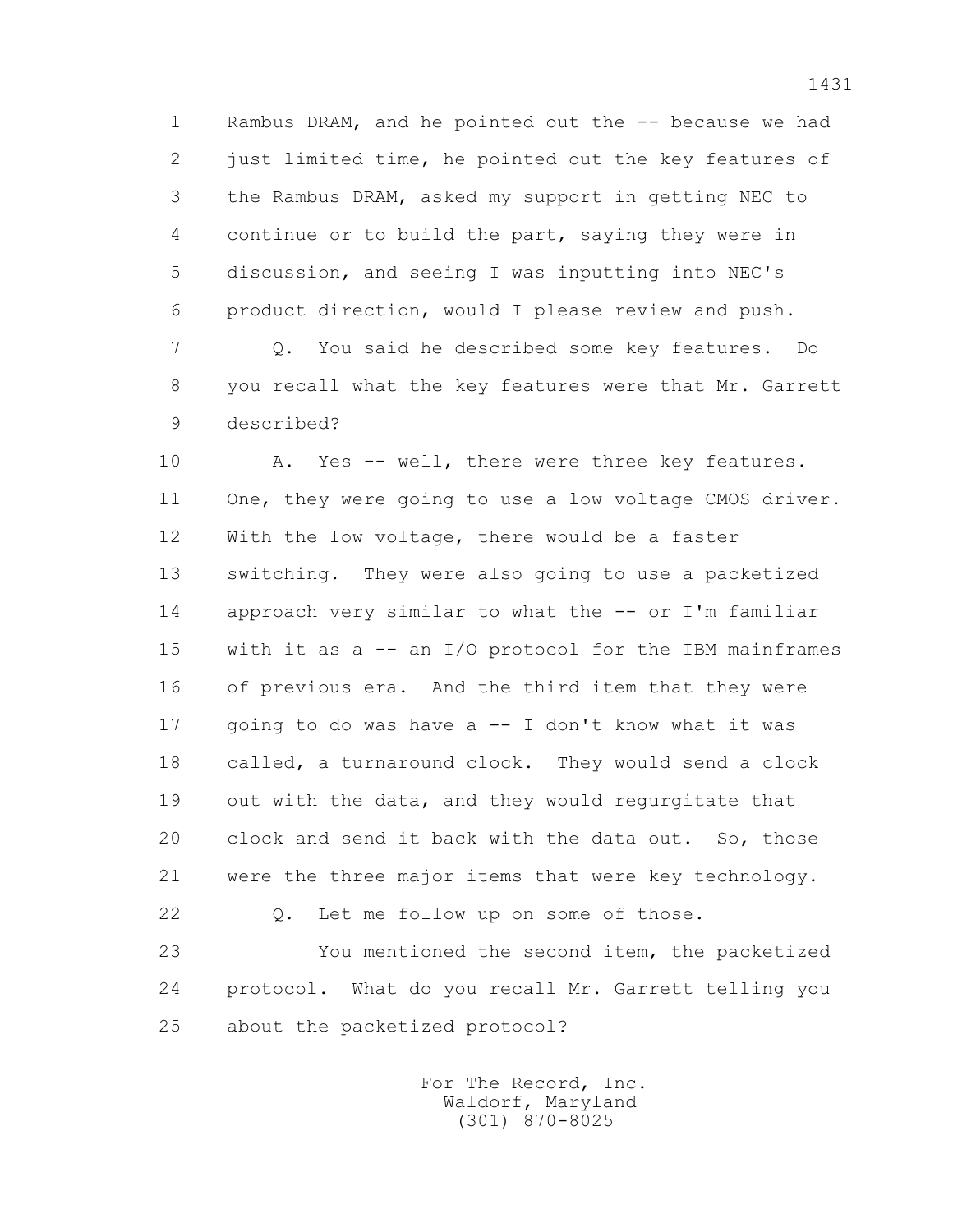1 Rambus DRAM, and he pointed out the -- because we had
2 just limited time, he pointed out the key features of
3 the Rambus DRAM, asked my support in getting NEC to
4 continue or to build the part, saying they were in
5 discussion, and seeing I was inputting into NEC's
6 product direction, would I please review and push.

7 Q. You said he described some key features. Do
8 you recall what the key features were that Mr. Garrett
9 described?

10 A. Yes -- well, there were three key features.
11 One, they were going to use a low voltage CMOS driver.
12 With the low voltage, there would be a faster
13 switching. They were also going to use a packetized
14 approach very similar to what the -- or I'm familiar
15 with it as a -- an I/O protocol for the IBM mainframes
16 of previous era. And the third item that they were
17 going to do was have a -- I don't know what it was
18 called, a turnaround clock. They would send a clock
19 out with the data, and they would regurgitate that
20 clock and send it back with the data out. So, those
21 were the three major items that were key technology.

22 Q. Let me follow up on some of those.

23 You mentioned the second item, the packetized
24 protocol. What do you recall Mr. Garrett telling you
25 about the packetized protocol?

For The Record, Inc.
Waldorf, Maryland
(301) 870-8025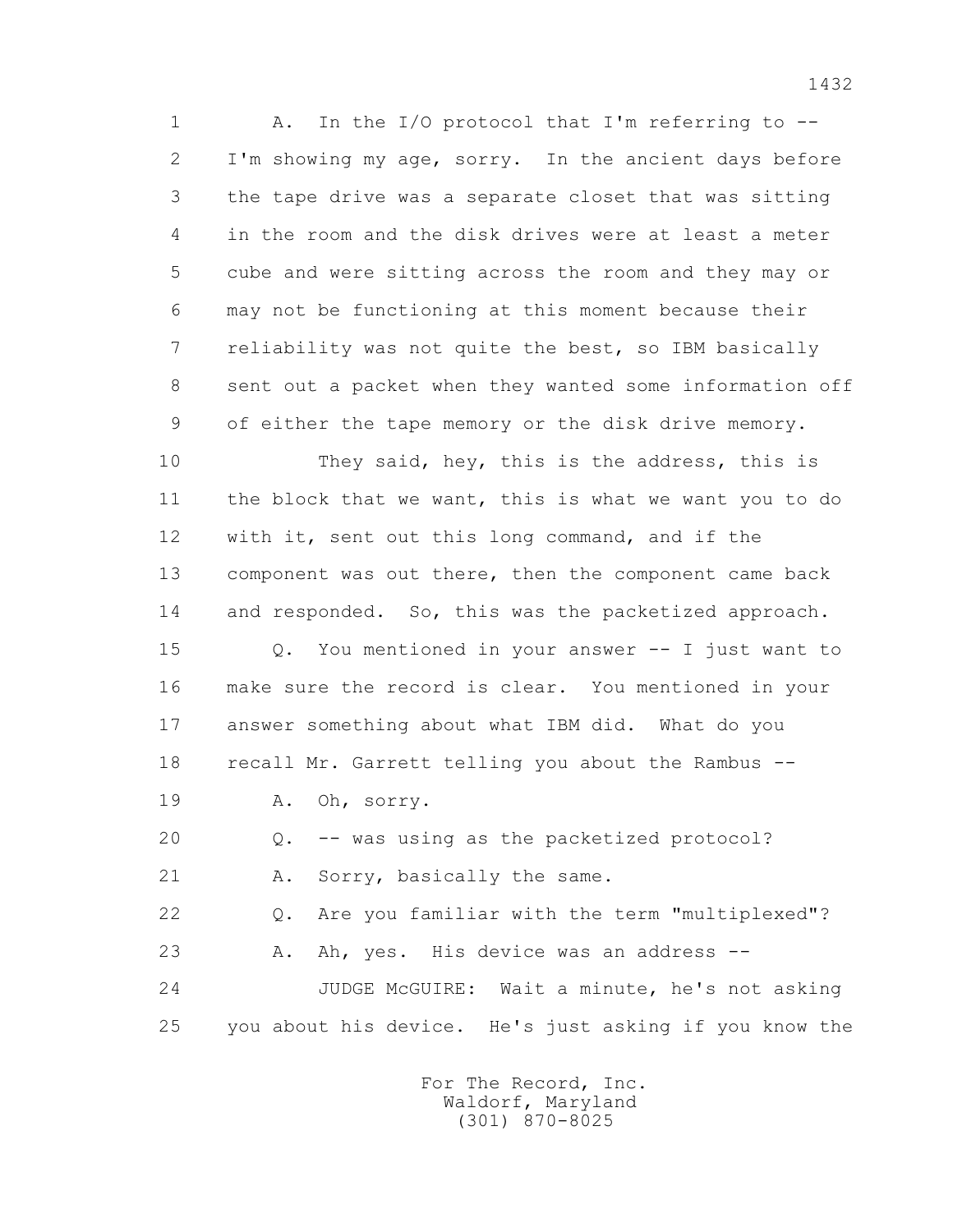1 A. In the I/O protocol that I'm referring to --
2 I'm showing my age, sorry. In the ancient days before
3 the tape drive was a separate closet that was sitting
4 in the room and the disk drives were at least a meter
5 cube and were sitting across the room and they may or
6 may not be functioning at this moment because their
7 reliability was not quite the best, so IBM basically
8 sent out a packet when they wanted some information off
9 of either the tape memory or the disk drive memory.
10 They said, hey, this is the address, this is
11 the block that we want, this is what we want you to do
12 with it, sent out this long command, and if the
13 component was out there, then the component came back
14 and responded. So, this was the packetized approach.
15 Q. You mentioned in your answer -- I just want to
16 make sure the record is clear. You mentioned in your
17 answer something about what IBM did. What do you
18 recall Mr. Garrett telling you about the Rambus --
19 A. Oh, sorry.
20 Q. -- was using as the packetized protocol?
21 A. Sorry, basically the same.
22 Q. Are you familiar with the term "multiplexed"?
23 A. Ah, yes. His device was an address --
24 JUDGE McGUIRE: Wait a minute, he's not asking
25 you about his device. He's just asking if you know the

For The Record, Inc.
Waldorf, Maryland
(301) 870-8025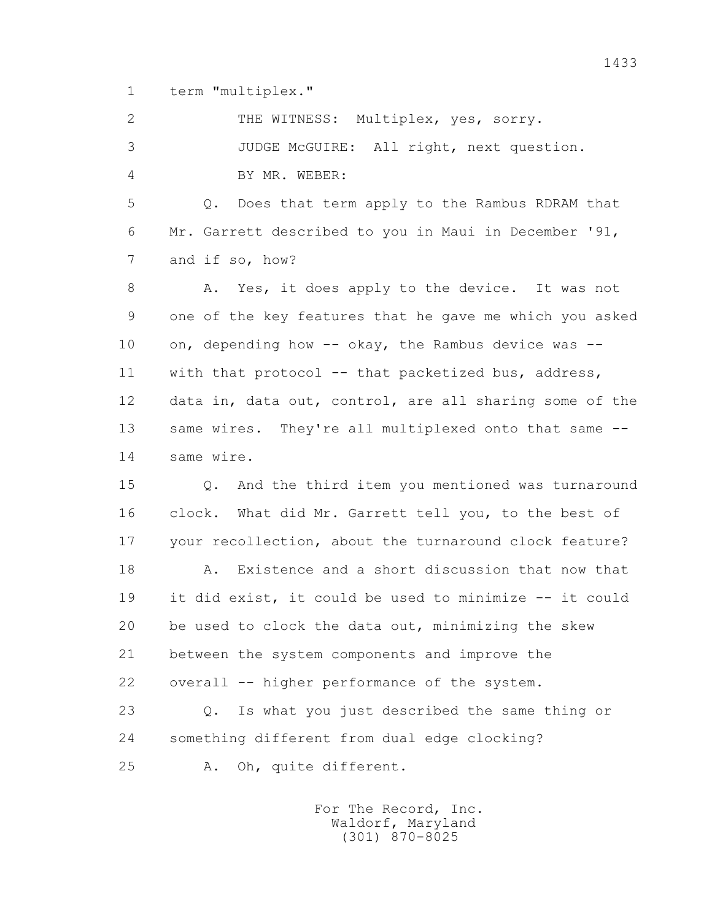1 term "multiplex."

2 THE WITNESS: Multiplex, yes, sorry.

3 JUDGE McGUIRE: All right, next question.

4 BY MR. WEBER:

5 Q. Does that term apply to the Rambus RDRAM that

6 Mr. Garrett described to you in Maui in December '91,

7 and if so, how?

8 A. Yes, it does apply to the device. It was not

9 one of the key features that he gave me which you asked

10 on, depending how -- okay, the Rambus device was --

11 with that protocol -- that packetized bus, address,

12 data in, data out, control, are all sharing some of the

13 same wires. They're all multiplexed onto that same --

14 same wire.

15 Q. And the third item you mentioned was turnaround

16 clock. What did Mr. Garrett tell you, to the best of

17 your recollection, about the turnaround clock feature?

18 A. Existence and a short discussion that now that

19 it did exist, it could be used to minimize -- it could

20 be used to clock the data out, minimizing the skew

21 between the system components and improve the

22 overall -- higher performance of the system.

23 Q. Is what you just described the same thing or

24 something different from dual edge clocking?

25 A. Oh, quite different.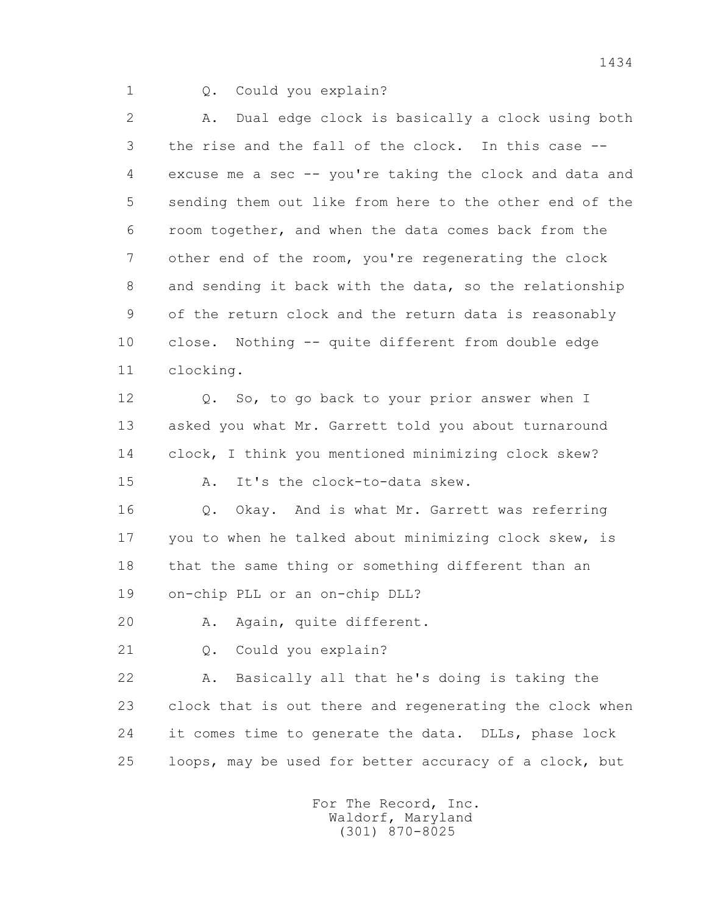1 Q. Could you explain?

2 A. Dual edge clock is basically a clock using both
3 the rise and the fall of the clock. In this case --
4 excuse me a sec -- you're taking the clock and data and
5 sending them out like from here to the other end of the
6 room together, and when the data comes back from the
7 other end of the room, you're regenerating the clock
8 and sending it back with the data, so the relationship
9 of the return clock and the return data is reasonably
10 close. Nothing -- quite different from double edge
11 clocking.

12 Q. So, to go back to your prior answer when I
13 asked you what Mr. Garrett told you about turnaround
14 clock, I think you mentioned minimizing clock skew?

15 A. It's the clock-to-data skew.

16 Q. Okay. And is what Mr. Garrett was referring
17 you to when he talked about minimizing clock skew, is
18 that the same thing or something different than an
19 on-chip PLL or an on-chip DLL?

20 A. Again, quite different.

21 Q. Could you explain?

22 A. Basically all that he's doing is taking the
23 clock that is out there and regenerating the clock when
24 it comes time to generate the data. DLLs, phase lock
25 loops, may be used for better accuracy of a clock, but

For The Record, Inc.
Waldorf, Maryland
(301) 870-8025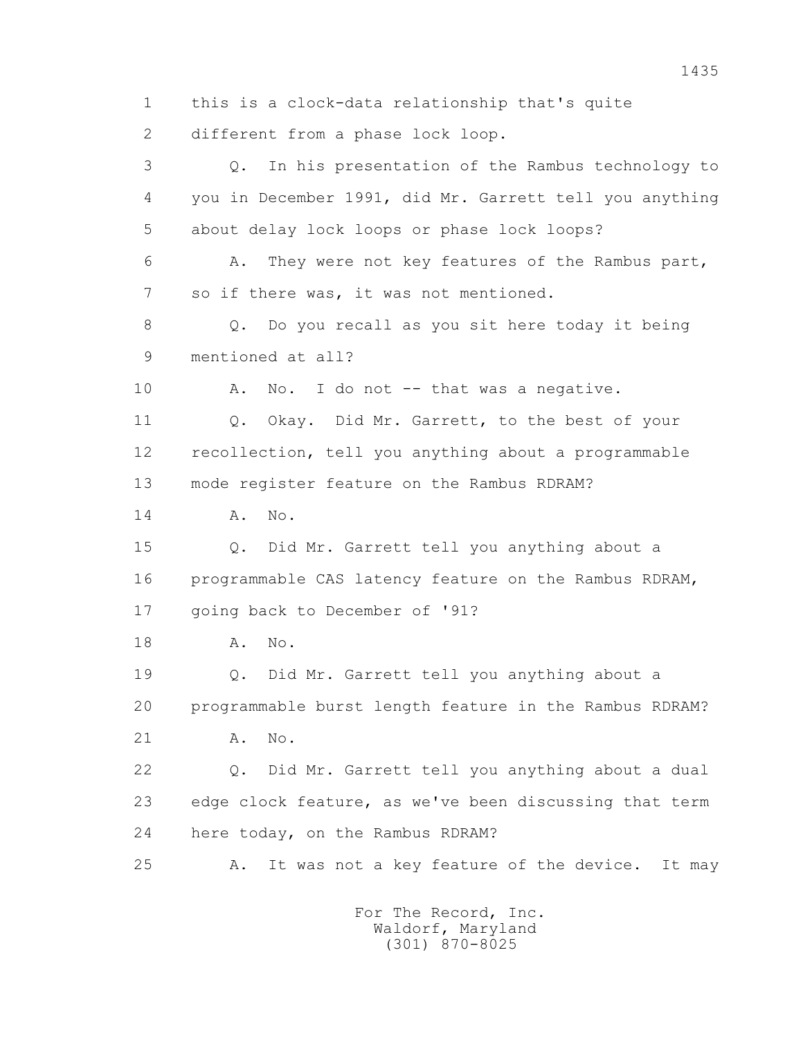1 this is a clock-data relationship that's quite
2 different from a phase lock loop.
3 Q. In his presentation of the Rambus technology to
4 you in December 1991, did Mr. Garrett tell you anything
5 about delay lock loops or phase lock loops?
6 A. They were not key features of the Rambus part,
7 so if there was, it was not mentioned.
8 Q. Do you recall as you sit here today it being
9 mentioned at all?
10 A. No. I do not -- that was a negative.
11 Q. Okay. Did Mr. Garrett, to the best of your
12 recollection, tell you anything about a programmable
13 mode register feature on the Rambus RDRAM?
14 A. No.
15 Q. Did Mr. Garrett tell you anything about a
16 programmable CAS latency feature on the Rambus RDRAM,
17 going back to December of '91?
18 A. No.
19 Q. Did Mr. Garrett tell you anything about a
20 programmable burst length feature in the Rambus RDRAM?
21 A. No.
22 Q. Did Mr. Garrett tell you anything about a dual
23 edge clock feature, as we've been discussing that term
24 here today, on the Rambus RDRAM?
25 A. It was not a key feature of the device. It may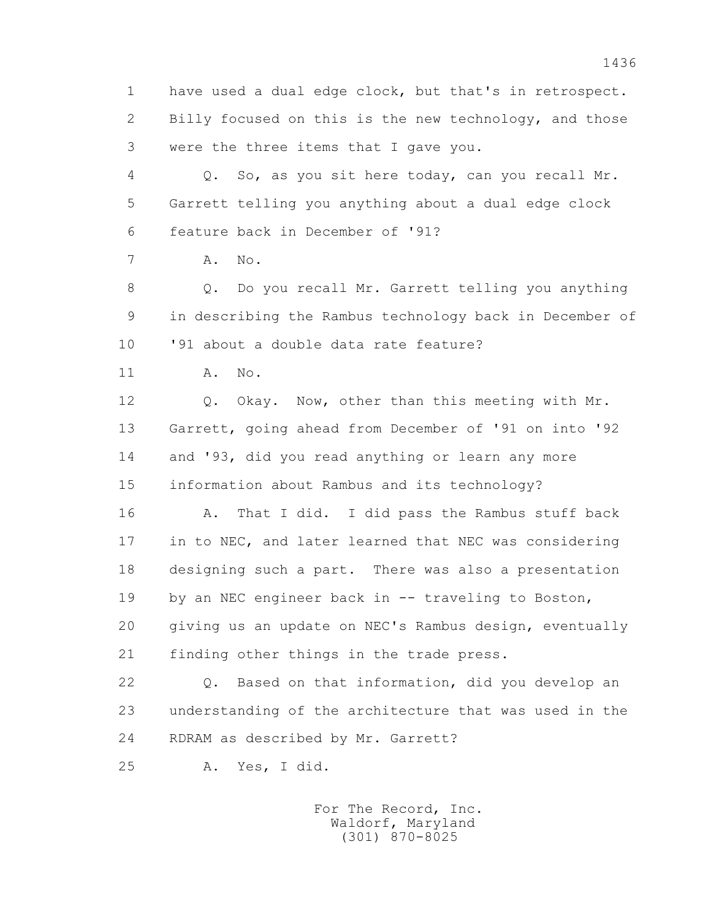have used a dual edge clock, but that's in retrospect. Billy focused on this is the new technology, and those were the three items that I gave you.

Q. So, as you sit here today, can you recall Mr. Garrett telling you anything about a dual edge clock feature back in December of '91?

A. No.

Q. Do you recall Mr. Garrett telling you anything in describing the Rambus technology back in December of '91 about a double data rate feature?

A. No.

Q. Okay. Now, other than this meeting with Mr. Garrett, going ahead from December of '91 on into '92 and '93, did you read anything or learn any more information about Rambus and its technology?

A. That I did. I did pass the Rambus stuff back in to NEC, and later learned that NEC was considering designing such a part. There was also a presentation by an NEC engineer back in -- traveling to Boston, giving us an update on NEC's Rambus design, eventually finding other things in the trade press.

Q. Based on that information, did you develop an understanding of the architecture that was used in the RDRAM as described by Mr. Garrett?

A. Yes, I did.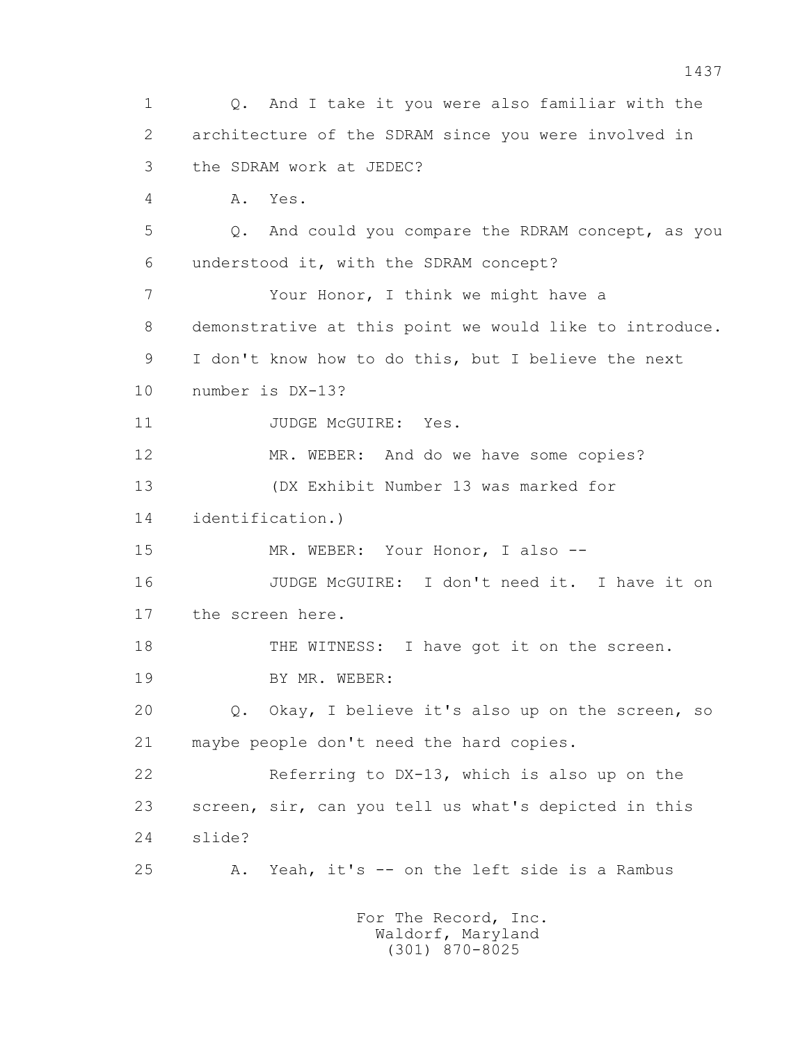Q. And I take it you were also familiar with the architecture of the SDRAM since you were involved in the SDRAM work at JEDEC?

A. Yes.

Q. And could you compare the RDRAM concept, as you understood it, with the SDRAM concept?

Your Honor, I think we might have a demonstrative at this point we would like to introduce. I don't know how to do this, but I believe the next number is DX-13?

JUDGE McGUIRE: Yes.

MR. WEBER: And do we have some copies?

(DX Exhibit Number 13 was marked for identification.)

MR. WEBER: Your Honor, I also --

JUDGE McGUIRE: I don't need it. I have it on the screen here.

THE WITNESS: I have got it on the screen.

BY MR. WEBER:

Q. Okay, I believe it's also up on the screen, so maybe people don't need the hard copies.

Referring to DX-13, which is also up on the screen, sir, can you tell us what's depicted in this slide?

A. Yeah, it's -- on the left side is a Rambus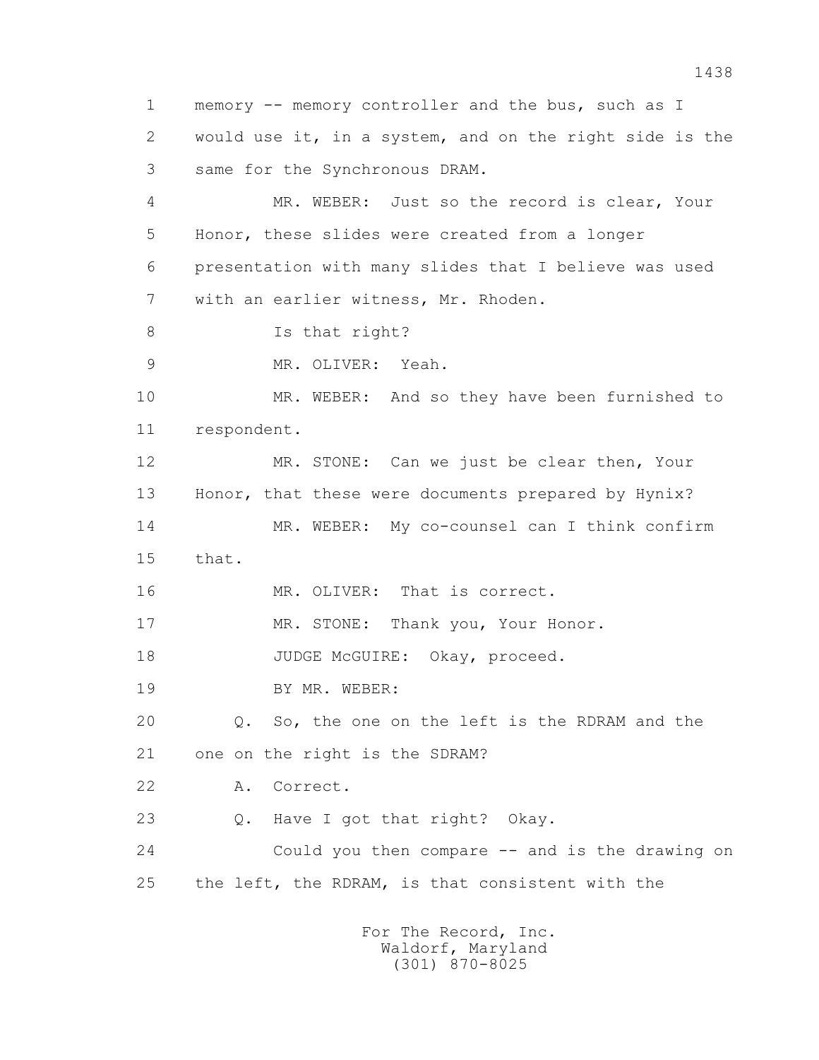1 memory -- memory controller and the bus, such as I
2 would use it, in a system, and on the right side is the
3 same for the Synchronous DRAM.
4 MR. WEBER: Just so the record is clear, Your
5 Honor, these slides were created from a longer
6 presentation with many slides that I believe was used
7 with an earlier witness, Mr. Rhoden.
8 Is that right?
9 MR. OLIVER: Yeah.
10 MR. WEBER: And so they have been furnished to
11 respondent.
12 MR. STONE: Can we just be clear then, Your
13 Honor, that these were documents prepared by Hynix?
14 MR. WEBER: My co-counsel can I think confirm
15 that.
16 MR. OLIVER: That is correct.
17 MR. STONE: Thank you, Your Honor.
18 JUDGE McGUIRE: Okay, proceed.
19 BY MR. WEBER:
20 Q. So, the one on the left is the RDRAM and the
21 one on the right is the SDRAM?
22 A. Correct.
23 Q. Have I got that right? Okay.
24 Could you then compare -- and is the drawing on
25 the left, the RDRAM, is that consistent with the

For The Record, Inc.
Waldorf, Maryland
(301) 870-8025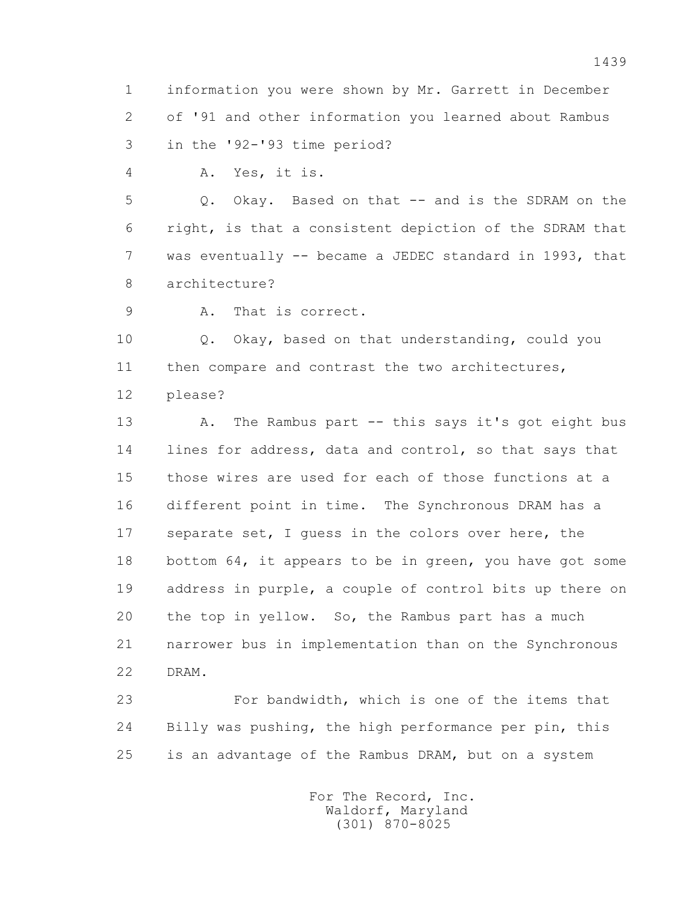1 information you were shown by Mr. Garrett in December
2 of '91 and other information you learned about Rambus
3 in the '92-'93 time period?

4 A. Yes, it is.

5 Q. Okay. Based on that -- and is the SDRAM on the
6 right, is that a consistent depiction of the SDRAM that
7 was eventually -- became a JEDEC standard in 1993, that
8 architecture?

9 A. That is correct.

10 Q. Okay, based on that understanding, could you
11 then compare and contrast the two architectures,
12 please?

13 A. The Rambus part -- this says it's got eight bus
14 lines for address, data and control, so that says that
15 those wires are used for each of those functions at a
16 different point in time. The Synchronous DRAM has a
17 separate set, I guess in the colors over here, the
18 bottom 64, it appears to be in green, you have got some
19 address in purple, a couple of control bits up there on
20 the top in yellow. So, the Rambus part has a much
21 narrower bus in implementation than on the Synchronous
22 DRAM.

23 For bandwidth, which is one of the items that
24 Billy was pushing, the high performance per pin, this
25 is an advantage of the Rambus DRAM, but on a system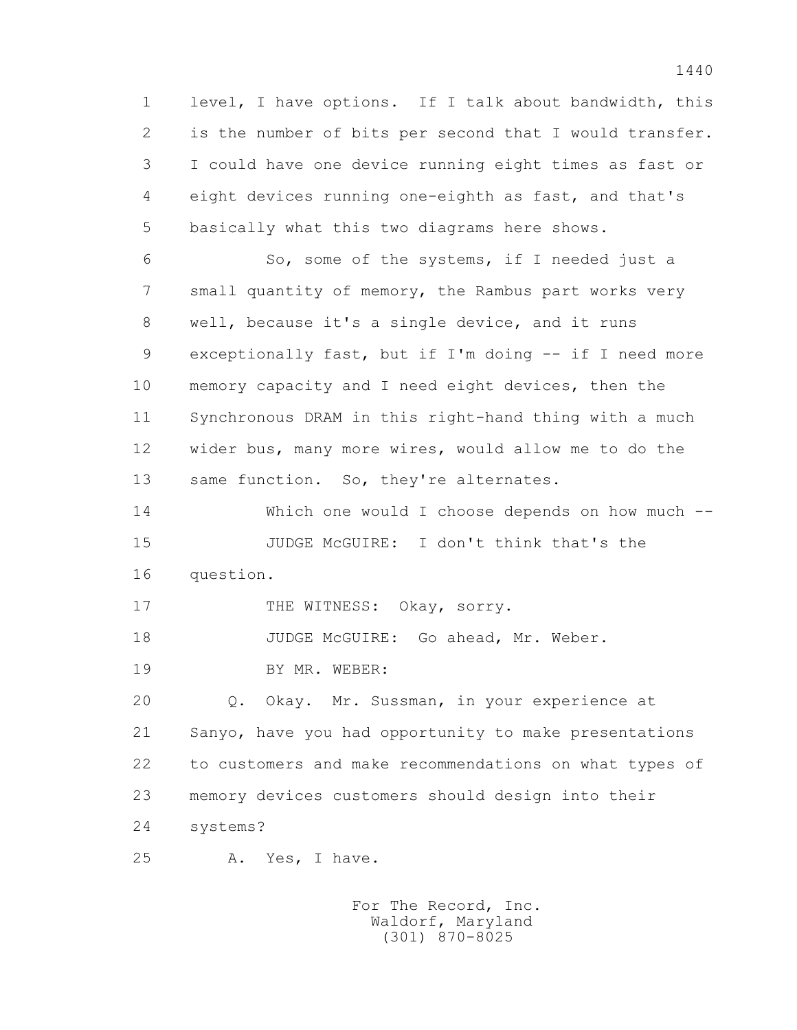1 level, I have options. If I talk about bandwidth, this
2 is the number of bits per second that I would transfer.
3 I could have one device running eight times as fast or
4 eight devices running one-eighth as fast, and that's
5 basically what this two diagrams here shows.

6 So, some of the systems, if I needed just a
7 small quantity of memory, the Rambus part works very
8 well, because it's a single device, and it runs
9 exceptionally fast, but if I'm doing -- if I need more
10 memory capacity and I need eight devices, then the
11 Synchronous DRAM in this right-hand thing with a much
12 wider bus, many more wires, would allow me to do the
13 same function. So, they're alternates.

14 Which one would I choose depends on how much --

15 JUDGE McGUIRE: I don't think that's the
16 question.

17 THE WITNESS: Okay, sorry.

18 JUDGE McGUIRE: Go ahead, Mr. Weber.

19 BY MR. WEBER:

20 Q. Okay. Mr. Sussman, in your experience at
21 Sanyo, have you had opportunity to make presentations
22 to customers and make recommendations on what types of
23 memory devices customers should design into their
24 systems?

25 A. Yes, I have.

For The Record, Inc.
Waldorf, Maryland
(301) 870-8025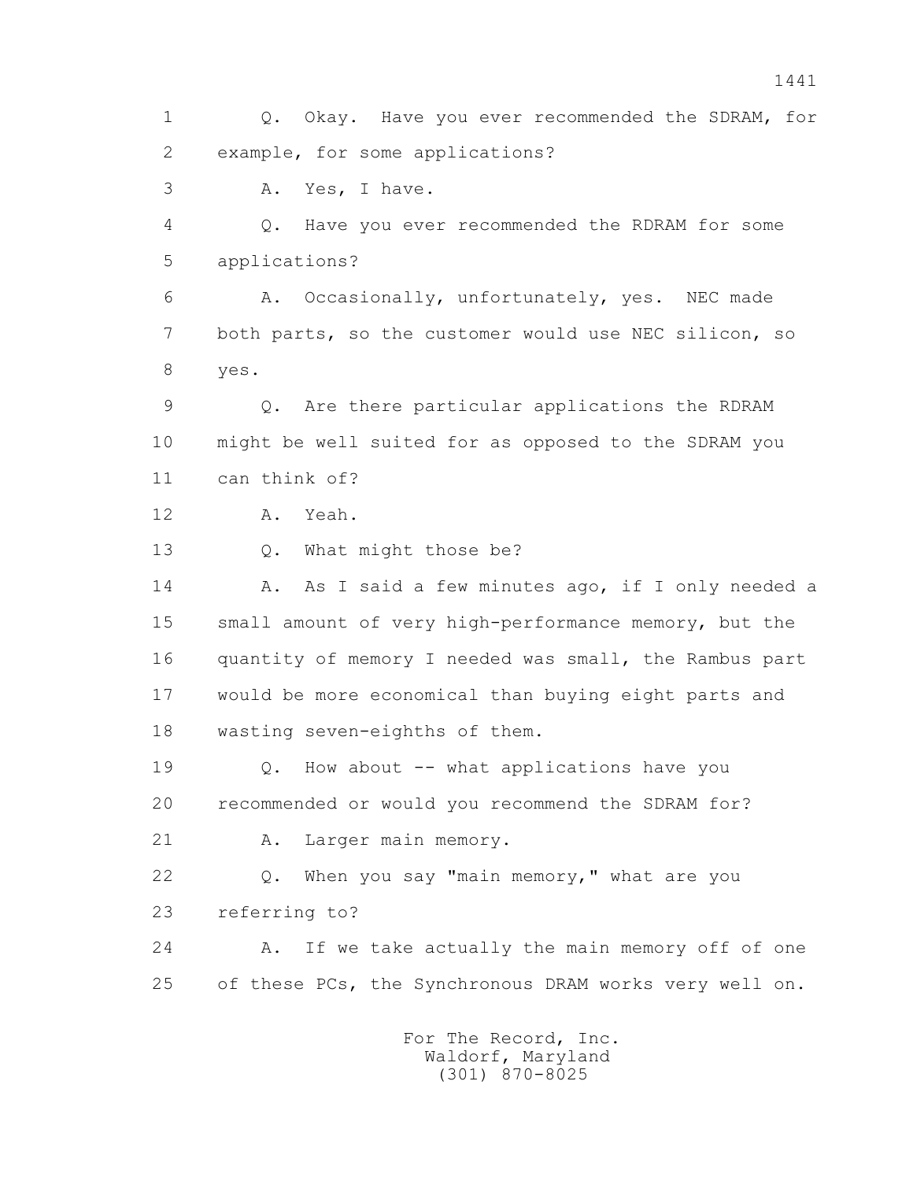1 Q. Okay. Have you ever recommended the SDRAM, for
2 example, for some applications?
3 A. Yes, I have.
4 Q. Have you ever recommended the RDRAM for some
5 applications?
6 A. Occasionally, unfortunately, yes. NEC made
7 both parts, so the customer would use NEC silicon, so
8 yes.
9 Q. Are there particular applications the RDRAM
10 might be well suited for as opposed to the SDRAM you
11 can think of?
12 A. Yeah.
13 Q. What might those be?
14 A. As I said a few minutes ago, if I only needed a
15 small amount of very high-performance memory, but the
16 quantity of memory I needed was small, the Rambus part
17 would be more economical than buying eight parts and
18 wasting seven-eighths of them.
19 Q. How about -- what applications have you
20 recommended or would you recommend the SDRAM for?
21 A. Larger main memory.
22 Q. When you say "main memory," what are you
23 referring to?
24 A. If we take actually the main memory off of one
25 of these PCs, the Synchronous DRAM works very well on.

For The Record, Inc.
Waldorf, Maryland
(301) 870-8025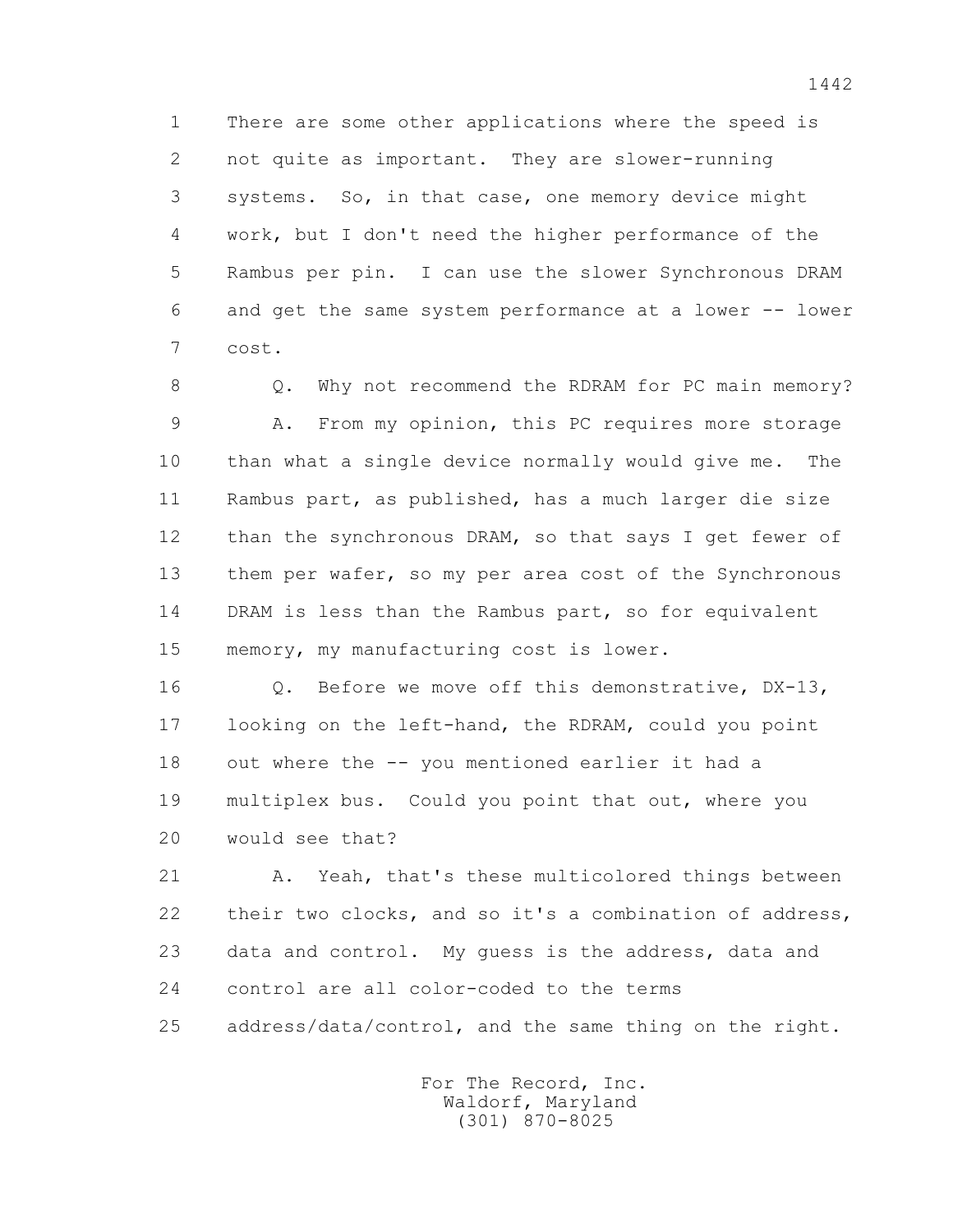1 There are some other applications where the speed is
2 not quite as important. They are slower-running
3 systems. So, in that case, one memory device might
4 work, but I don't need the higher performance of the
5 Rambus per pin. I can use the slower Synchronous DRAM
6 and get the same system performance at a lower -- lower
7 cost.

8 Q. Why not recommend the RDRAM for PC main memory?

9 A. From my opinion, this PC requires more storage
10 than what a single device normally would give me. The
11 Rambus part, as published, has a much larger die size
12 than the synchronous DRAM, so that says I get fewer of
13 them per wafer, so my per area cost of the Synchronous
14 DRAM is less than the Rambus part, so for equivalent
15 memory, my manufacturing cost is lower.

16 Q. Before we move off this demonstrative, DX-13,
17 looking on the left-hand, the RDRAM, could you point
18 out where the -- you mentioned earlier it had a
19 multiplex bus. Could you point that out, where you
20 would see that?

21 A. Yeah, that's these multicolored things between
22 their two clocks, and so it's a combination of address,
23 data and control. My guess is the address, data and
24 control are all color-coded to the terms
25 address/data/control, and the same thing on the right.

For The Record, Inc.
Waldorf, Maryland
(301) 870-8025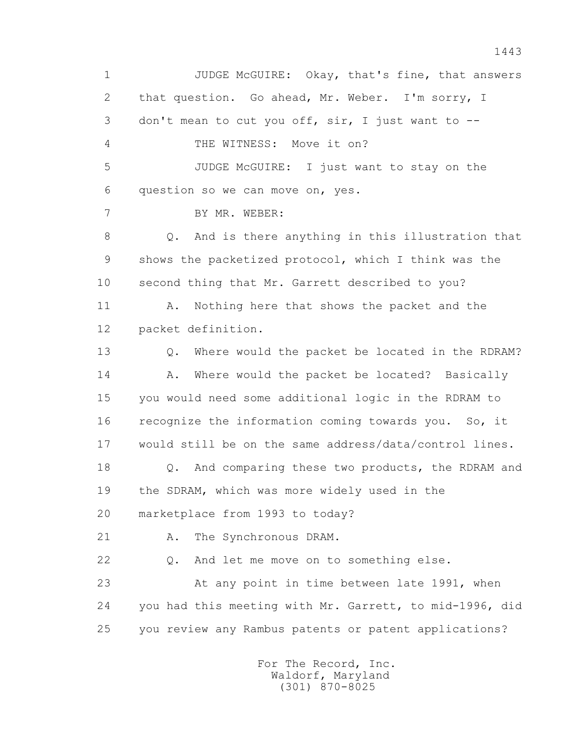1 JUDGE McGUIRE: Okay, that's fine, that answers
2 that question. Go ahead, Mr. Weber. I'm sorry, I
3 don't mean to cut you off, sir, I just want to --
4 THE WITNESS: Move it on?
5 JUDGE McGUIRE: I just want to stay on the
6 question so we can move on, yes.
7 BY MR. WEBER:
8 Q. And is there anything in this illustration that
9 shows the packetized protocol, which I think was the
10 second thing that Mr. Garrett described to you?
11 A. Nothing here that shows the packet and the
12 packet definition.
13 Q. Where would the packet be located in the RDRAM?
14 A. Where would the packet be located? Basically
15 you would need some additional logic in the RDRAM to
16 recognize the information coming towards you. So, it
17 would still be on the same address/data/control lines.
18 Q. And comparing these two products, the RDRAM and
19 the SDRAM, which was more widely used in the
20 marketplace from 1993 to today?
21 A. The Synchronous DRAM.
22 Q. And let me move on to something else.
23 At any point in time between late 1991, when
24 you had this meeting with Mr. Garrett, to mid-1996, did
25 you review any Rambus patents or patent applications?

For The Record, Inc.
Waldorf, Maryland
(301) 870-8025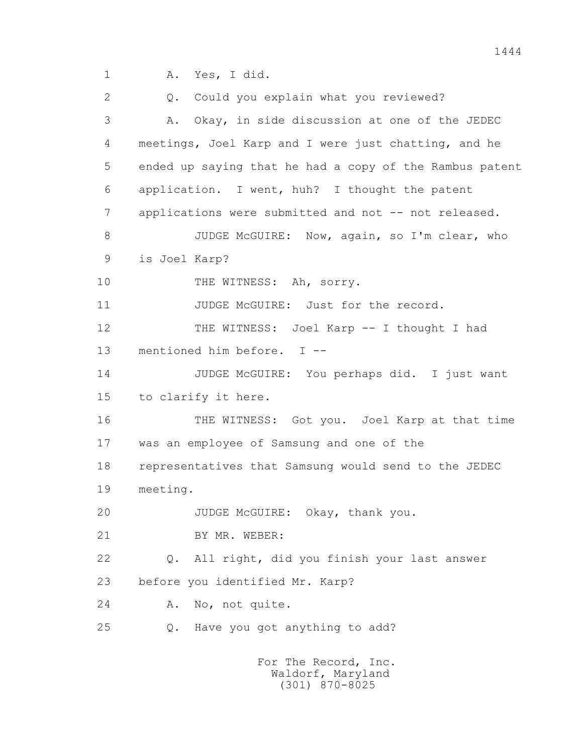1 A. Yes, I did.

2 Q. Could you explain what you reviewed?

3 A. Okay, in side discussion at one of the JEDEC

4 meetings, Joel Karp and I were just chatting, and he

5 ended up saying that he had a copy of the Rambus patent

6 application. I went, huh? I thought the patent

7 applications were submitted and not -- not released.

8 JUDGE McGUIRE: Now, again, so I'm clear, who

9 is Joel Karp?

10 THE WITNESS: Ah, sorry.

11 JUDGE McGUIRE: Just for the record.

12 THE WITNESS: Joel Karp -- I thought I had

13 mentioned him before. I --

14 JUDGE McGUIRE: You perhaps did. I just want

15 to clarify it here.

16 THE WITNESS: Got you. Joel Karp at that time

17 was an employee of Samsung and one of the

18 representatives that Samsung would send to the JEDEC

19 meeting.

20 JUDGE McGUIRE: Okay, thank you.

21 BY MR. WEBER:

22 Q. All right, did you finish your last answer

23 before you identified Mr. Karp?

24 A. No, not quite.

25 Q. Have you got anything to add?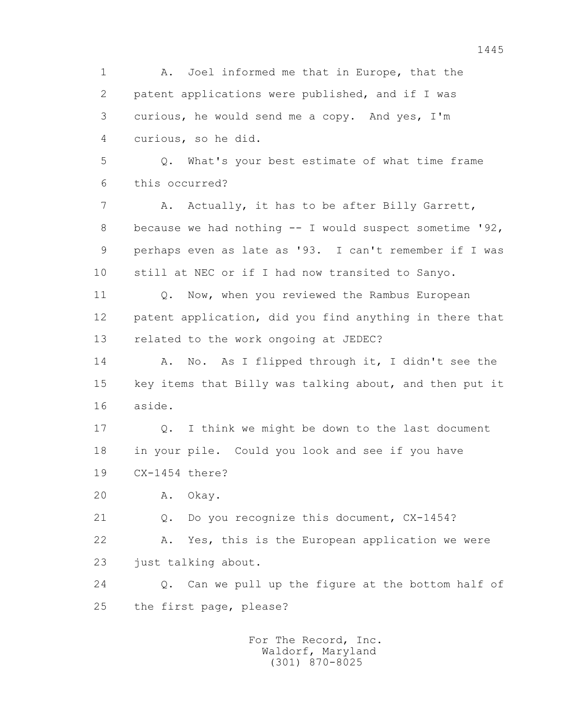1 A. Joel informed me that in Europe, that the
2 patent applications were published, and if I was
3 curious, he would send me a copy. And yes, I'm
4 curious, so he did.

5 Q. What's your best estimate of what time frame
6 this occurred?

7 A. Actually, it has to be after Billy Garrett,
8 because we had nothing -- I would suspect sometime '92,
9 perhaps even as late as '93. I can't remember if I was
10 still at NEC or if I had now transited to Sanyo.

11 Q. Now, when you reviewed the Rambus European
12 patent application, did you find anything in there that
13 related to the work ongoing at JEDEC?

14 A. No. As I flipped through it, I didn't see the
15 key items that Billy was talking about, and then put it
16 aside.

17 Q. I think we might be down to the last document
18 in your pile. Could you look and see if you have
19 CX-1454 there?

20 A. Okay.

21 Q. Do you recognize this document, CX-1454?

22 A. Yes, this is the European application we were
23 just talking about.

24 Q. Can we pull up the figure at the bottom half of
25 the first page, please?

For The Record, Inc.
Waldorf, Maryland
(301) 870-8025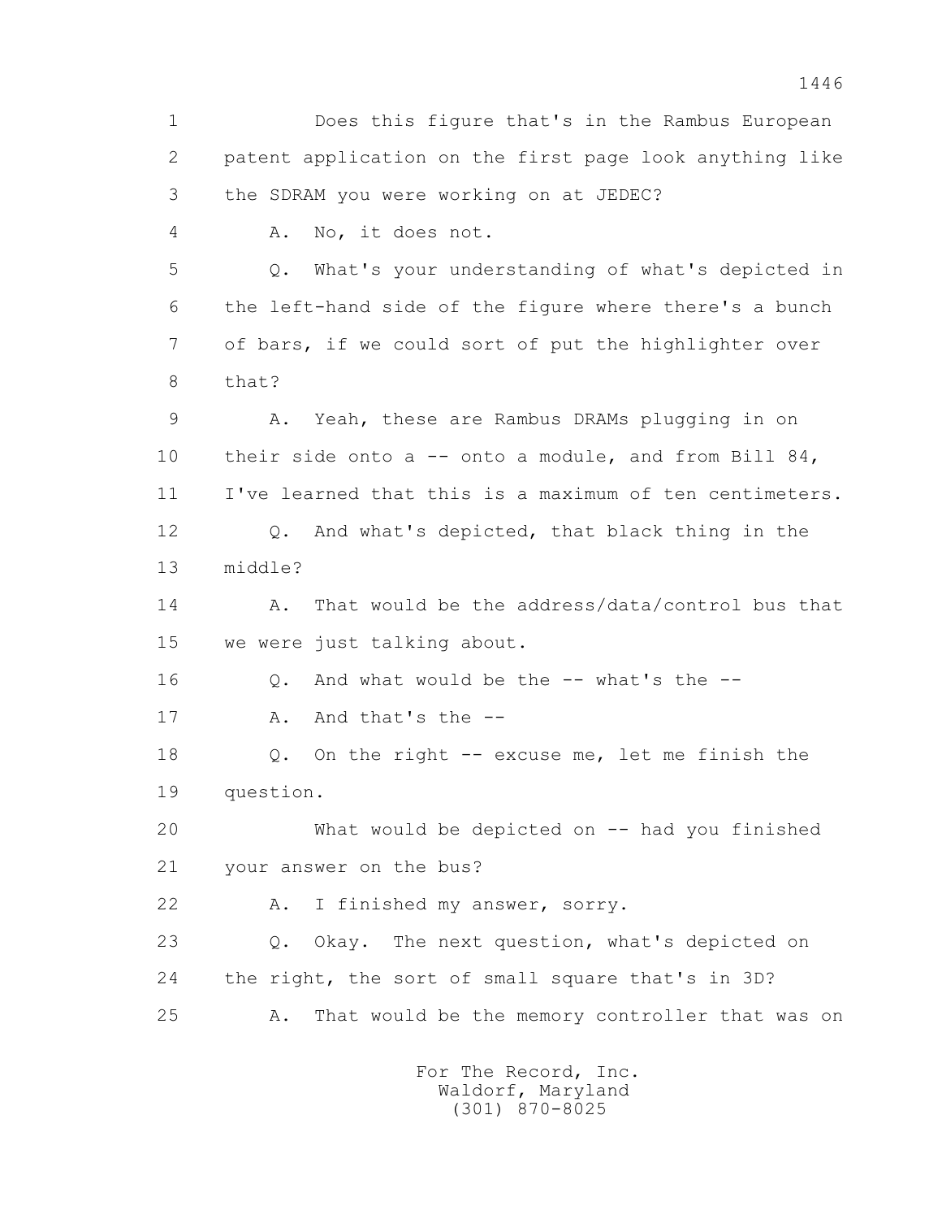1 Does this figure that's in the Rambus European
2 patent application on the first page look anything like
3 the SDRAM you were working on at JEDEC?
4 A. No, it does not.
5 Q. What's your understanding of what's depicted in
6 the left-hand side of the figure where there's a bunch
7 of bars, if we could sort of put the highlighter over
8 that?
9 A. Yeah, these are Rambus DRAMs plugging in on
10 their side onto a -- onto a module, and from Bill 84,
11 I've learned that this is a maximum of ten centimeters.
12 Q. And what's depicted, that black thing in the
13 middle?
14 A. That would be the address/data/control bus that
15 we were just talking about.
16 Q. And what would be the -- what's the --
17 A. And that's the --
18 Q. On the right -- excuse me, let me finish the
19 question.
20 What would be depicted on -- had you finished
21 your answer on the bus?
22 A. I finished my answer, sorry.
23 Q. Okay. The next question, what's depicted on
24 the right, the sort of small square that's in 3D?
25 A. That would be the memory controller that was on

For The Record, Inc.
Waldorf, Maryland
(301) 870-8025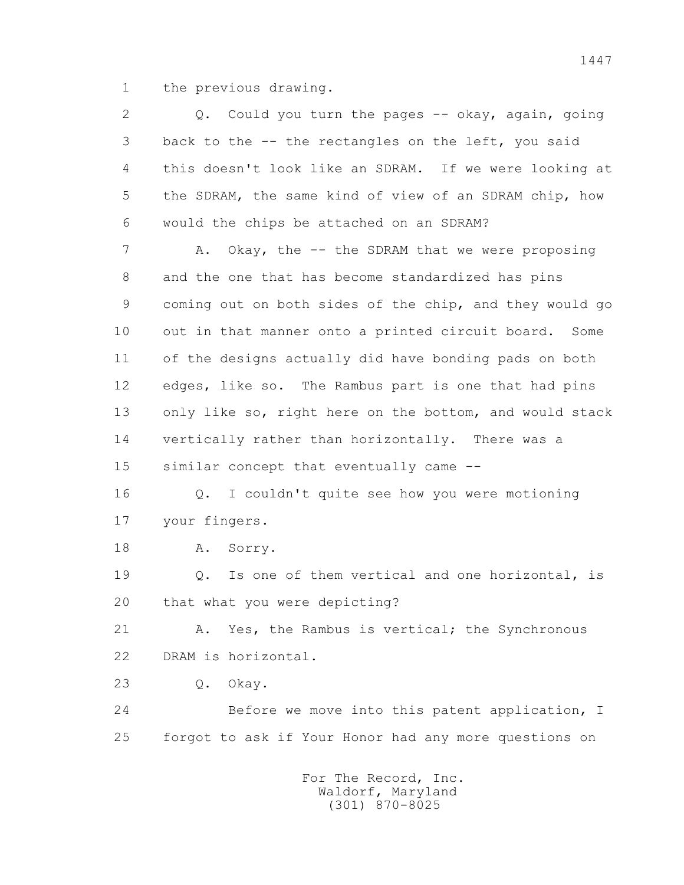1 the previous drawing.

2 Q. Could you turn the pages -- okay, again, going
3 back to the -- the rectangles on the left, you said
4 this doesn't look like an SDRAM. If we were looking at
5 the SDRAM, the same kind of view of an SDRAM chip, how
6 would the chips be attached on an SDRAM?

7 A. Okay, the -- the SDRAM that we were proposing
8 and the one that has become standardized has pins
9 coming out on both sides of the chip, and they would go
10 out in that manner onto a printed circuit board. Some
11 of the designs actually did have bonding pads on both
12 edges, like so. The Rambus part is one that had pins
13 only like so, right here on the bottom, and would stack
14 vertically rather than horizontally. There was a
15 similar concept that eventually came --

16 Q. I couldn't quite see how you were motioning
17 your fingers.

18 A. Sorry.

19 Q. Is one of them vertical and one horizontal, is
20 that what you were depicting?

21 A. Yes, the Rambus is vertical; the Synchronous
22 DRAM is horizontal.

23 Q. Okay.

24 Before we move into this patent application, I
25 forgot to ask if Your Honor had any more questions on

For The Record, Inc.
Waldorf, Maryland
(301) 870-8025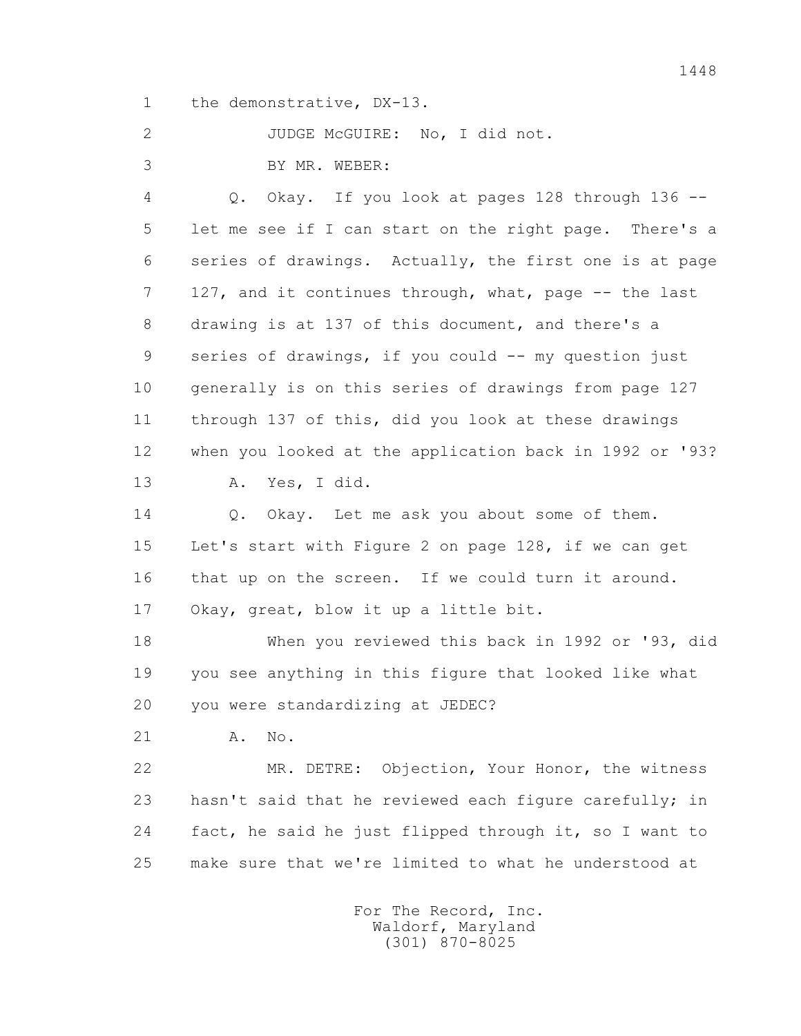1 the demonstrative, DX-13.

2 JUDGE McGUIRE: No, I did not.

3 BY MR. WEBER:

4 Q. Okay. If you look at pages 128 through 136 --

5 let me see if I can start on the right page. There's a

6 series of drawings. Actually, the first one is at page

7 127, and it continues through, what, page -- the last

8 drawing is at 137 of this document, and there's a

9 series of drawings, if you could -- my question just

10 generally is on this series of drawings from page 127

11 through 137 of this, did you look at these drawings

12 when you looked at the application back in 1992 or '93?

13 A. Yes, I did.

14 Q. Okay. Let me ask you about some of them.

15 Let's start with Figure 2 on page 128, if we can get

16 that up on the screen. If we could turn it around.

17 Okay, great, blow it up a little bit.

18 When you reviewed this back in 1992 or '93, did

19 you see anything in this figure that looked like what

20 you were standardizing at JEDEC?

21 A. No.

22 MR. DETRE: Objection, Your Honor, the witness

23 hasn't said that he reviewed each figure carefully; in

24 fact, he said he just flipped through it, so I want to

25 make sure that we're limited to what he understood at

For The Record, Inc.
Waldorf, Maryland
(301) 870-8025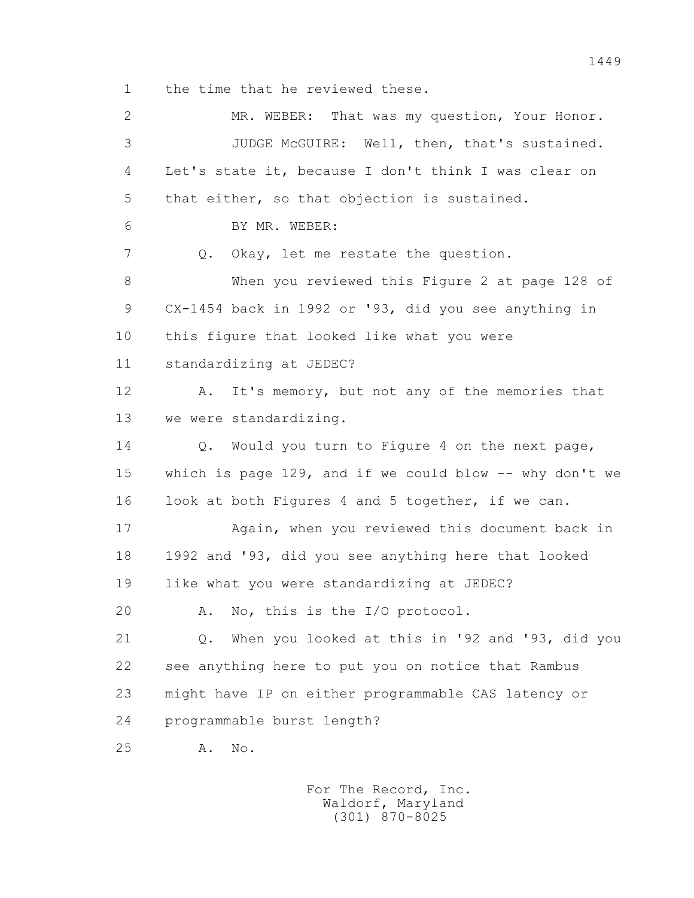1 the time that he reviewed these.

2 MR. WEBER: That was my question, Your Honor.

3 JUDGE McGUIRE: Well, then, that's sustained.

4 Let's state it, because I don't think I was clear on

5 that either, so that objection is sustained.

6 BY MR. WEBER:

7 Q. Okay, let me restate the question.

8 When you reviewed this Figure 2 at page 128 of

9 CX-1454 back in 1992 or '93, did you see anything in

10 this figure that looked like what you were

11 standardizing at JEDEC?

12 A. It's memory, but not any of the memories that

13 we were standardizing.

14 Q. Would you turn to Figure 4 on the next page,

15 which is page 129, and if we could blow -- why don't we

16 look at both Figures 4 and 5 together, if we can.

17 Again, when you reviewed this document back in

18 1992 and '93, did you see anything here that looked

19 like what you were standardizing at JEDEC?

20 A. No, this is the I/O protocol.

21 Q. When you looked at this in '92 and '93, did you

22 see anything here to put you on notice that Rambus

23 might have IP on either programmable CAS latency or

24 programmable burst length?

25 A. No.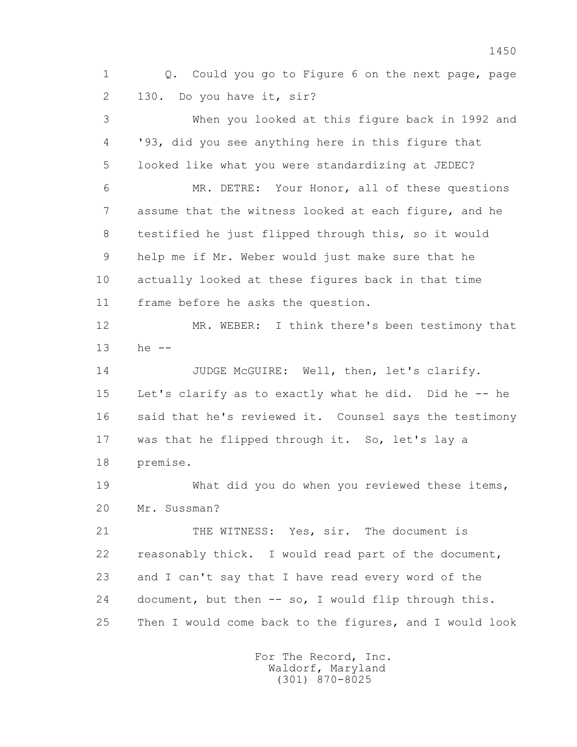1 Q. Could you go to Figure 6 on the next page, page
2 130. Do you have it, sir?

3 When you looked at this figure back in 1992 and
4 '93, did you see anything here in this figure that
5 looked like what you were standardizing at JEDEC?

6 MR. DETRE: Your Honor, all of these questions
7 assume that the witness looked at each figure, and he
8 testified he just flipped through this, so it would
9 help me if Mr. Weber would just make sure that he
10 actually looked at these figures back in that time
11 frame before he asks the question.

12 MR. WEBER: I think there's been testimony that
13 he --

14 JUDGE McGUIRE: Well, then, let's clarify.
15 Let's clarify as to exactly what he did. Did he -- he
16 said that he's reviewed it. Counsel says the testimony
17 was that he flipped through it. So, let's lay a
18 premise.

19 What did you do when you reviewed these items,
20 Mr. Sussman?

21 THE WITNESS: Yes, sir. The document is
22 reasonably thick. I would read part of the document,
23 and I can't say that I have read every word of the
24 document, but then -- so, I would flip through this.
25 Then I would come back to the figures, and I would look

For The Record, Inc.
Waldorf, Maryland
(301) 870-8025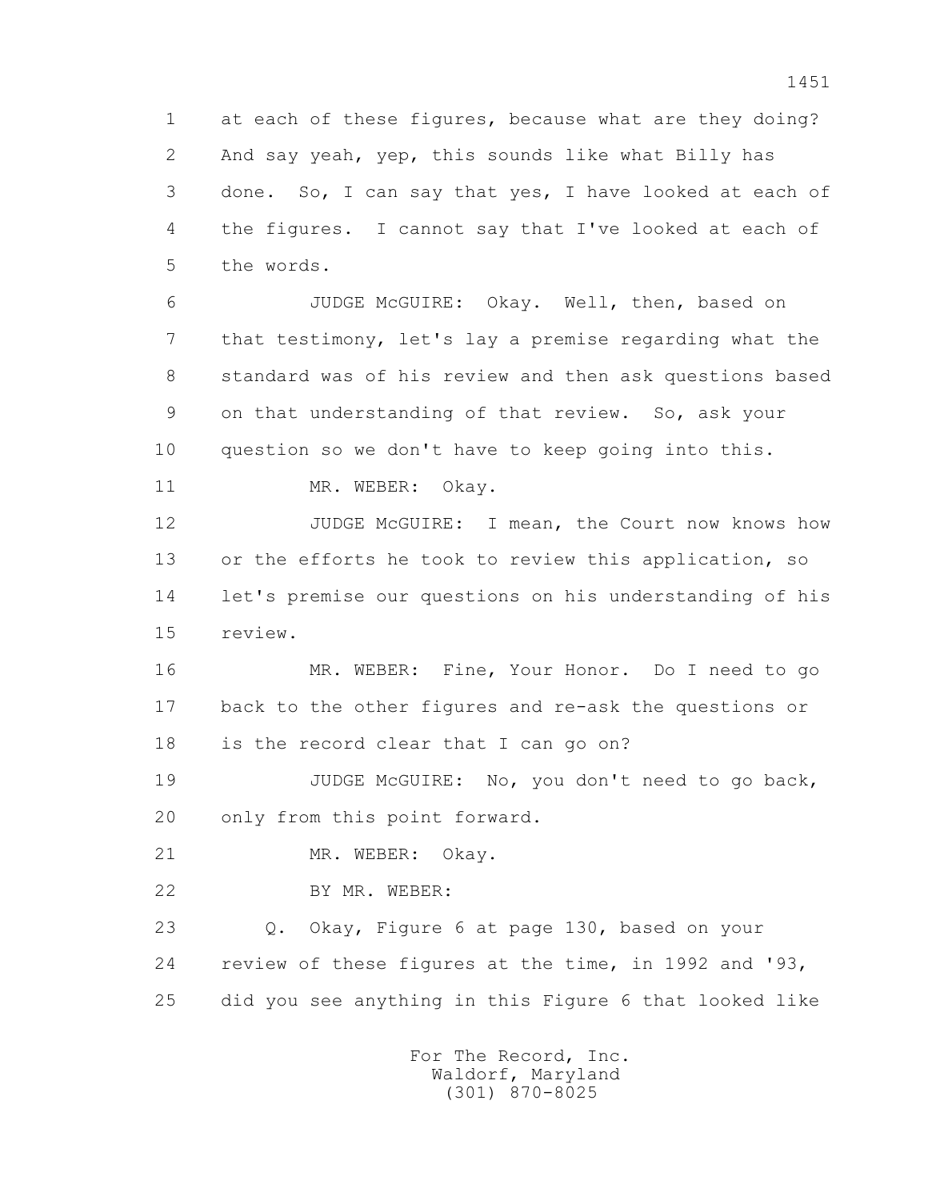1 at each of these figures, because what are they doing?
2 And say yeah, yep, this sounds like what Billy has
3 done. So, I can say that yes, I have looked at each of
4 the figures. I cannot say that I've looked at each of
5 the words.

6 JUDGE McGUIRE: Okay. Well, then, based on
7 that testimony, let's lay a premise regarding what the
8 standard was of his review and then ask questions based
9 on that understanding of that review. So, ask your
10 question so we don't have to keep going into this.

11 MR. WEBER: Okay.

12 JUDGE McGUIRE: I mean, the Court now knows how
13 or the efforts he took to review this application, so
14 let's premise our questions on his understanding of his
15 review.

16 MR. WEBER: Fine, Your Honor. Do I need to go
17 back to the other figures and re-ask the questions or
18 is the record clear that I can go on?

19 JUDGE McGUIRE: No, you don't need to go back,
20 only from this point forward.

21 MR. WEBER: Okay.

22 BY MR. WEBER:

23 Q. Okay, Figure 6 at page 130, based on your
24 review of these figures at the time, in 1992 and '93,
25 did you see anything in this Figure 6 that looked like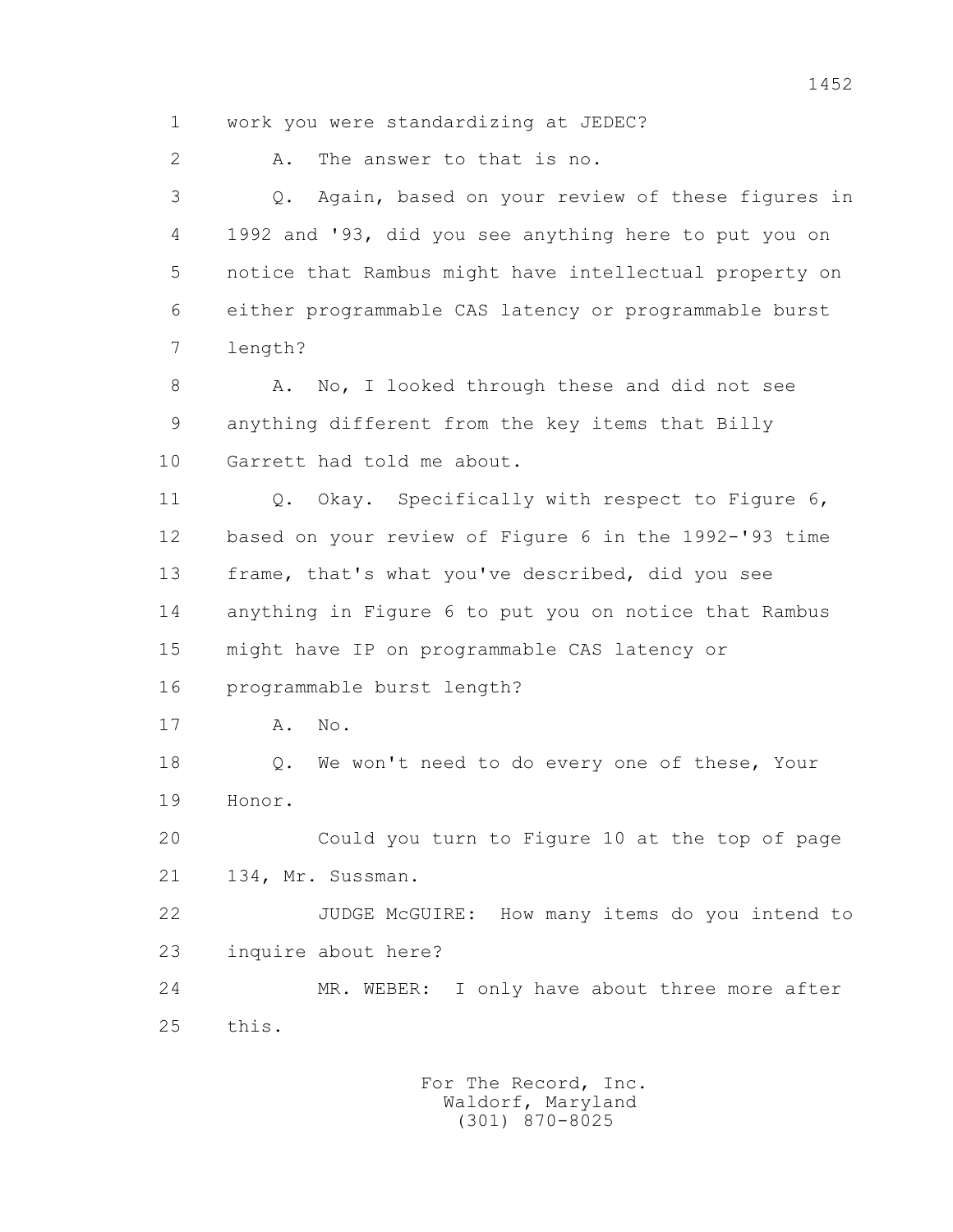1 work you were standardizing at JEDEC?

2 A. The answer to that is no.

3 Q. Again, based on your review of these figures in

4 1992 and '93, did you see anything here to put you on

5 notice that Rambus might have intellectual property on

6 either programmable CAS latency or programmable burst

7 length?

8 A. No, I looked through these and did not see

9 anything different from the key items that Billy

10 Garrett had told me about.

11 Q. Okay. Specifically with respect to Figure 6,

12 based on your review of Figure 6 in the 1992-'93 time

13 frame, that's what you've described, did you see

14 anything in Figure 6 to put you on notice that Rambus

15 might have IP on programmable CAS latency or

16 programmable burst length?

17 A. No.

18 Q. We won't need to do every one of these, Your

19 Honor.

20 Could you turn to Figure 10 at the top of page

21 134, Mr. Sussman.

22 JUDGE McGUIRE: How many items do you intend to

23 inquire about here?

24 MR. WEBER: I only have about three more after

25 this.

For The Record, Inc.
Waldorf, Maryland
(301) 870-8025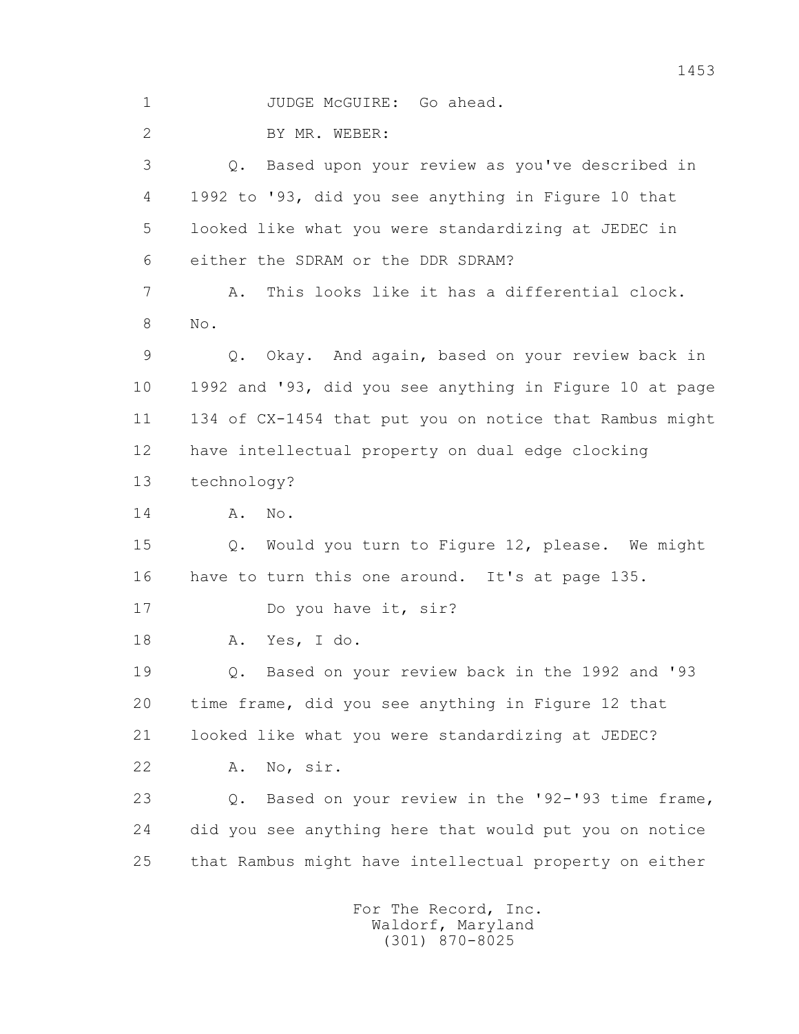JUDGE McGUIRE: Go ahead.

BY MR. WEBER:

Q. Based upon your review as you've described in 1992 to '93, did you see anything in Figure 10 that looked like what you were standardizing at JEDEC in either the SDRAM or the DDR SDRAM?

A. This looks like it has a differential clock. No.

Q. Okay. And again, based on your review back in 1992 and '93, did you see anything in Figure 10 at page 134 of CX-1454 that put you on notice that Rambus might have intellectual property on dual edge clocking technology?

A. No.

Q. Would you turn to Figure 12, please. We might have to turn this one around. It's at page 135.

Do you have it, sir?

A. Yes, I do.

Q. Based on your review back in the 1992 and '93 time frame, did you see anything in Figure 12 that looked like what you were standardizing at JEDEC?

A. No, sir.

Q. Based on your review in the '92-'93 time frame, did you see anything here that would put you on notice that Rambus might have intellectual property on either

For The Record, Inc.
Waldorf, Maryland
(301) 870-8025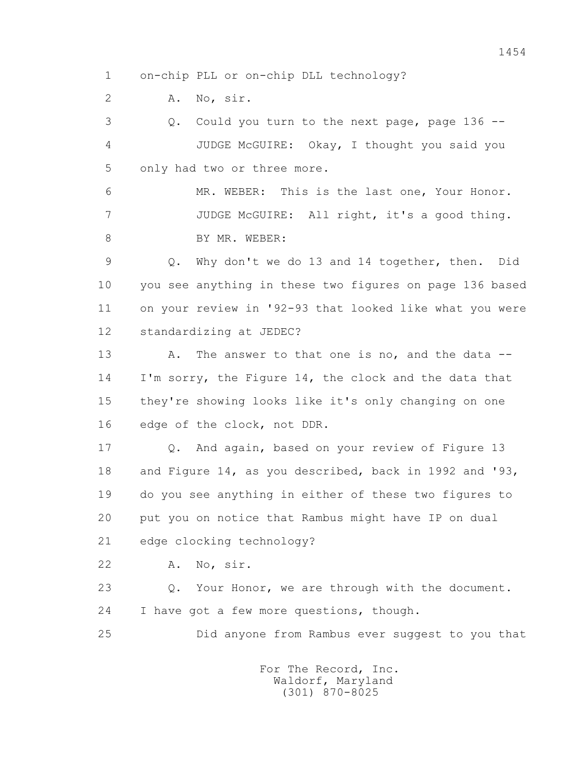1 on-chip PLL or on-chip DLL technology?

2 A. No, sir.

3 Q. Could you turn to the next page, page 136 --

4 JUDGE McGUIRE: Okay, I thought you said you

5 only had two or three more.

6 MR. WEBER: This is the last one, Your Honor.

7 JUDGE McGUIRE: All right, it's a good thing.

8 BY MR. WEBER:

9 Q. Why don't we do 13 and 14 together, then. Did

10 you see anything in these two figures on page 136 based

11 on your review in '92-93 that looked like what you were

12 standardizing at JEDEC?

13 A. The answer to that one is no, and the data --

14 I'm sorry, the Figure 14, the clock and the data that

15 they're showing looks like it's only changing on one

16 edge of the clock, not DDR.

17 Q. And again, based on your review of Figure 13

18 and Figure 14, as you described, back in 1992 and '93,

19 do you see anything in either of these two figures to

20 put you on notice that Rambus might have IP on dual

21 edge clocking technology?

22 A. No, sir.

23 Q. Your Honor, we are through with the document.

24 I have got a few more questions, though.

25 Did anyone from Rambus ever suggest to you that

For The Record, Inc.
Waldorf, Maryland
(301) 870-8025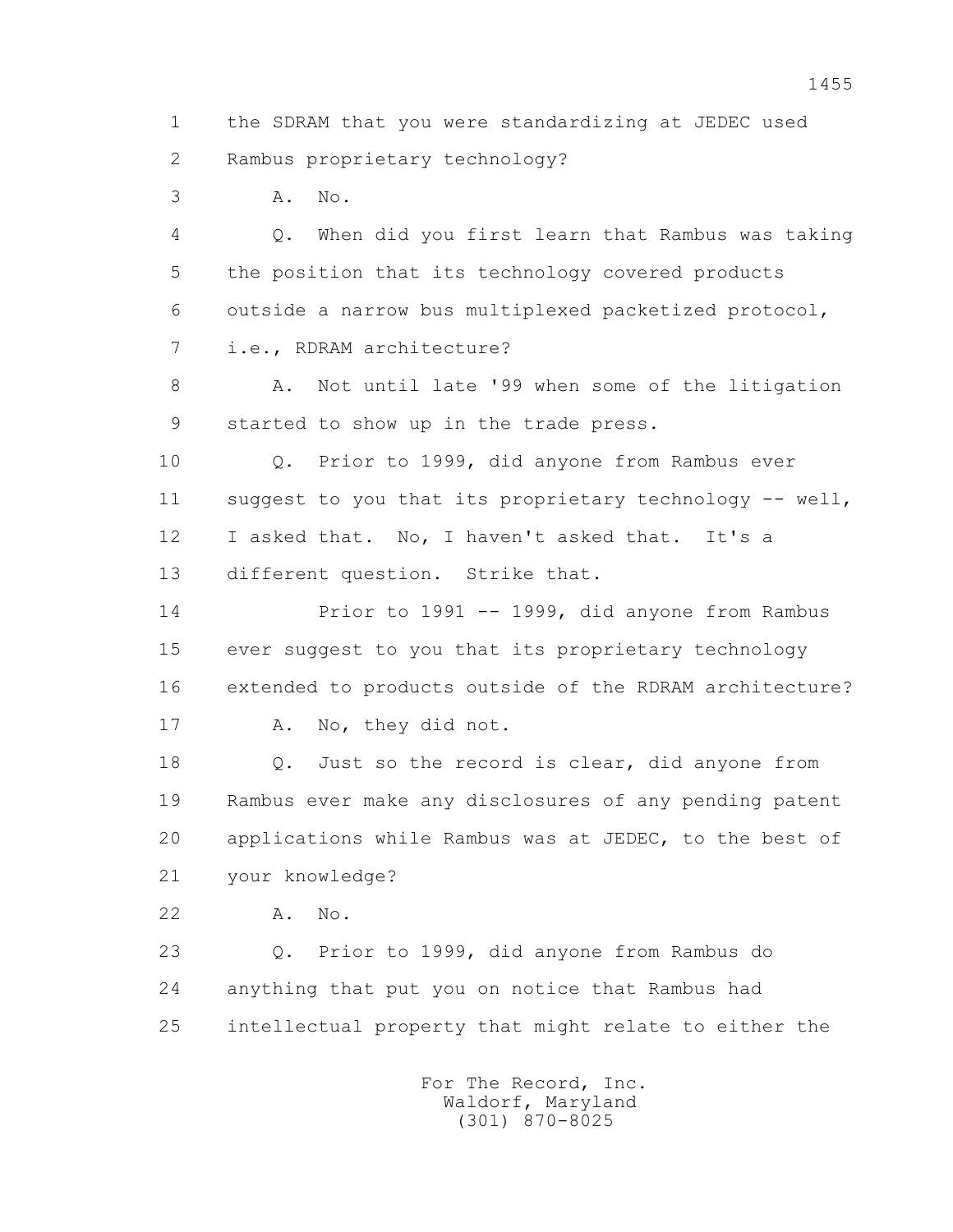1 the SDRAM that you were standardizing at JEDEC used
2 Rambus proprietary technology?
3 A. No.
4 Q. When did you first learn that Rambus was taking
5 the position that its technology covered products
6 outside a narrow bus multiplexed packetized protocol,
7 i.e., RDRAM architecture?
8 A. Not until late '99 when some of the litigation
9 started to show up in the trade press.
10 Q. Prior to 1999, did anyone from Rambus ever
11 suggest to you that its proprietary technology -- well,
12 I asked that. No, I haven't asked that. It's a
13 different question. Strike that.
14 Prior to 1991 -- 1999, did anyone from Rambus
15 ever suggest to you that its proprietary technology
16 extended to products outside of the RDRAM architecture?
17 A. No, they did not.
18 Q. Just so the record is clear, did anyone from
19 Rambus ever make any disclosures of any pending patent
20 applications while Rambus was at JEDEC, to the best of
21 your knowledge?
22 A. No.
23 Q. Prior to 1999, did anyone from Rambus do
24 anything that put you on notice that Rambus had
25 intellectual property that might relate to either the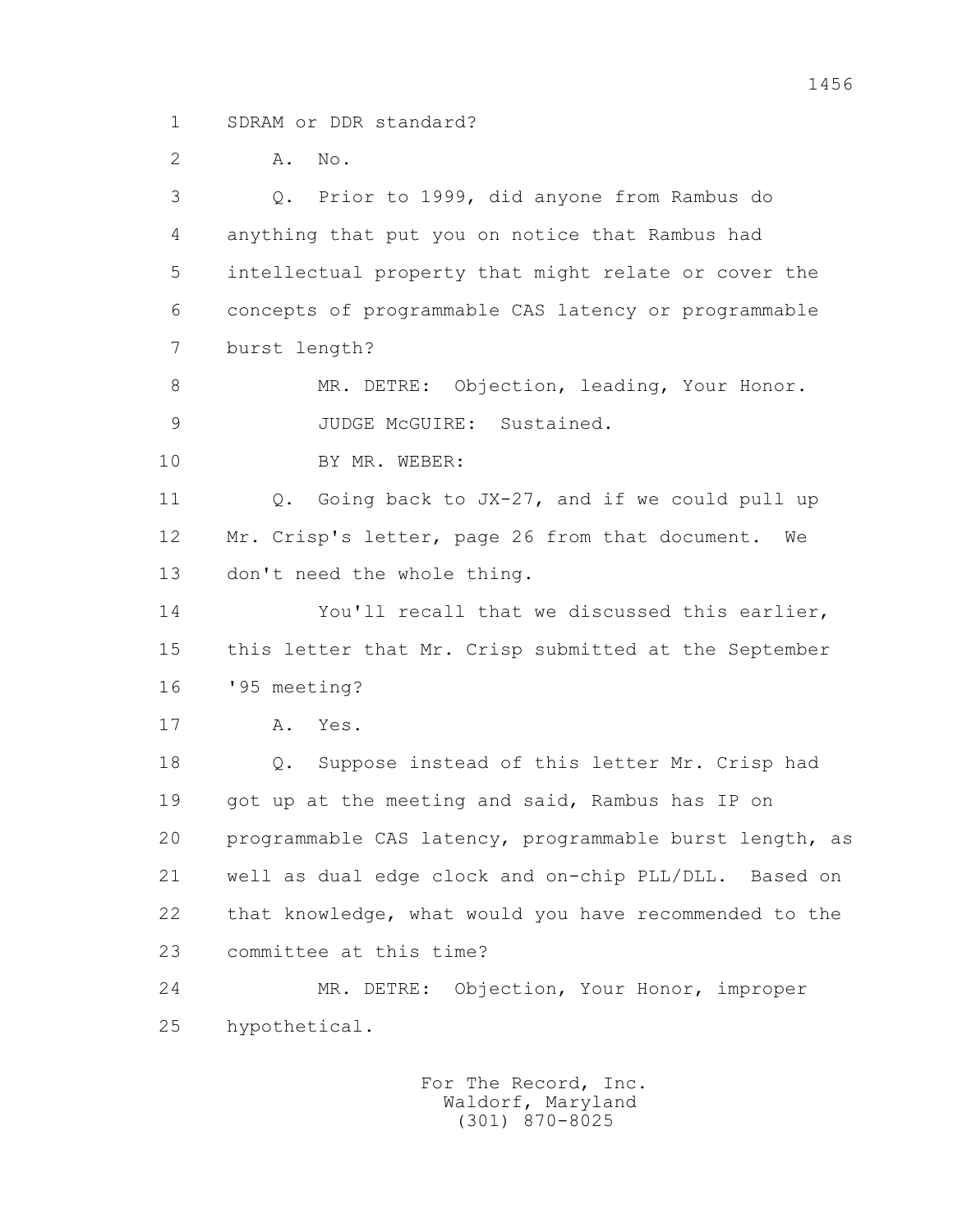1 SDRAM or DDR standard?

2 A. No.

3 Q. Prior to 1999, did anyone from Rambus do

4 anything that put you on notice that Rambus had

5 intellectual property that might relate or cover the

6 concepts of programmable CAS latency or programmable

7 burst length?

8 MR. DETRE: Objection, leading, Your Honor.

9 JUDGE McGUIRE: Sustained.

10 BY MR. WEBER:

11 Q. Going back to JX-27, and if we could pull up

12 Mr. Crisp's letter, page 26 from that document. We

13 don't need the whole thing.

14 You'll recall that we discussed this earlier,

15 this letter that Mr. Crisp submitted at the September

16 '95 meeting?

17 A. Yes.

18 Q. Suppose instead of this letter Mr. Crisp had

19 got up at the meeting and said, Rambus has IP on

20 programmable CAS latency, programmable burst length, as

21 well as dual edge clock and on-chip PLL/DLL. Based on

22 that knowledge, what would you have recommended to the

23 committee at this time?

24 MR. DETRE: Objection, Your Honor, improper

25 hypothetical.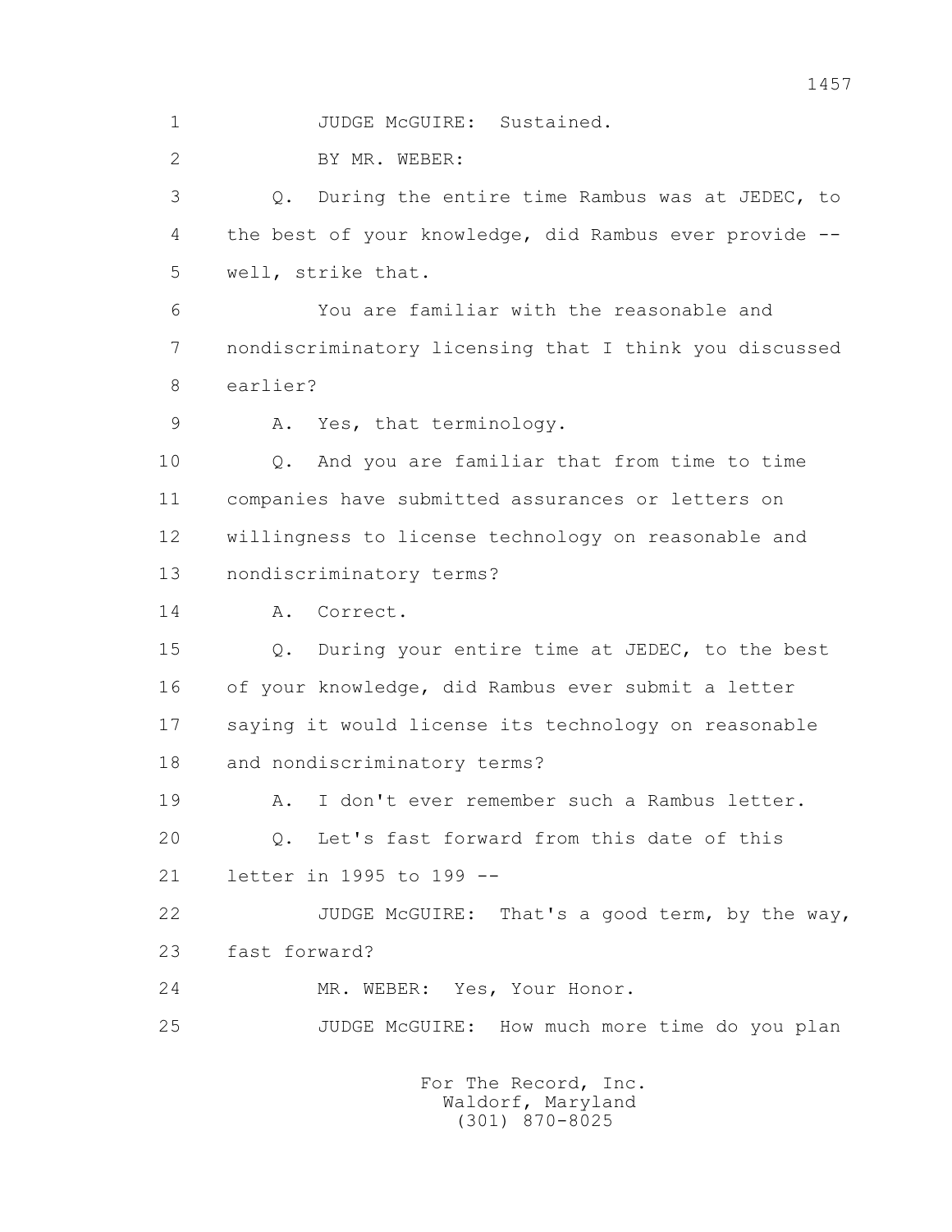1 JUDGE McGUIRE: Sustained.

2 BY MR. WEBER:

3 Q. During the entire time Rambus was at JEDEC, to

4 the best of your knowledge, did Rambus ever provide --

5 well, strike that.

6 You are familiar with the reasonable and

7 nondiscriminatory licensing that I think you discussed

8 earlier?

9 A. Yes, that terminology.

10 Q. And you are familiar that from time to time

11 companies have submitted assurances or letters on

12 willingness to license technology on reasonable and

13 nondiscriminatory terms?

14 A. Correct.

15 Q. During your entire time at JEDEC, to the best

16 of your knowledge, did Rambus ever submit a letter

17 saying it would license its technology on reasonable

18 and nondiscriminatory terms?

19 A. I don't ever remember such a Rambus letter.

20 Q. Let's fast forward from this date of this

21 letter in 1995 to 199 --

22 JUDGE McGUIRE: That's a good term, by the way,

23 fast forward?

24 MR. WEBER: Yes, Your Honor.

25 JUDGE McGUIRE: How much more time do you plan

For The Record, Inc.
Waldorf, Maryland
(301) 870-8025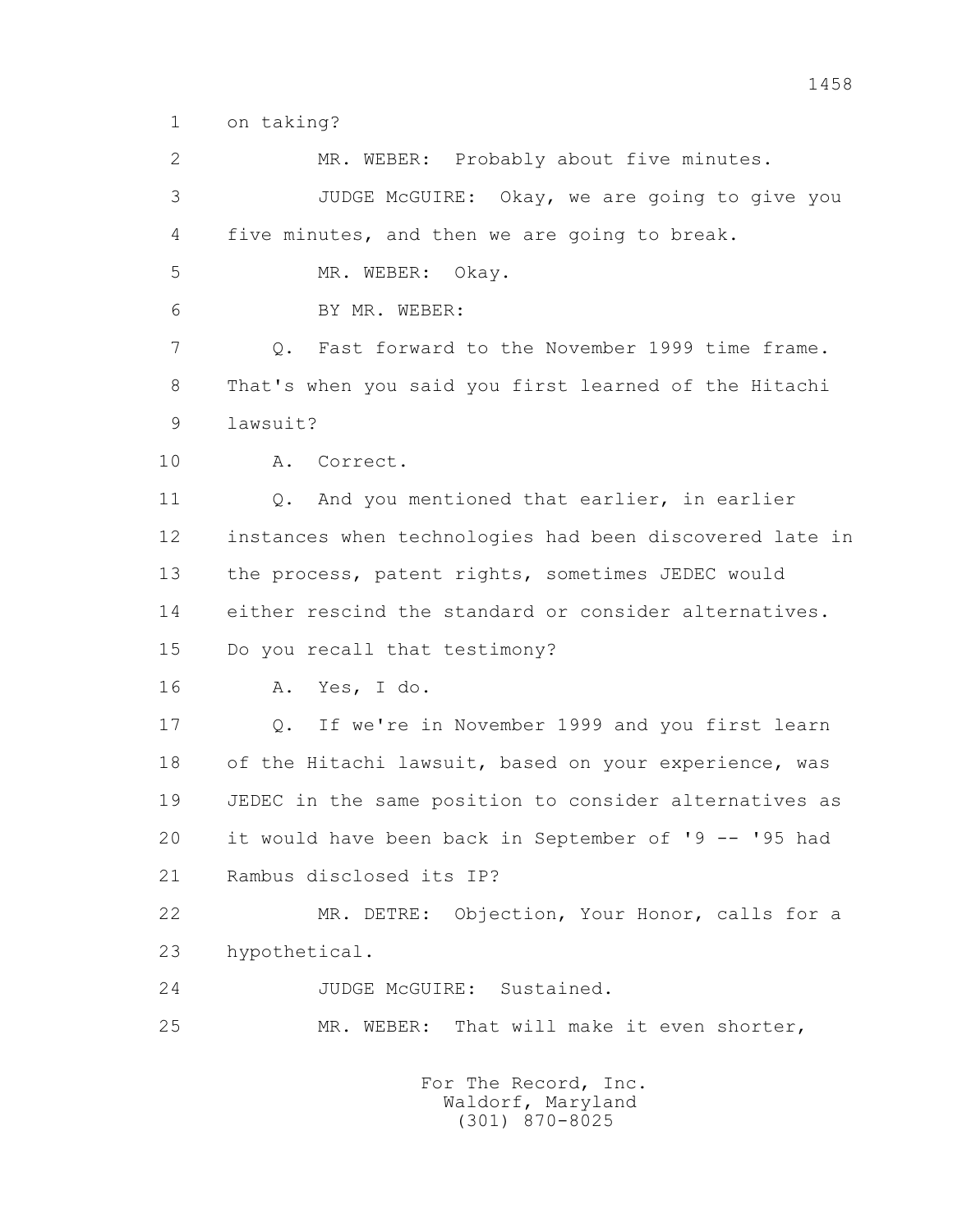1 on taking?

2 MR. WEBER: Probably about five minutes.

3 JUDGE McGUIRE: Okay, we are going to give you

4 five minutes, and then we are going to break.

5 MR. WEBER: Okay.

6 BY MR. WEBER:

7 Q. Fast forward to the November 1999 time frame.

8 That's when you said you first learned of the Hitachi

9 lawsuit?

10 A. Correct.

11 Q. And you mentioned that earlier, in earlier

12 instances when technologies had been discovered late in

13 the process, patent rights, sometimes JEDEC would

14 either rescind the standard or consider alternatives.

15 Do you recall that testimony?

16 A. Yes, I do.

17 Q. If we're in November 1999 and you first learn

18 of the Hitachi lawsuit, based on your experience, was

19 JEDEC in the same position to consider alternatives as

20 it would have been back in September of '9 -- '95 had

21 Rambus disclosed its IP?

22 MR. DETRE: Objection, Your Honor, calls for a

23 hypothetical.

24 JUDGE McGUIRE: Sustained.

25 MR. WEBER: That will make it even shorter,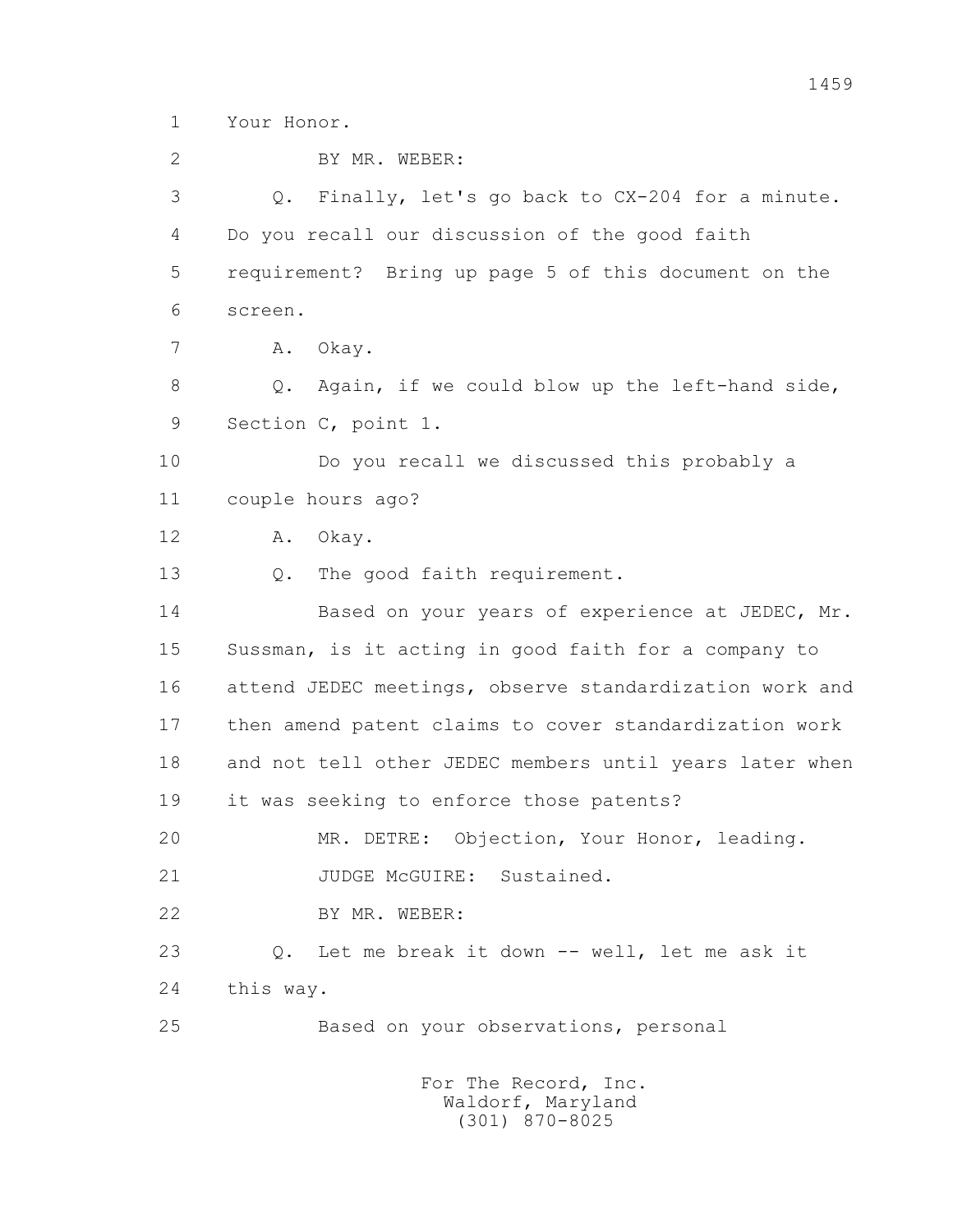1 Your Honor.

2 BY MR. WEBER:

3 Q. Finally, let's go back to CX-204 for a minute.

4 Do you recall our discussion of the good faith

5 requirement? Bring up page 5 of this document on the

6 screen.

7 A. Okay.

8 Q. Again, if we could blow up the left-hand side,

9 Section C, point 1.

10 Do you recall we discussed this probably a

11 couple hours ago?

12 A. Okay.

13 Q. The good faith requirement.

14 Based on your years of experience at JEDEC, Mr.

15 Sussman, is it acting in good faith for a company to

16 attend JEDEC meetings, observe standardization work and

17 then amend patent claims to cover standardization work

18 and not tell other JEDEC members until years later when

19 it was seeking to enforce those patents?

20 MR. DETRE: Objection, Your Honor, leading.

21 JUDGE McGUIRE: Sustained.

22 BY MR. WEBER:

23 Q. Let me break it down -- well, let me ask it

24 this way.

25 Based on your observations, personal

For The Record, Inc.
Waldorf, Maryland
(301) 870-8025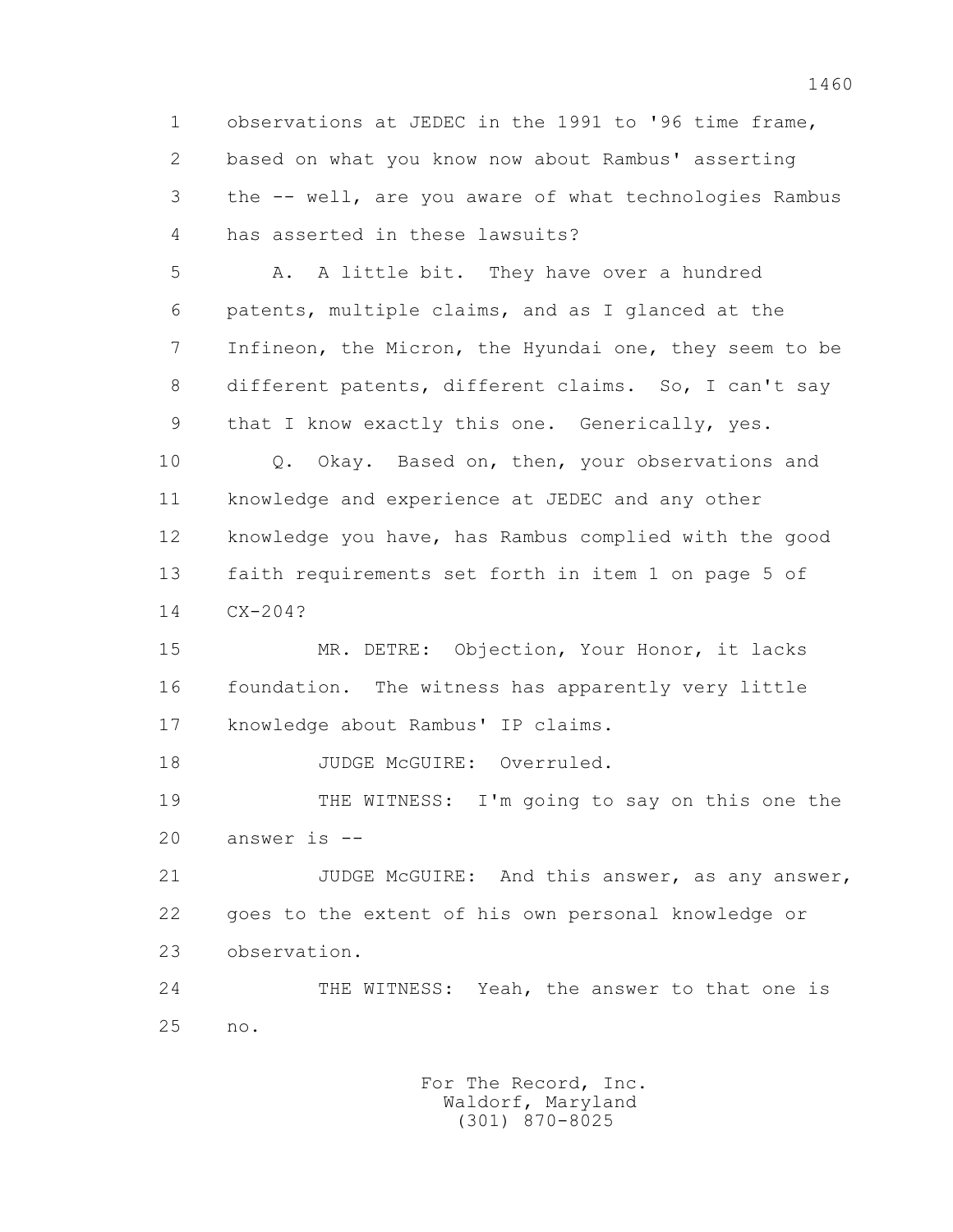observations at JEDEC in the 1991 to '96 time frame, based on what you know now about Rambus' asserting the -- well, are you aware of what technologies Rambus has asserted in these lawsuits?

A. A little bit. They have over a hundred patents, multiple claims, and as I glanced at the Infineon, the Micron, the Hyundai one, they seem to be different patents, different claims. So, I can't say that I know exactly this one. Generically, yes.

Q. Okay. Based on, then, your observations and knowledge and experience at JEDEC and any other knowledge you have, has Rambus complied with the good faith requirements set forth in item 1 on page 5 of CX-204?

MR. DETRE: Objection, Your Honor, it lacks foundation. The witness has apparently very little knowledge about Rambus' IP claims.

JUDGE McGUIRE: Overruled.

THE WITNESS: I'm going to say on this one the answer is --

JUDGE McGUIRE: And this answer, as any answer, goes to the extent of his own personal knowledge or observation.

THE WITNESS: Yeah, the answer to that one is no.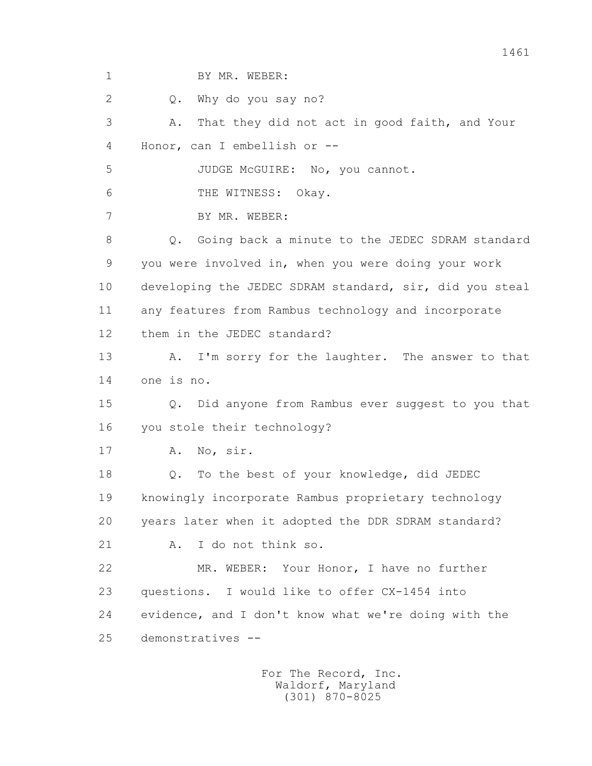1 BY MR. WEBER:

2 Q. Why do you say no?

3 A. That they did not act in good faith, and Your

4 Honor, can I embellish or --

5 JUDGE McGUIRE: No, you cannot.

6 THE WITNESS: Okay.

7 BY MR. WEBER:

8 Q. Going back a minute to the JEDEC SDRAM standard

9 you were involved in, when you were doing your work

10 developing the JEDEC SDRAM standard, sir, did you steal

11 any features from Rambus technology and incorporate

12 them in the JEDEC standard?

13 A. I'm sorry for the laughter. The answer to that

14 one is no.

15 Q. Did anyone from Rambus ever suggest to you that

16 you stole their technology?

17 A. No, sir.

18 Q. To the best of your knowledge, did JEDEC

19 knowingly incorporate Rambus proprietary technology

20 years later when it adopted the DDR SDRAM standard?

21 A. I do not think so.

22 MR. WEBER: Your Honor, I have no further

23 questions. I would like to offer CX-1454 into

24 evidence, and I don't know what we're doing with the

25 demonstratives --

For The Record, Inc.
Waldorf, Maryland
(301) 870-8025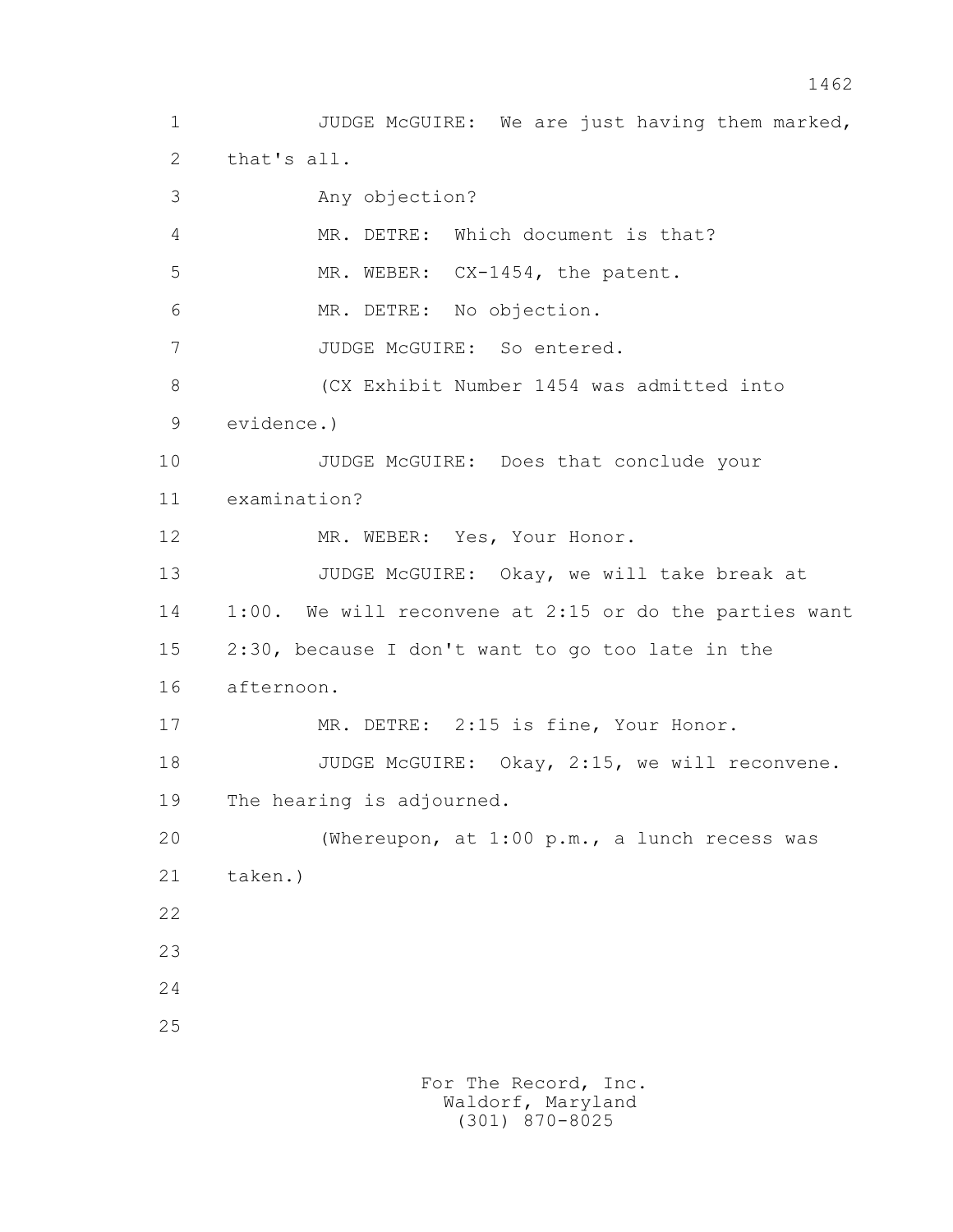JUDGE McGUIRE: We are just having them marked, that's all.

Any objection?

MR. DETRE: Which document is that?

MR. WEBER: CX-1454, the patent.

MR. DETRE: No objection.

JUDGE McGUIRE: So entered.

(CX Exhibit Number 1454 was admitted into evidence.)

JUDGE McGUIRE: Does that conclude your examination?

MR. WEBER: Yes, Your Honor.

JUDGE McGUIRE: Okay, we will take break at 1:00. We will reconvene at 2:15 or do the parties want 2:30, because I don't want to go too late in the afternoon.

MR. DETRE: 2:15 is fine, Your Honor.

JUDGE McGUIRE: Okay, 2:15, we will reconvene. The hearing is adjourned.

(Whereupon, at 1:00 p.m., a lunch recess was taken.)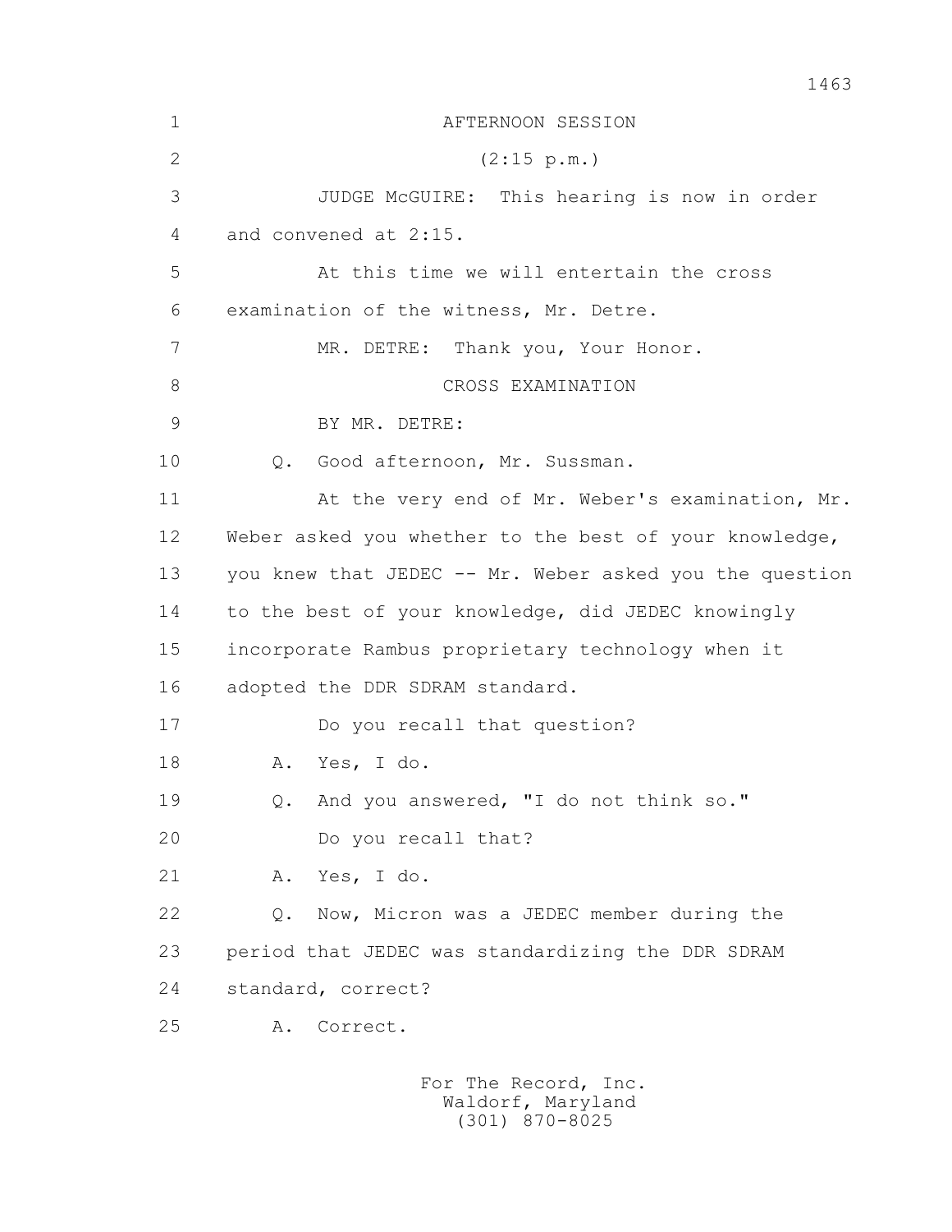AFTERNOON SESSION

(2:15 p.m.)

JUDGE McGUIRE: This hearing is now in order and convened at 2:15.

At this time we will entertain the cross examination of the witness, Mr. Detre.

MR. DETRE: Thank you, Your Honor.

CROSS EXAMINATION

BY MR. DETRE:

Q. Good afternoon, Mr. Sussman.

At the very end of Mr. Weber's examination, Mr. Weber asked you whether to the best of your knowledge, you knew that JEDEC -- Mr. Weber asked you the question to the best of your knowledge, did JEDEC knowingly incorporate Rambus proprietary technology when it adopted the DDR SDRAM standard.

Do you recall that question?

A. Yes, I do.

Q. And you answered, "I do not think so."

Do you recall that?

A. Yes, I do.

Q. Now, Micron was a JEDEC member during the period that JEDEC was standardizing the DDR SDRAM standard, correct?

A. Correct.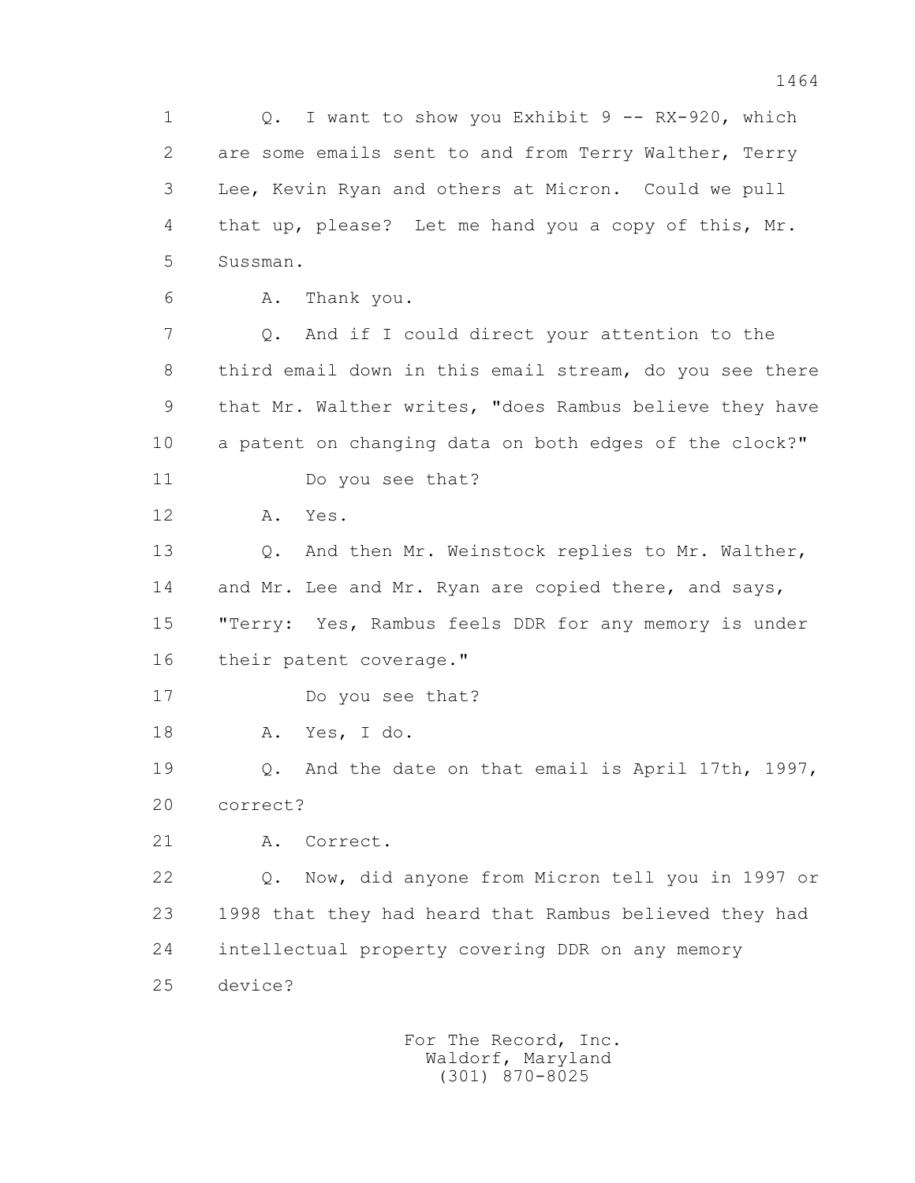1 Q. I want to show you Exhibit 9 -- RX-920, which
2 are some emails sent to and from Terry Walther, Terry
3 Lee, Kevin Ryan and others at Micron. Could we pull
4 that up, please? Let me hand you a copy of this, Mr.
5 Sussman.

6 A. Thank you.

7 Q. And if I could direct your attention to the
8 third email down in this email stream, do you see there
9 that Mr. Walther writes, "does Rambus believe they have
10 a patent on changing data on both edges of the clock?"

11 Do you see that?

12 A. Yes.

13 Q. And then Mr. Weinstock replies to Mr. Walther,
14 and Mr. Lee and Mr. Ryan are copied there, and says,
15 "Terry: Yes, Rambus feels DDR for any memory is under
16 their patent coverage."

17 Do you see that?

18 A. Yes, I do.

19 Q. And the date on that email is April 17th, 1997,
20 correct?

21 A. Correct.

22 Q. Now, did anyone from Micron tell you in 1997 or
23 1998 that they had heard that Rambus believed they had
24 intellectual property covering DDR on any memory
25 device?

For The Record, Inc.
Waldorf, Maryland
(301) 870-8025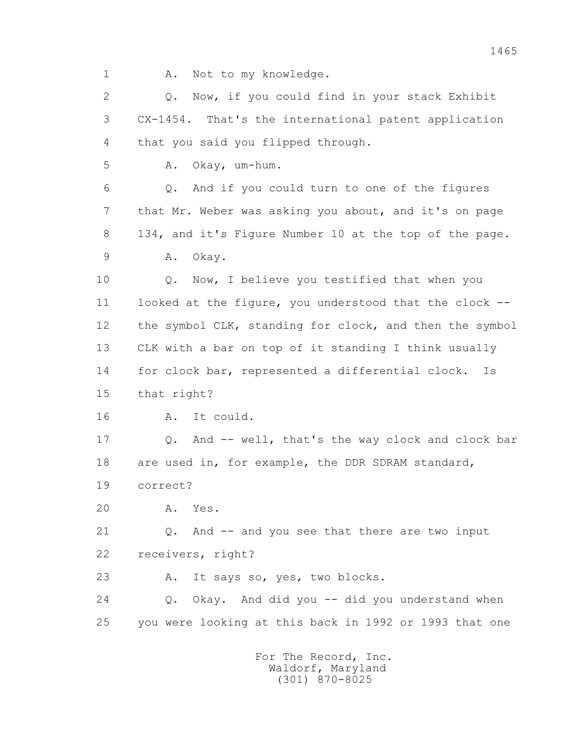1 A. Not to my knowledge.

2 Q. Now, if you could find in your stack Exhibit

3 CX-1454. That's the international patent application

4 that you said you flipped through.

5 A. Okay, um-hum.

6 Q. And if you could turn to one of the figures

7 that Mr. Weber was asking you about, and it's on page

8 134, and it's Figure Number 10 at the top of the page.

9 A. Okay.

10 Q. Now, I believe you testified that when you

11 looked at the figure, you understood that the clock --

12 the symbol CLK, standing for clock, and then the symbol

13 CLK with a bar on top of it standing I think usually

14 for clock bar, represented a differential clock. Is

15 that right?

16 A. It could.

17 Q. And -- well, that's the way clock and clock bar

18 are used in, for example, the DDR SDRAM standard,

19 correct?

20 A. Yes.

21 Q. And -- and you see that there are two input

22 receivers, right?

23 A. It says so, yes, two blocks.

24 Q. Okay. And did you -- did you understand when

25 you were looking at this back in 1992 or 1993 that one

For The Record, Inc.
Waldorf, Maryland
(301) 870-8025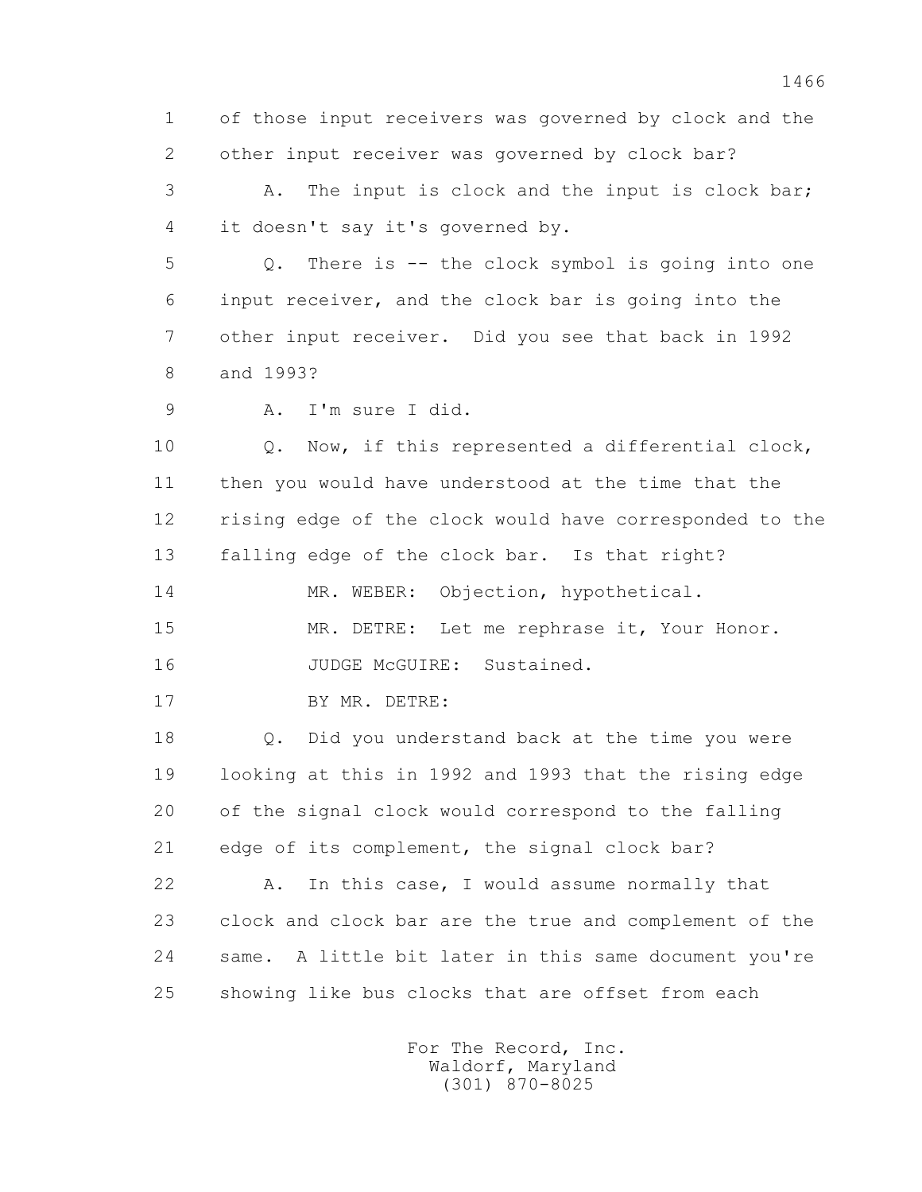1 of those input receivers was governed by clock and the
2 other input receiver was governed by clock bar?

3 A. The input is clock and the input is clock bar;
4 it doesn't say it's governed by.

5 Q. There is -- the clock symbol is going into one
6 input receiver, and the clock bar is going into the
7 other input receiver. Did you see that back in 1992
8 and 1993?

9 A. I'm sure I did.

10 Q. Now, if this represented a differential clock,
11 then you would have understood at the time that the
12 rising edge of the clock would have corresponded to the
13 falling edge of the clock bar. Is that right?

14 MR. WEBER: Objection, hypothetical.

15 MR. DETRE: Let me rephrase it, Your Honor.

16 JUDGE McGUIRE: Sustained.

17 BY MR. DETRE:

18 Q. Did you understand back at the time you were
19 looking at this in 1992 and 1993 that the rising edge
20 of the signal clock would correspond to the falling
21 edge of its complement, the signal clock bar?

22 A. In this case, I would assume normally that
23 clock and clock bar are the true and complement of the
24 same. A little bit later in this same document you're
25 showing like bus clocks that are offset from each

For The Record, Inc.
Waldorf, Maryland
(301) 870-8025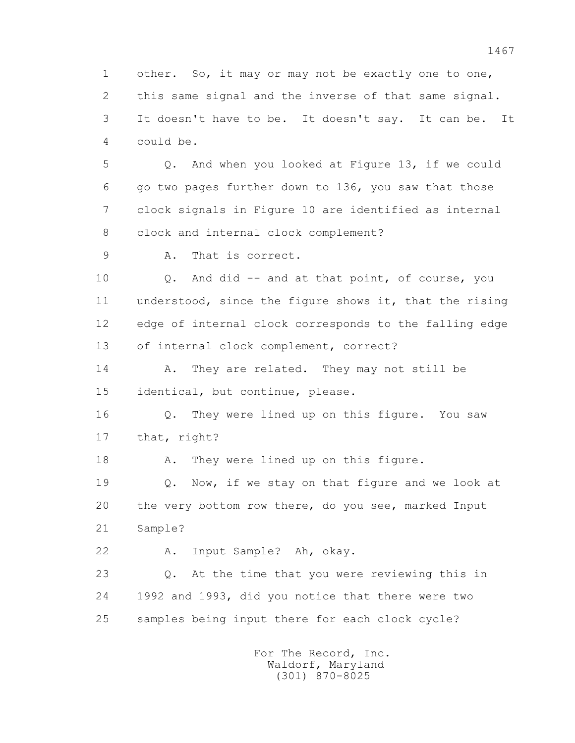1 other. So, it may or may not be exactly one to one,
2 this same signal and the inverse of that same signal.
3 It doesn't have to be. It doesn't say. It can be. It
4 could be.

5 Q. And when you looked at Figure 13, if we could
6 go two pages further down to 136, you saw that those
7 clock signals in Figure 10 are identified as internal
8 clock and internal clock complement?

9 A. That is correct.

10 Q. And did -- and at that point, of course, you
11 understood, since the figure shows it, that the rising
12 edge of internal clock corresponds to the falling edge
13 of internal clock complement, correct?

14 A. They are related. They may not still be
15 identical, but continue, please.

16 Q. They were lined up on this figure. You saw
17 that, right?

18 A. They were lined up on this figure.

19 Q. Now, if we stay on that figure and we look at
20 the very bottom row there, do you see, marked Input
21 Sample?

22 A. Input Sample? Ah, okay.

23 Q. At the time that you were reviewing this in
24 1992 and 1993, did you notice that there were two
25 samples being input there for each clock cycle?

For The Record, Inc.
Waldorf, Maryland
(301) 870-8025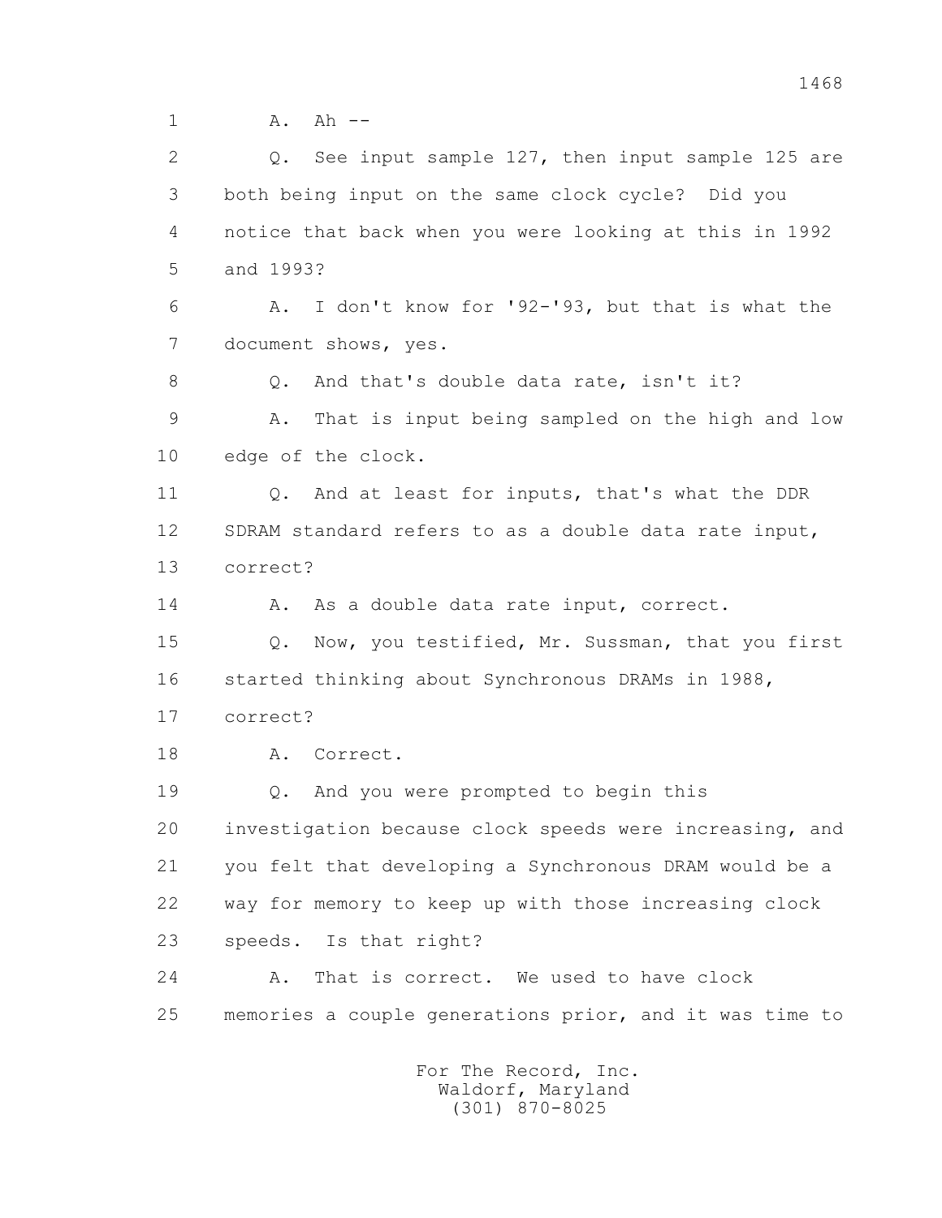1 A. Ah --

2 Q. See input sample 127, then input sample 125 are
3 both being input on the same clock cycle? Did you
4 notice that back when you were looking at this in 1992
5 and 1993?

6 A. I don't know for '92-'93, but that is what the
7 document shows, yes.

8 Q. And that's double data rate, isn't it?

9 A. That is input being sampled on the high and low
10 edge of the clock.

11 Q. And at least for inputs, that's what the DDR
12 SDRAM standard refers to as a double data rate input,
13 correct?

14 A. As a double data rate input, correct.

15 Q. Now, you testified, Mr. Sussman, that you first
16 started thinking about Synchronous DRAMs in 1988,
17 correct?

18 A. Correct.

19 Q. And you were prompted to begin this
20 investigation because clock speeds were increasing, and
21 you felt that developing a Synchronous DRAM would be a
22 way for memory to keep up with those increasing clock
23 speeds. Is that right?

24 A. That is correct. We used to have clock
25 memories a couple generations prior, and it was time to

For The Record, Inc.
Waldorf, Maryland
(301) 870-8025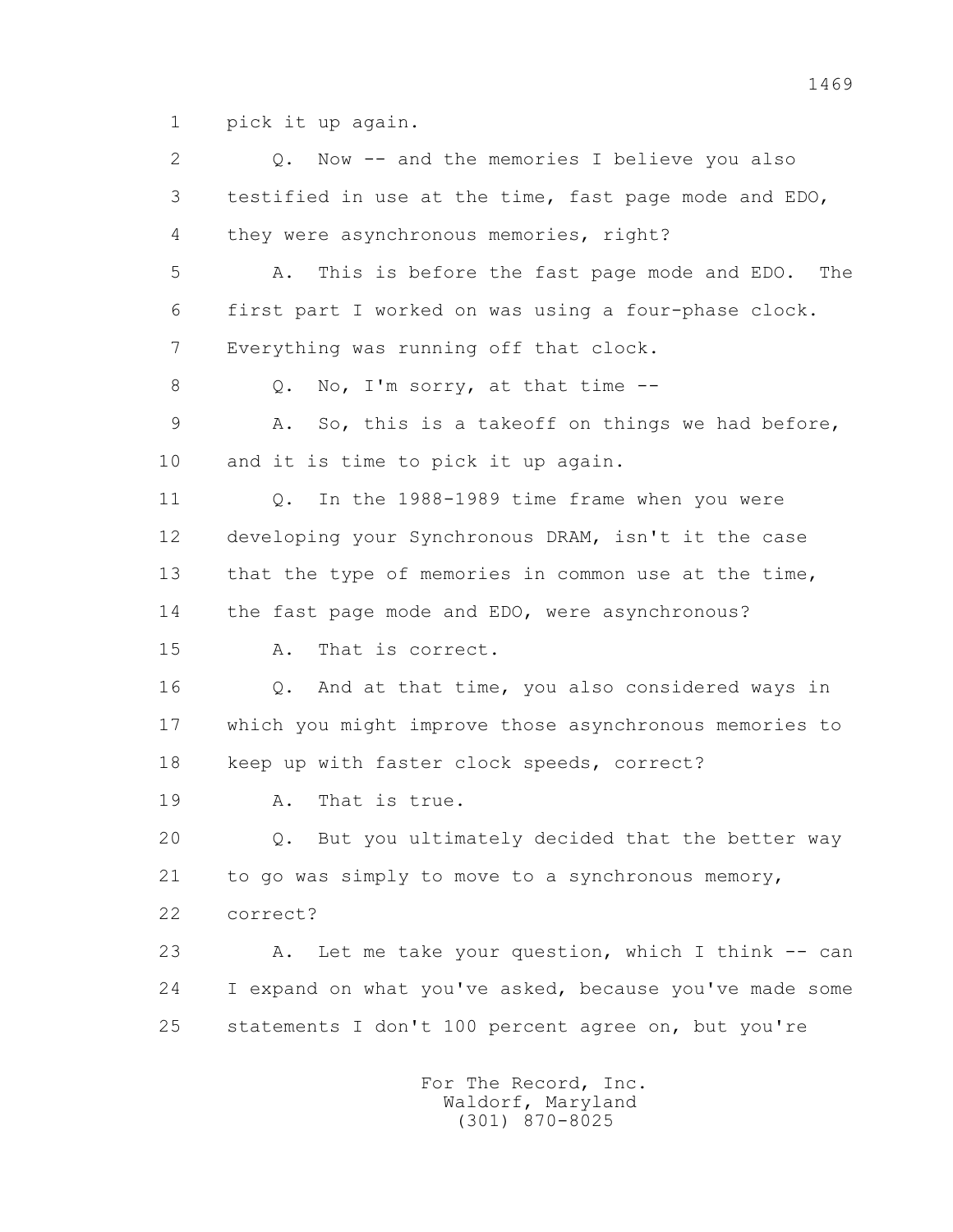1 pick it up again.

2 Q. Now -- and the memories I believe you also

3 testified in use at the time, fast page mode and EDO,

4 they were asynchronous memories, right?

5 A. This is before the fast page mode and EDO. The

6 first part I worked on was using a four-phase clock.

7 Everything was running off that clock.

8 Q. No, I'm sorry, at that time --

9 A. So, this is a takeoff on things we had before,

10 and it is time to pick it up again.

11 Q. In the 1988-1989 time frame when you were

12 developing your Synchronous DRAM, isn't it the case

13 that the type of memories in common use at the time,

14 the fast page mode and EDO, were asynchronous?

15 A. That is correct.

16 Q. And at that time, you also considered ways in

17 which you might improve those asynchronous memories to

18 keep up with faster clock speeds, correct?

19 A. That is true.

20 Q. But you ultimately decided that the better way

21 to go was simply to move to a synchronous memory,

22 correct?

23 A. Let me take your question, which I think -- can

24 I expand on what you've asked, because you've made some

25 statements I don't 100 percent agree on, but you're

For The Record, Inc.
Waldorf, Maryland
(301) 870-8025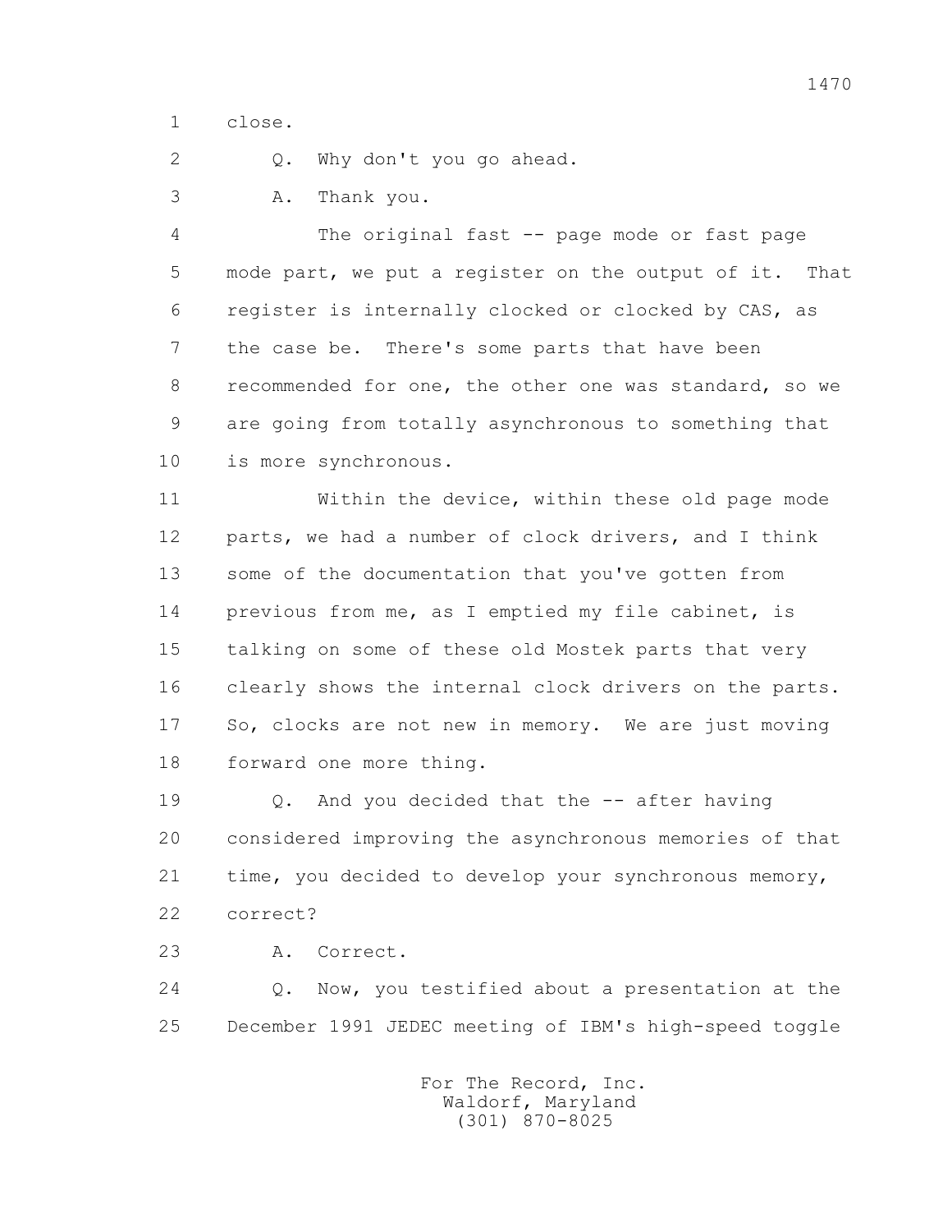1 close.

2 Q. Why don't you go ahead.

3 A. Thank you.

4 The original fast -- page mode or fast page
5 mode part, we put a register on the output of it. That
6 register is internally clocked or clocked by CAS, as
7 the case be. There's some parts that have been
8 recommended for one, the other one was standard, so we
9 are going from totally asynchronous to something that
10 is more synchronous.

11 Within the device, within these old page mode
12 parts, we had a number of clock drivers, and I think
13 some of the documentation that you've gotten from
14 previous from me, as I emptied my file cabinet, is
15 talking on some of these old Mostek parts that very
16 clearly shows the internal clock drivers on the parts.
17 So, clocks are not new in memory. We are just moving
18 forward one more thing.

19 Q. And you decided that the -- after having
20 considered improving the asynchronous memories of that
21 time, you decided to develop your synchronous memory,
22 correct?

23 A. Correct.

24 Q. Now, you testified about a presentation at the
25 December 1991 JEDEC meeting of IBM's high-speed toggle

For The Record, Inc.
Waldorf, Maryland
(301) 870-8025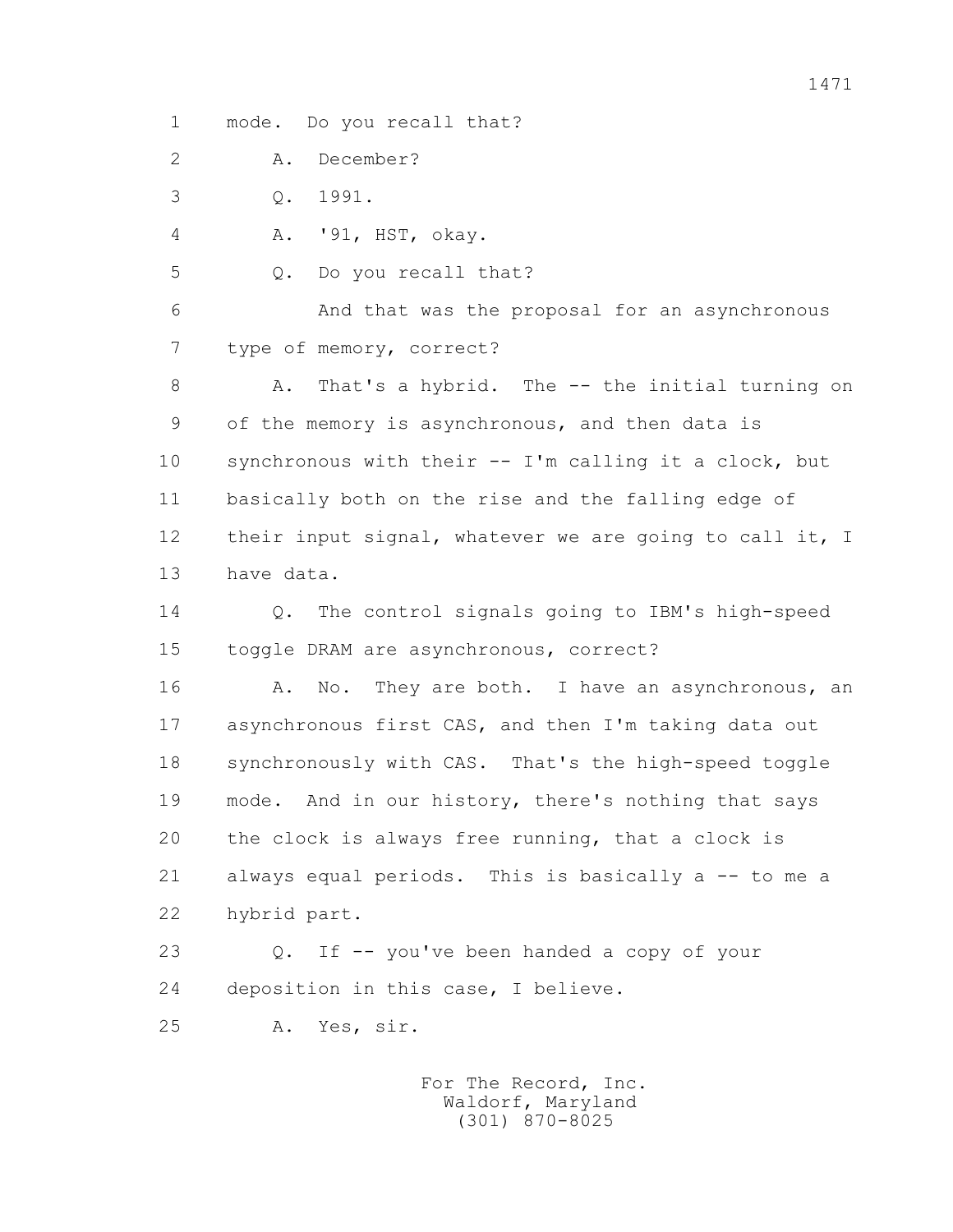1 mode. Do you recall that?

2 A. December?

3 Q. 1991.

4 A. '91, HST, okay.

5 Q. Do you recall that?

6 And that was the proposal for an asynchronous

7 type of memory, correct?

8 A. That's a hybrid. The -- the initial turning on

9 of the memory is asynchronous, and then data is

10 synchronous with their -- I'm calling it a clock, but

11 basically both on the rise and the falling edge of

12 their input signal, whatever we are going to call it, I

13 have data.

14 Q. The control signals going to IBM's high-speed

15 toggle DRAM are asynchronous, correct?

16 A. No. They are both. I have an asynchronous, an

17 asynchronous first CAS, and then I'm taking data out

18 synchronously with CAS. That's the high-speed toggle

19 mode. And in our history, there's nothing that says

20 the clock is always free running, that a clock is

21 always equal periods. This is basically a -- to me a

22 hybrid part.

23 Q. If -- you've been handed a copy of your

24 deposition in this case, I believe.

25 A. Yes, sir.

For The Record, Inc.
Waldorf, Maryland
(301) 870-8025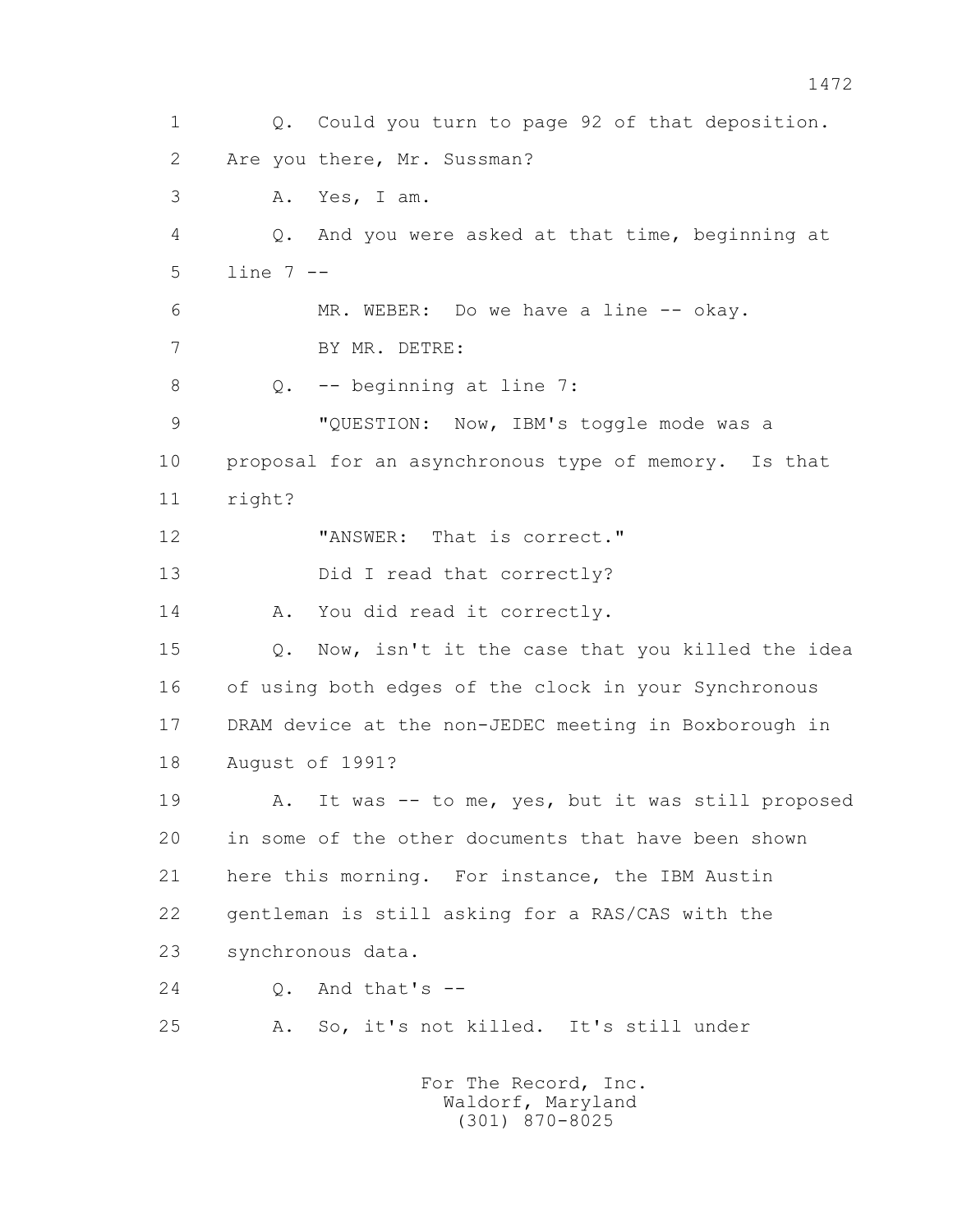1 Q. Could you turn to page 92 of that deposition.

2 Are you there, Mr. Sussman?

3 A. Yes, I am.

4 Q. And you were asked at that time, beginning at

5 line 7 --

6 MR. WEBER: Do we have a line -- okay.

7 BY MR. DETRE:

8 Q. -- beginning at line 7:

9 "QUESTION: Now, IBM's toggle mode was a

10 proposal for an asynchronous type of memory. Is that

11 right?

12 "ANSWER: That is correct."

13 Did I read that correctly?

14 A. You did read it correctly.

15 Q. Now, isn't it the case that you killed the idea

16 of using both edges of the clock in your Synchronous

17 DRAM device at the non-JEDEC meeting in Boxborough in

18 August of 1991?

19 A. It was -- to me, yes, but it was still proposed

20 in some of the other documents that have been shown

21 here this morning. For instance, the IBM Austin

22 gentleman is still asking for a RAS/CAS with the

23 synchronous data.

24 Q. And that's --

25 A. So, it's not killed. It's still under

For The Record, Inc.
Waldorf, Maryland
(301) 870-8025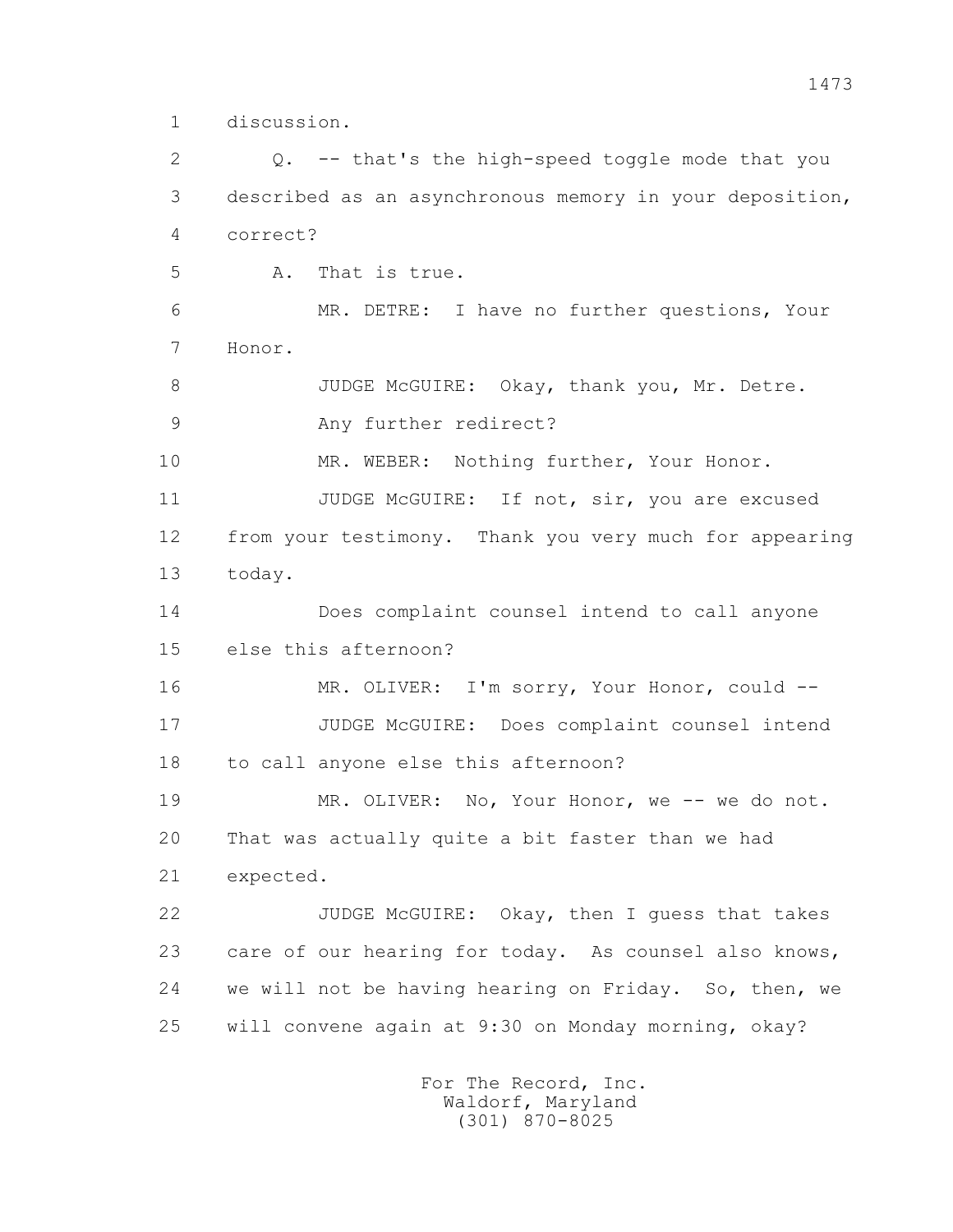1 discussion.

2 Q. -- that's the high-speed toggle mode that you

3 described as an asynchronous memory in your deposition,

4 correct?

5 A. That is true.

6 MR. DETRE: I have no further questions, Your

7 Honor.

8 JUDGE McGUIRE: Okay, thank you, Mr. Detre.

9 Any further redirect?

10 MR. WEBER: Nothing further, Your Honor.

11 JUDGE McGUIRE: If not, sir, you are excused

12 from your testimony. Thank you very much for appearing

13 today.

14 Does complaint counsel intend to call anyone

15 else this afternoon?

16 MR. OLIVER: I'm sorry, Your Honor, could --

17 JUDGE McGUIRE: Does complaint counsel intend

18 to call anyone else this afternoon?

19 MR. OLIVER: No, Your Honor, we -- we do not.

20 That was actually quite a bit faster than we had

21 expected.

22 JUDGE McGUIRE: Okay, then I guess that takes

23 care of our hearing for today. As counsel also knows,

24 we will not be having hearing on Friday. So, then, we

25 will convene again at 9:30 on Monday morning, okay?

For The Record, Inc.
Waldorf, Maryland
(301) 870-8025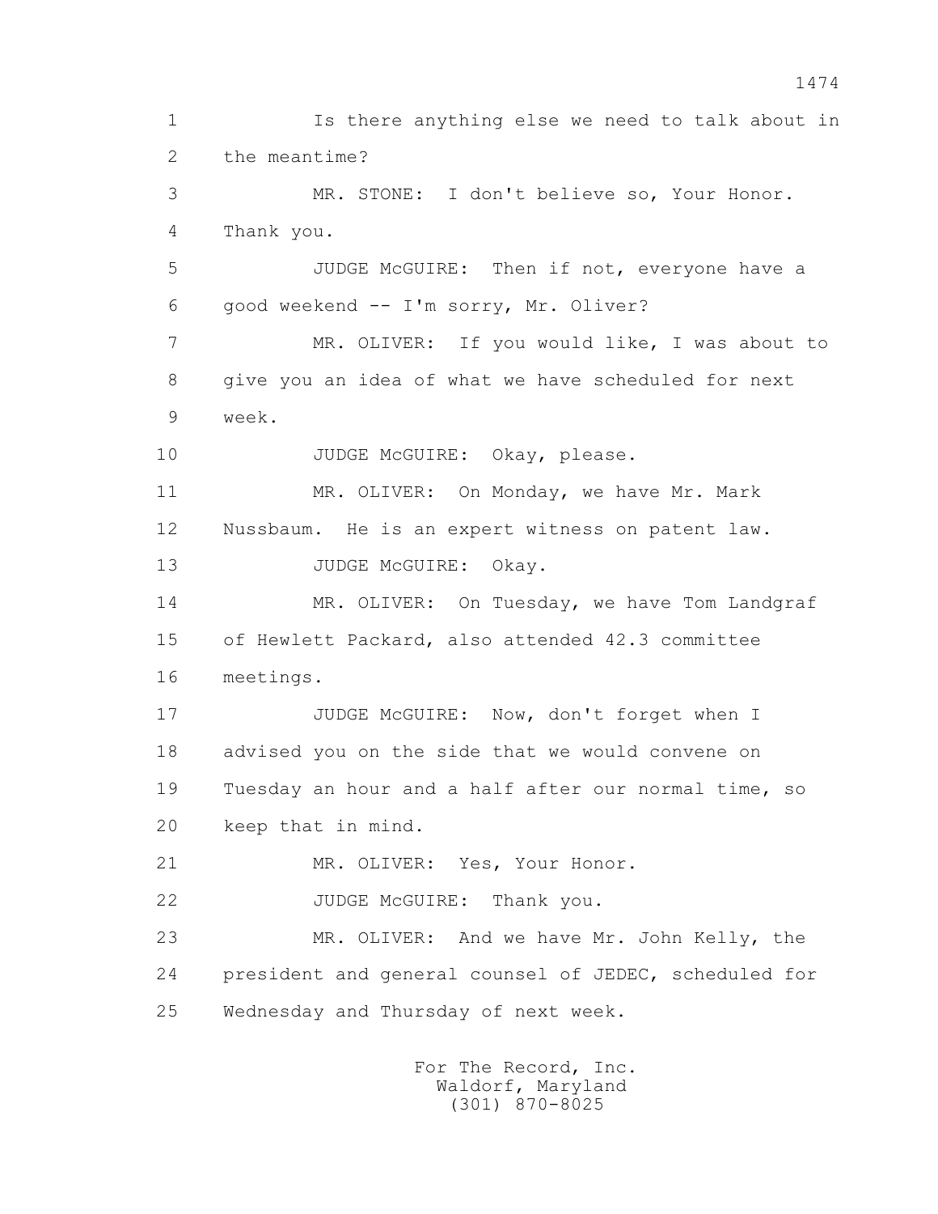1 Is there anything else we need to talk about in
2 the meantime?
3 MR. STONE: I don't believe so, Your Honor.
4 Thank you.
5 JUDGE McGUIRE: Then if not, everyone have a
6 good weekend -- I'm sorry, Mr. Oliver?
7 MR. OLIVER: If you would like, I was about to
8 give you an idea of what we have scheduled for next
9 week.
10 JUDGE McGUIRE: Okay, please.
11 MR. OLIVER: On Monday, we have Mr. Mark
12 Nussbaum. He is an expert witness on patent law.
13 JUDGE McGUIRE: Okay.
14 MR. OLIVER: On Tuesday, we have Tom Landgraf
15 of Hewlett Packard, also attended 42.3 committee
16 meetings.
17 JUDGE McGUIRE: Now, don't forget when I
18 advised you on the side that we would convene on
19 Tuesday an hour and a half after our normal time, so
20 keep that in mind.
21 MR. OLIVER: Yes, Your Honor.
22 JUDGE McGUIRE: Thank you.
23 MR. OLIVER: And we have Mr. John Kelly, the
24 president and general counsel of JEDEC, scheduled for
25 Wednesday and Thursday of next week.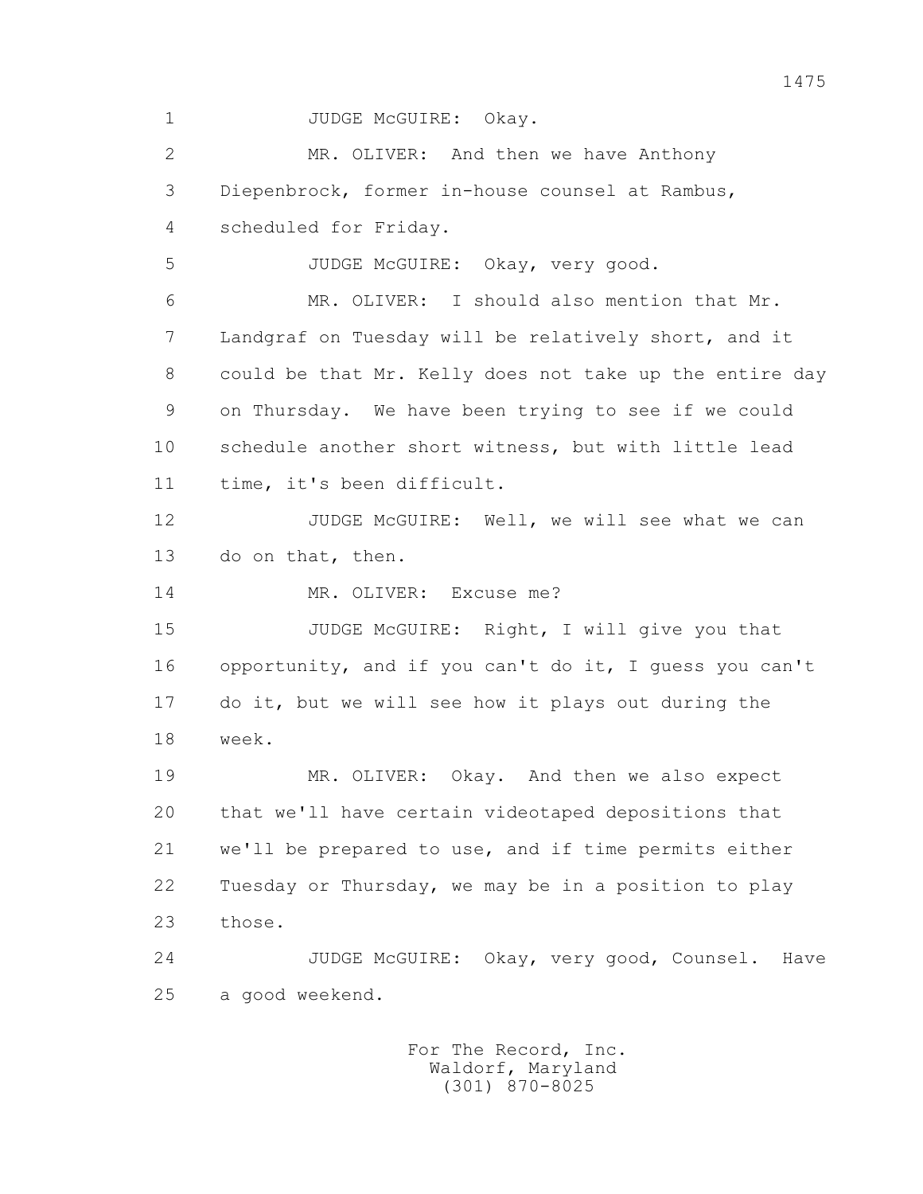JUDGE McGUIRE: Okay.

MR. OLIVER: And then we have Anthony Diepenbrock, former in-house counsel at Rambus, scheduled for Friday.

JUDGE McGUIRE: Okay, very good.

MR. OLIVER: I should also mention that Mr. Landgraf on Tuesday will be relatively short, and it could be that Mr. Kelly does not take up the entire day on Thursday. We have been trying to see if we could schedule another short witness, but with little lead time, it's been difficult.

JUDGE McGUIRE: Well, we will see what we can do on that, then.

MR. OLIVER: Excuse me?

JUDGE McGUIRE: Right, I will give you that opportunity, and if you can't do it, I guess you can't do it, but we will see how it plays out during the week.

MR. OLIVER: Okay. And then we also expect that we'll have certain videotaped depositions that we'll be prepared to use, and if time permits either Tuesday or Thursday, we may be in a position to play those.

JUDGE McGUIRE: Okay, very good, Counsel. Have a good weekend.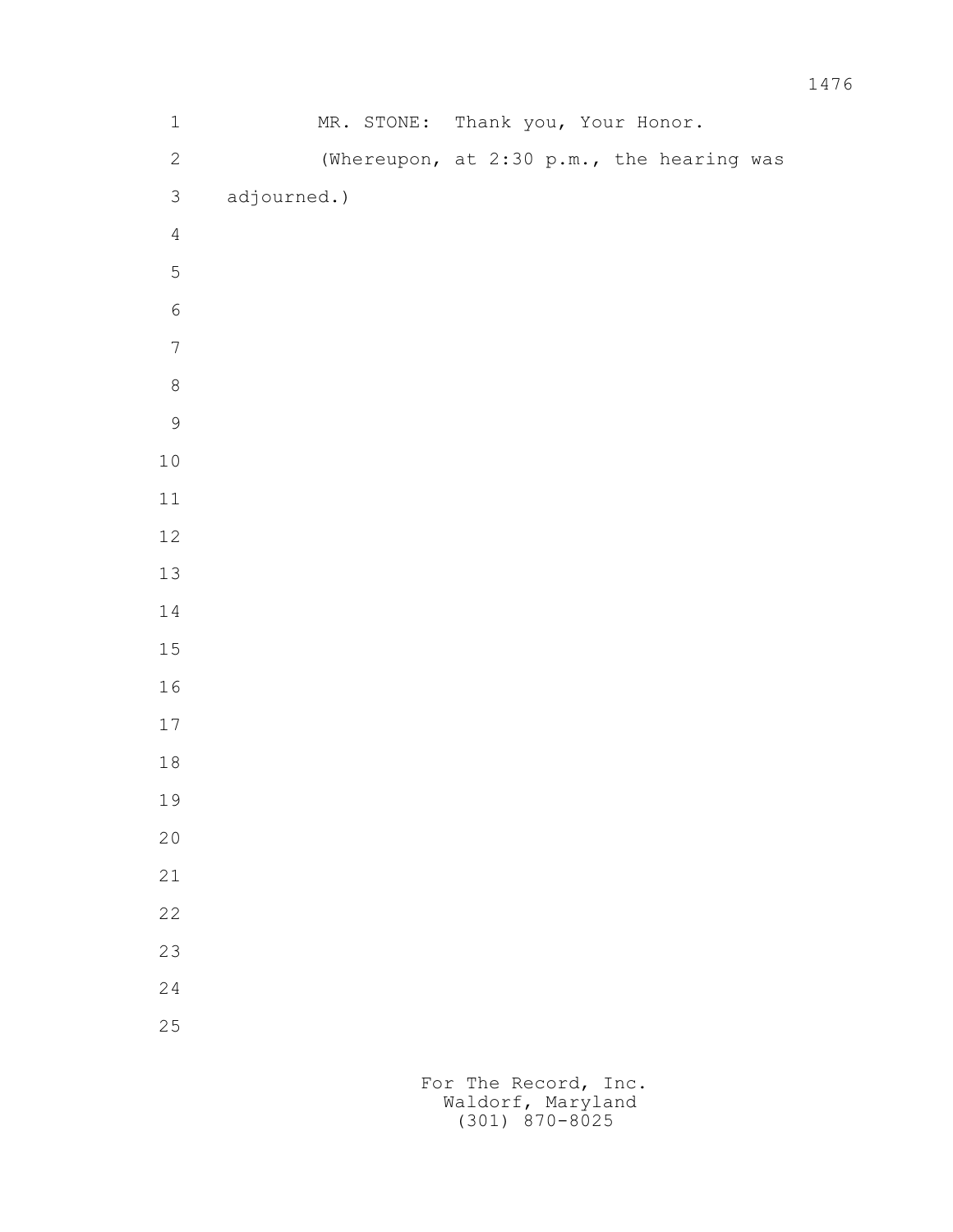MR. STONE: Thank you, Your Honor.

(Whereupon, at 2:30 p.m., the hearing was adjourned.)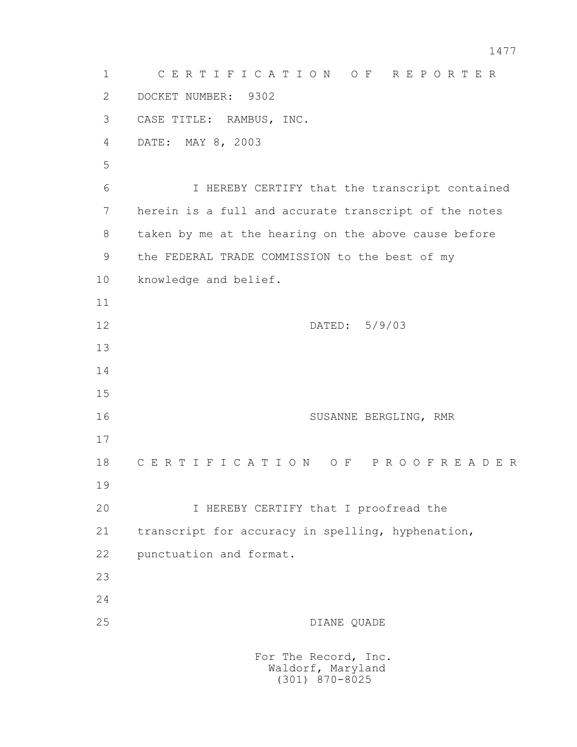# C E R T I F I C A T I O N  O F  R E P O R T E R

DOCKET NUMBER: 9302

CASE TITLE: RAMBUS, INC.

DATE: MAY 8, 2003

I HEREBY CERTIFY that the transcript contained herein is a full and accurate transcript of the notes taken by me at the hearing on the above cause before the FEDERAL TRADE COMMISSION to the best of my knowledge and belief.

DATED: 5/9/03

SUSANNE BERGLING, RMR

# C E R T I F I C A T I O N  O F  P R O O F R E A D E R

I HEREBY CERTIFY that I proofread the transcript for accuracy in spelling, hyphenation, punctuation and format.

DIANE QUADE